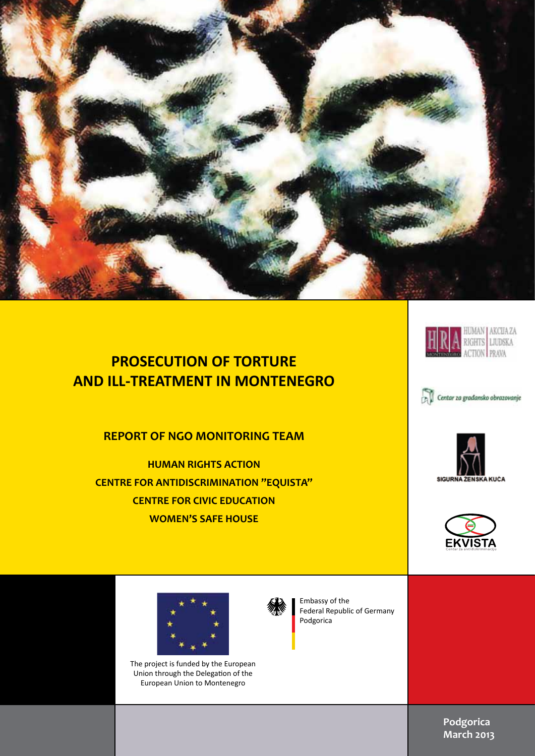# PROSECUTION OF TORTURE AND ILL-TREATMENT IN MONTENEGRO

## REPORT OF NGO MONITORING TEAM

**HUMAN RIGHTS ACTION**

**CENTRE FOR ANTIDISCRIMINATION "EQUISTA"**

**CENTRE FOR CIVIC EDUCATION**

**WOMEN'S SAFE HOUSE**

HUMAN RIGHTS ACTION | AKCIJA ZA LJUDSKA PRAVA

Centar za građansko obrazovanje

SIGURNA ŽENSKA KUĆA

EKVISTA Centar za antidiskriminaciju

The project is funded by the European Union through the Delegation of the European Union to Montenegro

Embassy of the Federal Republic of Germany Podgorica

Podgorica
March 2013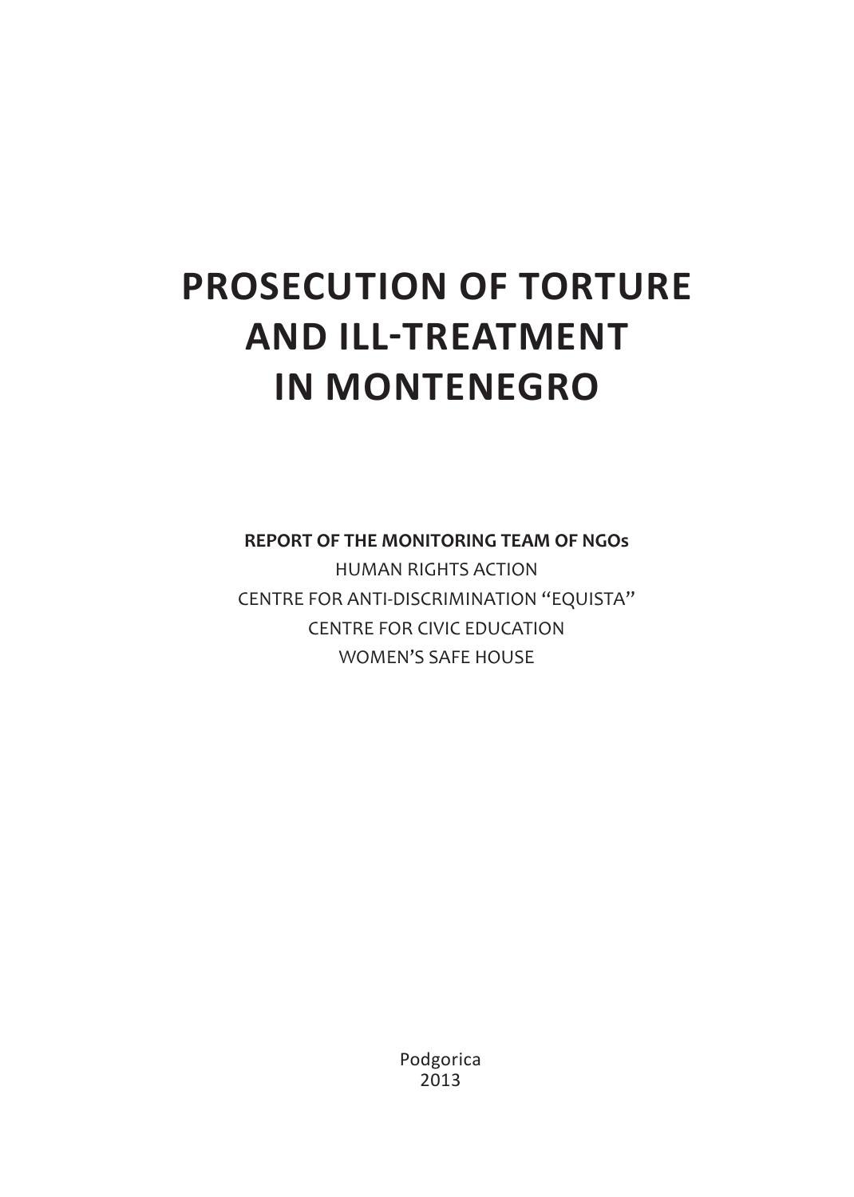# PROSECUTION OF TORTURE AND ILL-TREATMENT IN MONTENEGRO

**REPORT OF THE MONITORING TEAM OF NGOs**

HUMAN RIGHTS ACTION

CENTRE FOR ANTI-DISCRIMINATION "EQUISTA"

CENTRE FOR CIVIC EDUCATION

WOMEN'S SAFE HOUSE

Podgorica

2013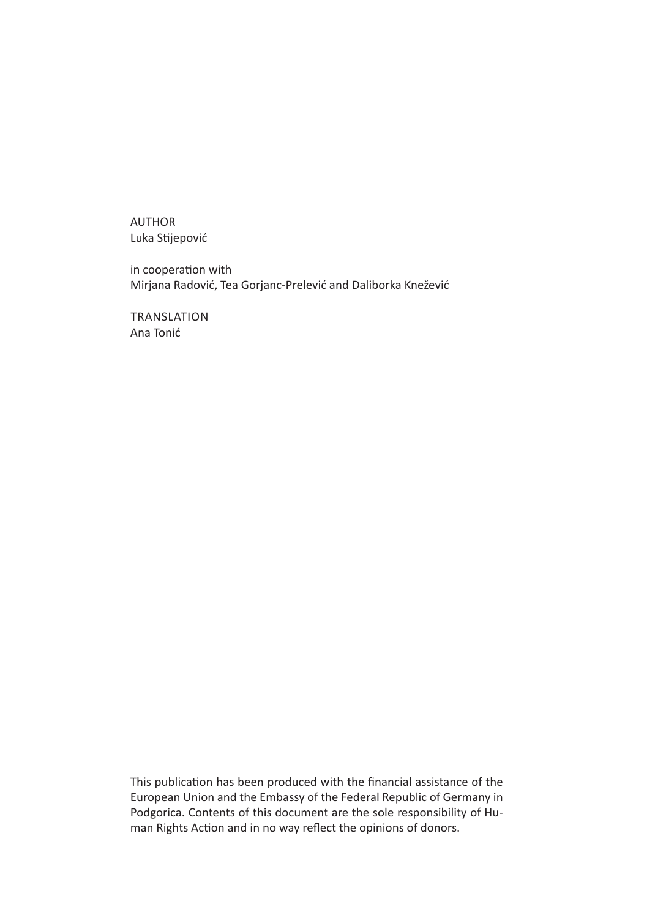AUTHOR
Luka Stijepović

in cooperation with
Mirjana Radović, Tea Gorjanc-Prelević and Daliborka Knežević

TRANSLATION
Ana Tonić

This publication has been produced with the financial assistance of the European Union and the Embassy of the Federal Republic of Germany in Podgorica. Contents of this document are the sole responsibility of Human Rights Action and in no way reflect the opinions of donors.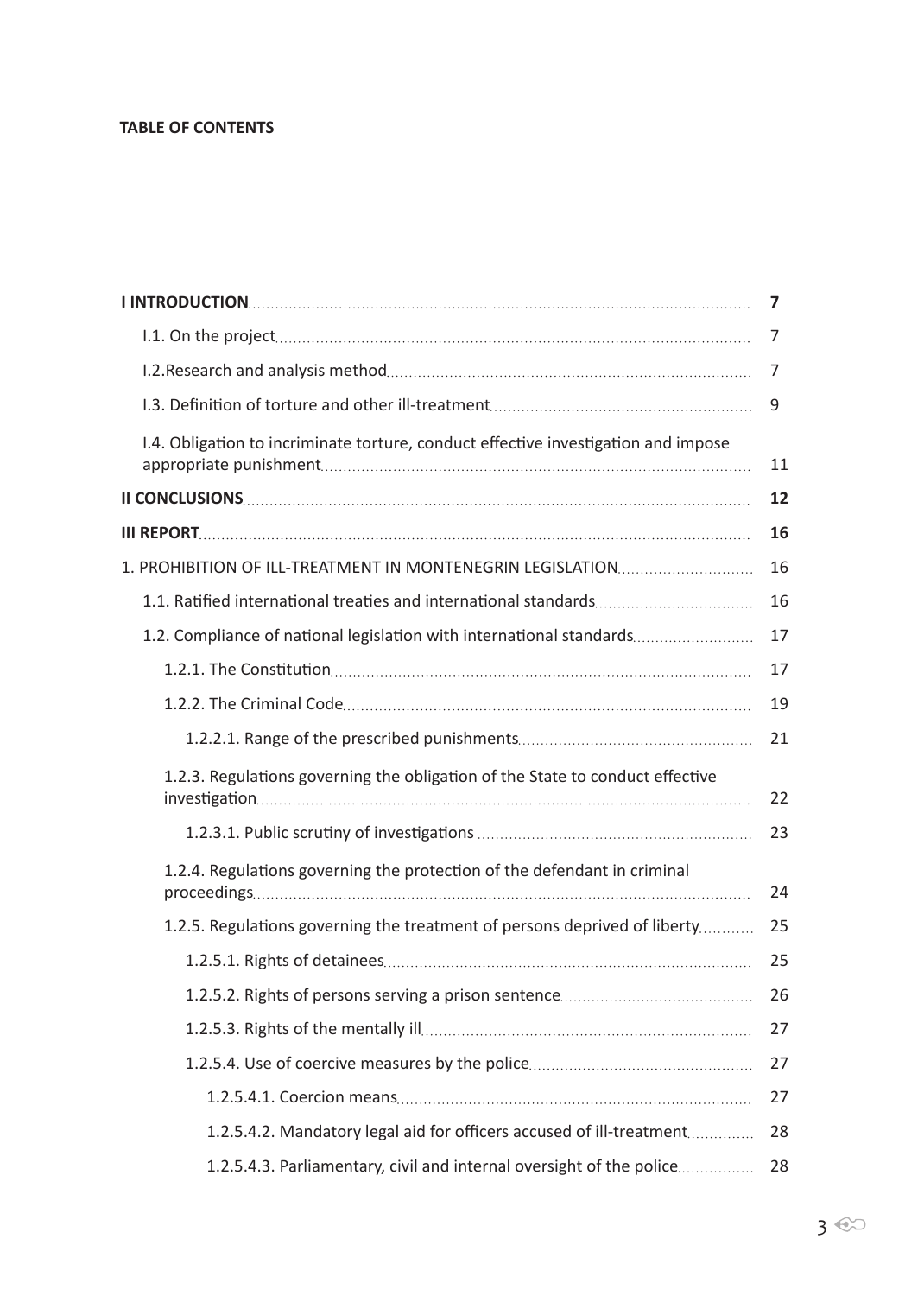**TABLE OF CONTENTS**

| | |
|---|---|
| **I INTRODUCTION** | **7** |
| I.1. On the project | 7 |
| I.2.Research and analysis method | 7 |
| I.3. Definition of torture and other ill-treatment | 9 |
| I.4. Obligation to incriminate torture, conduct effective investigation and impose appropriate punishment | 11 |
| **II CONCLUSIONS** | **12** |
| **III REPORT** | **16** |
| 1. PROHIBITION OF ILL-TREATMENT IN MONTENEGRIN LEGISLATION | 16 |
| 1.1. Ratified international treaties and international standards | 16 |
| 1.2. Compliance of national legislation with international standards | 17 |
| 1.2.1. The Constitution | 17 |
| 1.2.2. The Criminal Code | 19 |
| 1.2.2.1. Range of the prescribed punishments | 21 |
| 1.2.3. Regulations governing the obligation of the State to conduct effective investigation | 22 |
| 1.2.3.1. Public scrutiny of investigations | 23 |
| 1.2.4. Regulations governing the protection of the defendant in criminal proceedings | 24 |
| 1.2.5. Regulations governing the treatment of persons deprived of liberty | 25 |
| 1.2.5.1. Rights of detainees | 25 |
| 1.2.5.2. Rights of persons serving a prison sentence | 26 |
| 1.2.5.3. Rights of the mentally ill | 27 |
| 1.2.5.4. Use of coercive measures by the police | 27 |
| 1.2.5.4.1. Coercion means | 27 |
| 1.2.5.4.2. Mandatory legal aid for officers accused of ill-treatment | 28 |
| 1.2.5.4.3. Parliamentary, civil and internal oversight of the police | 28 |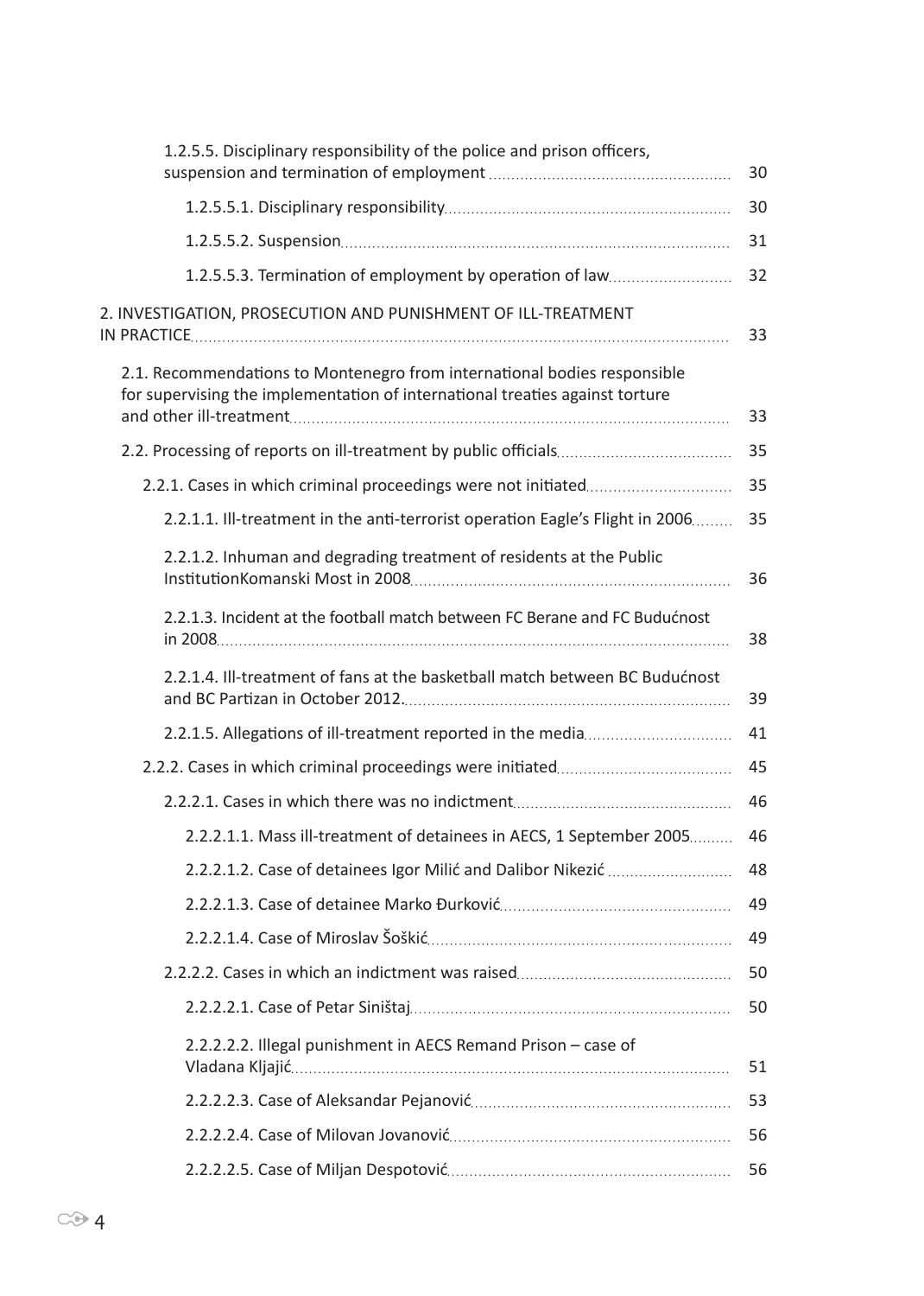1.2.5.5. Disciplinary responsibility of the police and prison officers, suspension and termination of employment ..... 30

1.2.5.5.1. Disciplinary responsibility ..... 30

1.2.5.5.2. Suspension ..... 31

1.2.5.5.3. Termination of employment by operation of law ..... 32

2. INVESTIGATION, PROSECUTION AND PUNISHMENT OF ILL-TREATMENT IN PRACTICE ..... 33

2.1. Recommendations to Montenegro from international bodies responsible for supervising the implementation of international treaties against torture and other ill-treatment ..... 33

2.2. Processing of reports on ill-treatment by public officials ..... 35

2.2.1. Cases in which criminal proceedings were not initiated ..... 35

2.2.1.1. Ill-treatment in the anti-terrorist operation Eagle's Flight in 2006 ..... 35

2.2.1.2. Inhuman and degrading treatment of residents at the Public InstitutionKomanski Most in 2008 ..... 36

2.2.1.3. Incident at the football match between FC Berane and FC Budućnost in 2008 ..... 38

2.2.1.4. Ill-treatment of fans at the basketball match between BC Budućnost and BC Partizan in October 2012. ..... 39

2.2.1.5. Allegations of ill-treatment reported in the media ..... 41

2.2.2. Cases in which criminal proceedings were initiated ..... 45

2.2.2.1. Cases in which there was no indictment ..... 46

2.2.2.1.1. Mass ill-treatment of detainees in AECS, 1 September 2005 ..... 46

2.2.2.1.2. Case of detainees Igor Milić and Dalibor Nikezić ..... 48

2.2.2.1.3. Case of detainee Marko Đurković ..... 49

2.2.2.1.4. Case of Miroslav Šoškić ..... 49

2.2.2.2. Cases in which an indictment was raised ..... 50

2.2.2.2.1. Case of Petar Siništaj ..... 50

2.2.2.2.2. Illegal punishment in AECS Remand Prison – case of Vladana Kljajić ..... 51

2.2.2.2.3. Case of Aleksandar Pejanović ..... 53

2.2.2.2.4. Case of Milovan Jovanović ..... 56

2.2.2.2.5. Case of Miljan Despotović ..... 56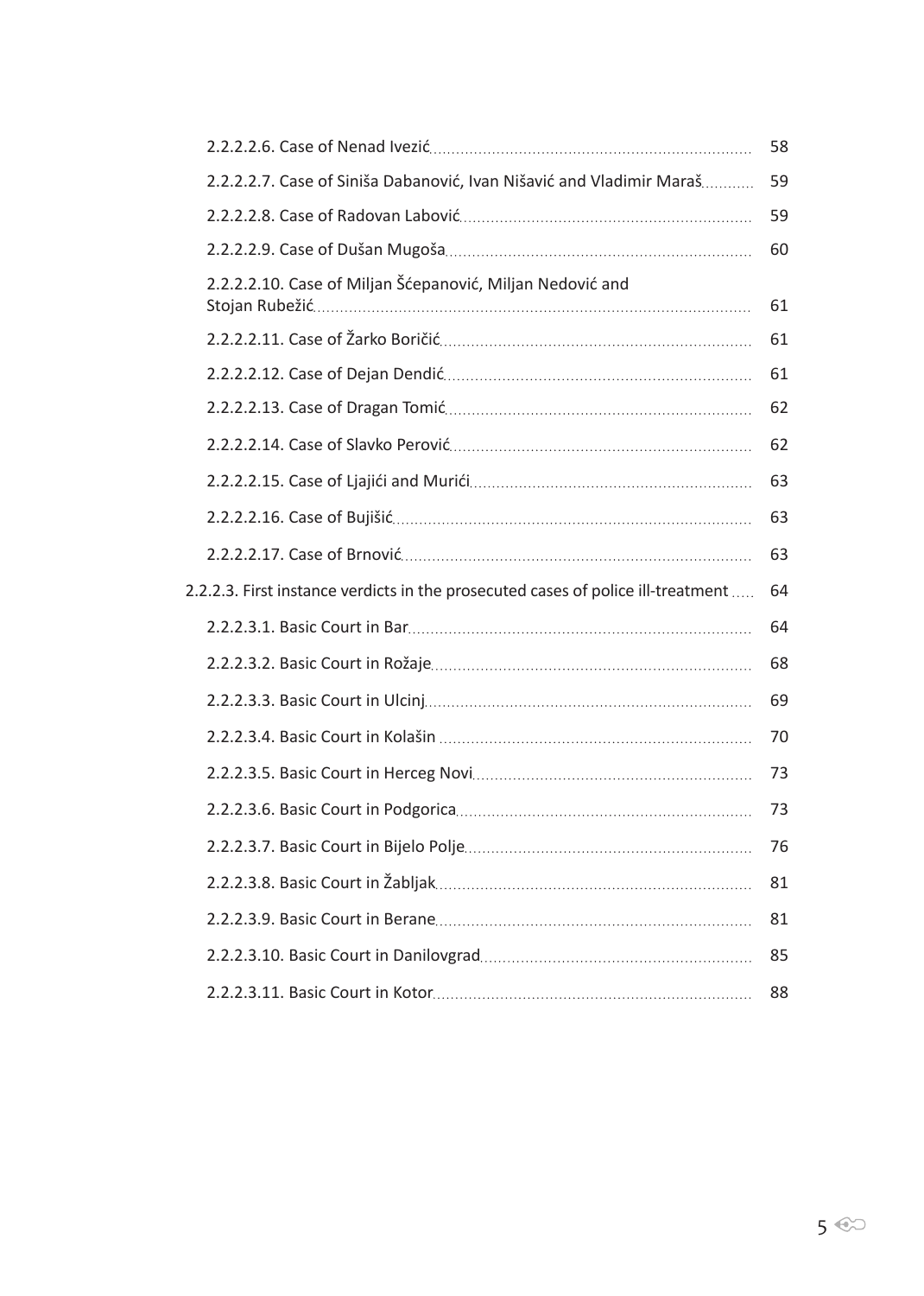2.2.2.2.6. Case of Nenad Ivezić ........ 58

2.2.2.2.7. Case of Siniša Dabanović, Ivan Nišavić and Vladimir Maraš ........ 59

2.2.2.2.8. Case of Radovan Labović ........ 59

2.2.2.2.9. Case of Dušan Mugoša ........ 60

2.2.2.2.10. Case of Miljan Šćepanović, Miljan Nedović and Stojan Rubežić ........ 61

2.2.2.2.11. Case of Žarko Boričić ........ 61

2.2.2.2.12. Case of Dejan Dendić ........ 61

2.2.2.2.13. Case of Dragan Tomić ........ 62

2.2.2.2.14. Case of Slavko Perović ........ 62

2.2.2.2.15. Case of Ljajići and Murići ........ 63

2.2.2.2.16. Case of Bujišić ........ 63

2.2.2.2.17. Case of Brnović ........ 63

2.2.2.3. First instance verdicts in the prosecuted cases of police ill-treatment ........ 64

2.2.2.3.1. Basic Court in Bar ........ 64

2.2.2.3.2. Basic Court in Rožaje ........ 68

2.2.2.3.3. Basic Court in Ulcinj ........ 69

2.2.2.3.4. Basic Court in Kolašin ........ 70

2.2.2.3.5. Basic Court in Herceg Novi ........ 73

2.2.2.3.6. Basic Court in Podgorica ........ 73

2.2.2.3.7. Basic Court in Bijelo Polje ........ 76

2.2.2.3.8. Basic Court in Žabljak ........ 81

2.2.2.3.9. Basic Court in Berane ........ 81

2.2.2.3.10. Basic Court in Danilovgrad ........ 85

2.2.2.3.11. Basic Court in Kotor ........ 88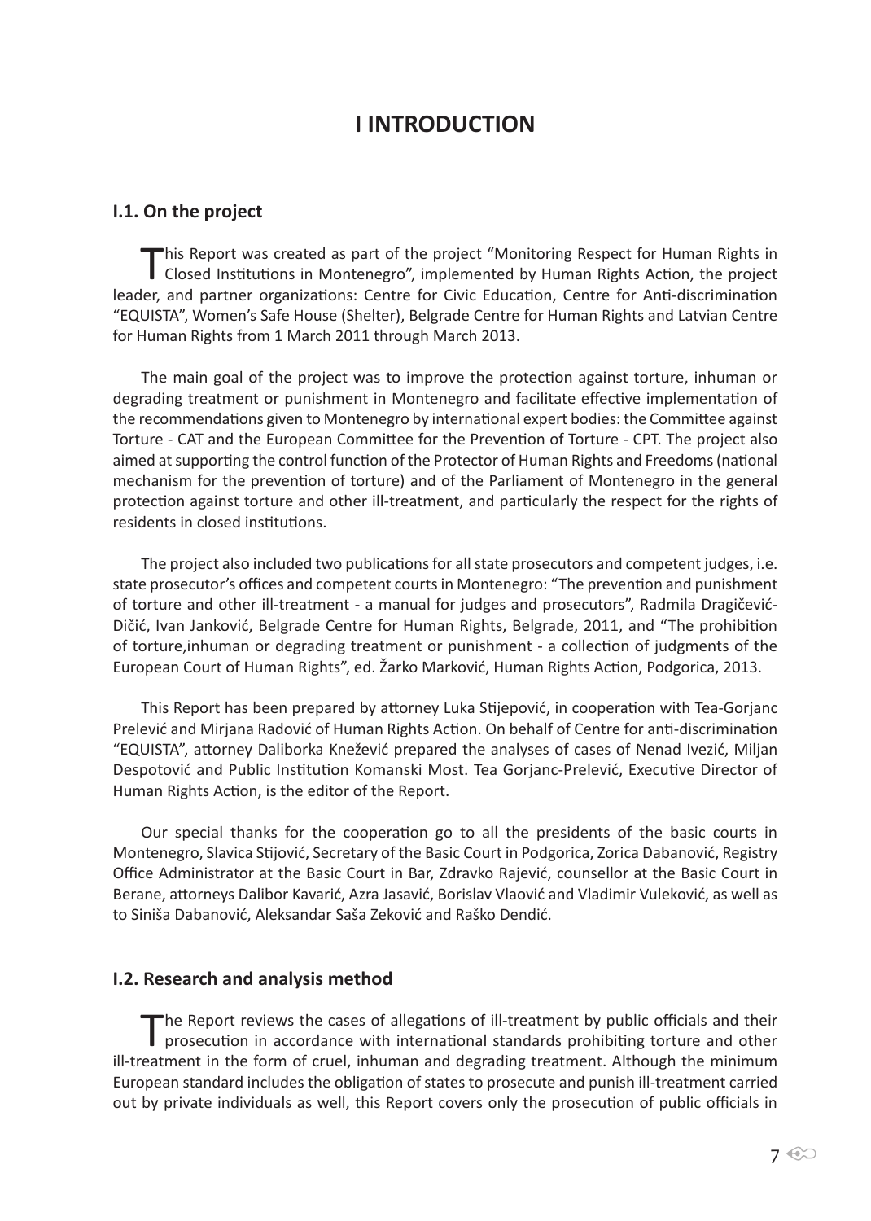# I INTRODUCTION

## I.1. On the project

This Report was created as part of the project "Monitoring Respect for Human Rights in Closed Institutions in Montenegro", implemented by Human Rights Action, the project leader, and partner organizations: Centre for Civic Education, Centre for Anti-discrimination "EQUISTA", Women's Safe House (Shelter), Belgrade Centre for Human Rights and Latvian Centre for Human Rights from 1 March 2011 through March 2013.

The main goal of the project was to improve the protection against torture, inhuman or degrading treatment or punishment in Montenegro and facilitate effective implementation of the recommendations given to Montenegro by international expert bodies: the Committee against Torture - CAT and the European Committee for the Prevention of Torture - CPT. The project also aimed at supporting the control function of the Protector of Human Rights and Freedoms (national mechanism for the prevention of torture) and of the Parliament of Montenegro in the general protection against torture and other ill-treatment, and particularly the respect for the rights of residents in closed institutions.

The project also included two publications for all state prosecutors and competent judges, i.e. state prosecutor's offices and competent courts in Montenegro: "The prevention and punishment of torture and other ill-treatment - a manual for judges and prosecutors", Radmila Dragičević-Dičić, Ivan Janković, Belgrade Centre for Human Rights, Belgrade, 2011, and "The prohibition of torture,inhuman or degrading treatment or punishment - a collection of judgments of the European Court of Human Rights", ed. Žarko Marković, Human Rights Action, Podgorica, 2013.

This Report has been prepared by attorney Luka Stijepović, in cooperation with Tea-Gorjanc Prelević and Mirjana Radović of Human Rights Action. On behalf of Centre for anti-discrimination "EQUISTA", attorney Daliborka Knežević prepared the analyses of cases of Nenad Ivezić, Miljan Despotović and Public Institution Komanski Most. Tea Gorjanc-Prelević, Executive Director of Human Rights Action, is the editor of the Report.

Our special thanks for the cooperation go to all the presidents of the basic courts in Montenegro, Slavica Stijović, Secretary of the Basic Court in Podgorica, Zorica Dabanović, Registry Office Administrator at the Basic Court in Bar, Zdravko Rajević, counsellor at the Basic Court in Berane, attorneys Dalibor Kavarić, Azra Jasavić, Borislav Vlaović and Vladimir Vuleković, as well as to Siniša Dabanović, Aleksandar Saša Zeković and Raško Dendić.

## I.2. Research and analysis method

The Report reviews the cases of allegations of ill-treatment by public officials and their prosecution in accordance with international standards prohibiting torture and other ill-treatment in the form of cruel, inhuman and degrading treatment. Although the minimum European standard includes the obligation of states to prosecute and punish ill-treatment carried out by private individuals as well, this Report covers only the prosecution of public officials in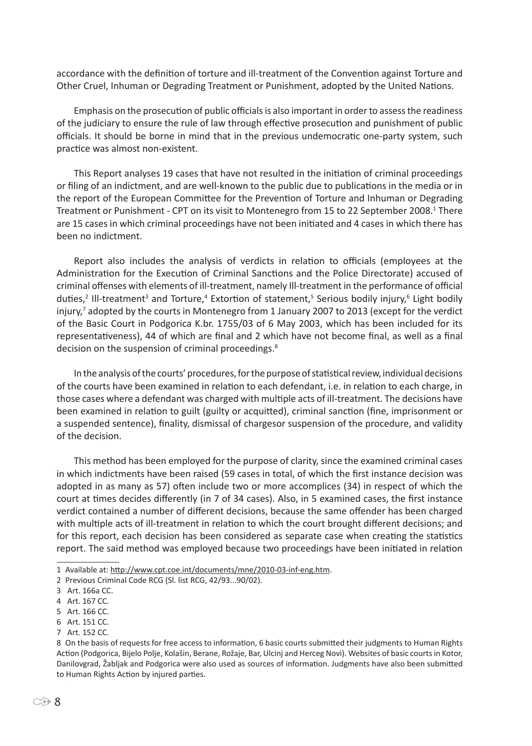accordance with the definition of torture and ill-treatment of the Convention against Torture and Other Cruel, Inhuman or Degrading Treatment or Punishment, adopted by the United Nations.

Emphasis on the prosecution of public officials is also important in order to assess the readiness of the judiciary to ensure the rule of law through effective prosecution and punishment of public officials. It should be borne in mind that in the previous undemocratic one-party system, such practice was almost non-existent.

This Report analyses 19 cases that have not resulted in the initiation of criminal proceedings or filing of an indictment, and are well-known to the public due to publications in the media or in the report of the European Committee for the Prevention of Torture and Inhuman or Degrading Treatment or Punishment - CPT on its visit to Montenegro from 15 to 22 September 2008.[1] There are 15 cases in which criminal proceedings have not been initiated and 4 cases in which there has been no indictment.

Report also includes the analysis of verdicts in relation to officials (employees at the Administration for the Execution of Criminal Sanctions and the Police Directorate) accused of criminal offenses with elements of ill-treatment, namely Ill-treatment in the performance of official duties,[2] Ill-treatment[3] and Torture,[4] Extortion of statement,[5] Serious bodily injury,[6] Light bodily injury,[7] adopted by the courts in Montenegro from 1 January 2007 to 2013 (except for the verdict of the Basic Court in Podgorica K.br. 1755/03 of 6 May 2003, which has been included for its representativeness), 44 of which are final and 2 which have not become final, as well as a final decision on the suspension of criminal proceedings.[8]

In the analysis of the courts' procedures, for the purpose of statistical review, individual decisions of the courts have been examined in relation to each defendant, i.e. in relation to each charge, in those cases where a defendant was charged with multiple acts of ill-treatment. The decisions have been examined in relation to guilt (guilty or acquitted), criminal sanction (fine, imprisonment or a suspended sentence), finality, dismissal of chargesor suspension of the procedure, and validity of the decision.

This method has been employed for the purpose of clarity, since the examined criminal cases in which indictments have been raised (59 cases in total, of which the first instance decision was adopted in as many as 57) often include two or more accomplices (34) in respect of which the court at times decides differently (in 7 of 34 cases). Also, in 5 examined cases, the first instance verdict contained a number of different decisions, because the same offender has been charged with multiple acts of ill-treatment in relation to which the court brought different decisions; and for this report, each decision has been considered as separate case when creating the statistics report. The said method was employed because two proceedings have been initiated in relation

---

1 Available at: http://www.cpt.coe.int/documents/mne/2010-03-inf-eng.htm.

2 Previous Criminal Code RCG (Sl. list RCG, 42/93...90/02).

3 Art. 166a CC.

4 Art. 167 CC.

5 Art. 166 CC.

6 Art. 151 CC.

7 Art. 152 CC.

8 On the basis of requests for free access to information, 6 basic courts submitted their judgments to Human Rights Action (Podgorica, Bijelo Polje, Kolašin, Berane, Rožaje, Bar, Ulcinj and Herceg Novi). Websites of basic courts in Kotor, Danilovgrad, Žabljak and Podgorica were also used as sources of information. Judgments have also been submitted to Human Rights Action by injured parties.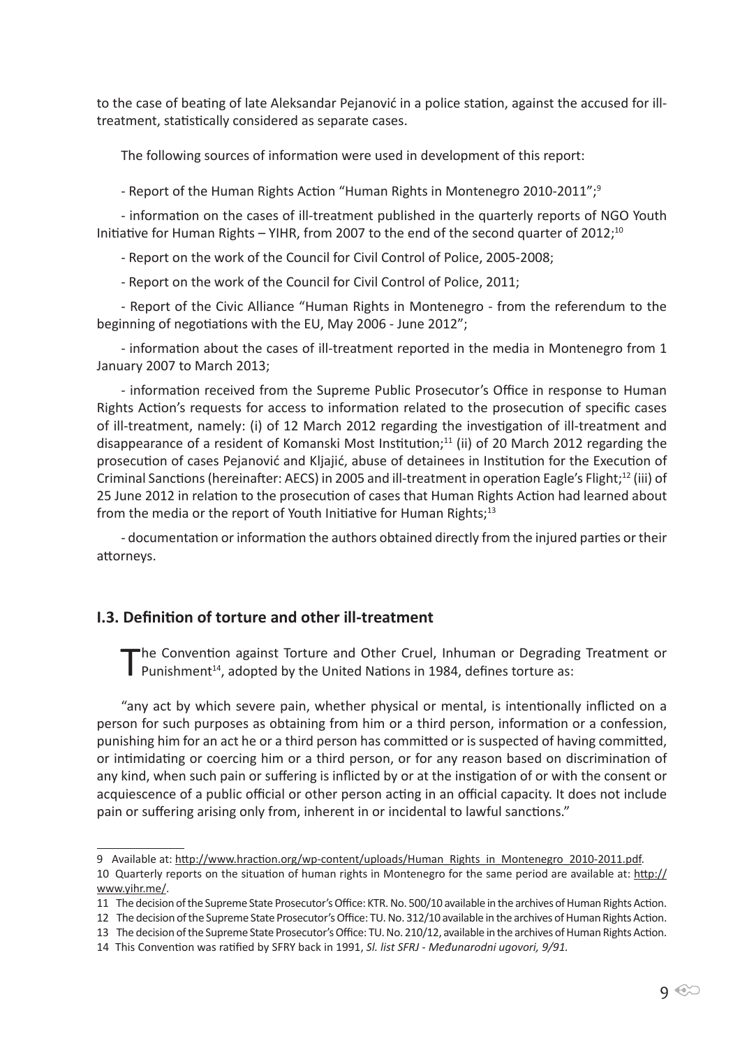to the case of beating of late Aleksandar Pejanović in a police station, against the accused for ill-treatment, statistically considered as separate cases.

The following sources of information were used in development of this report:

- Report of the Human Rights Action "Human Rights in Montenegro 2010-2011";[9]

- information on the cases of ill-treatment published in the quarterly reports of NGO Youth Initiative for Human Rights – YIHR, from 2007 to the end of the second quarter of 2012;[10]

- Report on the work of the Council for Civil Control of Police, 2005-2008;

- Report on the work of the Council for Civil Control of Police, 2011;

- Report of the Civic Alliance "Human Rights in Montenegro - from the referendum to the beginning of negotiations with the EU, May 2006 - June 2012";

- information about the cases of ill-treatment reported in the media in Montenegro from 1 January 2007 to March 2013;

- information received from the Supreme Public Prosecutor's Office in response to Human Rights Action's requests for access to information related to the prosecution of specific cases of ill-treatment, namely: (i) of 12 March 2012 regarding the investigation of ill-treatment and disappearance of a resident of Komanski Most Institution;[11] (ii) of 20 March 2012 regarding the prosecution of cases Pejanović and Kljajić, abuse of detainees in Institution for the Execution of Criminal Sanctions (hereinafter: AECS) in 2005 and ill-treatment in operation Eagle's Flight;[12] (iii) of 25 June 2012 in relation to the prosecution of cases that Human Rights Action had learned about from the media or the report of Youth Initiative for Human Rights;[13]

- documentation or information the authors obtained directly from the injured parties or their attorneys.

## I.3. Definition of torture and other ill-treatment

The Convention against Torture and Other Cruel, Inhuman or Degrading Treatment or Punishment[14], adopted by the United Nations in 1984, defines torture as:

"any act by which severe pain, whether physical or mental, is intentionally inflicted on a person for such purposes as obtaining from him or a third person, information or a confession, punishing him for an act he or a third person has committed or is suspected of having committed, or intimidating or coercing him or a third person, or for any reason based on discrimination of any kind, when such pain or suffering is inflicted by or at the instigation of or with the consent or acquiescence of a public official or other person acting in an official capacity. It does not include pain or suffering arising only from, inherent in or incidental to lawful sanctions."

---

9 Available at: http://www.hraction.org/wp-content/uploads/Human_Rights_in_Montenegro_2010-2011.pdf.

10 Quarterly reports on the situation of human rights in Montenegro for the same period are available at: http://www.yihr.me/.

11 The decision of the Supreme State Prosecutor's Office: KTR. No. 500/10 available in the archives of Human Rights Action.

12 The decision of the Supreme State Prosecutor's Office: TU. No. 312/10 available in the archives of Human Rights Action.

13 The decision of the Supreme State Prosecutor's Office: TU. No. 210/12, available in the archives of Human Rights Action.

14 This Convention was ratified by SFRY back in 1991, *Sl. list SFRJ - Međunarodni ugovori, 9/91.*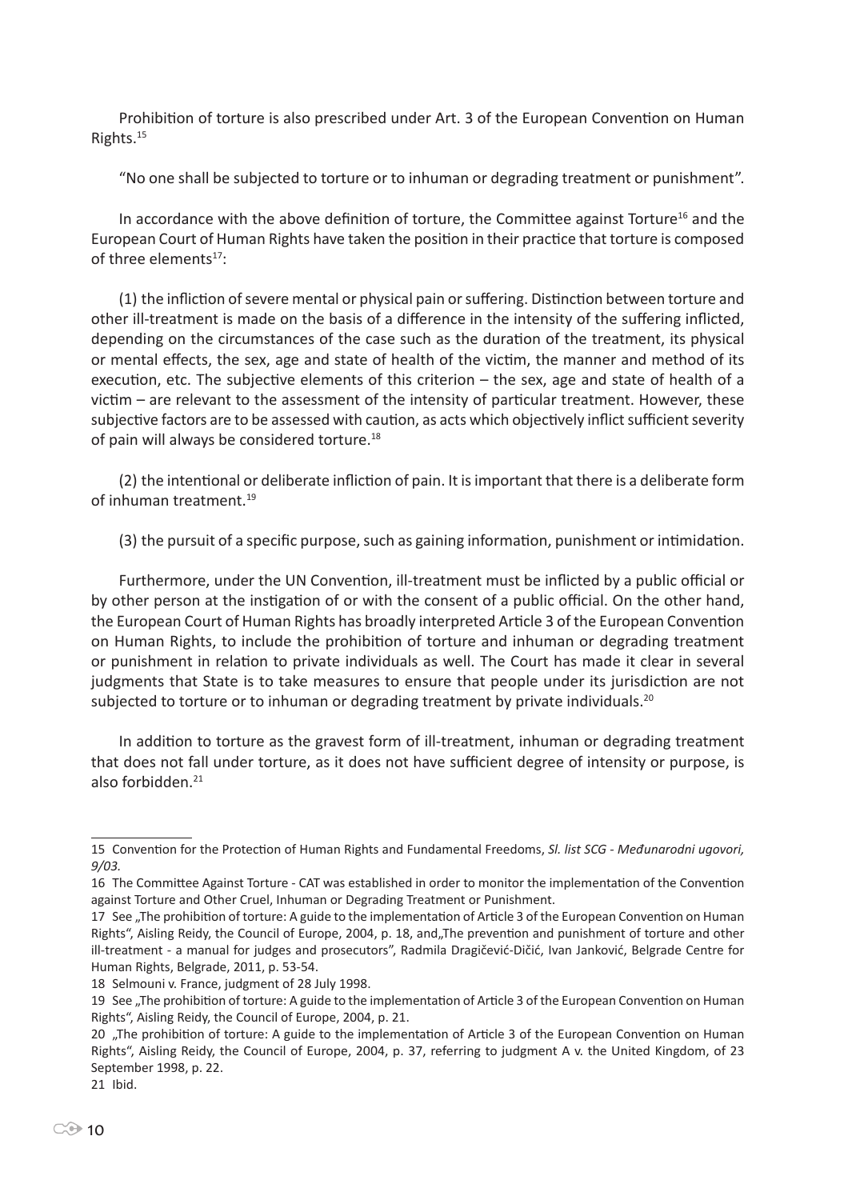Prohibition of torture is also prescribed under Art. 3 of the European Convention on Human Rights.[15]

"No one shall be subjected to torture or to inhuman or degrading treatment or punishment".

In accordance with the above definition of torture, the Committee against Torture[16] and the European Court of Human Rights have taken the position in their practice that torture is composed of three elements[17]:

(1) the infliction of severe mental or physical pain or suffering. Distinction between torture and other ill-treatment is made on the basis of a difference in the intensity of the suffering inflicted, depending on the circumstances of the case such as the duration of the treatment, its physical or mental effects, the sex, age and state of health of the victim, the manner and method of its execution, etc. The subjective elements of this criterion – the sex, age and state of health of a victim – are relevant to the assessment of the intensity of particular treatment. However, these subjective factors are to be assessed with caution, as acts which objectively inflict sufficient severity of pain will always be considered torture.[18]

(2) the intentional or deliberate infliction of pain. It is important that there is a deliberate form of inhuman treatment.[19]

(3) the pursuit of a specific purpose, such as gaining information, punishment or intimidation.

Furthermore, under the UN Convention, ill-treatment must be inflicted by a public official or by other person at the instigation of or with the consent of a public official. On the other hand, the European Court of Human Rights has broadly interpreted Article 3 of the European Convention on Human Rights, to include the prohibition of torture and inhuman or degrading treatment or punishment in relation to private individuals as well. The Court has made it clear in several judgments that State is to take measures to ensure that people under its jurisdiction are not subjected to torture or to inhuman or degrading treatment by private individuals.[20]

In addition to torture as the gravest form of ill-treatment, inhuman or degrading treatment that does not fall under torture, as it does not have sufficient degree of intensity or purpose, is also forbidden.[21]

---

15 Convention for the Protection of Human Rights and Fundamental Freedoms, *Sl. list SCG - Međunarodni ugovori, 9/03.*

16 The Committee Against Torture - CAT was established in order to monitor the implementation of the Convention against Torture and Other Cruel, Inhuman or Degrading Treatment or Punishment.

17 See „The prohibition of torture: A guide to the implementation of Article 3 of the European Convention on Human Rights", Aisling Reidy, the Council of Europe, 2004, p. 18, and„The prevention and punishment of torture and other ill-treatment - a manual for judges and prosecutors", Radmila Dragičević-Dičić, Ivan Janković, Belgrade Centre for Human Rights, Belgrade, 2011, p. 53-54.

18 Selmouni v. France, judgment of 28 July 1998.

19 See „The prohibition of torture: A guide to the implementation of Article 3 of the European Convention on Human Rights", Aisling Reidy, the Council of Europe, 2004, p. 21.

20 „The prohibition of torture: A guide to the implementation of Article 3 of the European Convention on Human Rights", Aisling Reidy, the Council of Europe, 2004, p. 37, referring to judgment A v. the United Kingdom, of 23 September 1998, p. 22.

21 Ibid.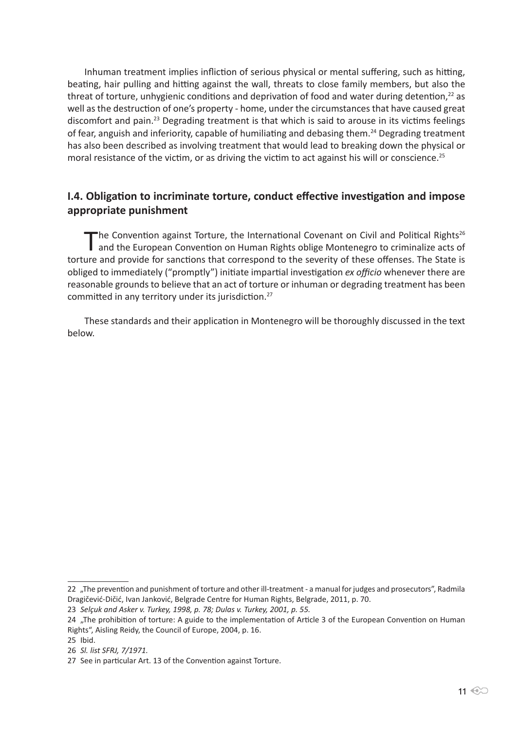Inhuman treatment implies infliction of serious physical or mental suffering, such as hitting, beating, hair pulling and hitting against the wall, threats to close family members, but also the threat of torture, unhygienic conditions and deprivation of food and water during detention,[22] as well as the destruction of one's property - home, under the circumstances that have caused great discomfort and pain.[23] Degrading treatment is that which is said to arouse in its victims feelings of fear, anguish and inferiority, capable of humiliating and debasing them.[24] Degrading treatment has also been described as involving treatment that would lead to breaking down the physical or moral resistance of the victim, or as driving the victim to act against his will or conscience.[25]

## I.4. Obligation to incriminate torture, conduct effective investigation and impose appropriate punishment

The Convention against Torture, the International Covenant on Civil and Political Rights[26] and the European Convention on Human Rights oblige Montenegro to criminalize acts of torture and provide for sanctions that correspond to the severity of these offenses. The State is obliged to immediately ("promptly") initiate impartial investigation *ex officio* whenever there are reasonable grounds to believe that an act of torture or inhuman or degrading treatment has been committed in any territory under its jurisdiction.[27]

These standards and their application in Montenegro will be thoroughly discussed in the text below.

---

22 „The prevention and punishment of torture and other ill-treatment - a manual for judges and prosecutors", Radmila Dragičević-Dičić, Ivan Janković, Belgrade Centre for Human Rights, Belgrade, 2011, p. 70.

23 *Selçuk and Asker v. Turkey, 1998, p. 78; Dulas v. Turkey, 2001, p. 55.*

24 „The prohibition of torture: A guide to the implementation of Article 3 of the European Convention on Human Rights", Aisling Reidy, the Council of Europe, 2004, p. 16.

25 Ibid.

26 *Sl. list SFRJ, 7/1971.*

27 See in particular Art. 13 of the Convention against Torture.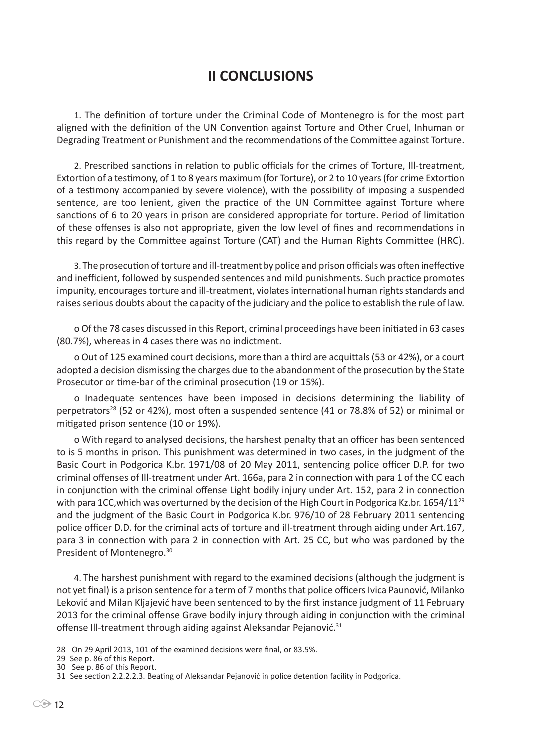## II CONCLUSIONS

1. The definition of torture under the Criminal Code of Montenegro is for the most part aligned with the definition of the UN Convention against Torture and Other Cruel, Inhuman or Degrading Treatment or Punishment and the recommendations of the Committee against Torture.

2. Prescribed sanctions in relation to public officials for the crimes of Torture, Ill-treatment, Extortion of a testimony, of 1 to 8 years maximum (for Torture), or 2 to 10 years (for crime Extortion of a testimony accompanied by severe violence), with the possibility of imposing a suspended sentence, are too lenient, given the practice of the UN Committee against Torture where sanctions of 6 to 20 years in prison are considered appropriate for torture. Period of limitation of these offenses is also not appropriate, given the low level of fines and recommendations in this regard by the Committee against Torture (CAT) and the Human Rights Committee (HRC).

3. The prosecution of torture and ill-treatment by police and prison officials was often ineffective and inefficient, followed by suspended sentences and mild punishments. Such practice promotes impunity, encourages torture and ill-treatment, violates international human rights standards and raises serious doubts about the capacity of the judiciary and the police to establish the rule of law.

- Of the 78 cases discussed in this Report, criminal proceedings have been initiated in 63 cases (80.7%), whereas in 4 cases there was no indictment.
- Out of 125 examined court decisions, more than a third are acquittals (53 or 42%), or a court adopted a decision dismissing the charges due to the abandonment of the prosecution by the State Prosecutor or time-bar of the criminal prosecution (19 or 15%).
- Inadequate sentences have been imposed in decisions determining the liability of perpetrators[28] (52 or 42%), most often a suspended sentence (41 or 78.8% of 52) or minimal or mitigated prison sentence (10 or 19%).
- With regard to analysed decisions, the harshest penalty that an officer has been sentenced to is 5 months in prison. This punishment was determined in two cases, in the judgment of the Basic Court in Podgorica K.br. 1971/08 of 20 May 2011, sentencing police officer D.P. for two criminal offenses of Ill-treatment under Art. 166a, para 2 in connection with para 1 of the CC each in conjunction with the criminal offense Light bodily injury under Art. 152, para 2 in connection with para 1CC,which was overturned by the decision of the High Court in Podgorica Kz.br. 1654/11[29] and the judgment of the Basic Court in Podgorica K.br. 976/10 of 28 February 2011 sentencing police officer D.D. for the criminal acts of torture and ill-treatment through aiding under Art.167, para 3 in connection with para 2 in connection with Art. 25 CC, but who was pardoned by the President of Montenegro.[30]

4. The harshest punishment with regard to the examined decisions (although the judgment is not yet final) is a prison sentence for a term of 7 months that police officers Ivica Paunović, Milanko Leković and Milan Kljajević have been sentenced to by the first instance judgment of 11 February 2013 for the criminal offense Grave bodily injury through aiding in conjunction with the criminal offense Ill-treatment through aiding against Aleksandar Pejanović.[31]

---

28 On 29 April 2013, 101 of the examined decisions were final, or 83.5%.

29 See p. 86 of this Report.

30 See p. 86 of this Report.

31 See section 2.2.2.2.3. Beating of Aleksandar Pejanović in police detention facility in Podgorica.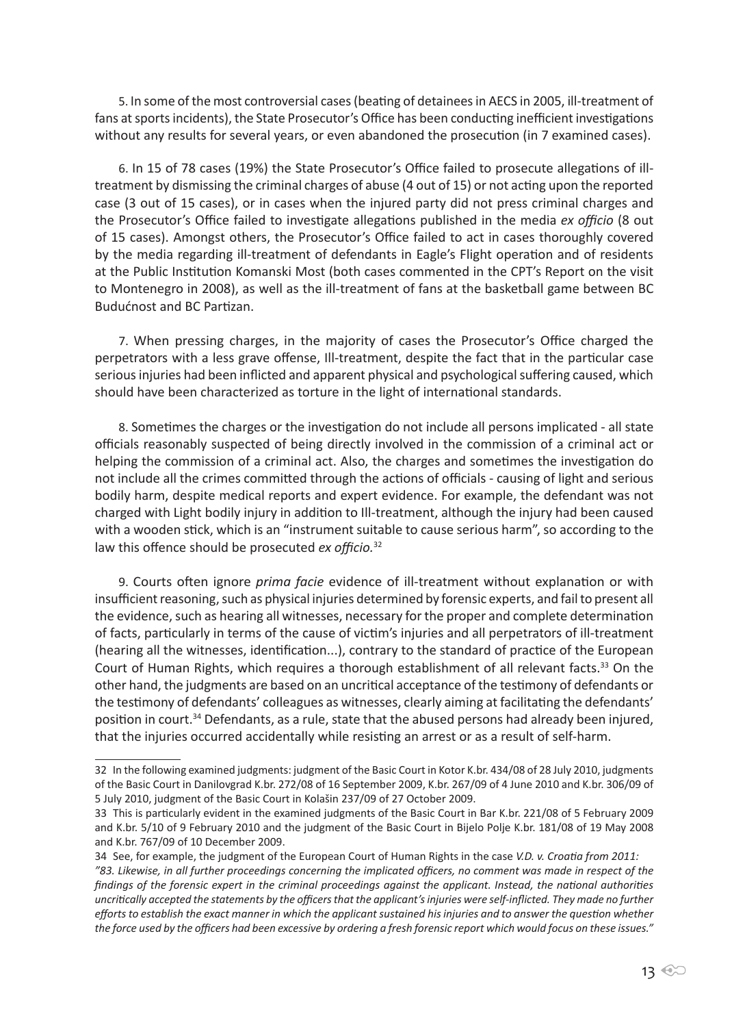5. In some of the most controversial cases (beating of detainees in AECS in 2005, ill-treatment of fans at sports incidents), the State Prosecutor's Office has been conducting inefficient investigations without any results for several years, or even abandoned the prosecution (in 7 examined cases).

6. In 15 of 78 cases (19%) the State Prosecutor's Office failed to prosecute allegations of ill-treatment by dismissing the criminal charges of abuse (4 out of 15) or not acting upon the reported case (3 out of 15 cases), or in cases when the injured party did not press criminal charges and the Prosecutor's Office failed to investigate allegations published in the media *ex officio* (8 out of 15 cases). Amongst others, the Prosecutor's Office failed to act in cases thoroughly covered by the media regarding ill-treatment of defendants in Eagle's Flight operation and of residents at the Public Institution Komanski Most (both cases commented in the CPT's Report on the visit to Montenegro in 2008), as well as the ill-treatment of fans at the basketball game between BC Budućnost and BC Partizan.

7. When pressing charges, in the majority of cases the Prosecutor's Office charged the perpetrators with a less grave offense, Ill-treatment, despite the fact that in the particular case serious injuries had been inflicted and apparent physical and psychological suffering caused, which should have been characterized as torture in the light of international standards.

8. Sometimes the charges or the investigation do not include all persons implicated - all state officials reasonably suspected of being directly involved in the commission of a criminal act or helping the commission of a criminal act. Also, the charges and sometimes the investigation do not include all the crimes committed through the actions of officials - causing of light and serious bodily harm, despite medical reports and expert evidence. For example, the defendant was not charged with Light bodily injury in addition to Ill-treatment, although the injury had been caused with a wooden stick, which is an "instrument suitable to cause serious harm", so according to the law this offence should be prosecuted *ex officio.*[32]

9. Courts often ignore *prima facie* evidence of ill-treatment without explanation or with insufficient reasoning, such as physical injuries determined by forensic experts, and fail to present all the evidence, such as hearing all witnesses, necessary for the proper and complete determination of facts, particularly in terms of the cause of victim's injuries and all perpetrators of ill-treatment (hearing all the witnesses, identification...), contrary to the standard of practice of the European Court of Human Rights, which requires a thorough establishment of all relevant facts.[33] On the other hand, the judgments are based on an uncritical acceptance of the testimony of defendants or the testimony of defendants' colleagues as witnesses, clearly aiming at facilitating the defendants' position in court.[34] Defendants, as a rule, state that the abused persons had already been injured, that the injuries occurred accidentally while resisting an arrest or as a result of self-harm.

---

32 In the following examined judgments: judgment of the Basic Court in Kotor K.br. 434/08 of 28 July 2010, judgments of the Basic Court in Danilovgrad K.br. 272/08 of 16 September 2009, K.br. 267/09 of 4 June 2010 and K.br. 306/09 of 5 July 2010, judgment of the Basic Court in Kolašin 237/09 of 27 October 2009.

33 This is particularly evident in the examined judgments of the Basic Court in Bar K.br. 221/08 of 5 February 2009 and K.br. 5/10 of 9 February 2010 and the judgment of the Basic Court in Bijelo Polje K.br. 181/08 of 19 May 2008 and K.br. 767/09 of 10 December 2009.

34 See, for example, the judgment of the European Court of Human Rights in the case *V.D. v. Croatia from 2011:* *"83. Likewise, in all further proceedings concerning the implicated officers, no comment was made in respect of the findings of the forensic expert in the criminal proceedings against the applicant. Instead, the national authorities uncritically accepted the statements by the officers that the applicant's injuries were self-inflicted. They made no further efforts to establish the exact manner in which the applicant sustained his injuries and to answer the question whether the force used by the officers had been excessive by ordering a fresh forensic report which would focus on these issues."*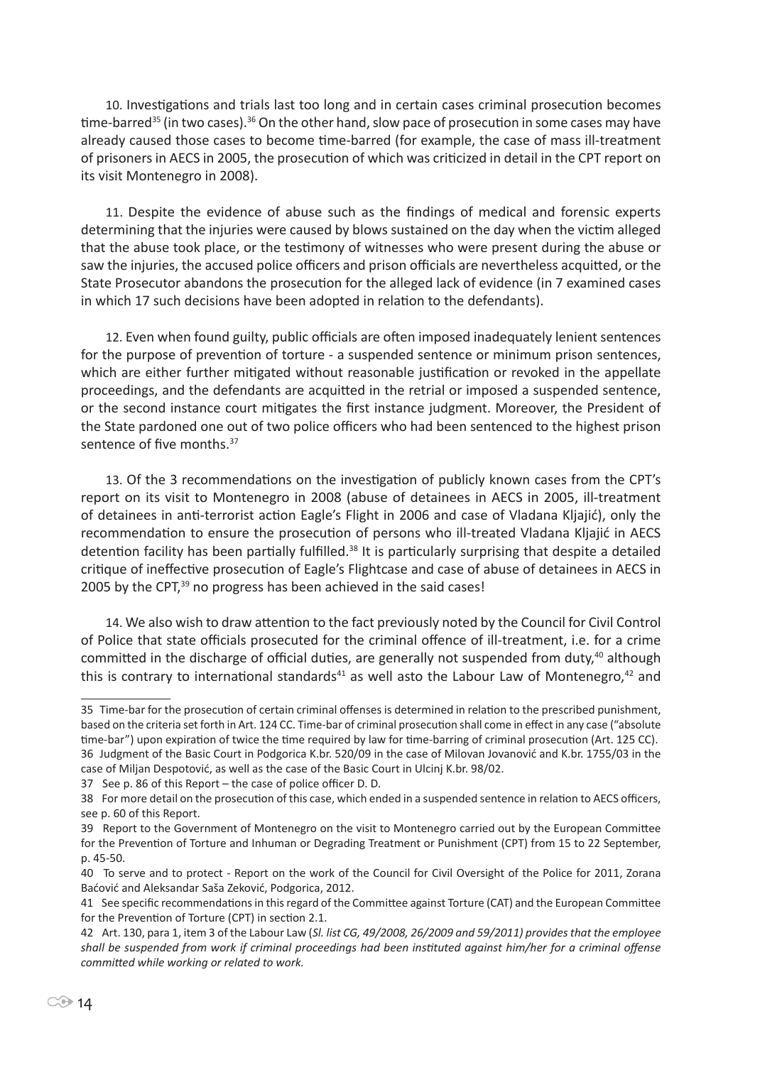10. Investigations and trials last too long and in certain cases criminal prosecution becomes time-barred[35] (in two cases).[36] On the other hand, slow pace of prosecution in some cases may have already caused those cases to become time-barred (for example, the case of mass ill-treatment of prisoners in AECS in 2005, the prosecution of which was criticized in detail in the CPT report on its visit Montenegro in 2008).

11. Despite the evidence of abuse such as the findings of medical and forensic experts determining that the injuries were caused by blows sustained on the day when the victim alleged that the abuse took place, or the testimony of witnesses who were present during the abuse or saw the injuries, the accused police officers and prison officials are nevertheless acquitted, or the State Prosecutor abandons the prosecution for the alleged lack of evidence (in 7 examined cases in which 17 such decisions have been adopted in relation to the defendants).

12. Even when found guilty, public officials are often imposed inadequately lenient sentences for the purpose of prevention of torture - a suspended sentence or minimum prison sentences, which are either further mitigated without reasonable justification or revoked in the appellate proceedings, and the defendants are acquitted in the retrial or imposed a suspended sentence, or the second instance court mitigates the first instance judgment. Moreover, the President of the State pardoned one out of two police officers who had been sentenced to the highest prison sentence of five months.[37]

13. Of the 3 recommendations on the investigation of publicly known cases from the CPT's report on its visit to Montenegro in 2008 (abuse of detainees in AECS in 2005, ill-treatment of detainees in anti-terrorist action Eagle's Flight in 2006 and case of Vladana Kljajić), only the recommendation to ensure the prosecution of persons who ill-treated Vladana Kljajić in AECS detention facility has been partially fulfilled.[38] It is particularly surprising that despite a detailed critique of ineffective prosecution of Eagle's Flightcase and case of abuse of detainees in AECS in 2005 by the CPT,[39] no progress has been achieved in the said cases!

14. We also wish to draw attention to the fact previously noted by the Council for Civil Control of Police that state officials prosecuted for the criminal offence of ill-treatment, i.e. for a crime committed in the discharge of official duties, are generally not suspended from duty,[40] although this is contrary to international standards[41] as well asto the Labour Law of Montenegro,[42] and

---

35 Time-bar for the prosecution of certain criminal offenses is determined in relation to the prescribed punishment, based on the criteria set forth in Art. 124 CC. Time-bar of criminal prosecution shall come in effect in any case ("absolute time-bar") upon expiration of twice the time required by law for time-barring of criminal prosecution (Art. 125 CC).

36 Judgment of the Basic Court in Podgorica K.br. 520/09 in the case of Milovan Jovanović and K.br. 1755/03 in the case of Miljan Despotović, as well as the case of the Basic Court in Ulcinj K.br. 98/02.

37 See p. 86 of this Report – the case of police officer D. D.

38 For more detail on the prosecution of this case, which ended in a suspended sentence in relation to AECS officers, see p. 60 of this Report.

39 Report to the Government of Montenegro on the visit to Montenegro carried out by the European Committee for the Prevention of Torture and Inhuman or Degrading Treatment or Punishment (CPT) from 15 to 22 September, p. 45-50.

40 To serve and to protect - Report on the work of the Council for Civil Oversight of the Police for 2011, Zorana Baćović and Aleksandar Saša Zeković, Podgorica, 2012.

41 See specific recommendations in this regard of the Committee against Torture (CAT) and the European Committee for the Prevention of Torture (CPT) in section 2.1.

42 Art. 130, para 1, item 3 of the Labour Law (*Sl. list CG, 49/2008, 26/2009 and 59/2011) provides that the employee shall be suspended from work if criminal proceedings had been instituted against him/her for a criminal offense committed while working or related to work.*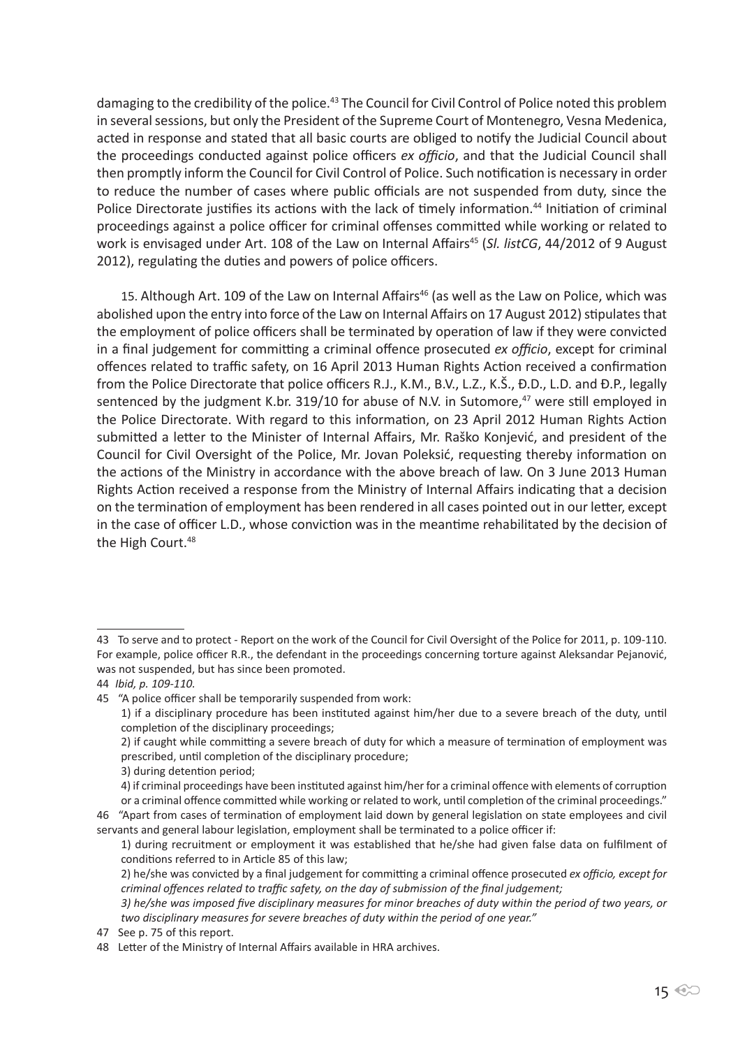damaging to the credibility of the police.[43] The Council for Civil Control of Police noted this problem in several sessions, but only the President of the Supreme Court of Montenegro, Vesna Medenica, acted in response and stated that all basic courts are obliged to notify the Judicial Council about the proceedings conducted against police officers *ex officio*, and that the Judicial Council shall then promptly inform the Council for Civil Control of Police. Such notification is necessary in order to reduce the number of cases where public officials are not suspended from duty, since the Police Directorate justifies its actions with the lack of timely information.[44] Initiation of criminal proceedings against a police officer for criminal offenses committed while working or related to work is envisaged under Art. 108 of the Law on Internal Affairs[45] (*Sl. listCG*, 44/2012 of 9 August 2012), regulating the duties and powers of police officers.

15. Although Art. 109 of the Law on Internal Affairs[46] (as well as the Law on Police, which was abolished upon the entry into force of the Law on Internal Affairs on 17 August 2012) stipulates that the employment of police officers shall be terminated by operation of law if they were convicted in a final judgement for committing a criminal offence prosecuted *ex officio*, except for criminal offences related to traffic safety, on 16 April 2013 Human Rights Action received a confirmation from the Police Directorate that police officers R.J., K.M., B.V., L.Z., K.Š., Đ.D., L.D. and Đ.P., legally sentenced by the judgment K.br. 319/10 for abuse of N.V. in Sutomore,[47] were still employed in the Police Directorate. With regard to this information, on 23 April 2012 Human Rights Action submitted a letter to the Minister of Internal Affairs, Mr. Raško Konjević, and president of the Council for Civil Oversight of the Police, Mr. Jovan Poleksić, requesting thereby information on the actions of the Ministry in accordance with the above breach of law. On 3 June 2013 Human Rights Action received a response from the Ministry of Internal Affairs indicating that a decision on the termination of employment has been rendered in all cases pointed out in our letter, except in the case of officer L.D., whose conviction was in the meantime rehabilitated by the decision of the High Court.[48]

---

43 To serve and to protect - Report on the work of the Council for Civil Oversight of the Police for 2011, p. 109-110. For example, police officer R.R., the defendant in the proceedings concerning torture against Aleksandar Pejanović, was not suspended, but has since been promoted.

44 *Ibid, p. 109-110.*

45 "A police officer shall be temporarily suspended from work:

1) if a disciplinary procedure has been instituted against him/her due to a severe breach of the duty, until completion of the disciplinary proceedings;

2) if caught while committing a severe breach of duty for which a measure of termination of employment was prescribed, until completion of the disciplinary procedure;

3) during detention period;

4) if criminal proceedings have been instituted against him/her for a criminal offence with elements of corruption or a criminal offence committed while working or related to work, until completion of the criminal proceedings."

46 "Apart from cases of termination of employment laid down by general legislation on state employees and civil servants and general labour legislation, employment shall be terminated to a police officer if:

1) during recruitment or employment it was established that he/she had given false data on fulfilment of conditions referred to in Article 85 of this law;

2) he/she was convicted by a final judgement for committing a criminal offence prosecuted *ex officio, except for criminal offences related to traffic safety, on the day of submission of the final judgement;*

*3) he/she was imposed five disciplinary measures for minor breaches of duty within the period of two years, or two disciplinary measures for severe breaches of duty within the period of one year."*

47 See p. 75 of this report.

48 Letter of the Ministry of Internal Affairs available in HRA archives.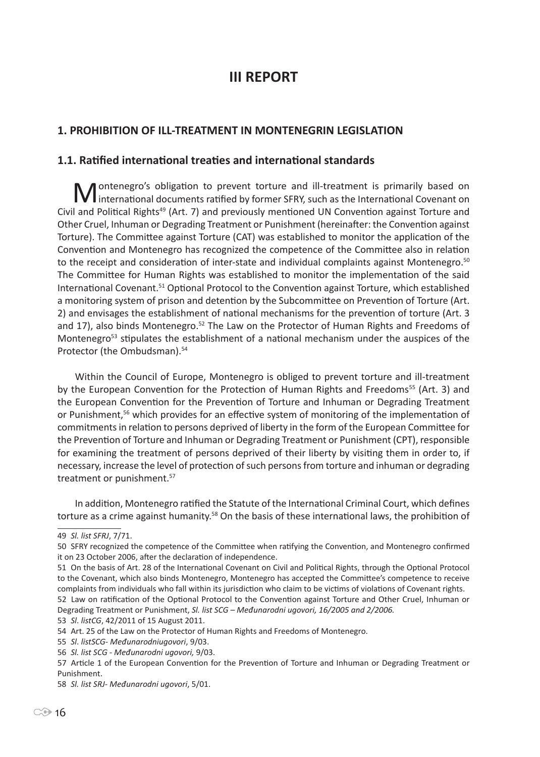# III REPORT

## 1. PROHIBITION OF ILL-TREATMENT IN MONTENEGRIN LEGISLATION

### 1.1. Ratified international treaties and international standards

Montenegro's obligation to prevent torture and ill-treatment is primarily based on international documents ratified by former SFRY, such as the International Covenant on Civil and Political Rights[49] (Art. 7) and previously mentioned UN Convention against Torture and Other Cruel, Inhuman or Degrading Treatment or Punishment (hereinafter: the Convention against Torture). The Committee against Torture (CAT) was established to monitor the application of the Convention and Montenegro has recognized the competence of the Committee also in relation to the receipt and consideration of inter-state and individual complaints against Montenegro.[50] The Committee for Human Rights was established to monitor the implementation of the said International Covenant.[51] Optional Protocol to the Convention against Torture, which established a monitoring system of prison and detention by the Subcommittee on Prevention of Torture (Art. 2) and envisages the establishment of national mechanisms for the prevention of torture (Art. 3 and 17), also binds Montenegro.[52] The Law on the Protector of Human Rights and Freedoms of Montenegro[53] stipulates the establishment of a national mechanism under the auspices of the Protector (the Ombudsman).[54]

Within the Council of Europe, Montenegro is obliged to prevent torture and ill-treatment by the European Convention for the Protection of Human Rights and Freedoms[55] (Art. 3) and the European Convention for the Prevention of Torture and Inhuman or Degrading Treatment or Punishment,[56] which provides for an effective system of monitoring of the implementation of commitments in relation to persons deprived of liberty in the form of the European Committee for the Prevention of Torture and Inhuman or Degrading Treatment or Punishment (CPT), responsible for examining the treatment of persons deprived of their liberty by visiting them in order to, if necessary, increase the level of protection of such persons from torture and inhuman or degrading treatment or punishment.[57]

In addition, Montenegro ratified the Statute of the International Criminal Court, which defines torture as a crime against humanity.[58] On the basis of these international laws, the prohibition of

---

49 *Sl. list SFRJ*, 7/71.

50 SFRY recognized the competence of the Committee when ratifying the Convention, and Montenegro confirmed it on 23 October 2006, after the declaration of independence.

51 On the basis of Art. 28 of the International Covenant on Civil and Political Rights, through the Optional Protocol to the Covenant, which also binds Montenegro, Montenegro has accepted the Committee's competence to receive complaints from individuals who fall within its jurisdiction who claim to be victims of violations of Covenant rights.

52 Law on ratification of the Optional Protocol to the Convention against Torture and Other Cruel, Inhuman or Degrading Treatment or Punishment, *Sl. list SCG – Međunarodni ugovori, 16/2005 and 2/2006.*

53 *Sl. listCG*, 42/2011 of 15 August 2011.

54 Art. 25 of the Law on the Protector of Human Rights and Freedoms of Montenegro.

55 *Sl. listSCG- Međunarodniugovori*, 9/03.

56 *Sl. list SCG - Međunarodni ugovori,* 9/03.

57 Article 1 of the European Convention for the Prevention of Torture and Inhuman or Degrading Treatment or Punishment.

58 *Sl. list SRJ- Međunarodni ugovori*, 5/01.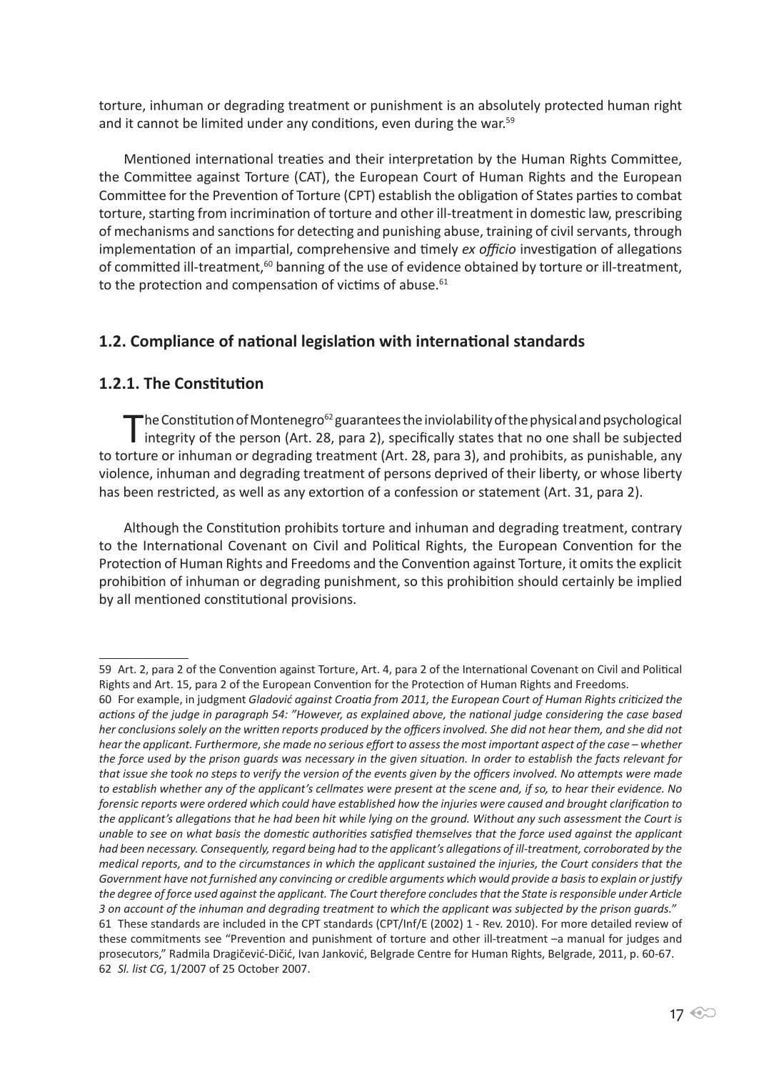torture, inhuman or degrading treatment or punishment is an absolutely protected human right and it cannot be limited under any conditions, even during the war.[59]

Mentioned international treaties and their interpretation by the Human Rights Committee, the Committee against Torture (CAT), the European Court of Human Rights and the European Committee for the Prevention of Torture (CPT) establish the obligation of States parties to combat torture, starting from incrimination of torture and other ill-treatment in domestic law, prescribing of mechanisms and sanctions for detecting and punishing abuse, training of civil servants, through implementation of an impartial, comprehensive and timely *ex officio* investigation of allegations of committed ill-treatment,[60] banning of the use of evidence obtained by torture or ill-treatment, to the protection and compensation of victims of abuse.[61]

## 1.2. Compliance of national legislation with international standards

### 1.2.1. The Constitution

The Constitution of Montenegro[62] guarantees the inviolability of the physical and psychological integrity of the person (Art. 28, para 2), specifically states that no one shall be subjected to torture or inhuman or degrading treatment (Art. 28, para 3), and prohibits, as punishable, any violence, inhuman and degrading treatment of persons deprived of their liberty, or whose liberty has been restricted, as well as any extortion of a confession or statement (Art. 31, para 2).

Although the Constitution prohibits torture and inhuman and degrading treatment, contrary to the International Covenant on Civil and Political Rights, the European Convention for the Protection of Human Rights and Freedoms and the Convention against Torture, it omits the explicit prohibition of inhuman or degrading punishment, so this prohibition should certainly be implied by all mentioned constitutional provisions.

---

59 Art. 2, para 2 of the Convention against Torture, Art. 4, para 2 of the International Covenant on Civil and Political Rights and Art. 15, para 2 of the European Convention for the Protection of Human Rights and Freedoms.

60 For example, in judgment *Gladović against Croatia from 2011, the European Court of Human Rights criticized the actions of the judge in paragraph 54: "However, as explained above, the national judge considering the case based her conclusions solely on the written reports produced by the officers involved. She did not hear them, and she did not hear the applicant. Furthermore, she made no serious effort to assess the most important aspect of the case – whether the force used by the prison guards was necessary in the given situation. In order to establish the facts relevant for that issue she took no steps to verify the version of the events given by the officers involved. No attempts were made to establish whether any of the applicant's cellmates were present at the scene and, if so, to hear their evidence. No forensic reports were ordered which could have established how the injuries were caused and brought clarification to the applicant's allegations that he had been hit while lying on the ground. Without any such assessment the Court is unable to see on what basis the domestic authorities satisfied themselves that the force used against the applicant had been necessary. Consequently, regard being had to the applicant's allegations of ill-treatment, corroborated by the medical reports, and to the circumstances in which the applicant sustained the injuries, the Court considers that the Government have not furnished any convincing or credible arguments which would provide a basis to explain or justify the degree of force used against the applicant. The Court therefore concludes that the State is responsible under Article 3 on account of the inhuman and degrading treatment to which the applicant was subjected by the prison guards."*

61 These standards are included in the CPT standards (CPT/Inf/E (2002) 1 - Rev. 2010). For more detailed review of these commitments see "Prevention and punishment of torture and other ill-treatment –a manual for judges and prosecutors," Radmila Dragičević-Dičić, Ivan Janković, Belgrade Centre for Human Rights, Belgrade, 2011, p. 60-67.

62 *Sl. list CG*, 1/2007 of 25 October 2007.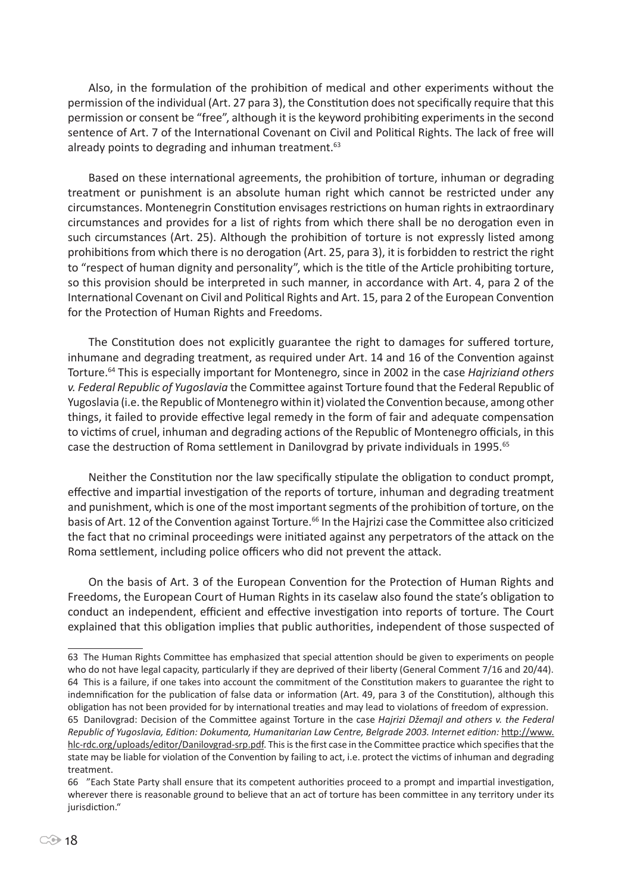Also, in the formulation of the prohibition of medical and other experiments without the permission of the individual (Art. 27 para 3), the Constitution does not specifically require that this permission or consent be "free", although it is the keyword prohibiting experiments in the second sentence of Art. 7 of the International Covenant on Civil and Political Rights. The lack of free will already points to degrading and inhuman treatment.[63]

Based on these international agreements, the prohibition of torture, inhuman or degrading treatment or punishment is an absolute human right which cannot be restricted under any circumstances. Montenegrin Constitution envisages restrictions on human rights in extraordinary circumstances and provides for a list of rights from which there shall be no derogation even in such circumstances (Art. 25). Although the prohibition of torture is not expressly listed among prohibitions from which there is no derogation (Art. 25, para 3), it is forbidden to restrict the right to "respect of human dignity and personality", which is the title of the Article prohibiting torture, so this provision should be interpreted in such manner, in accordance with Art. 4, para 2 of the International Covenant on Civil and Political Rights and Art. 15, para 2 of the European Convention for the Protection of Human Rights and Freedoms.

The Constitution does not explicitly guarantee the right to damages for suffered torture, inhumane and degrading treatment, as required under Art. 14 and 16 of the Convention against Torture.[64] This is especially important for Montenegro, since in 2002 in the case *Hajriziand others v. Federal Republic of Yugoslavia* the Committee against Torture found that the Federal Republic of Yugoslavia (i.e. the Republic of Montenegro within it) violated the Convention because, among other things, it failed to provide effective legal remedy in the form of fair and adequate compensation to victims of cruel, inhuman and degrading actions of the Republic of Montenegro officials, in this case the destruction of Roma settlement in Danilovgrad by private individuals in 1995.[65]

Neither the Constitution nor the law specifically stipulate the obligation to conduct prompt, effective and impartial investigation of the reports of torture, inhuman and degrading treatment and punishment, which is one of the most important segments of the prohibition of torture, on the basis of Art. 12 of the Convention against Torture.[66] In the Hajrizi case the Committee also criticized the fact that no criminal proceedings were initiated against any perpetrators of the attack on the Roma settlement, including police officers who did not prevent the attack.

On the basis of Art. 3 of the European Convention for the Protection of Human Rights and Freedoms, the European Court of Human Rights in its caselaw also found the state's obligation to conduct an independent, efficient and effective investigation into reports of torture. The Court explained that this obligation implies that public authorities, independent of those suspected of

---

63 The Human Rights Committee has emphasized that special attention should be given to experiments on people who do not have legal capacity, particularly if they are deprived of their liberty (General Comment 7/16 and 20/44).

64 This is a failure, if one takes into account the commitment of the Constitution makers to guarantee the right to indemnification for the publication of false data or information (Art. 49, para 3 of the Constitution), although this obligation has not been provided for by international treaties and may lead to violations of freedom of expression.

65 Danilovgrad: Decision of the Committee against Torture in the case *Hajrizi Džemajl and others v. the Federal Republic of Yugoslavia, Edition: Dokumenta, Humanitarian Law Centre, Belgrade 2003. Internet edition:* http://www.hlc-rdc.org/uploads/editor/Danilovgrad-srp.pdf. This is the first case in the Committee practice which specifies that the state may be liable for violation of the Convention by failing to act, i.e. protect the victims of inhuman and degrading treatment.

66 "Each State Party shall ensure that its competent authorities proceed to a prompt and impartial investigation, wherever there is reasonable ground to believe that an act of torture has been committee in any territory under its jurisdiction."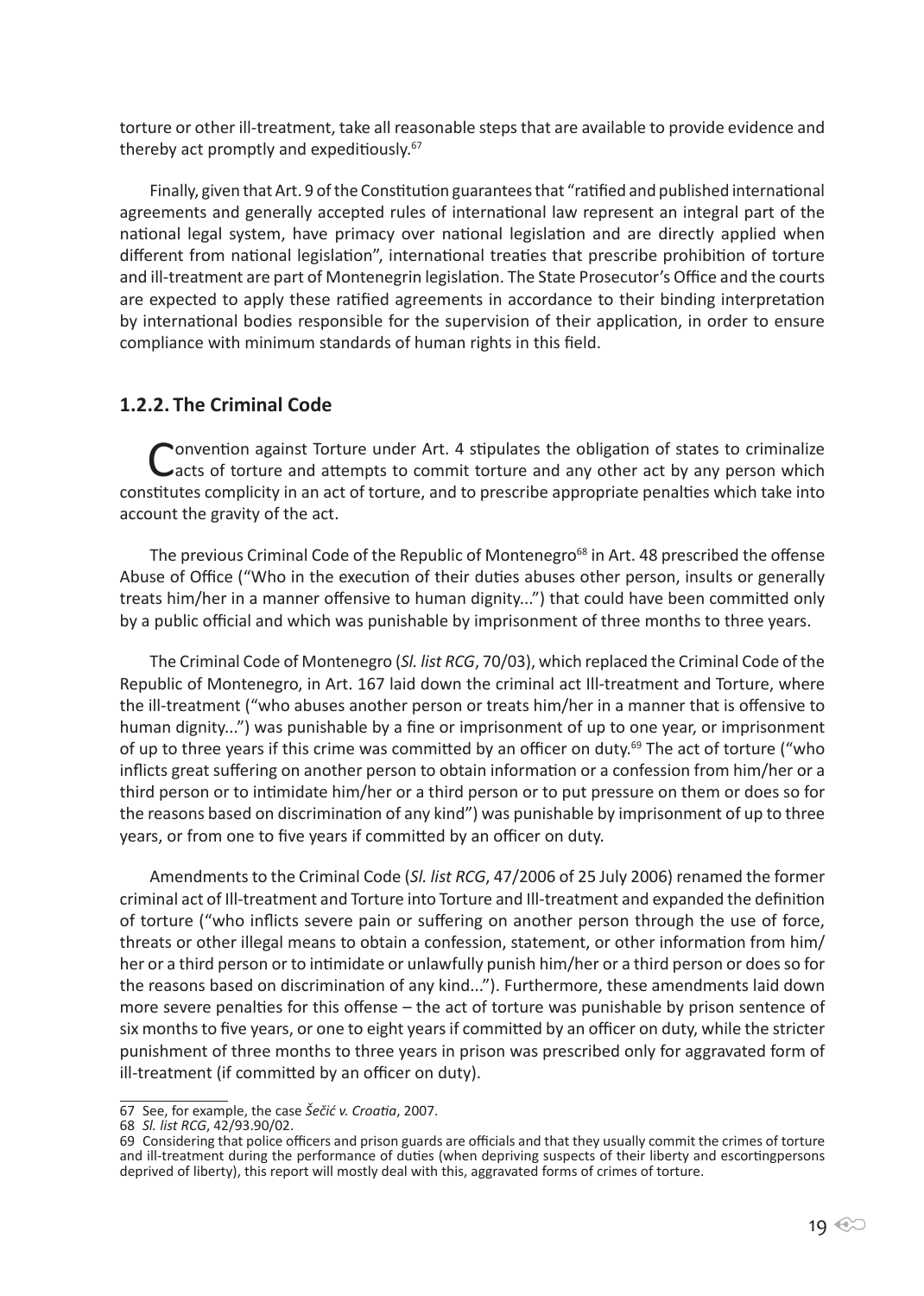torture or other ill-treatment, take all reasonable steps that are available to provide evidence and thereby act promptly and expeditiously.[67]

Finally, given that Art. 9 of the Constitution guarantees that "ratified and published international agreements and generally accepted rules of international law represent an integral part of the national legal system, have primacy over national legislation and are directly applied when different from national legislation", international treaties that prescribe prohibition of torture and ill-treatment are part of Montenegrin legislation. The State Prosecutor's Office and the courts are expected to apply these ratified agreements in accordance to their binding interpretation by international bodies responsible for the supervision of their application, in order to ensure compliance with minimum standards of human rights in this field.

### 1.2.2. The Criminal Code

Convention against Torture under Art. 4 stipulates the obligation of states to criminalize acts of torture and attempts to commit torture and any other act by any person which constitutes complicity in an act of torture, and to prescribe appropriate penalties which take into account the gravity of the act.

The previous Criminal Code of the Republic of Montenegro[68] in Art. 48 prescribed the offense Abuse of Office ("Who in the execution of their duties abuses other person, insults or generally treats him/her in a manner offensive to human dignity...") that could have been committed only by a public official and which was punishable by imprisonment of three months to three years.

The Criminal Code of Montenegro (*Sl. list RCG*, 70/03), which replaced the Criminal Code of the Republic of Montenegro, in Art. 167 laid down the criminal act Ill-treatment and Torture, where the ill-treatment ("who abuses another person or treats him/her in a manner that is offensive to human dignity...") was punishable by a fine or imprisonment of up to one year, or imprisonment of up to three years if this crime was committed by an officer on duty.[69] The act of torture ("who inflicts great suffering on another person to obtain information or a confession from him/her or a third person or to intimidate him/her or a third person or to put pressure on them or does so for the reasons based on discrimination of any kind") was punishable by imprisonment of up to three years, or from one to five years if committed by an officer on duty.

Amendments to the Criminal Code (*Sl. list RCG*, 47/2006 of 25 July 2006) renamed the former criminal act of Ill-treatment and Torture into Torture and Ill-treatment and expanded the definition of torture ("who inflicts severe pain or suffering on another person through the use of force, threats or other illegal means to obtain a confession, statement, or other information from him/her or a third person or to intimidate or unlawfully punish him/her or a third person or does so for the reasons based on discrimination of any kind..."). Furthermore, these amendments laid down more severe penalties for this offense – the act of torture was punishable by prison sentence of six months to five years, or one to eight years if committed by an officer on duty, while the stricter punishment of three months to three years in prison was prescribed only for aggravated form of ill-treatment (if committed by an officer on duty).

---

67 See, for example, the case *Šečić v. Croatia*, 2007.

68 *Sl. list RCG*, 42/93.90/02.

69 Considering that police officers and prison guards are officials and that they usually commit the crimes of torture and ill-treatment during the performance of duties (when depriving suspects of their liberty and escortingpersons deprived of liberty), this report will mostly deal with this, aggravated forms of crimes of torture.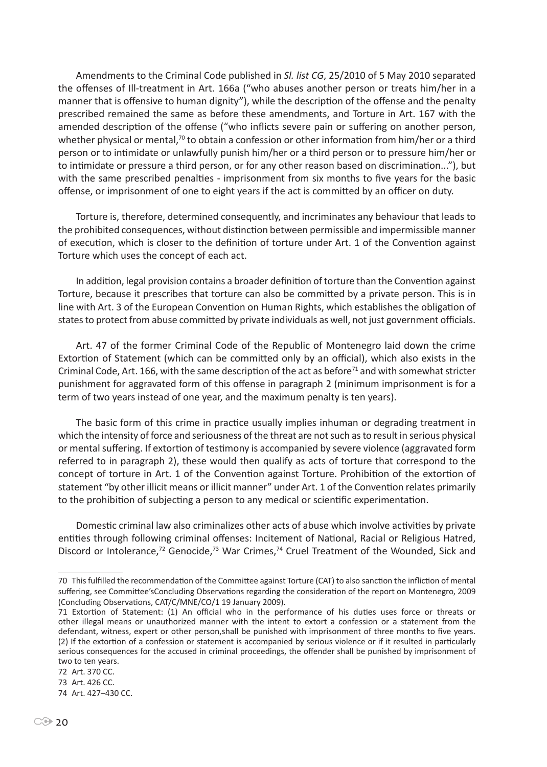Amendments to the Criminal Code published in *Sl. list CG*, 25/2010 of 5 May 2010 separated the offenses of Ill-treatment in Art. 166a ("who abuses another person or treats him/her in a manner that is offensive to human dignity"), while the description of the offense and the penalty prescribed remained the same as before these amendments, and Torture in Art. 167 with the amended description of the offense ("who inflicts severe pain or suffering on another person, whether physical or mental,[70] to obtain a confession or other information from him/her or a third person or to intimidate or unlawfully punish him/her or a third person or to pressure him/her or to intimidate or pressure a third person, or for any other reason based on discrimination..."), but with the same prescribed penalties - imprisonment from six months to five years for the basic offense, or imprisonment of one to eight years if the act is committed by an officer on duty.

Torture is, therefore, determined consequently, and incriminates any behaviour that leads to the prohibited consequences, without distinction between permissible and impermissible manner of execution, which is closer to the definition of torture under Art. 1 of the Convention against Torture which uses the concept of each act.

In addition, legal provision contains a broader definition of torture than the Convention against Torture, because it prescribes that torture can also be committed by a private person. This is in line with Art. 3 of the European Convention on Human Rights, which establishes the obligation of states to protect from abuse committed by private individuals as well, not just government officials.

Art. 47 of the former Criminal Code of the Republic of Montenegro laid down the crime Extortion of Statement (which can be committed only by an official), which also exists in the Criminal Code, Art. 166, with the same description of the act as before[71] and with somewhat stricter punishment for aggravated form of this offense in paragraph 2 (minimum imprisonment is for a term of two years instead of one year, and the maximum penalty is ten years).

The basic form of this crime in practice usually implies inhuman or degrading treatment in which the intensity of force and seriousness of the threat are not such as to result in serious physical or mental suffering. If extortion of testimony is accompanied by severe violence (aggravated form referred to in paragraph 2), these would then qualify as acts of torture that correspond to the concept of torture in Art. 1 of the Convention against Torture. Prohibition of the extortion of statement "by other illicit means or illicit manner" under Art. 1 of the Convention relates primarily to the prohibition of subjecting a person to any medical or scientific experimentation.

Domestic criminal law also criminalizes other acts of abuse which involve activities by private entities through following criminal offenses: Incitement of National, Racial or Religious Hatred, Discord or Intolerance,[72] Genocide,[73] War Crimes,[74] Cruel Treatment of the Wounded, Sick and

---

70 This fulfilled the recommendation of the Committee against Torture (CAT) to also sanction the infliction of mental suffering, see Committee'sConcluding Observations regarding the consideration of the report on Montenegro, 2009 (Concluding Observations, CAT/C/MNE/CO/1 19 January 2009).

71 Extortion of Statement: (1) An official who in the performance of his duties uses force or threats or other illegal means or unauthorized manner with the intent to extort a confession or a statement from the defendant, witness, expert or other person,shall be punished with imprisonment of three months to five years. (2) If the extortion of a confession or statement is accompanied by serious violence or if it resulted in particularly serious consequences for the accused in criminal proceedings, the offender shall be punished by imprisonment of two to ten years.

72 Art. 370 CC.

73 Art. 426 CC.

74 Art. 427–430 CC.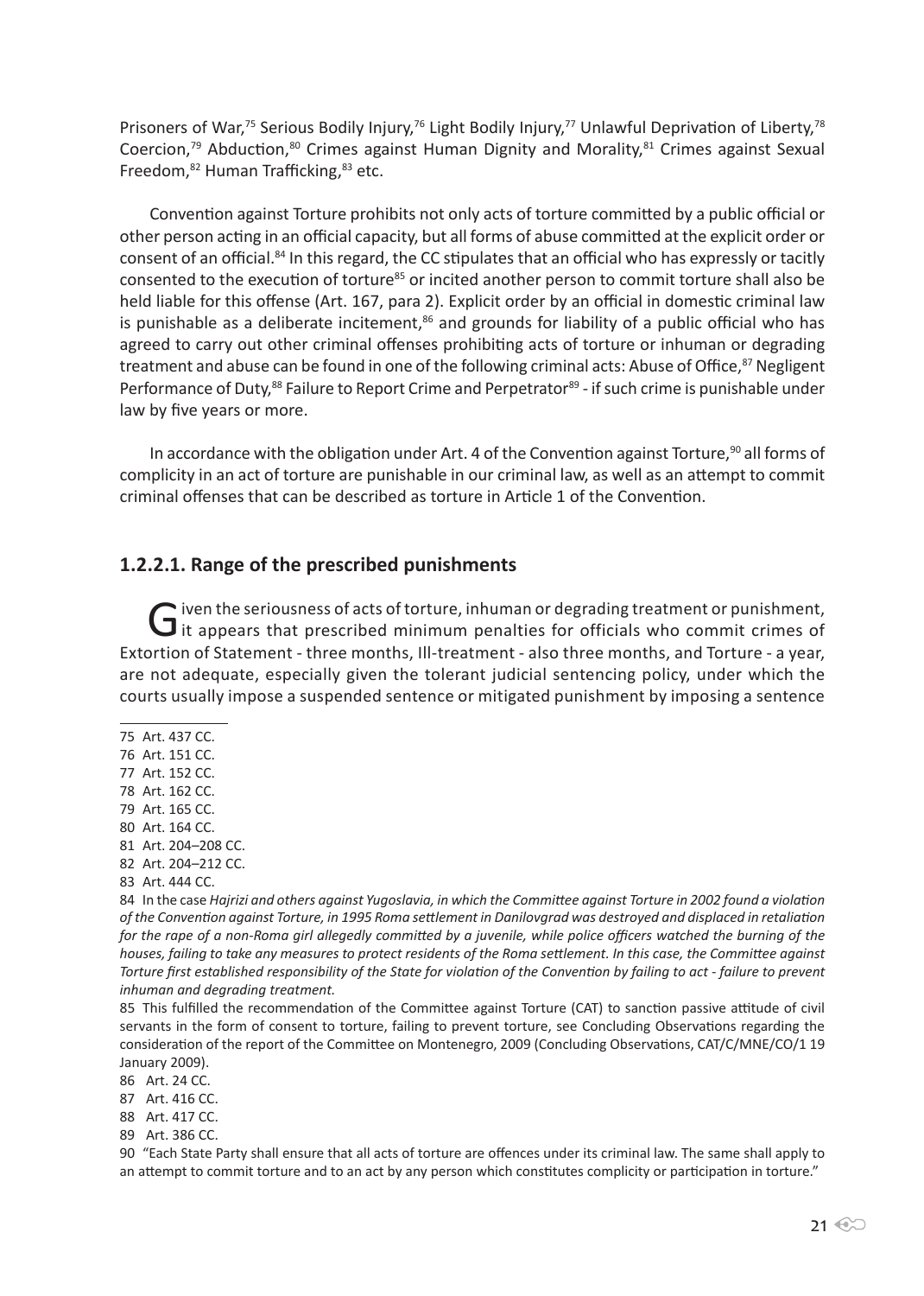Prisoners of War,[75] Serious Bodily Injury,[76] Light Bodily Injury,[77] Unlawful Deprivation of Liberty,[78] Coercion,[79] Abduction,[80] Crimes against Human Dignity and Morality,[81] Crimes against Sexual Freedom,[82] Human Trafficking,[83] etc.

Convention against Torture prohibits not only acts of torture committed by a public official or other person acting in an official capacity, but all forms of abuse committed at the explicit order or consent of an official.[84] In this regard, the CC stipulates that an official who has expressly or tacitly consented to the execution of torture[85] or incited another person to commit torture shall also be held liable for this offense (Art. 167, para 2). Explicit order by an official in domestic criminal law is punishable as a deliberate incitement,[86] and grounds for liability of a public official who has agreed to carry out other criminal offenses prohibiting acts of torture or inhuman or degrading treatment and abuse can be found in one of the following criminal acts: Abuse of Office,[87] Negligent Performance of Duty,[88] Failure to Report Crime and Perpetrator[89] - if such crime is punishable under law by five years or more.

In accordance with the obligation under Art. 4 of the Convention against Torture,[90] all forms of complicity in an act of torture are punishable in our criminal law, as well as an attempt to commit criminal offenses that can be described as torture in Article 1 of the Convention.

### 1.2.2.1. Range of the prescribed punishments

Given the seriousness of acts of torture, inhuman or degrading treatment or punishment, it appears that prescribed minimum penalties for officials who commit crimes of Extortion of Statement - three months, Ill-treatment - also three months, and Torture - a year, are not adequate, especially given the tolerant judicial sentencing policy, under which the courts usually impose a suspended sentence or mitigated punishment by imposing a sentence

---

75 Art. 437 CC.

76 Art. 151 CC.

77 Art. 152 CC.

78 Art. 162 CC.

79 Art. 165 CC.

80 Art. 164 CC.

81 Art. 204–208 CC.

82 Art. 204–212 CC.

83 Art. 444 CC.

84 In the case *Hajrizi and others against Yugoslavia, in which the Committee against Torture in 2002 found a violation of the Convention against Torture, in 1995 Roma settlement in Danilovgrad was destroyed and displaced in retaliation for the rape of a non-Roma girl allegedly committed by a juvenile, while police officers watched the burning of the houses, failing to take any measures to protect residents of the Roma settlement. In this case, the Committee against Torture first established responsibility of the State for violation of the Convention by failing to act - failure to prevent inhuman and degrading treatment.*

85 This fulfilled the recommendation of the Committee against Torture (CAT) to sanction passive attitude of civil servants in the form of consent to torture, failing to prevent torture, see Concluding Observations regarding the consideration of the report of the Committee on Montenegro, 2009 (Concluding Observations, CAT/C/MNE/CO/1 19 January 2009).

86 Art. 24 CC.

87 Art. 416 CC.

88 Art. 417 CC.

89 Art. 386 CC.

90 "Each State Party shall ensure that all acts of torture are offences under its criminal law. The same shall apply to an attempt to commit torture and to an act by any person which constitutes complicity or participation in torture."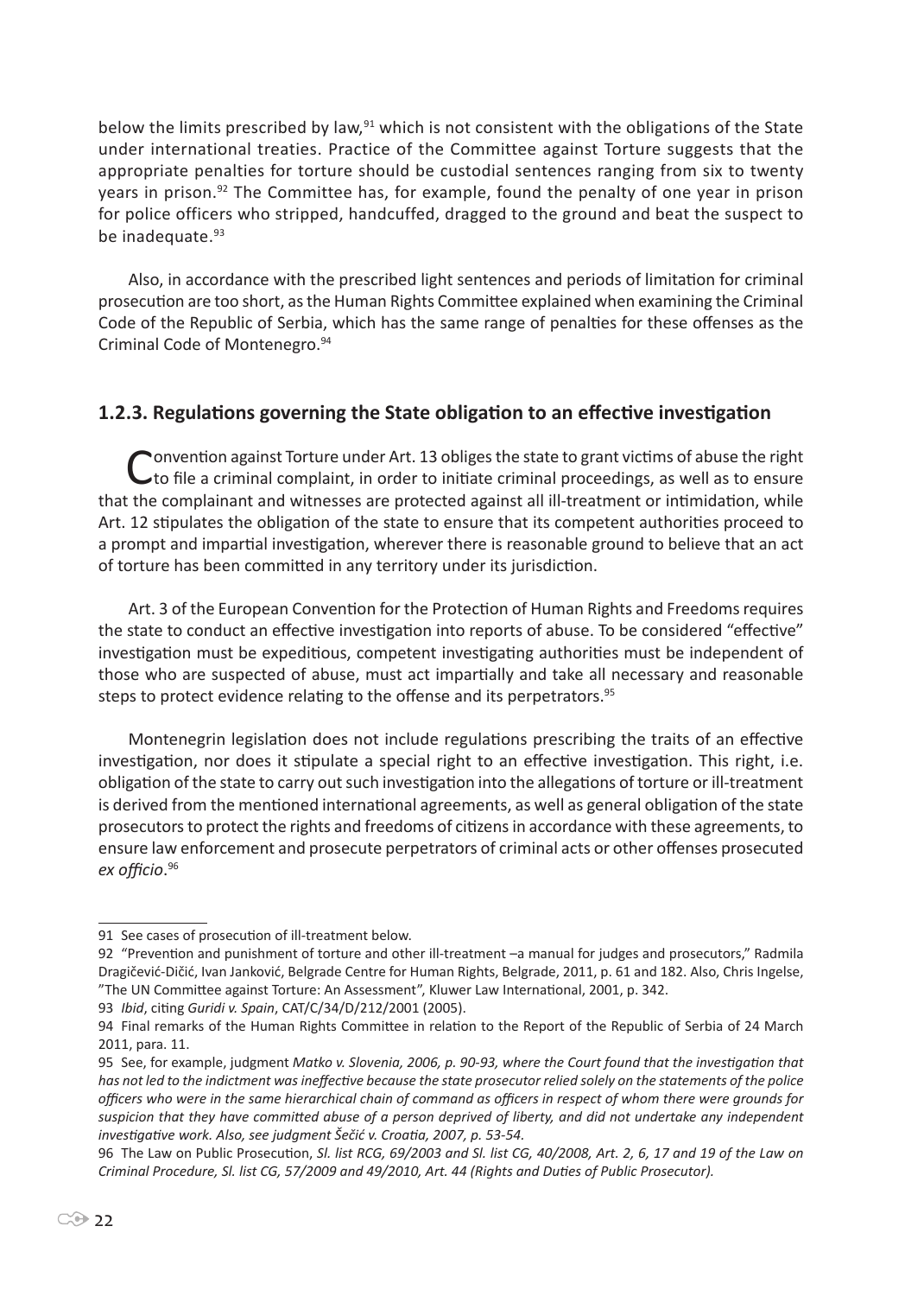below the limits prescribed by law,[91] which is not consistent with the obligations of the State under international treaties. Practice of the Committee against Torture suggests that the appropriate penalties for torture should be custodial sentences ranging from six to twenty years in prison.[92] The Committee has, for example, found the penalty of one year in prison for police officers who stripped, handcuffed, dragged to the ground and beat the suspect to be inadequate.[93]

Also, in accordance with the prescribed light sentences and periods of limitation for criminal prosecution are too short, as the Human Rights Committee explained when examining the Criminal Code of the Republic of Serbia, which has the same range of penalties for these offenses as the Criminal Code of Montenegro.[94]

### 1.2.3. Regulations governing the State obligation to an effective investigation

Convention against Torture under Art. 13 obliges the state to grant victims of abuse the right to file a criminal complaint, in order to initiate criminal proceedings, as well as to ensure that the complainant and witnesses are protected against all ill-treatment or intimidation, while Art. 12 stipulates the obligation of the state to ensure that its competent authorities proceed to a prompt and impartial investigation, wherever there is reasonable ground to believe that an act of torture has been committed in any territory under its jurisdiction.

Art. 3 of the European Convention for the Protection of Human Rights and Freedoms requires the state to conduct an effective investigation into reports of abuse. To be considered "effective" investigation must be expeditious, competent investigating authorities must be independent of those who are suspected of abuse, must act impartially and take all necessary and reasonable steps to protect evidence relating to the offense and its perpetrators.[95]

Montenegrin legislation does not include regulations prescribing the traits of an effective investigation, nor does it stipulate a special right to an effective investigation. This right, i.e. obligation of the state to carry out such investigation into the allegations of torture or ill-treatment is derived from the mentioned international agreements, as well as general obligation of the state prosecutors to protect the rights and freedoms of citizens in accordance with these agreements, to ensure law enforcement and prosecute perpetrators of criminal acts or other offenses prosecuted *ex officio*.[96]

---

91 See cases of prosecution of ill-treatment below.

92 "Prevention and punishment of torture and other ill-treatment –a manual for judges and prosecutors," Radmila Dragičević-Dičić, Ivan Janković, Belgrade Centre for Human Rights, Belgrade, 2011, p. 61 and 182. Also, Chris Ingelse, "The UN Committee against Torture: An Assessment", Kluwer Law International, 2001, p. 342.

93 *Ibid*, citing *Guridi v. Spain*, CAT/C/34/D/212/2001 (2005).

94 Final remarks of the Human Rights Committee in relation to the Report of the Republic of Serbia of 24 March 2011, para. 11.

95 See, for example, judgment *Matko v. Slovenia, 2006, p. 90-93, where the Court found that the investigation that has not led to the indictment was ineffective because the state prosecutor relied solely on the statements of the police officers who were in the same hierarchical chain of command as officers in respect of whom there were grounds for suspicion that they have committed abuse of a person deprived of liberty, and did not undertake any independent investigative work. Also, see judgment Šečić v. Croatia, 2007, p. 53-54.*

96 The Law on Public Prosecution, *Sl. list RCG, 69/2003 and Sl. list CG, 40/2008, Art. 2, 6, 17 and 19 of the Law on Criminal Procedure, Sl. list CG, 57/2009 and 49/2010, Art. 44 (Rights and Duties of Public Prosecutor).*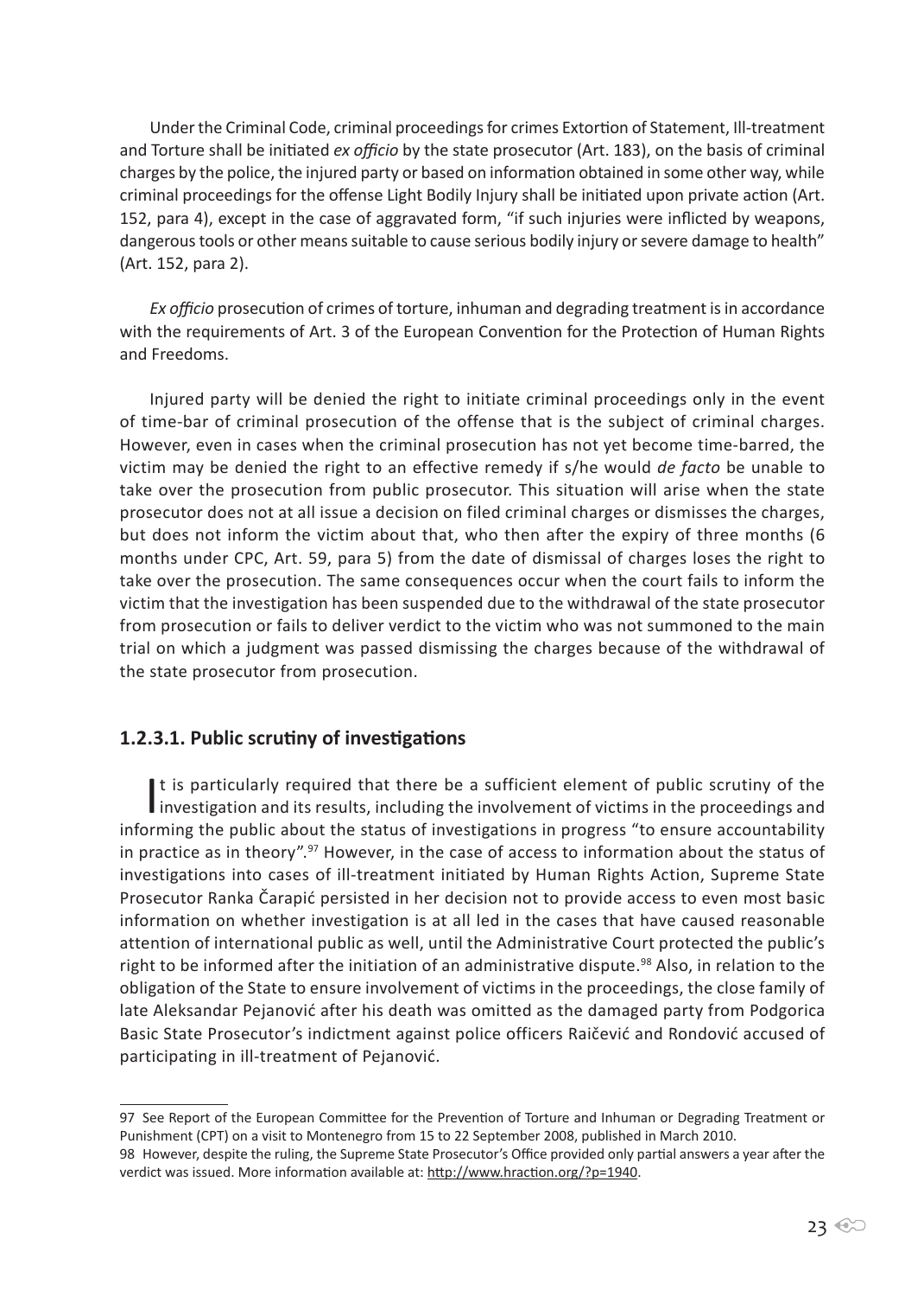Under the Criminal Code, criminal proceedings for crimes Extortion of Statement, Ill-treatment and Torture shall be initiated *ex officio* by the state prosecutor (Art. 183), on the basis of criminal charges by the police, the injured party or based on information obtained in some other way, while criminal proceedings for the offense Light Bodily Injury shall be initiated upon private action (Art. 152, para 4), except in the case of aggravated form, "if such injuries were inflicted by weapons, dangerous tools or other means suitable to cause serious bodily injury or severe damage to health" (Art. 152, para 2).

*Ex officio* prosecution of crimes of torture, inhuman and degrading treatment is in accordance with the requirements of Art. 3 of the European Convention for the Protection of Human Rights and Freedoms.

Injured party will be denied the right to initiate criminal proceedings only in the event of time-bar of criminal prosecution of the offense that is the subject of criminal charges. However, even in cases when the criminal prosecution has not yet become time-barred, the victim may be denied the right to an effective remedy if s/he would *de facto* be unable to take over the prosecution from public prosecutor. This situation will arise when the state prosecutor does not at all issue a decision on filed criminal charges or dismisses the charges, but does not inform the victim about that, who then after the expiry of three months (6 months under CPC, Art. 59, para 5) from the date of dismissal of charges loses the right to take over the prosecution. The same consequences occur when the court fails to inform the victim that the investigation has been suspended due to the withdrawal of the state prosecutor from prosecution or fails to deliver verdict to the victim who was not summoned to the main trial on which a judgment was passed dismissing the charges because of the withdrawal of the state prosecutor from prosecution.

### 1.2.3.1. Public scrutiny of investigations

It is particularly required that there be a sufficient element of public scrutiny of the investigation and its results, including the involvement of victims in the proceedings and informing the public about the status of investigations in progress "to ensure accountability in practice as in theory".[97] However, in the case of access to information about the status of investigations into cases of ill-treatment initiated by Human Rights Action, Supreme State Prosecutor Ranka Čarapić persisted in her decision not to provide access to even most basic information on whether investigation is at all led in the cases that have caused reasonable attention of international public as well, until the Administrative Court protected the public's right to be informed after the initiation of an administrative dispute.[98] Also, in relation to the obligation of the State to ensure involvement of victims in the proceedings, the close family of late Aleksandar Pejanović after his death was omitted as the damaged party from Podgorica Basic State Prosecutor's indictment against police officers Raičević and Rondović accused of participating in ill-treatment of Pejanović.

---

97 See Report of the European Committee for the Prevention of Torture and Inhuman or Degrading Treatment or Punishment (CPT) on a visit to Montenegro from 15 to 22 September 2008, published in March 2010.

98 However, despite the ruling, the Supreme State Prosecutor's Office provided only partial answers a year after the verdict was issued. More information available at: http://www.hraction.org/?p=1940.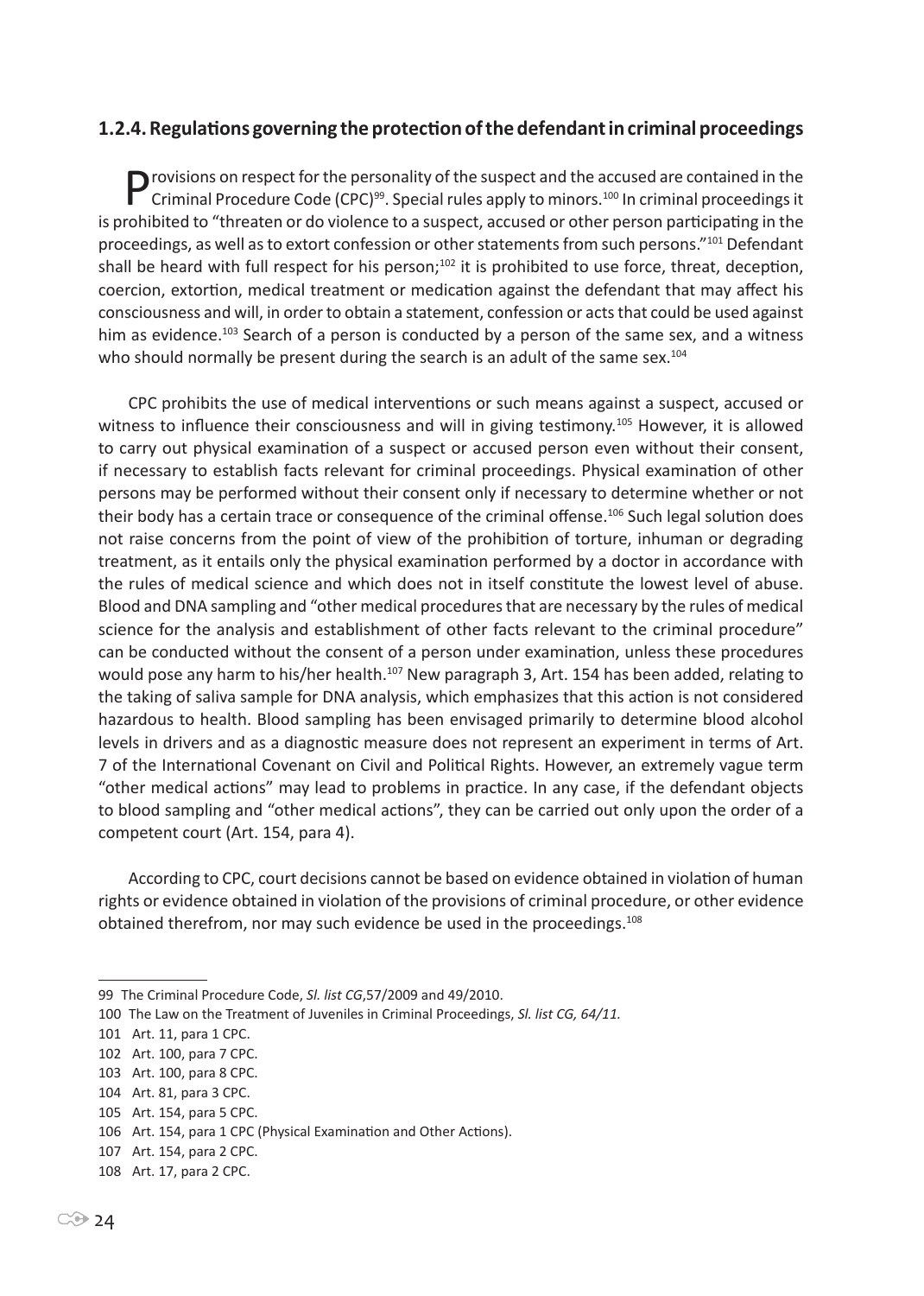### 1.2.4. Regulations governing the protection of the defendant in criminal proceedings

Provisions on respect for the personality of the suspect and the accused are contained in the Criminal Procedure Code (CPC)[99]. Special rules apply to minors.[100] In criminal proceedings it is prohibited to "threaten or do violence to a suspect, accused or other person participating in the proceedings, as well as to extort confession or other statements from such persons."[101] Defendant shall be heard with full respect for his person;[102] it is prohibited to use force, threat, deception, coercion, extortion, medical treatment or medication against the defendant that may affect his consciousness and will, in order to obtain a statement, confession or acts that could be used against him as evidence.[103] Search of a person is conducted by a person of the same sex, and a witness who should normally be present during the search is an adult of the same sex.[104]

CPC prohibits the use of medical interventions or such means against a suspect, accused or witness to influence their consciousness and will in giving testimony.[105] However, it is allowed to carry out physical examination of a suspect or accused person even without their consent, if necessary to establish facts relevant for criminal proceedings. Physical examination of other persons may be performed without their consent only if necessary to determine whether or not their body has a certain trace or consequence of the criminal offense.[106] Such legal solution does not raise concerns from the point of view of the prohibition of torture, inhuman or degrading treatment, as it entails only the physical examination performed by a doctor in accordance with the rules of medical science and which does not in itself constitute the lowest level of abuse. Blood and DNA sampling and "other medical procedures that are necessary by the rules of medical science for the analysis and establishment of other facts relevant to the criminal procedure" can be conducted without the consent of a person under examination, unless these procedures would pose any harm to his/her health.[107] New paragraph 3, Art. 154 has been added, relating to the taking of saliva sample for DNA analysis, which emphasizes that this action is not considered hazardous to health. Blood sampling has been envisaged primarily to determine blood alcohol levels in drivers and as a diagnostic measure does not represent an experiment in terms of Art. 7 of the International Covenant on Civil and Political Rights. However, an extremely vague term "other medical actions" may lead to problems in practice. In any case, if the defendant objects to blood sampling and "other medical actions", they can be carried out only upon the order of a competent court (Art. 154, para 4).

According to CPC, court decisions cannot be based on evidence obtained in violation of human rights or evidence obtained in violation of the provisions of criminal procedure, or other evidence obtained therefrom, nor may such evidence be used in the proceedings.[108]

---

99 The Criminal Procedure Code, *Sl. list CG*,57/2009 and 49/2010.

100 The Law on the Treatment of Juveniles in Criminal Proceedings, *Sl. list CG, 64/11.*

101 Art. 11, para 1 CPC.

102 Art. 100, para 7 CPC.

103 Art. 100, para 8 CPC.

104 Art. 81, para 3 CPC.

105 Art. 154, para 5 CPC.

106 Art. 154, para 1 CPC (Physical Examination and Other Actions).

107 Art. 154, para 2 CPC.

108 Art. 17, para 2 CPC.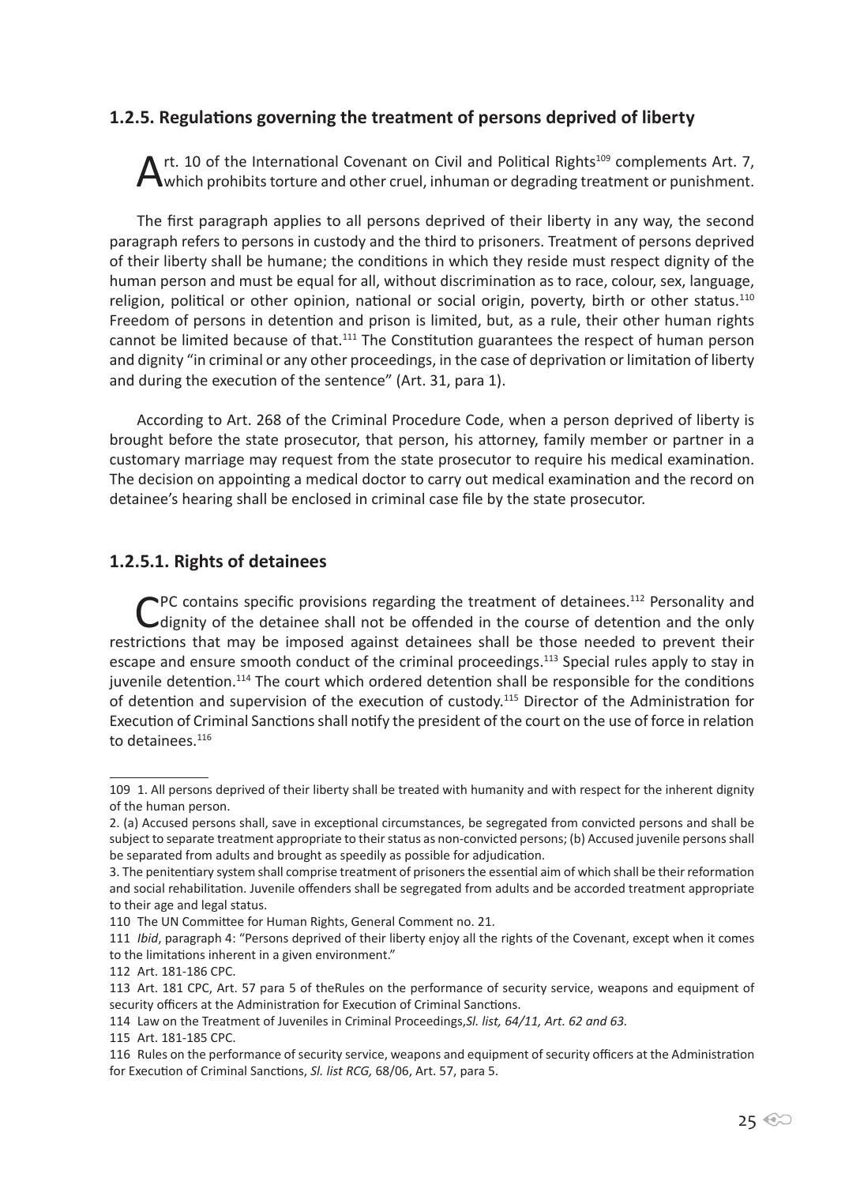### 1.2.5. Regulations governing the treatment of persons deprived of liberty

Art. 10 of the International Covenant on Civil and Political Rights[109] complements Art. 7, which prohibits torture and other cruel, inhuman or degrading treatment or punishment.

The first paragraph applies to all persons deprived of their liberty in any way, the second paragraph refers to persons in custody and the third to prisoners. Treatment of persons deprived of their liberty shall be humane; the conditions in which they reside must respect dignity of the human person and must be equal for all, without discrimination as to race, colour, sex, language, religion, political or other opinion, national or social origin, poverty, birth or other status.[110] Freedom of persons in detention and prison is limited, but, as a rule, their other human rights cannot be limited because of that.[111] The Constitution guarantees the respect of human person and dignity "in criminal or any other proceedings, in the case of deprivation or limitation of liberty and during the execution of the sentence" (Art. 31, para 1).

According to Art. 268 of the Criminal Procedure Code, when a person deprived of liberty is brought before the state prosecutor, that person, his attorney, family member or partner in a customary marriage may request from the state prosecutor to require his medical examination. The decision on appointing a medical doctor to carry out medical examination and the record on detainee's hearing shall be enclosed in criminal case file by the state prosecutor.

#### 1.2.5.1. Rights of detainees

CPC contains specific provisions regarding the treatment of detainees.[112] Personality and dignity of the detainee shall not be offended in the course of detention and the only restrictions that may be imposed against detainees shall be those needed to prevent their escape and ensure smooth conduct of the criminal proceedings.[113] Special rules apply to stay in juvenile detention.[114] The court which ordered detention shall be responsible for the conditions of detention and supervision of the execution of custody.[115] Director of the Administration for Execution of Criminal Sanctions shall notify the president of the court on the use of force in relation to detainees.[116]

---

109 1. All persons deprived of their liberty shall be treated with humanity and with respect for the inherent dignity of the human person.

2. (a) Accused persons shall, save in exceptional circumstances, be segregated from convicted persons and shall be subject to separate treatment appropriate to their status as non-convicted persons; (b) Accused juvenile persons shall be separated from adults and brought as speedily as possible for adjudication.

3. The penitentiary system shall comprise treatment of prisoners the essential aim of which shall be their reformation and social rehabilitation. Juvenile offenders shall be segregated from adults and be accorded treatment appropriate to their age and legal status.

110 The UN Committee for Human Rights, General Comment no. 21.

111 *Ibid*, paragraph 4: "Persons deprived of their liberty enjoy all the rights of the Covenant, except when it comes to the limitations inherent in a given environment."

112 Art. 181-186 CPC.

113 Art. 181 CPC, Art. 57 para 5 of theRules on the performance of security service, weapons and equipment of security officers at the Administration for Execution of Criminal Sanctions.

114 Law on the Treatment of Juveniles in Criminal Proceedings,*Sl. list, 64/11, Art. 62 and 63.*

115 Art. 181-185 CPC.

116 Rules on the performance of security service, weapons and equipment of security officers at the Administration for Execution of Criminal Sanctions, *Sl. list RCG,* 68/06, Art. 57, para 5.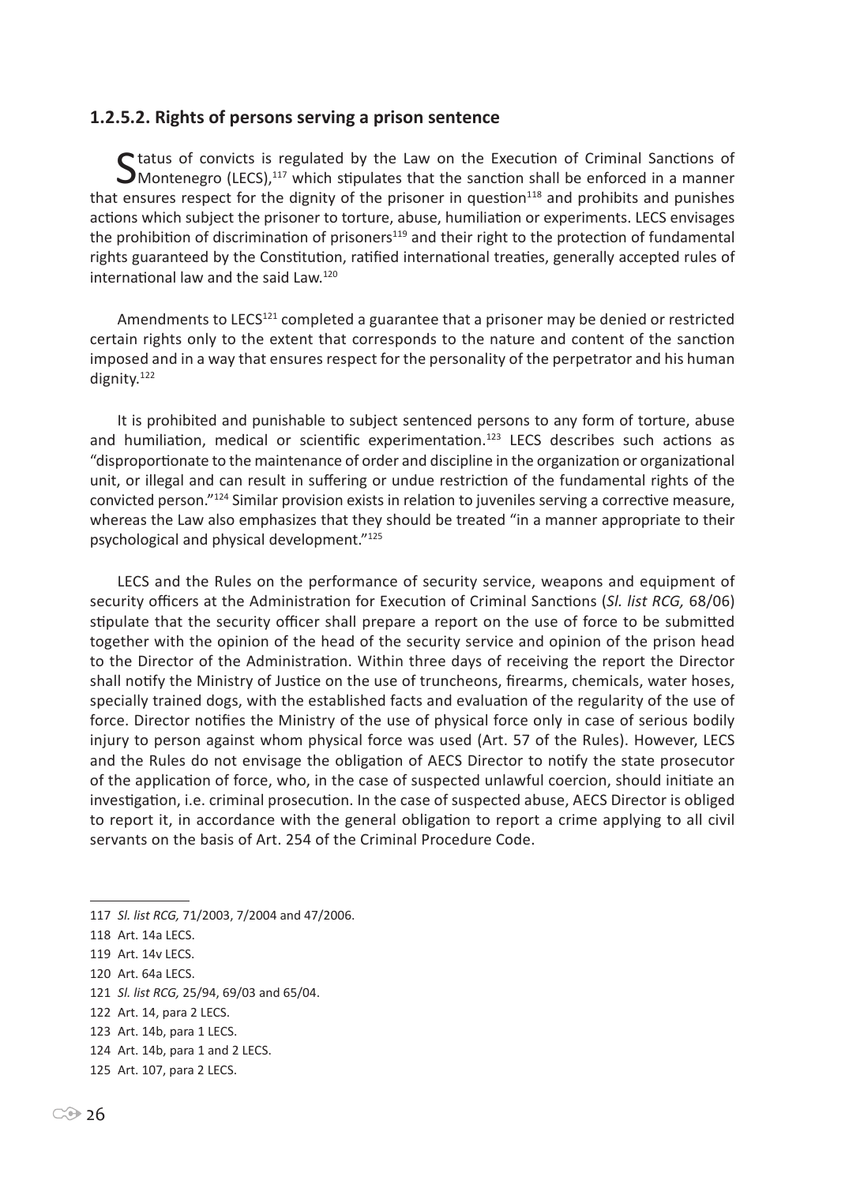#### 1.2.5.2. Rights of persons serving a prison sentence

Status of convicts is regulated by the Law on the Execution of Criminal Sanctions of Montenegro (LECS),[117] which stipulates that the sanction shall be enforced in a manner that ensures respect for the dignity of the prisoner in question[118] and prohibits and punishes actions which subject the prisoner to torture, abuse, humiliation or experiments. LECS envisages the prohibition of discrimination of prisoners[119] and their right to the protection of fundamental rights guaranteed by the Constitution, ratified international treaties, generally accepted rules of international law and the said Law.[120]

Amendments to LECS[121] completed a guarantee that a prisoner may be denied or restricted certain rights only to the extent that corresponds to the nature and content of the sanction imposed and in a way that ensures respect for the personality of the perpetrator and his human dignity.[122]

It is prohibited and punishable to subject sentenced persons to any form of torture, abuse and humiliation, medical or scientific experimentation.[123] LECS describes such actions as "disproportionate to the maintenance of order and discipline in the organization or organizational unit, or illegal and can result in suffering or undue restriction of the fundamental rights of the convicted person."[124] Similar provision exists in relation to juveniles serving a corrective measure, whereas the Law also emphasizes that they should be treated "in a manner appropriate to their psychological and physical development."[125]

LECS and the Rules on the performance of security service, weapons and equipment of security officers at the Administration for Execution of Criminal Sanctions (*Sl. list RCG,* 68/06) stipulate that the security officer shall prepare a report on the use of force to be submitted together with the opinion of the head of the security service and opinion of the prison head to the Director of the Administration. Within three days of receiving the report the Director shall notify the Ministry of Justice on the use of truncheons, firearms, chemicals, water hoses, specially trained dogs, with the established facts and evaluation of the regularity of the use of force. Director notifies the Ministry of the use of physical force only in case of serious bodily injury to person against whom physical force was used (Art. 57 of the Rules). However, LECS and the Rules do not envisage the obligation of AECS Director to notify the state prosecutor of the application of force, who, in the case of suspected unlawful coercion, should initiate an investigation, i.e. criminal prosecution. In the case of suspected abuse, AECS Director is obliged to report it, in accordance with the general obligation to report a crime applying to all civil servants on the basis of Art. 254 of the Criminal Procedure Code.

---

117 *Sl. list RCG,* 71/2003, 7/2004 and 47/2006.

118 Art. 14a LECS.

119 Art. 14v LECS.

120 Art. 64a LECS.

121 *Sl. list RCG,* 25/94, 69/03 and 65/04.

122 Art. 14, para 2 LECS.

123 Art. 14b, para 1 LECS.

124 Art. 14b, para 1 and 2 LECS.

125 Art. 107, para 2 LECS.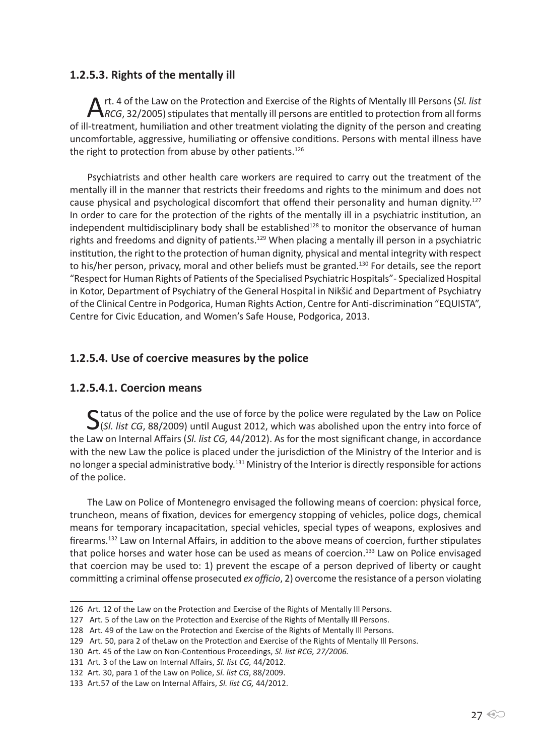### 1.2.5.3. Rights of the mentally ill

Art. 4 of the Law on the Protection and Exercise of the Rights of Mentally Ill Persons (*Sl. list RCG*, 32/2005) stipulates that mentally ill persons are entitled to protection from all forms of ill-treatment, humiliation and other treatment violating the dignity of the person and creating uncomfortable, aggressive, humiliating or offensive conditions. Persons with mental illness have the right to protection from abuse by other patients.[126]

Psychiatrists and other health care workers are required to carry out the treatment of the mentally ill in the manner that restricts their freedoms and rights to the minimum and does not cause physical and psychological discomfort that offend their personality and human dignity.[127] In order to care for the protection of the rights of the mentally ill in a psychiatric institution, an independent multidisciplinary body shall be established[128] to monitor the observance of human rights and freedoms and dignity of patients.[129] When placing a mentally ill person in a psychiatric institution, the right to the protection of human dignity, physical and mental integrity with respect to his/her person, privacy, moral and other beliefs must be granted.[130] For details, see the report "Respect for Human Rights of Patients of the Specialised Psychiatric Hospitals"- Specialized Hospital in Kotor, Department of Psychiatry of the General Hospital in Nikšić and Department of Psychiatry of the Clinical Centre in Podgorica, Human Rights Action, Centre for Anti-discrimination "EQUISTA", Centre for Civic Education, and Women's Safe House, Podgorica, 2013.

### 1.2.5.4. Use of coercive measures by the police

#### 1.2.5.4.1. Coercion means

Status of the police and the use of force by the police were regulated by the Law on Police (*Sl. list CG*, 88/2009) until August 2012, which was abolished upon the entry into force of the Law on Internal Affairs (*Sl. list CG,* 44/2012). As for the most significant change, in accordance with the new Law the police is placed under the jurisdiction of the Ministry of the Interior and is no longer a special administrative body.[131] Ministry of the Interior is directly responsible for actions of the police.

The Law on Police of Montenegro envisaged the following means of coercion: physical force, truncheon, means of fixation, devices for emergency stopping of vehicles, police dogs, chemical means for temporary incapacitation, special vehicles, special types of weapons, explosives and firearms.[132] Law on Internal Affairs, in addition to the above means of coercion, further stipulates that police horses and water hose can be used as means of coercion.[133] Law on Police envisaged that coercion may be used to: 1) prevent the escape of a person deprived of liberty or caught committing a criminal offense prosecuted *ex officio*, 2) overcome the resistance of a person violating

---

126 Art. 12 of the Law on the Protection and Exercise of the Rights of Mentally Ill Persons.

127 Art. 5 of the Law on the Protection and Exercise of the Rights of Mentally Ill Persons.

128 Art. 49 of the Law on the Protection and Exercise of the Rights of Mentally Ill Persons.

129 Art. 50, para 2 of theLaw on the Protection and Exercise of the Rights of Mentally Ill Persons.

130 Art. 45 of the Law on Non-Contentious Proceedings, *Sl. list RCG, 27/2006.*

131 Art. 3 of the Law on Internal Affairs, *Sl. list CG,* 44/2012.

132 Art. 30, para 1 of the Law on Police, *Sl. list CG*, 88/2009.

133 Art.57 of the Law on Internal Affairs, *Sl. list CG,* 44/2012.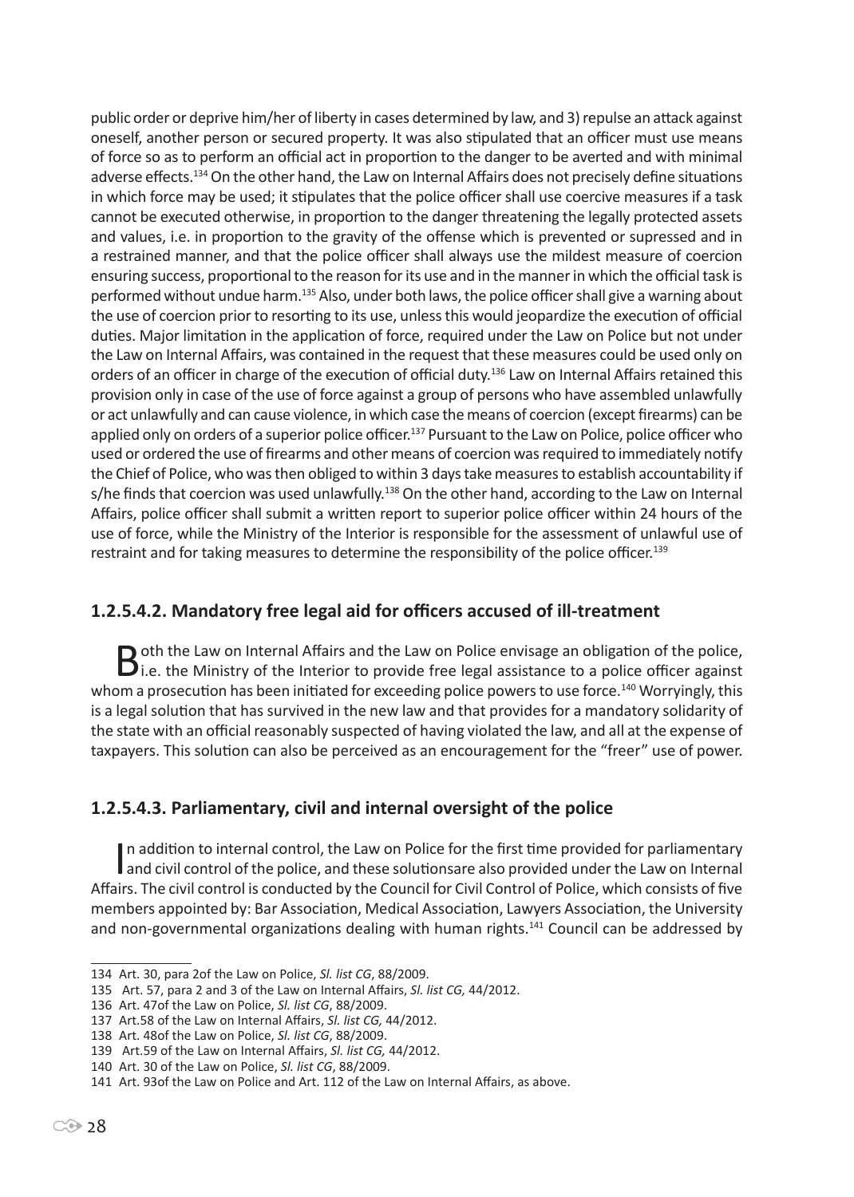public order or deprive him/her of liberty in cases determined by law, and 3) repulse an attack against oneself, another person or secured property. It was also stipulated that an officer must use means of force so as to perform an official act in proportion to the danger to be averted and with minimal adverse effects.[134] On the other hand, the Law on Internal Affairs does not precisely define situations in which force may be used; it stipulates that the police officer shall use coercive measures if a task cannot be executed otherwise, in proportion to the danger threatening the legally protected assets and values, i.e. in proportion to the gravity of the offense which is prevented or supressed and in a restrained manner, and that the police officer shall always use the mildest measure of coercion ensuring success, proportional to the reason for its use and in the manner in which the official task is performed without undue harm.[135] Also, under both laws, the police officer shall give a warning about the use of coercion prior to resorting to its use, unless this would jeopardize the execution of official duties. Major limitation in the application of force, required under the Law on Police but not under the Law on Internal Affairs, was contained in the request that these measures could be used only on orders of an officer in charge of the execution of official duty.[136] Law on Internal Affairs retained this provision only in case of the use of force against a group of persons who have assembled unlawfully or act unlawfully and can cause violence, in which case the means of coercion (except firearms) can be applied only on orders of a superior police officer.[137] Pursuant to the Law on Police, police officer who used or ordered the use of firearms and other means of coercion was required to immediately notify the Chief of Police, who was then obliged to within 3 days take measures to establish accountability if s/he finds that coercion was used unlawfully.[138] On the other hand, according to the Law on Internal Affairs, police officer shall submit a written report to superior police officer within 24 hours of the use of force, while the Ministry of the Interior is responsible for the assessment of unlawful use of restraint and for taking measures to determine the responsibility of the police officer.[139]

### 1.2.5.4.2. Mandatory free legal aid for officers accused of ill-treatment

Both the Law on Internal Affairs and the Law on Police envisage an obligation of the police, i.e. the Ministry of the Interior to provide free legal assistance to a police officer against whom a prosecution has been initiated for exceeding police powers to use force.[140] Worryingly, this is a legal solution that has survived in the new law and that provides for a mandatory solidarity of the state with an official reasonably suspected of having violated the law, and all at the expense of taxpayers. This solution can also be perceived as an encouragement for the "freer" use of power.

### 1.2.5.4.3. Parliamentary, civil and internal oversight of the police

In addition to internal control, the Law on Police for the first time provided for parliamentary and civil control of the police, and these solutionsare also provided under the Law on Internal Affairs. The civil control is conducted by the Council for Civil Control of Police, which consists of five members appointed by: Bar Association, Medical Association, Lawyers Association, the University and non-governmental organizations dealing with human rights.[141] Council can be addressed by

---

134 Art. 30, para 2of the Law on Police, *Sl. list CG*, 88/2009.

135 Art. 57, para 2 and 3 of the Law on Internal Affairs, *Sl. list CG,* 44/2012.

136 Art. 47of the Law on Police, *Sl. list CG*, 88/2009.

137 Art.58 of the Law on Internal Affairs, *Sl. list CG,* 44/2012.

138 Art. 48of the Law on Police, *Sl. list CG*, 88/2009.

139 Art.59 of the Law on Internal Affairs, *Sl. list CG,* 44/2012.

140 Art. 30 of the Law on Police, *Sl. list CG*, 88/2009.

141 Art. 93of the Law on Police and Art. 112 of the Law on Internal Affairs, as above.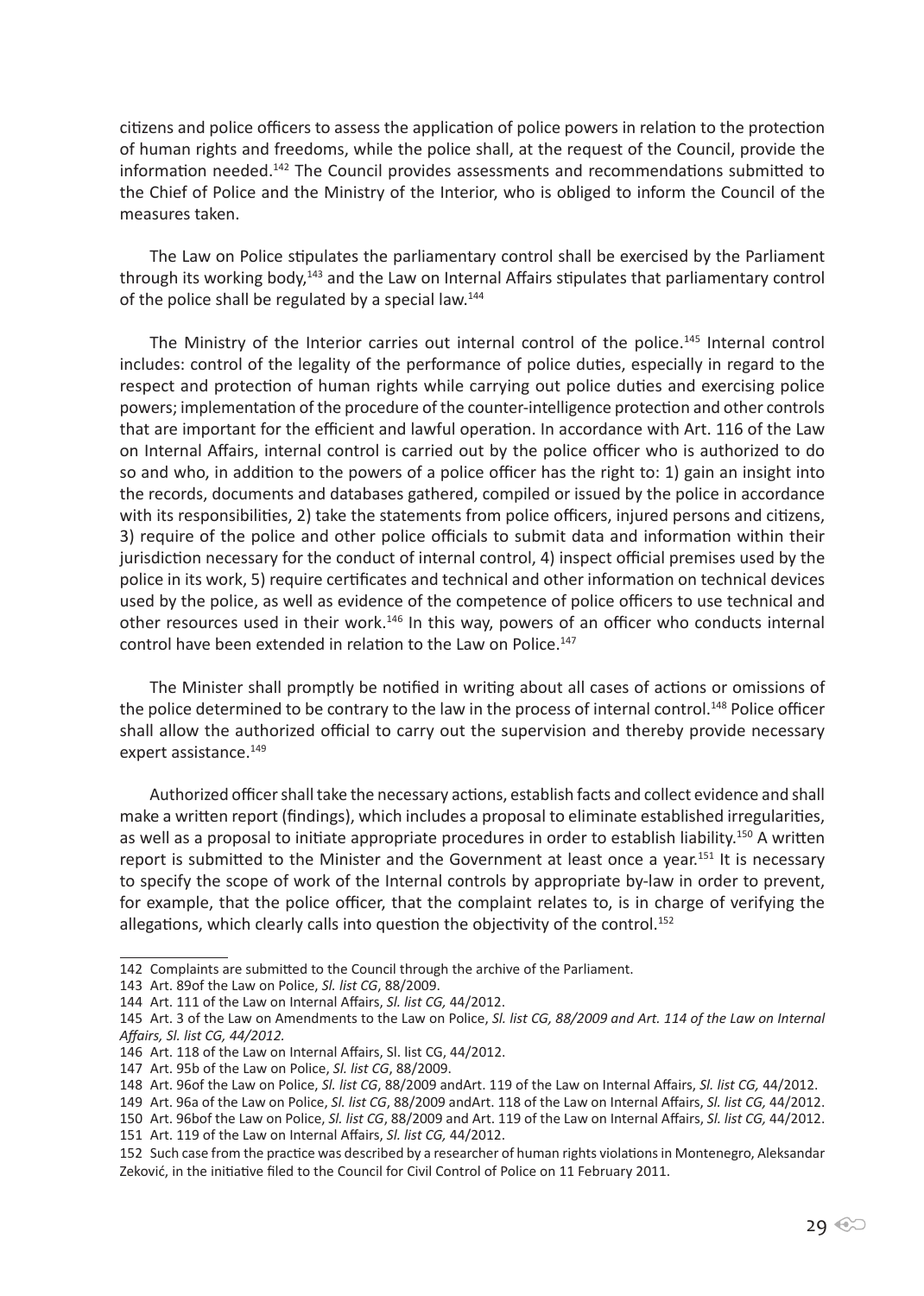citizens and police officers to assess the application of police powers in relation to the protection of human rights and freedoms, while the police shall, at the request of the Council, provide the information needed.[142] The Council provides assessments and recommendations submitted to the Chief of Police and the Ministry of the Interior, who is obliged to inform the Council of the measures taken.

The Law on Police stipulates the parliamentary control shall be exercised by the Parliament through its working body,[143] and the Law on Internal Affairs stipulates that parliamentary control of the police shall be regulated by a special law.[144]

The Ministry of the Interior carries out internal control of the police.[145] Internal control includes: control of the legality of the performance of police duties, especially in regard to the respect and protection of human rights while carrying out police duties and exercising police powers; implementation of the procedure of the counter-intelligence protection and other controls that are important for the efficient and lawful operation. In accordance with Art. 116 of the Law on Internal Affairs, internal control is carried out by the police officer who is authorized to do so and who, in addition to the powers of a police officer has the right to: 1) gain an insight into the records, documents and databases gathered, compiled or issued by the police in accordance with its responsibilities, 2) take the statements from police officers, injured persons and citizens, 3) require of the police and other police officials to submit data and information within their jurisdiction necessary for the conduct of internal control, 4) inspect official premises used by the police in its work, 5) require certificates and technical and other information on technical devices used by the police, as well as evidence of the competence of police officers to use technical and other resources used in their work.[146] In this way, powers of an officer who conducts internal control have been extended in relation to the Law on Police.[147]

The Minister shall promptly be notified in writing about all cases of actions or omissions of the police determined to be contrary to the law in the process of internal control.[148] Police officer shall allow the authorized official to carry out the supervision and thereby provide necessary expert assistance.[149]

Authorized officer shall take the necessary actions, establish facts and collect evidence and shall make a written report (findings), which includes a proposal to eliminate established irregularities, as well as a proposal to initiate appropriate procedures in order to establish liability.[150] A written report is submitted to the Minister and the Government at least once a year.[151] It is necessary to specify the scope of work of the Internal controls by appropriate by-law in order to prevent, for example, that the police officer, that the complaint relates to, is in charge of verifying the allegations, which clearly calls into question the objectivity of the control.[152]

---

142 Complaints are submitted to the Council through the archive of the Parliament.

143 Art. 89of the Law on Police, *Sl. list CG*, 88/2009.

144 Art. 111 of the Law on Internal Affairs, *Sl. list CG,* 44/2012.

145 Art. 3 of the Law on Amendments to the Law on Police, *Sl. list CG, 88/2009 and Art. 114 of the Law on Internal Affairs, Sl. list CG, 44/2012.*

146 Art. 118 of the Law on Internal Affairs, Sl. list CG, 44/2012.

147 Art. 95b of the Law on Police, *Sl. list CG*, 88/2009.

148 Art. 96of the Law on Police, *Sl. list CG*, 88/2009 andArt. 119 of the Law on Internal Affairs, *Sl. list CG,* 44/2012.

149 Art. 96a of the Law on Police, *Sl. list CG*, 88/2009 andArt. 118 of the Law on Internal Affairs, *Sl. list CG,* 44/2012.

150 Art. 96bof the Law on Police, *Sl. list CG*, 88/2009 and Art. 119 of the Law on Internal Affairs, *Sl. list CG,* 44/2012.

151 Art. 119 of the Law on Internal Affairs, *Sl. list CG,* 44/2012.

152 Such case from the practice was described by a researcher of human rights violations in Montenegro, Aleksandar Zeković, in the initiative filed to the Council for Civil Control of Police on 11 February 2011.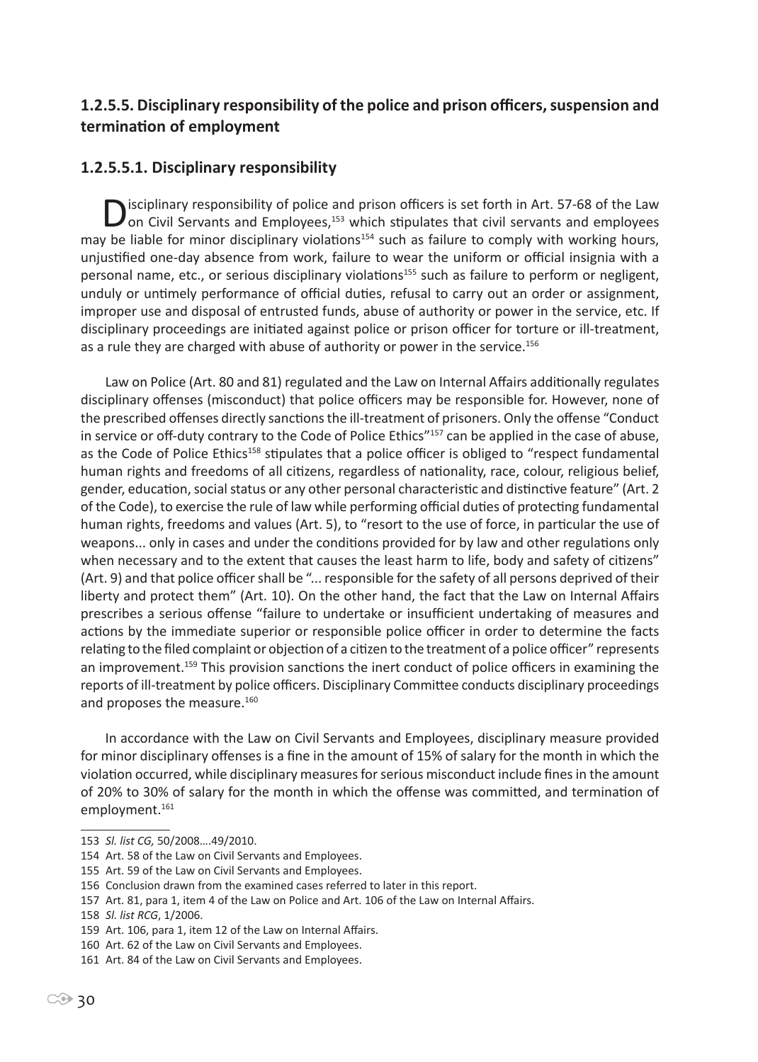### 1.2.5.5. Disciplinary responsibility of the police and prison officers, suspension and termination of employment

#### 1.2.5.5.1. Disciplinary responsibility

Disciplinary responsibility of police and prison officers is set forth in Art. 57-68 of the Law on Civil Servants and Employees,[153] which stipulates that civil servants and employees may be liable for minor disciplinary violations[154] such as failure to comply with working hours, unjustified one-day absence from work, failure to wear the uniform or official insignia with a personal name, etc., or serious disciplinary violations[155] such as failure to perform or negligent, unduly or untimely performance of official duties, refusal to carry out an order or assignment, improper use and disposal of entrusted funds, abuse of authority or power in the service, etc. If disciplinary proceedings are initiated against police or prison officer for torture or ill-treatment, as a rule they are charged with abuse of authority or power in the service.[156]

Law on Police (Art. 80 and 81) regulated and the Law on Internal Affairs additionally regulates disciplinary offenses (misconduct) that police officers may be responsible for. However, none of the prescribed offenses directly sanctions the ill-treatment of prisoners. Only the offense "Conduct in service or off-duty contrary to the Code of Police Ethics"[157] can be applied in the case of abuse, as the Code of Police Ethics[158] stipulates that a police officer is obliged to "respect fundamental human rights and freedoms of all citizens, regardless of nationality, race, colour, religious belief, gender, education, social status or any other personal characteristic and distinctive feature" (Art. 2 of the Code), to exercise the rule of law while performing official duties of protecting fundamental human rights, freedoms and values (Art. 5), to "resort to the use of force, in particular the use of weapons... only in cases and under the conditions provided for by law and other regulations only when necessary and to the extent that causes the least harm to life, body and safety of citizens" (Art. 9) and that police officer shall be "... responsible for the safety of all persons deprived of their liberty and protect them" (Art. 10). On the other hand, the fact that the Law on Internal Affairs prescribes a serious offense "failure to undertake or insufficient undertaking of measures and actions by the immediate superior or responsible police officer in order to determine the facts relating to the filed complaint or objection of a citizen to the treatment of a police officer" represents an improvement.[159] This provision sanctions the inert conduct of police officers in examining the reports of ill-treatment by police officers. Disciplinary Committee conducts disciplinary proceedings and proposes the measure.[160]

In accordance with the Law on Civil Servants and Employees, disciplinary measure provided for minor disciplinary offenses is a fine in the amount of 15% of salary for the month in which the violation occurred, while disciplinary measures for serious misconduct include fines in the amount of 20% to 30% of salary for the month in which the offense was committed, and termination of employment.[161]

---

153 *Sl. list CG,* 50/2008….49/2010.

154 Art. 58 of the Law on Civil Servants and Employees.

155 Art. 59 of the Law on Civil Servants and Employees.

156 Conclusion drawn from the examined cases referred to later in this report.

157 Art. 81, para 1, item 4 of the Law on Police and Art. 106 of the Law on Internal Affairs.

158 *Sl. list RCG*, 1/2006.

159 Art. 106, para 1, item 12 of the Law on Internal Affairs.

160 Art. 62 of the Law on Civil Servants and Employees.

161 Art. 84 of the Law on Civil Servants and Employees.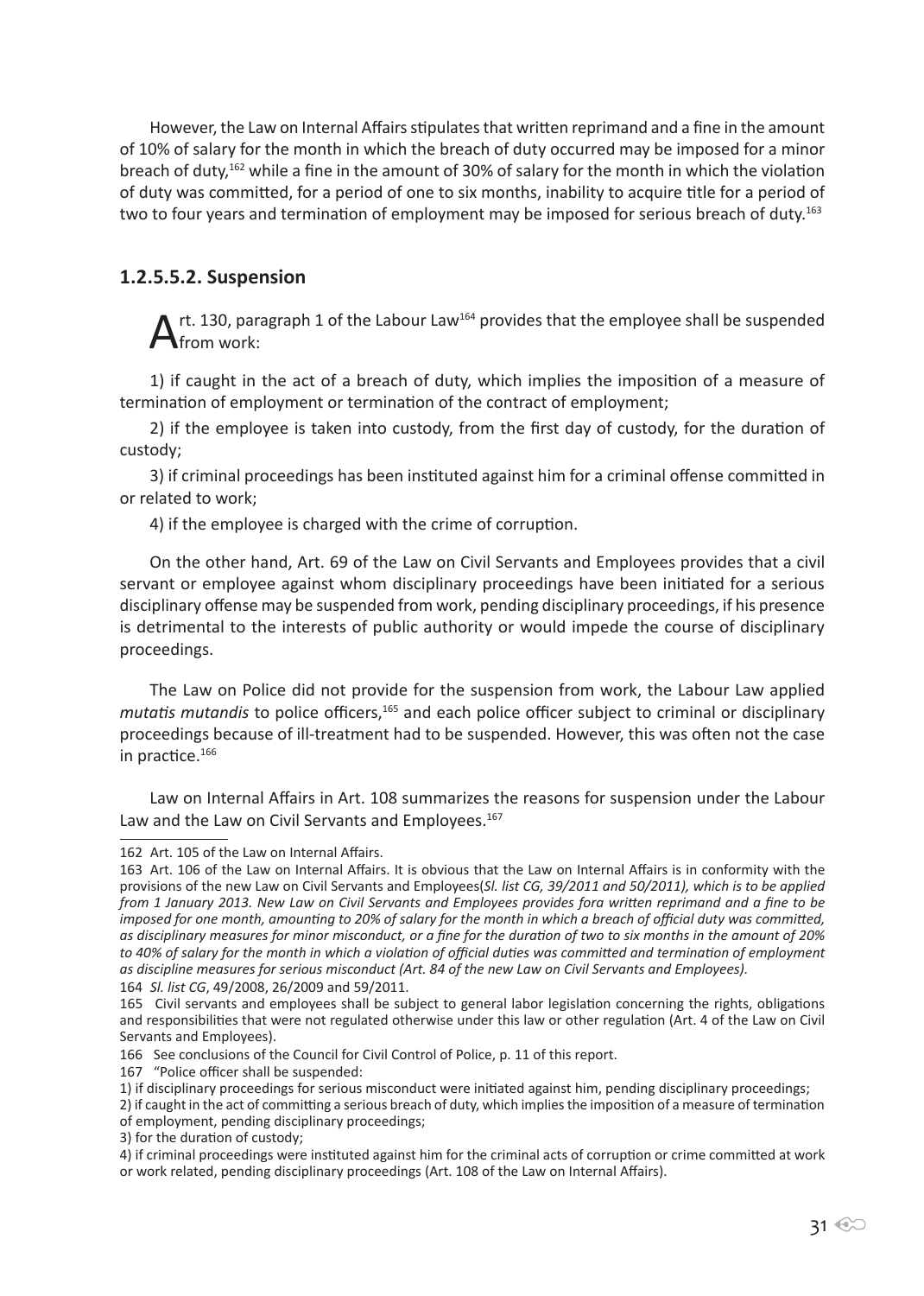However, the Law on Internal Affairs stipulates that written reprimand and a fine in the amount of 10% of salary for the month in which the breach of duty occurred may be imposed for a minor breach of duty,[162] while a fine in the amount of 30% of salary for the month in which the violation of duty was committed, for a period of one to six months, inability to acquire title for a period of two to four years and termination of employment may be imposed for serious breach of duty.[163]

### 1.2.5.5.2. Suspension

Art. 130, paragraph 1 of the Labour Law[164] provides that the employee shall be suspended from work:

1) if caught in the act of a breach of duty, which implies the imposition of a measure of termination of employment or termination of the contract of employment;

2) if the employee is taken into custody, from the first day of custody, for the duration of custody;

3) if criminal proceedings has been instituted against him for a criminal offense committed in or related to work;

4) if the employee is charged with the crime of corruption.

On the other hand, Art. 69 of the Law on Civil Servants and Employees provides that a civil servant or employee against whom disciplinary proceedings have been initiated for a serious disciplinary offense may be suspended from work, pending disciplinary proceedings, if his presence is detrimental to the interests of public authority or would impede the course of disciplinary proceedings.

The Law on Police did not provide for the suspension from work, the Labour Law applied *mutatis mutandis* to police officers,[165] and each police officer subject to criminal or disciplinary proceedings because of ill-treatment had to be suspended. However, this was often not the case in practice.[166]

Law on Internal Affairs in Art. 108 summarizes the reasons for suspension under the Labour Law and the Law on Civil Servants and Employees.[167]

---

162 Art. 105 of the Law on Internal Affairs.

163 Art. 106 of the Law on Internal Affairs. It is obvious that the Law on Internal Affairs is in conformity with the provisions of the new Law on Civil Servants and Employees(*Sl. list CG, 39/2011 and 50/2011), which is to be applied from 1 January 2013. New Law on Civil Servants and Employees provides fora written reprimand and a fine to be imposed for one month, amounting to 20% of salary for the month in which a breach of official duty was committed, as disciplinary measures for minor misconduct, or a fine for the duration of two to six months in the amount of 20% to 40% of salary for the month in which a violation of official duties was committed and termination of employment as discipline measures for serious misconduct (Art. 84 of the new Law on Civil Servants and Employees).*

164 *Sl. list CG*, 49/2008, 26/2009 and 59/2011.

165 Civil servants and employees shall be subject to general labor legislation concerning the rights, obligations and responsibilities that were not regulated otherwise under this law or other regulation (Art. 4 of the Law on Civil Servants and Employees).

166 See conclusions of the Council for Civil Control of Police, p. 11 of this report.

167 "Police officer shall be suspended:
1) if disciplinary proceedings for serious misconduct were initiated against him, pending disciplinary proceedings;
2) if caught in the act of committing a serious breach of duty, which implies the imposition of a measure of termination of employment, pending disciplinary proceedings;
3) for the duration of custody;
4) if criminal proceedings were instituted against him for the criminal acts of corruption or crime committed at work or work related, pending disciplinary proceedings (Art. 108 of the Law on Internal Affairs).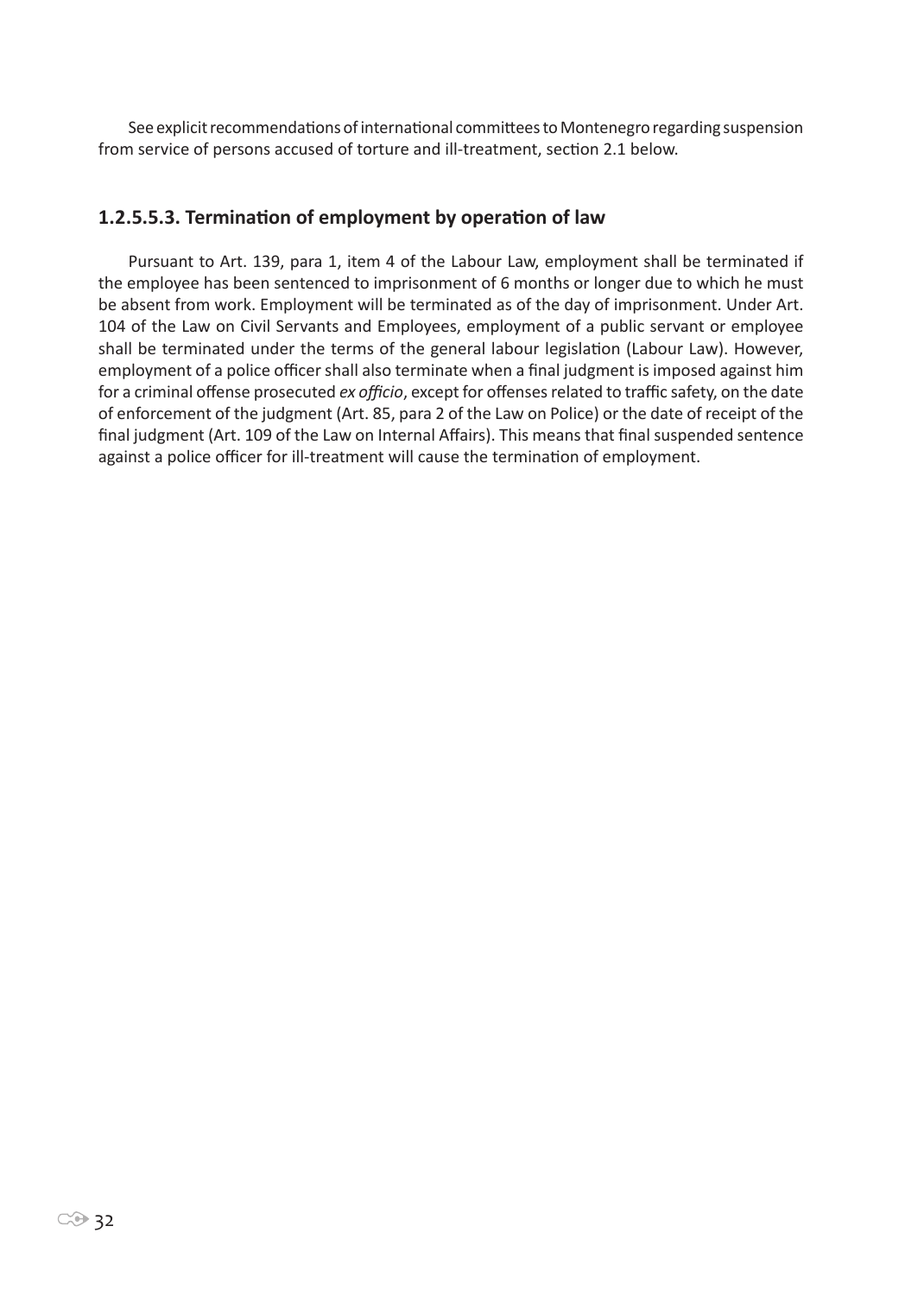See explicit recommendations of international committees to Montenegro regarding suspension from service of persons accused of torture and ill-treatment, section 2.1 below.

### 1.2.5.5.3. Termination of employment by operation of law

Pursuant to Art. 139, para 1, item 4 of the Labour Law, employment shall be terminated if the employee has been sentenced to imprisonment of 6 months or longer due to which he must be absent from work. Employment will be terminated as of the day of imprisonment. Under Art. 104 of the Law on Civil Servants and Employees, employment of a public servant or employee shall be terminated under the terms of the general labour legislation (Labour Law). However, employment of a police officer shall also terminate when a final judgment is imposed against him for a criminal offense prosecuted *ex officio*, except for offenses related to traffic safety, on the date of enforcement of the judgment (Art. 85, para 2 of the Law on Police) or the date of receipt of the final judgment (Art. 109 of the Law on Internal Affairs). This means that final suspended sentence against a police officer for ill-treatment will cause the termination of employment.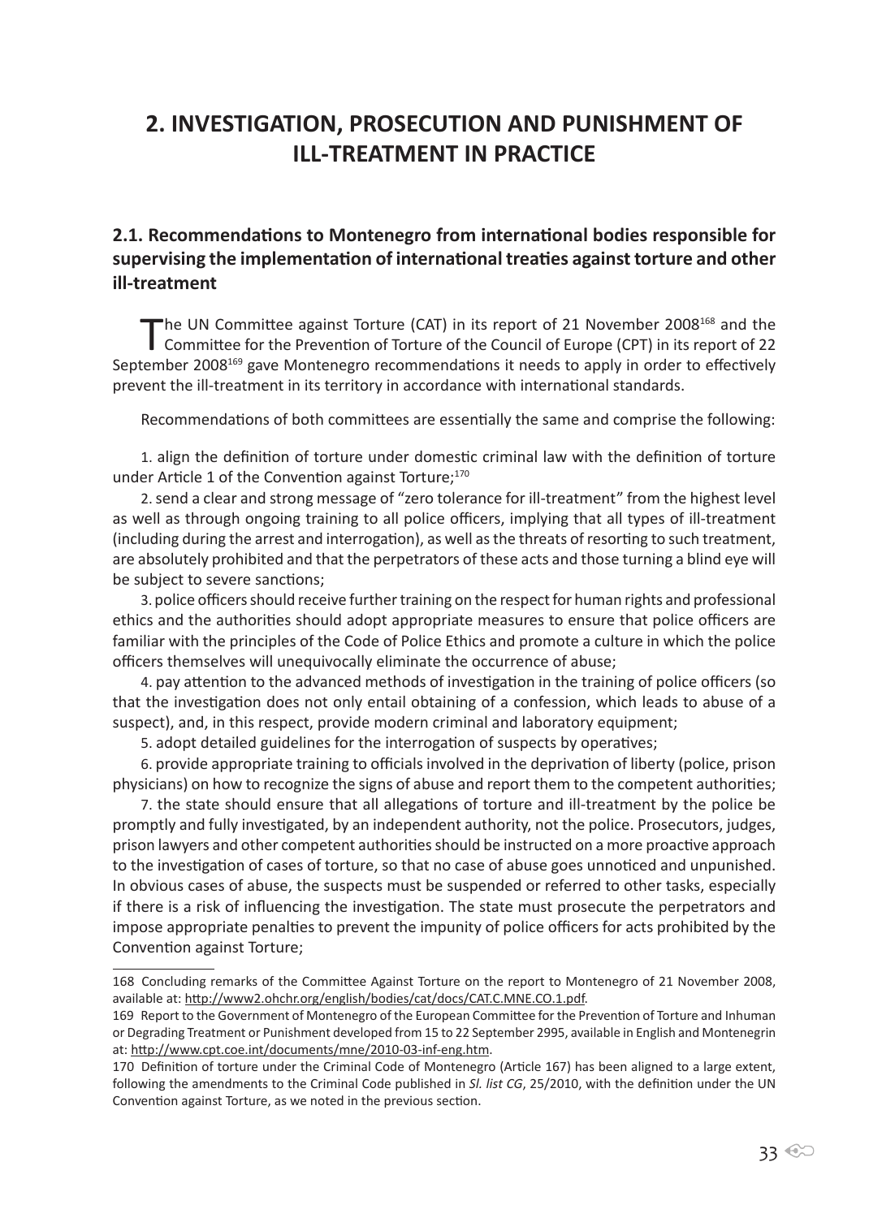# 2. INVESTIGATION, PROSECUTION AND PUNISHMENT OF ILL-TREATMENT IN PRACTICE

## 2.1. Recommendations to Montenegro from international bodies responsible for supervising the implementation of international treaties against torture and other ill-treatment

The UN Committee against Torture (CAT) in its report of 21 November 2008[168] and the Committee for the Prevention of Torture of the Council of Europe (CPT) in its report of 22 September 2008[169] gave Montenegro recommendations it needs to apply in order to effectively prevent the ill-treatment in its territory in accordance with international standards.

Recommendations of both committees are essentially the same and comprise the following:

1. align the definition of torture under domestic criminal law with the definition of torture under Article 1 of the Convention against Torture;[170]
2. send a clear and strong message of "zero tolerance for ill-treatment" from the highest level as well as through ongoing training to all police officers, implying that all types of ill-treatment (including during the arrest and interrogation), as well as the threats of resorting to such treatment, are absolutely prohibited and that the perpetrators of these acts and those turning a blind eye will be subject to severe sanctions;
3. police officers should receive further training on the respect for human rights and professional ethics and the authorities should adopt appropriate measures to ensure that police officers are familiar with the principles of the Code of Police Ethics and promote a culture in which the police officers themselves will unequivocally eliminate the occurrence of abuse;
4. pay attention to the advanced methods of investigation in the training of police officers (so that the investigation does not only entail obtaining of a confession, which leads to abuse of a suspect), and, in this respect, provide modern criminal and laboratory equipment;
5. adopt detailed guidelines for the interrogation of suspects by operatives;
6. provide appropriate training to officials involved in the deprivation of liberty (police, prison physicians) on how to recognize the signs of abuse and report them to the competent authorities;
7. the state should ensure that all allegations of torture and ill-treatment by the police be promptly and fully investigated, by an independent authority, not the police. Prosecutors, judges, prison lawyers and other competent authorities should be instructed on a more proactive approach to the investigation of cases of torture, so that no case of abuse goes unnoticed and unpunished. In obvious cases of abuse, the suspects must be suspended or referred to other tasks, especially if there is a risk of influencing the investigation. The state must prosecute the perpetrators and impose appropriate penalties to prevent the impunity of police officers for acts prohibited by the Convention against Torture;

---

168 Concluding remarks of the Committee Against Torture on the report to Montenegro of 21 November 2008, available at: http://www2.ohchr.org/english/bodies/cat/docs/CAT.C.MNE.CO.1.pdf.

169 Report to the Government of Montenegro of the European Committee for the Prevention of Torture and Inhuman or Degrading Treatment or Punishment developed from 15 to 22 September 2995, available in English and Montenegrin at: http://www.cpt.coe.int/documents/mne/2010-03-inf-eng.htm.

170 Definition of torture under the Criminal Code of Montenegro (Article 167) has been aligned to a large extent, following the amendments to the Criminal Code published in *Sl. list CG*, 25/2010, with the definition under the UN Convention against Torture, as we noted in the previous section.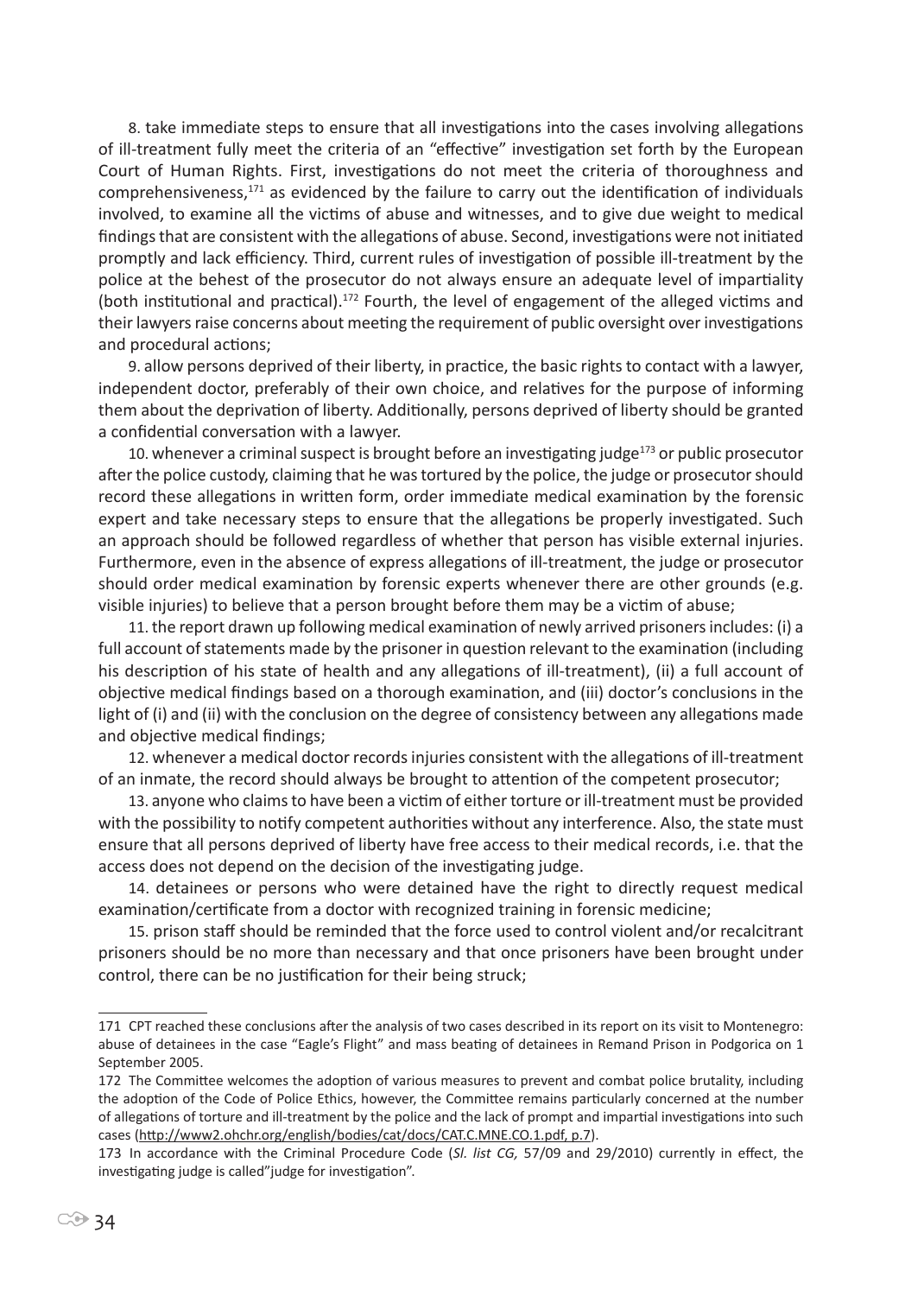8. take immediate steps to ensure that all investigations into the cases involving allegations of ill-treatment fully meet the criteria of an "effective" investigation set forth by the European Court of Human Rights. First, investigations do not meet the criteria of thoroughness and comprehensiveness,[171] as evidenced by the failure to carry out the identification of individuals involved, to examine all the victims of abuse and witnesses, and to give due weight to medical findings that are consistent with the allegations of abuse. Second, investigations were not initiated promptly and lack efficiency. Third, current rules of investigation of possible ill-treatment by the police at the behest of the prosecutor do not always ensure an adequate level of impartiality (both institutional and practical).[172] Fourth, the level of engagement of the alleged victims and their lawyers raise concerns about meeting the requirement of public oversight over investigations and procedural actions;

9. allow persons deprived of their liberty, in practice, the basic rights to contact with a lawyer, independent doctor, preferably of their own choice, and relatives for the purpose of informing them about the deprivation of liberty. Additionally, persons deprived of liberty should be granted a confidential conversation with a lawyer.

10. whenever a criminal suspect is brought before an investigating judge[173] or public prosecutor after the police custody, claiming that he was tortured by the police, the judge or prosecutor should record these allegations in written form, order immediate medical examination by the forensic expert and take necessary steps to ensure that the allegations be properly investigated. Such an approach should be followed regardless of whether that person has visible external injuries. Furthermore, even in the absence of express allegations of ill-treatment, the judge or prosecutor should order medical examination by forensic experts whenever there are other grounds (e.g. visible injuries) to believe that a person brought before them may be a victim of abuse;

11. the report drawn up following medical examination of newly arrived prisoners includes: (i) a full account of statements made by the prisoner in question relevant to the examination (including his description of his state of health and any allegations of ill-treatment), (ii) a full account of objective medical findings based on a thorough examination, and (iii) doctor's conclusions in the light of (i) and (ii) with the conclusion on the degree of consistency between any allegations made and objective medical findings;

12. whenever a medical doctor records injuries consistent with the allegations of ill-treatment of an inmate, the record should always be brought to attention of the competent prosecutor;

13. anyone who claims to have been a victim of either torture or ill-treatment must be provided with the possibility to notify competent authorities without any interference. Also, the state must ensure that all persons deprived of liberty have free access to their medical records, i.e. that the access does not depend on the decision of the investigating judge.

14. detainees or persons who were detained have the right to directly request medical examination/certificate from a doctor with recognized training in forensic medicine;

15. prison staff should be reminded that the force used to control violent and/or recalcitrant prisoners should be no more than necessary and that once prisoners have been brought under control, there can be no justification for their being struck;

---

171 CPT reached these conclusions after the analysis of two cases described in its report on its visit to Montenegro: abuse of detainees in the case "Eagle's Flight" and mass beating of detainees in Remand Prison in Podgorica on 1 September 2005.

172 The Committee welcomes the adoption of various measures to prevent and combat police brutality, including the adoption of the Code of Police Ethics, however, the Committee remains particularly concerned at the number of allegations of torture and ill-treatment by the police and the lack of prompt and impartial investigations into such cases (http://www2.ohchr.org/english/bodies/cat/docs/CAT.C.MNE.CO.1.pdf, p.7).

173 In accordance with the Criminal Procedure Code (*Sl. list CG,* 57/09 and 29/2010) currently in effect, the investigating judge is called"judge for investigation".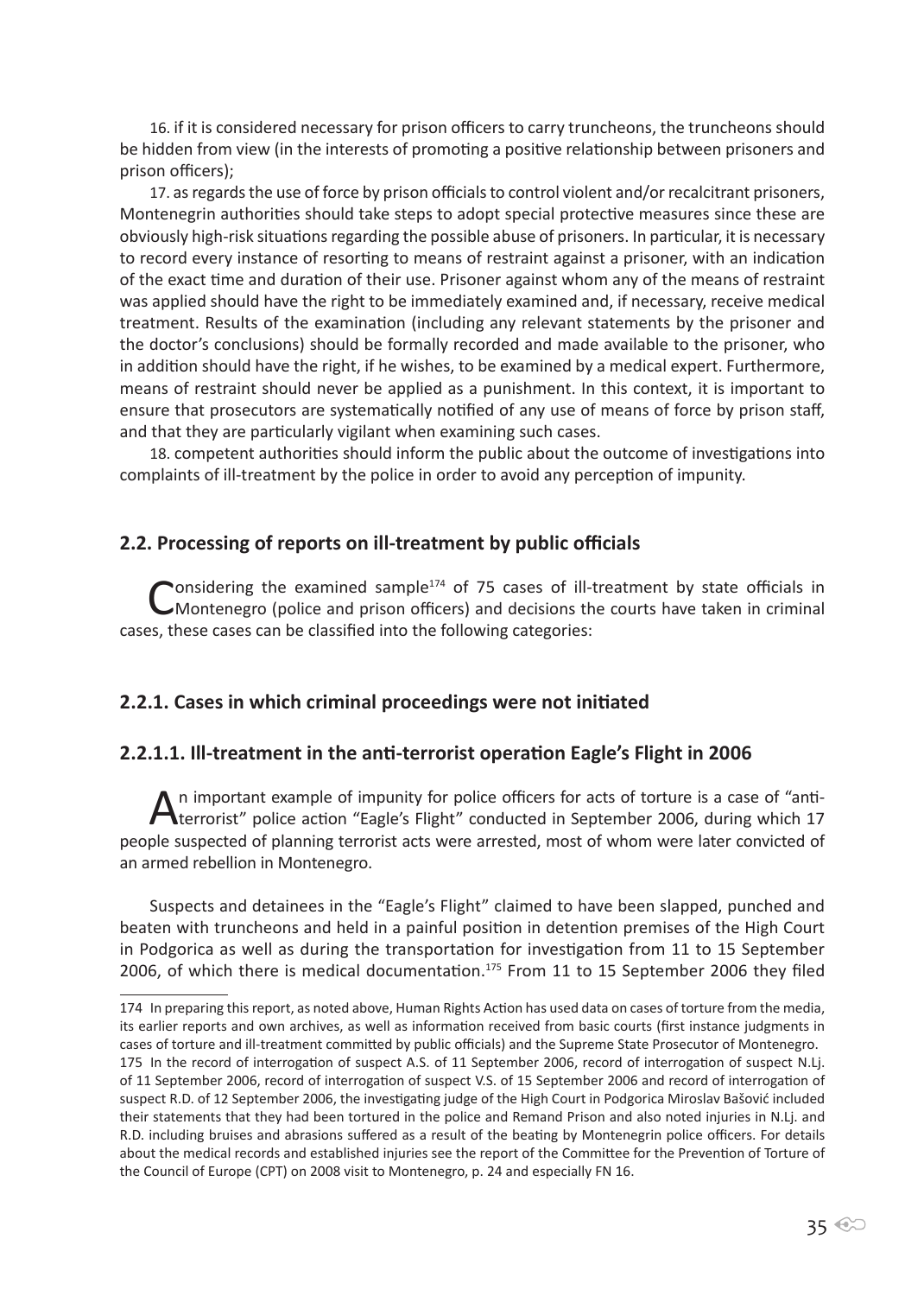16. if it is considered necessary for prison officers to carry truncheons, the truncheons should be hidden from view (in the interests of promoting a positive relationship between prisoners and prison officers);

17. as regards the use of force by prison officials to control violent and/or recalcitrant prisoners, Montenegrin authorities should take steps to adopt special protective measures since these are obviously high-risk situations regarding the possible abuse of prisoners. In particular, it is necessary to record every instance of resorting to means of restraint against a prisoner, with an indication of the exact time and duration of their use. Prisoner against whom any of the means of restraint was applied should have the right to be immediately examined and, if necessary, receive medical treatment. Results of the examination (including any relevant statements by the prisoner and the doctor's conclusions) should be formally recorded and made available to the prisoner, who in addition should have the right, if he wishes, to be examined by a medical expert. Furthermore, means of restraint should never be applied as a punishment. In this context, it is important to ensure that prosecutors are systematically notified of any use of means of force by prison staff, and that they are particularly vigilant when examining such cases.

18. competent authorities should inform the public about the outcome of investigations into complaints of ill-treatment by the police in order to avoid any perception of impunity.

## 2.2. Processing of reports on ill-treatment by public officials

Considering the examined sample[174] of 75 cases of ill-treatment by state officials in Montenegro (police and prison officers) and decisions the courts have taken in criminal cases, these cases can be classified into the following categories:

### 2.2.1. Cases in which criminal proceedings were not initiated

#### 2.2.1.1. Ill-treatment in the anti-terrorist operation Eagle's Flight in 2006

An important example of impunity for police officers for acts of torture is a case of "anti-terrorist" police action "Eagle's Flight" conducted in September 2006, during which 17 people suspected of planning terrorist acts were arrested, most of whom were later convicted of an armed rebellion in Montenegro.

Suspects and detainees in the "Eagle's Flight" claimed to have been slapped, punched and beaten with truncheons and held in a painful position in detention premises of the High Court in Podgorica as well as during the transportation for investigation from 11 to 15 September 2006, of which there is medical documentation.[175] From 11 to 15 September 2006 they filed

---

174 In preparing this report, as noted above, Human Rights Action has used data on cases of torture from the media, its earlier reports and own archives, as well as information received from basic courts (first instance judgments in cases of torture and ill-treatment committed by public officials) and the Supreme State Prosecutor of Montenegro.

175 In the record of interrogation of suspect A.S. of 11 September 2006, record of interrogation of suspect N.Lj. of 11 September 2006, record of interrogation of suspect V.S. of 15 September 2006 and record of interrogation of suspect R.D. of 12 September 2006, the investigating judge of the High Court in Podgorica Miroslav Bašović included their statements that they had been tortured in the police and Remand Prison and also noted injuries in N.Lj. and R.D. including bruises and abrasions suffered as a result of the beating by Montenegrin police officers. For details about the medical records and established injuries see the report of the Committee for the Prevention of Torture of the Council of Europe (CPT) on 2008 visit to Montenegro, p. 24 and especially FN 16.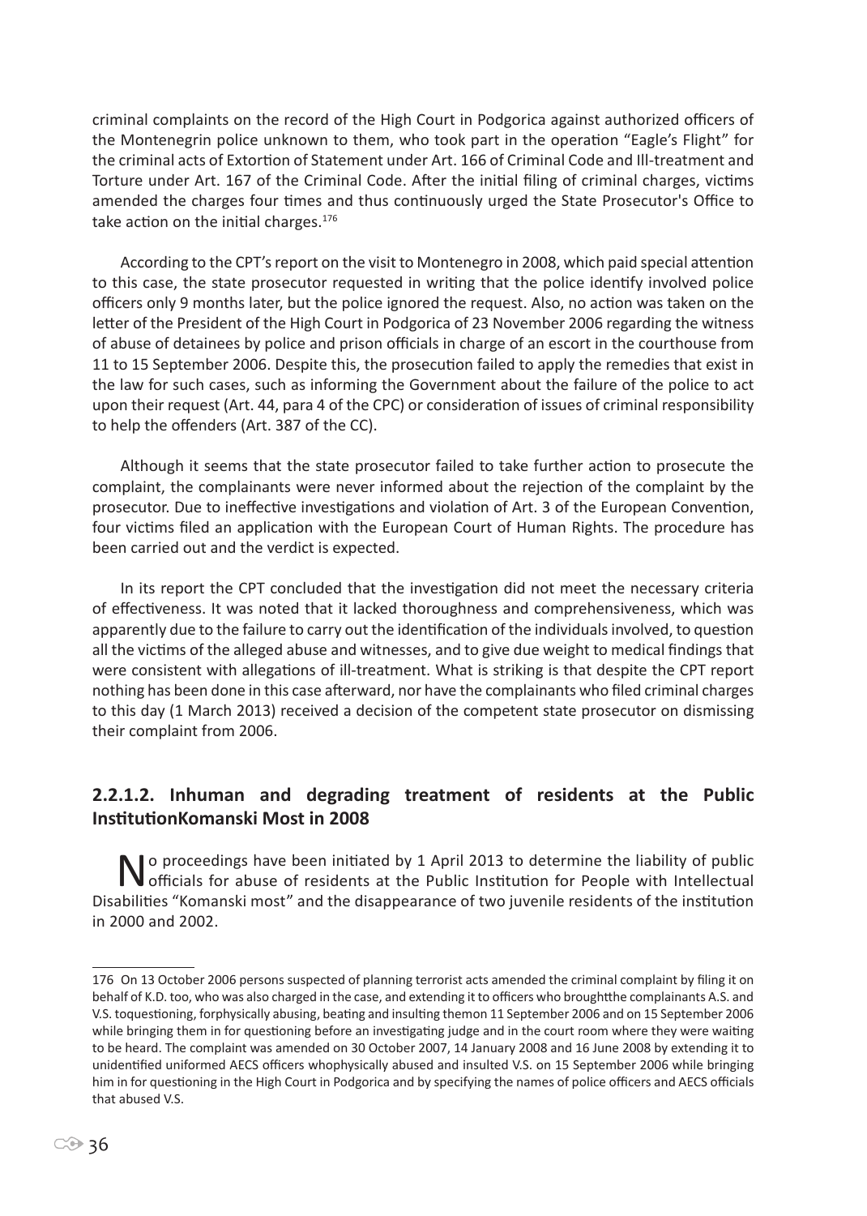criminal complaints on the record of the High Court in Podgorica against authorized officers of the Montenegrin police unknown to them, who took part in the operation "Eagle's Flight" for the criminal acts of Extortion of Statement under Art. 166 of Criminal Code and Ill-treatment and Torture under Art. 167 of the Criminal Code. After the initial filing of criminal charges, victims amended the charges four times and thus continuously urged the State Prosecutor's Office to take action on the initial charges.[176]

According to the CPT's report on the visit to Montenegro in 2008, which paid special attention to this case, the state prosecutor requested in writing that the police identify involved police officers only 9 months later, but the police ignored the request. Also, no action was taken on the letter of the President of the High Court in Podgorica of 23 November 2006 regarding the witness of abuse of detainees by police and prison officials in charge of an escort in the courthouse from 11 to 15 September 2006. Despite this, the prosecution failed to apply the remedies that exist in the law for such cases, such as informing the Government about the failure of the police to act upon their request (Art. 44, para 4 of the CPC) or consideration of issues of criminal responsibility to help the offenders (Art. 387 of the CC).

Although it seems that the state prosecutor failed to take further action to prosecute the complaint, the complainants were never informed about the rejection of the complaint by the prosecutor. Due to ineffective investigations and violation of Art. 3 of the European Convention, four victims filed an application with the European Court of Human Rights. The procedure has been carried out and the verdict is expected.

In its report the CPT concluded that the investigation did not meet the necessary criteria of effectiveness. It was noted that it lacked thoroughness and comprehensiveness, which was apparently due to the failure to carry out the identification of the individuals involved, to question all the victims of the alleged abuse and witnesses, and to give due weight to medical findings that were consistent with allegations of ill-treatment. What is striking is that despite the CPT report nothing has been done in this case afterward, nor have the complainants who filed criminal charges to this day (1 March 2013) received a decision of the competent state prosecutor on dismissing their complaint from 2006.

### 2.2.1.2. Inhuman and degrading treatment of residents at the Public InstitutionKomanski Most in 2008

No proceedings have been initiated by 1 April 2013 to determine the liability of public officials for abuse of residents at the Public Institution for People with Intellectual Disabilities "Komanski most" and the disappearance of two juvenile residents of the institution in 2000 and 2002.

---

176 On 13 October 2006 persons suspected of planning terrorist acts amended the criminal complaint by filing it on behalf of K.D. too, who was also charged in the case, and extending it to officers who broughtthe complainants A.S. and V.S. toquestioning, forphysically abusing, beating and insulting themon 11 September 2006 and on 15 September 2006 while bringing them in for questioning before an investigating judge and in the court room where they were waiting to be heard. The complaint was amended on 30 October 2007, 14 January 2008 and 16 June 2008 by extending it to unidentified uniformed AECS officers whophysically abused and insulted V.S. on 15 September 2006 while bringing him in for questioning in the High Court in Podgorica and by specifying the names of police officers and AECS officials that abused V.S.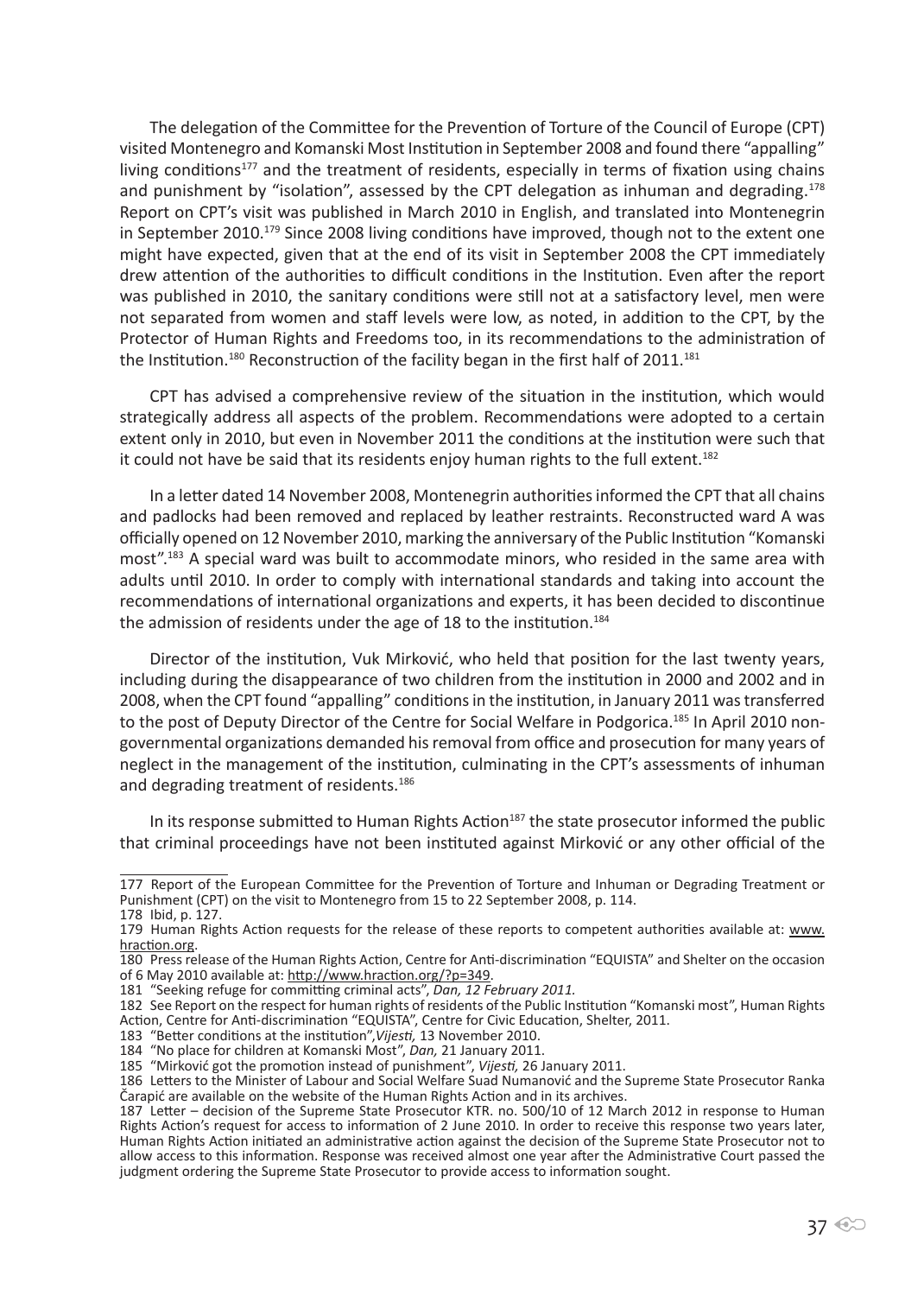The delegation of the Committee for the Prevention of Torture of the Council of Europe (CPT) visited Montenegro and Komanski Most Institution in September 2008 and found there "appalling" living conditions[177] and the treatment of residents, especially in terms of fixation using chains and punishment by "isolation", assessed by the CPT delegation as inhuman and degrading.[178] Report on CPT's visit was published in March 2010 in English, and translated into Montenegrin in September 2010.[179] Since 2008 living conditions have improved, though not to the extent one might have expected, given that at the end of its visit in September 2008 the CPT immediately drew attention of the authorities to difficult conditions in the Institution. Even after the report was published in 2010, the sanitary conditions were still not at a satisfactory level, men were not separated from women and staff levels were low, as noted, in addition to the CPT, by the Protector of Human Rights and Freedoms too, in its recommendations to the administration of the Institution.[180] Reconstruction of the facility began in the first half of 2011.[181]

CPT has advised a comprehensive review of the situation in the institution, which would strategically address all aspects of the problem. Recommendations were adopted to a certain extent only in 2010, but even in November 2011 the conditions at the institution were such that it could not have be said that its residents enjoy human rights to the full extent.[182]

In a letter dated 14 November 2008, Montenegrin authorities informed the CPT that all chains and padlocks had been removed and replaced by leather restraints. Reconstructed ward A was officially opened on 12 November 2010, marking the anniversary of the Public Institution "Komanski most".[183] A special ward was built to accommodate minors, who resided in the same area with adults until 2010. In order to comply with international standards and taking into account the recommendations of international organizations and experts, it has been decided to discontinue the admission of residents under the age of 18 to the institution.[184]

Director of the institution, Vuk Mirković, who held that position for the last twenty years, including during the disappearance of two children from the institution in 2000 and 2002 and in 2008, when the CPT found "appalling" conditions in the institution, in January 2011 was transferred to the post of Deputy Director of the Centre for Social Welfare in Podgorica.[185] In April 2010 non-governmental organizations demanded his removal from office and prosecution for many years of neglect in the management of the institution, culminating in the CPT's assessments of inhuman and degrading treatment of residents.[186]

In its response submitted to Human Rights Action[187] the state prosecutor informed the public that criminal proceedings have not been instituted against Mirković or any other official of the

---

177 Report of the European Committee for the Prevention of Torture and Inhuman or Degrading Treatment or Punishment (CPT) on the visit to Montenegro from 15 to 22 September 2008, p. 114.

178 Ibid, p. 127.

179 Human Rights Action requests for the release of these reports to competent authorities available at: www.hraction.org.

180 Press release of the Human Rights Action, Centre for Anti-discrimination "EQUISTA" and Shelter on the occasion of 6 May 2010 available at: http://www.hraction.org/?p=349.

181 "Seeking refuge for committing criminal acts", *Dan, 12 February 2011.*

182 See Report on the respect for human rights of residents of the Public Institution "Komanski most", Human Rights Action, Centre for Anti-discrimination "EQUISTA", Centre for Civic Education, Shelter, 2011.

183 "Better conditions at the institution",*Vijesti,* 13 November 2010.

184 "No place for children at Komanski Most", *Dan,* 21 January 2011.

185 "Mirković got the promotion instead of punishment", *Vijesti,* 26 January 2011.

186 Letters to the Minister of Labour and Social Welfare Suad Numanović and the Supreme State Prosecutor Ranka Čarapić are available on the website of the Human Rights Action and in its archives.

187 Letter – decision of the Supreme State Prosecutor KTR. no. 500/10 of 12 March 2012 in response to Human Rights Action's request for access to information of 2 June 2010. In order to receive this response two years later, Human Rights Action initiated an administrative action against the decision of the Supreme State Prosecutor not to allow access to this information. Response was received almost one year after the Administrative Court passed the judgment ordering the Supreme State Prosecutor to provide access to information sought.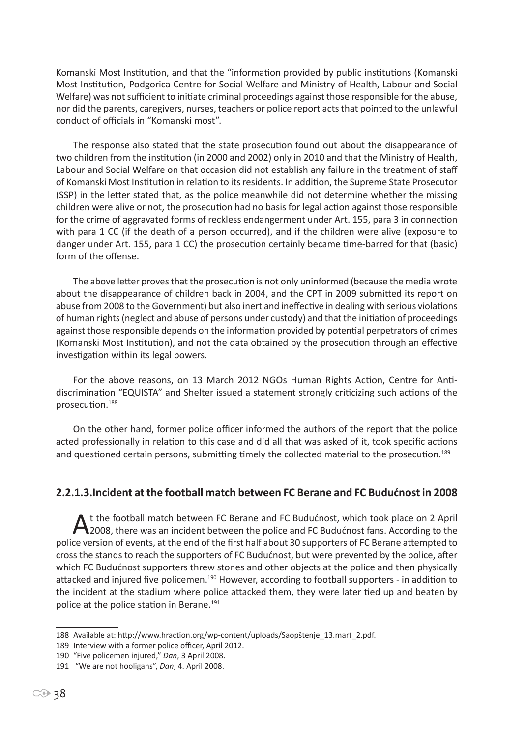Komanski Most Institution, and that the "information provided by public institutions (Komanski Most Institution, Podgorica Centre for Social Welfare and Ministry of Health, Labour and Social Welfare) was not sufficient to initiate criminal proceedings against those responsible for the abuse, nor did the parents, caregivers, nurses, teachers or police report acts that pointed to the unlawful conduct of officials in "Komanski most".

The response also stated that the state prosecution found out about the disappearance of two children from the institution (in 2000 and 2002) only in 2010 and that the Ministry of Health, Labour and Social Welfare on that occasion did not establish any failure in the treatment of staff of Komanski Most Institution in relation to its residents. In addition, the Supreme State Prosecutor (SSP) in the letter stated that, as the police meanwhile did not determine whether the missing children were alive or not, the prosecution had no basis for legal action against those responsible for the crime of aggravated forms of reckless endangerment under Art. 155, para 3 in connection with para 1 CC (if the death of a person occurred), and if the children were alive (exposure to danger under Art. 155, para 1 CC) the prosecution certainly became time-barred for that (basic) form of the offense.

The above letter proves that the prosecution is not only uninformed (because the media wrote about the disappearance of children back in 2004, and the CPT in 2009 submitted its report on abuse from 2008 to the Government) but also inert and ineffective in dealing with serious violations of human rights (neglect and abuse of persons under custody) and that the initiation of proceedings against those responsible depends on the information provided by potential perpetrators of crimes (Komanski Most Institution), and not the data obtained by the prosecution through an effective investigation within its legal powers.

For the above reasons, on 13 March 2012 NGOs Human Rights Action, Centre for Anti-discrimination "EQUISTA" and Shelter issued a statement strongly criticizing such actions of the prosecution.[188]

On the other hand, former police officer informed the authors of the report that the police acted professionally in relation to this case and did all that was asked of it, took specific actions and questioned certain persons, submitting timely the collected material to the prosecution.[189]

### 2.2.1.3. Incident at the football match between FC Berane and FC Budućnost in 2008

At the football match between FC Berane and FC Budućnost, which took place on 2 April 2008, there was an incident between the police and FC Budućnost fans. According to the police version of events, at the end of the first half about 30 supporters of FC Berane attempted to cross the stands to reach the supporters of FC Budućnost, but were prevented by the police, after which FC Budućnost supporters threw stones and other objects at the police and then physically attacked and injured five policemen.[190] However, according to football supporters - in addition to the incident at the stadium where police attacked them, they were later tied up and beaten by police at the police station in Berane.[191]

---

188 Available at: http://www.hraction.org/wp-content/uploads/Saopštenje_13.mart_2.pdf.

189 Interview with a former police officer, April 2012.

190 "Five policemen injured," *Dan*, 3 April 2008.

191 "We are not hooligans", *Dan*, 4. April 2008.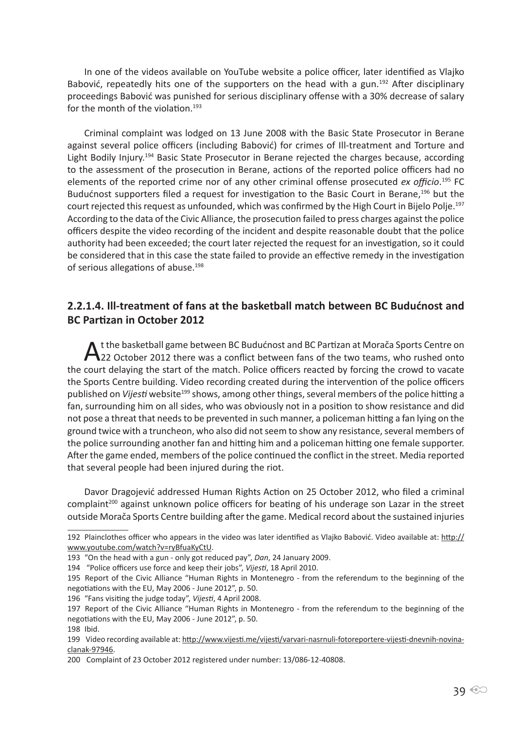In one of the videos available on YouTube website a police officer, later identified as Vlajko Babović, repeatedly hits one of the supporters on the head with a gun.[192] After disciplinary proceedings Babović was punished for serious disciplinary offense with a 30% decrease of salary for the month of the violation.[193]

Criminal complaint was lodged on 13 June 2008 with the Basic State Prosecutor in Berane against several police officers (including Babović) for crimes of Ill-treatment and Torture and Light Bodily Injury.[194] Basic State Prosecutor in Berane rejected the charges because, according to the assessment of the prosecution in Berane, actions of the reported police officers had no elements of the reported crime nor of any other criminal offense prosecuted *ex officio*.[195] FC Budućnost supporters filed a request for investigation to the Basic Court in Berane,[196] but the court rejected this request as unfounded, which was confirmed by the High Court in Bijelo Polje.[197] According to the data of the Civic Alliance, the prosecution failed to press charges against the police officers despite the video recording of the incident and despite reasonable doubt that the police authority had been exceeded; the court later rejected the request for an investigation, so it could be considered that in this case the state failed to provide an effective remedy in the investigation of serious allegations of abuse.[198]

### 2.2.1.4. Ill-treatment of fans at the basketball match between BC Budućnost and BC Partizan in October 2012

At the basketball game between BC Budućnost and BC Partizan at Morača Sports Centre on 22 October 2012 there was a conflict between fans of the two teams, who rushed onto the court delaying the start of the match. Police officers reacted by forcing the crowd to vacate the Sports Centre building. Video recording created during the intervention of the police officers published on *Vijesti* website[199] shows, among other things, several members of the police hitting a fan, surrounding him on all sides, who was obviously not in a position to show resistance and did not pose a threat that needs to be prevented in such manner, a policeman hitting a fan lying on the ground twice with a truncheon, who also did not seem to show any resistance, several members of the police surrounding another fan and hitting him and a policeman hitting one female supporter. After the game ended, members of the police continued the conflict in the street. Media reported that several people had been injured during the riot.

Davor Dragojević addressed Human Rights Action on 25 October 2012, who filed a criminal complaint[200] against unknown police officers for beating of his underage son Lazar in the street outside Morača Sports Centre building after the game. Medical record about the sustained injuries

---

192 Plainclothes officer who appears in the video was later identified as Vlajko Babović. Video available at: http://www.youtube.com/watch?v=ryBfuaKyCtU.

193 "On the head with a gun - only got reduced pay", *Dan*, 24 January 2009.

194 "Police officers use force and keep their jobs", *Vijesti*, 18 April 2010.

195 Report of the Civic Alliance "Human Rights in Montenegro - from the referendum to the beginning of the negotiations with the EU, May 2006 - June 2012", p. 50.

196 "Fans visiting the judge today", *Vijesti*, 4 April 2008.

197 Report of the Civic Alliance "Human Rights in Montenegro - from the referendum to the beginning of the negotiations with the EU, May 2006 - June 2012", p. 50.

198 Ibid.

199 Video recording available at: http://www.vijesti.me/vijesti/varvari-nasrnuli-fotoreportere-vijesti-dnevnih-novina-clanak-97946.

200 Complaint of 23 October 2012 registered under number: 13/086-12-40808.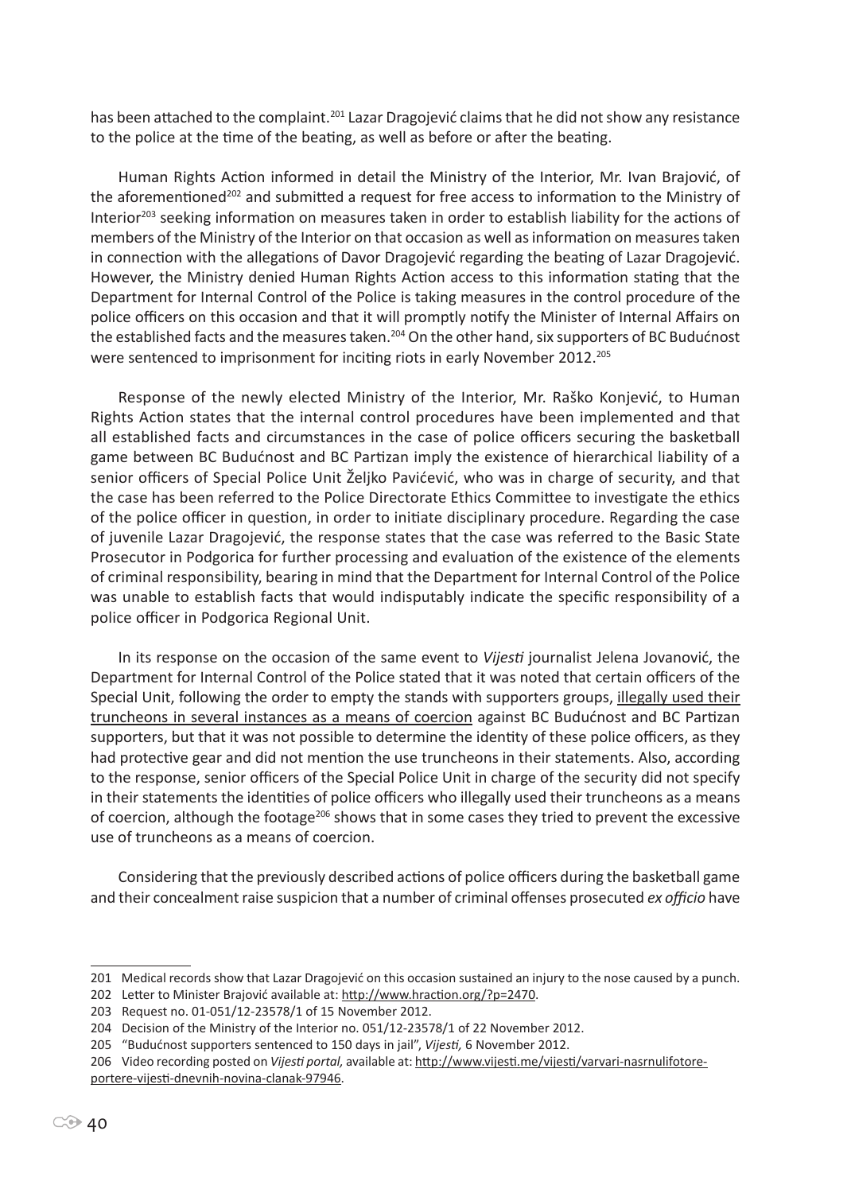has been attached to the complaint.[201] Lazar Dragojević claims that he did not show any resistance to the police at the time of the beating, as well as before or after the beating.

Human Rights Action informed in detail the Ministry of the Interior, Mr. Ivan Brajović, of the aforementioned[202] and submitted a request for free access to information to the Ministry of Interior[203] seeking information on measures taken in order to establish liability for the actions of members of the Ministry of the Interior on that occasion as well as information on measures taken in connection with the allegations of Davor Dragojević regarding the beating of Lazar Dragojević. However, the Ministry denied Human Rights Action access to this information stating that the Department for Internal Control of the Police is taking measures in the control procedure of the police officers on this occasion and that it will promptly notify the Minister of Internal Affairs on the established facts and the measures taken.[204] On the other hand, six supporters of BC Budućnost were sentenced to imprisonment for inciting riots in early November 2012.[205]

Response of the newly elected Ministry of the Interior, Mr. Raško Konjević, to Human Rights Action states that the internal control procedures have been implemented and that all established facts and circumstances in the case of police officers securing the basketball game between BC Budućnost and BC Partizan imply the existence of hierarchical liability of a senior officers of Special Police Unit Željko Pavićević, who was in charge of security, and that the case has been referred to the Police Directorate Ethics Committee to investigate the ethics of the police officer in question, in order to initiate disciplinary procedure. Regarding the case of juvenile Lazar Dragojević, the response states that the case was referred to the Basic State Prosecutor in Podgorica for further processing and evaluation of the existence of the elements of criminal responsibility, bearing in mind that the Department for Internal Control of the Police was unable to establish facts that would indisputably indicate the specific responsibility of a police officer in Podgorica Regional Unit.

In its response on the occasion of the same event to *Vijesti* journalist Jelena Jovanović, the Department for Internal Control of the Police stated that it was noted that certain officers of the Special Unit, following the order to empty the stands with supporters groups, <u>illegally used their truncheons in several instances as a means of coercion</u> against BC Budućnost and BC Partizan supporters, but that it was not possible to determine the identity of these police officers, as they had protective gear and did not mention the use truncheons in their statements. Also, according to the response, senior officers of the Special Police Unit in charge of the security did not specify in their statements the identities of police officers who illegally used their truncheons as a means of coercion, although the footage[206] shows that in some cases they tried to prevent the excessive use of truncheons as a means of coercion.

Considering that the previously described actions of police officers during the basketball game and their concealment raise suspicion that a number of criminal offenses prosecuted *ex officio* have

---

201 Medical records show that Lazar Dragojević on this occasion sustained an injury to the nose caused by a punch.

202 Letter to Minister Brajović available at: http://www.hraction.org/?p=2470.

203 Request no. 01-051/12-23578/1 of 15 November 2012.

204 Decision of the Ministry of the Interior no. 051/12-23578/1 of 22 November 2012.

205 "Budućnost supporters sentenced to 150 days in jail", *Vijesti,* 6 November 2012.

206 Video recording posted on *Vijesti portal,* available at: http://www.vijesti.me/vijesti/varvari-nasrnulifotore-portere-vijesti-dnevnih-novina-clanak-97946.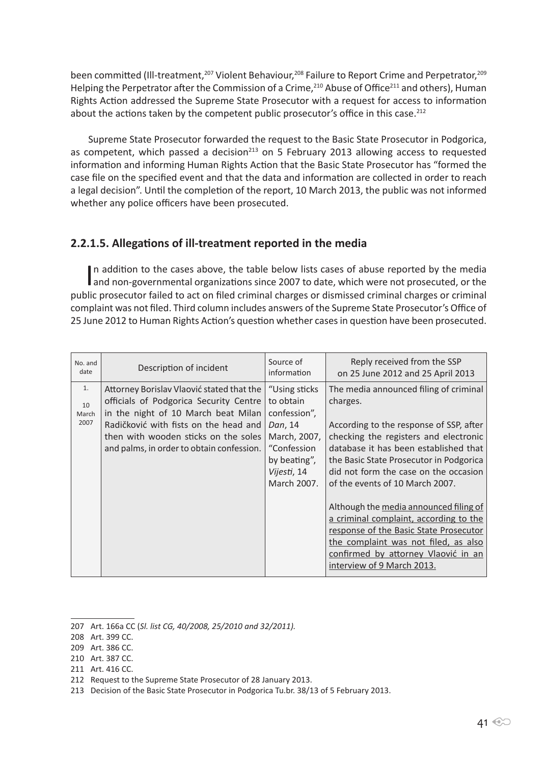been committed (Ill-treatment,[207] Violent Behaviour,[208] Failure to Report Crime and Perpetrator,[209] Helping the Perpetrator after the Commission of a Crime,[210] Abuse of Office[211] and others), Human Rights Action addressed the Supreme State Prosecutor with a request for access to information about the actions taken by the competent public prosecutor's office in this case.[212]

Supreme State Prosecutor forwarded the request to the Basic State Prosecutor in Podgorica, as competent, which passed a decision[213] on 5 February 2013 allowing access to requested information and informing Human Rights Action that the Basic State Prosecutor has "formed the case file on the specified event and that the data and information are collected in order to reach a legal decision". Until the completion of the report, 10 March 2013, the public was not informed whether any police officers have been prosecuted.

### 2.2.1.5. Allegations of ill-treatment reported in the media

In addition to the cases above, the table below lists cases of abuse reported by the media and non-governmental organizations since 2007 to date, which were not prosecuted, or the public prosecutor failed to act on filed criminal charges or dismissed criminal charges or criminal complaint was not filed. Third column includes answers of the Supreme State Prosecutor's Office of 25 June 2012 to Human Rights Action's question whether cases in question have been prosecuted.

| No. and date | Description of incident | Source of information | Reply received from the SSP on 25 June 2012 and 25 April 2013 |
|---|---|---|---|
| 1. 10 March 2007 | Attorney Borislav Vlaović stated that the officials of Podgorica Security Centre in the night of 10 March beat Milan Radičković with fists on the head and then with wooden sticks on the soles and palms, in order to obtain confession. | "Using sticks to obtain confession", *Dan*, 14 March, 2007, "Confession by beating", *Vijesti*, 14 March 2007. | The media announced filing of criminal charges.<br><br>According to the response of SSP, after checking the registers and electronic database it has been established that the Basic State Prosecutor in Podgorica did not form the case on the occasion of the events of 10 March 2007.<br><br>Although the media announced filing of a criminal complaint, according to the response of the Basic State Prosecutor the complaint was not filed, as also confirmed by attorney Vlaović in an interview of 9 March 2013. |

207 Art. 166a CC (*Sl. list CG, 40/2008, 25/2010 and 32/2011).*

208 Art. 399 CC.

209 Art. 386 CC.

210 Art. 387 CC.

211 Art. 416 CC.

212 Request to the Supreme State Prosecutor of 28 January 2013.

213 Decision of the Basic State Prosecutor in Podgorica Tu.br. 38/13 of 5 February 2013.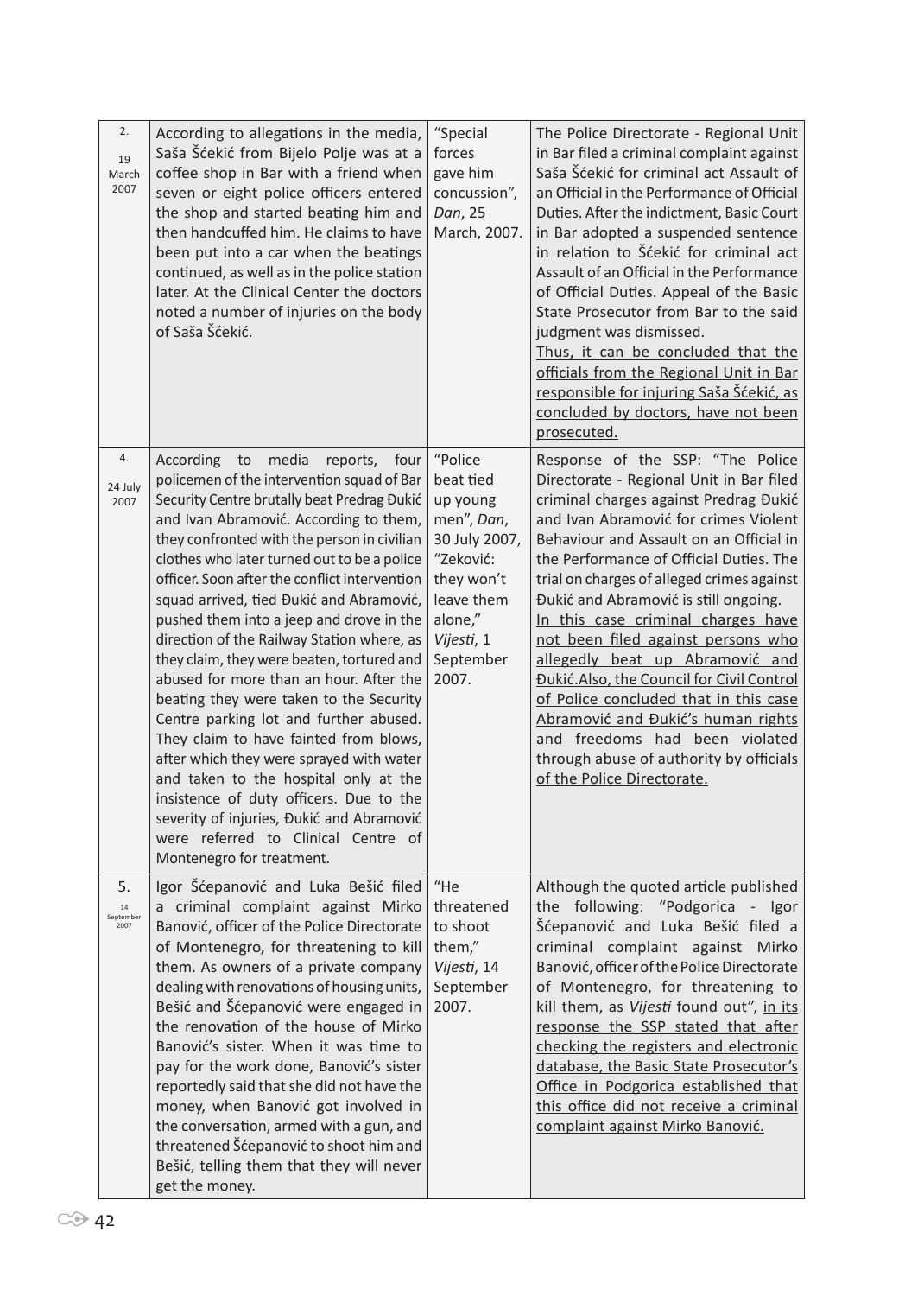| 2.<br><br>19 March 2007 | According to allegations in the media, Saša Šćekić from Bijelo Polje was at a coffee shop in Bar with a friend when seven or eight police officers entered the shop and started beating him and then handcuffed him. He claims to have been put into a car when the beatings continued, as well as in the police station later. At the Clinical Center the doctors noted a number of injuries on the body of Saša Šćekić. | "Special forces gave him concussion", *Dan*, 25 March, 2007. | The Police Directorate - Regional Unit in Bar filed a criminal complaint against Saša Šćekić for criminal act Assault of an Official in the Performance of Official Duties. After the indictment, Basic Court in Bar adopted a suspended sentence in relation to Šćekić for criminal act Assault of an Official in the Performance of Official Duties. Appeal of the Basic State Prosecutor from Bar to the said judgment was dismissed.<br>Thus, it can be concluded that the officials from the Regional Unit in Bar responsible for injuring Saša Šćekić, as concluded by doctors, have not been prosecuted. |
|---|---|---|---|
| 4.<br><br>24 July 2007 | According to media reports, four policemen of the intervention squad of Bar Security Centre brutally beat Predrag Đukić and Ivan Abramović. According to them, they confronted with the person in civilian clothes who later turned out to be a police officer. Soon after the conflict intervention squad arrived, tied Đukić and Abramović, pushed them into a jeep and drove in the direction of the Railway Station where, as they claim, they were beaten, tortured and abused for more than an hour. After the beating they were taken to the Security Centre parking lot and further abused. They claim to have fainted from blows, after which they were sprayed with water and taken to the hospital only at the insistence of duty officers. Due to the severity of injuries, Đukić and Abramović were referred to Clinical Centre of Montenegro for treatment. | "Police beat tied up young men", *Dan*, 30 July 2007, "Zeković: they won't leave them alone," *Vijesti*, 1 September 2007. | Response of the SSP: "The Police Directorate - Regional Unit in Bar filed criminal charges against Predrag Đukić and Ivan Abramović for crimes Violent Behaviour and Assault on an Official in the Performance of Official Duties. The trial on charges of alleged crimes against Đukić and Abramović is still ongoing.<br>In this case criminal charges have not been filed against persons who allegedly beat up Abramović and Đukić.Also, the Council for Civil Control of Police concluded that in this case Abramović and Đukić's human rights and freedoms had been violated through abuse of authority by officials of the Police Directorate. |
| 5.<br><br>14 September 2007 | Igor Šćepanović and Luka Bešić filed a criminal complaint against Mirko Banović, officer of the Police Directorate of Montenegro, for threatening to kill them. As owners of a private company dealing with renovations of housing units, Bešić and Šćepanović were engaged in the renovation of the house of Mirko Banović's sister. When it was time to pay for the work done, Banović's sister reportedly said that she did not have the money, when Banović got involved in the conversation, armed with a gun, and threatened Šćepanović to shoot him and Bešić, telling them that they will never get the money. | "He threatened to shoot them," *Vijesti*, 14 September 2007. | Although the quoted article published the following: "Podgorica - Igor Šćepanović and Luka Bešić filed a criminal complaint against Mirko Banović, officer of the Police Directorate of Montenegro, for threatening to kill them, as *Vijesti* found out", in its response the SSP stated that after checking the registers and electronic database, the Basic State Prosecutor's Office in Podgorica established that this office did not receive a criminal complaint against Mirko Banović. |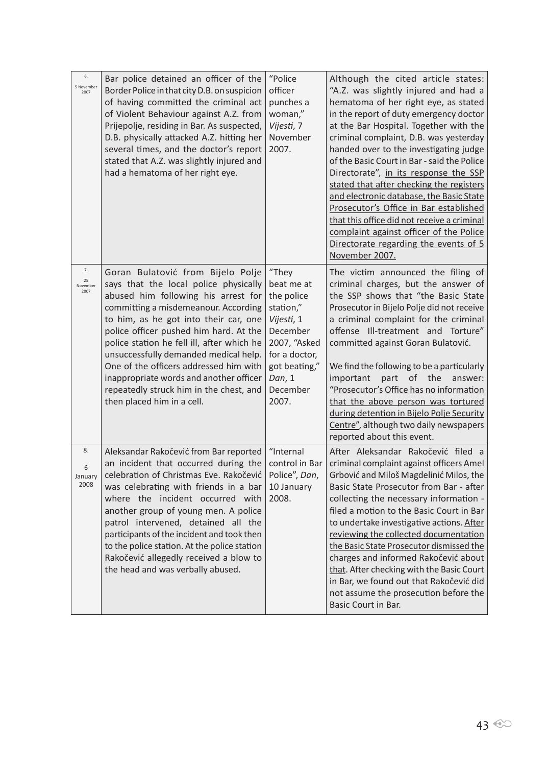| | | | |
|---|---|---|---|
| 6. 5 November 2007 | Bar police detained an officer of the Border Police in that city D.B. on suspicion of having committed the criminal act of Violent Behaviour against A.Z. from Prijepolje, residing in Bar. As suspected, D.B. physically attacked A.Z. hitting her several times, and the doctor's report stated that A.Z. was slightly injured and had a hematoma of her right eye. | "Police officer punches a woman," *Vijesti*, 7 November 2007. | Although the cited article states: "A.Z. was slightly injured and had a hematoma of her right eye, as stated in the report of duty emergency doctor at the Bar Hospital. Together with the criminal complaint, D.B. was yesterday handed over to the investigating judge of the Basic Court in Bar - said the Police Directorate", <u>in its response the SSP stated that after checking the registers and electronic database, the Basic State Prosecutor's Office in Bar established that this office did not receive a criminal complaint against officer of the Police Directorate regarding the events of 5 November 2007.</u> |
| 7. 25 November 2007 | Goran Bulatović from Bijelo Polje says that the local police physically abused him following his arrest for committing a misdemeanour. According to him, as he got into their car, one police officer pushed him hard. At the police station he fell ill, after which he unsuccessfully demanded medical help. One of the officers addressed him with inappropriate words and another officer repeatedly struck him in the chest, and then placed him in a cell. | "They beat me at the police station," *Vijesti*, 1 December 2007, "Asked for a doctor, got beating," *Dan*, 1 December 2007. | The victim announced the filing of criminal charges, but the answer of the SSP shows that "the Basic State Prosecutor in Bijelo Polje did not receive a criminal complaint for the criminal offense Ill-treatment and Torture" committed against Goran Bulatović.<br><br>We find the following to be a particularly important part of the answer: <u>"Prosecutor's Office has no information that the above person was tortured during detention in Bijelo Polje Security Centre"</u>, although two daily newspapers reported about this event. |
| 8. 6 January 2008 | Aleksandar Rakočević from Bar reported an incident that occurred during the celebration of Christmas Eve. Rakočević was celebrating with friends in a bar where the incident occurred with another group of young men. A police patrol intervened, detained all the participants of the incident and took then to the police station. At the police station Rakočević allegedly received a blow to the head and was verbally abused. | "Internal control in Bar Police", *Dan*, 10 January 2008. | After Aleksandar Rakočević filed a criminal complaint against officers Amel Grbović and Miloš Magdelinić Milos, the Basic State Prosecutor from Bar - after collecting the necessary information - filed a motion to the Basic Court in Bar to undertake investigative actions. <u>After reviewing the collected documentation the Basic State Prosecutor dismissed the charges and informed Rakočević about that</u>. After checking with the Basic Court in Bar, we found out that Rakočević did not assume the prosecution before the Basic Court in Bar. |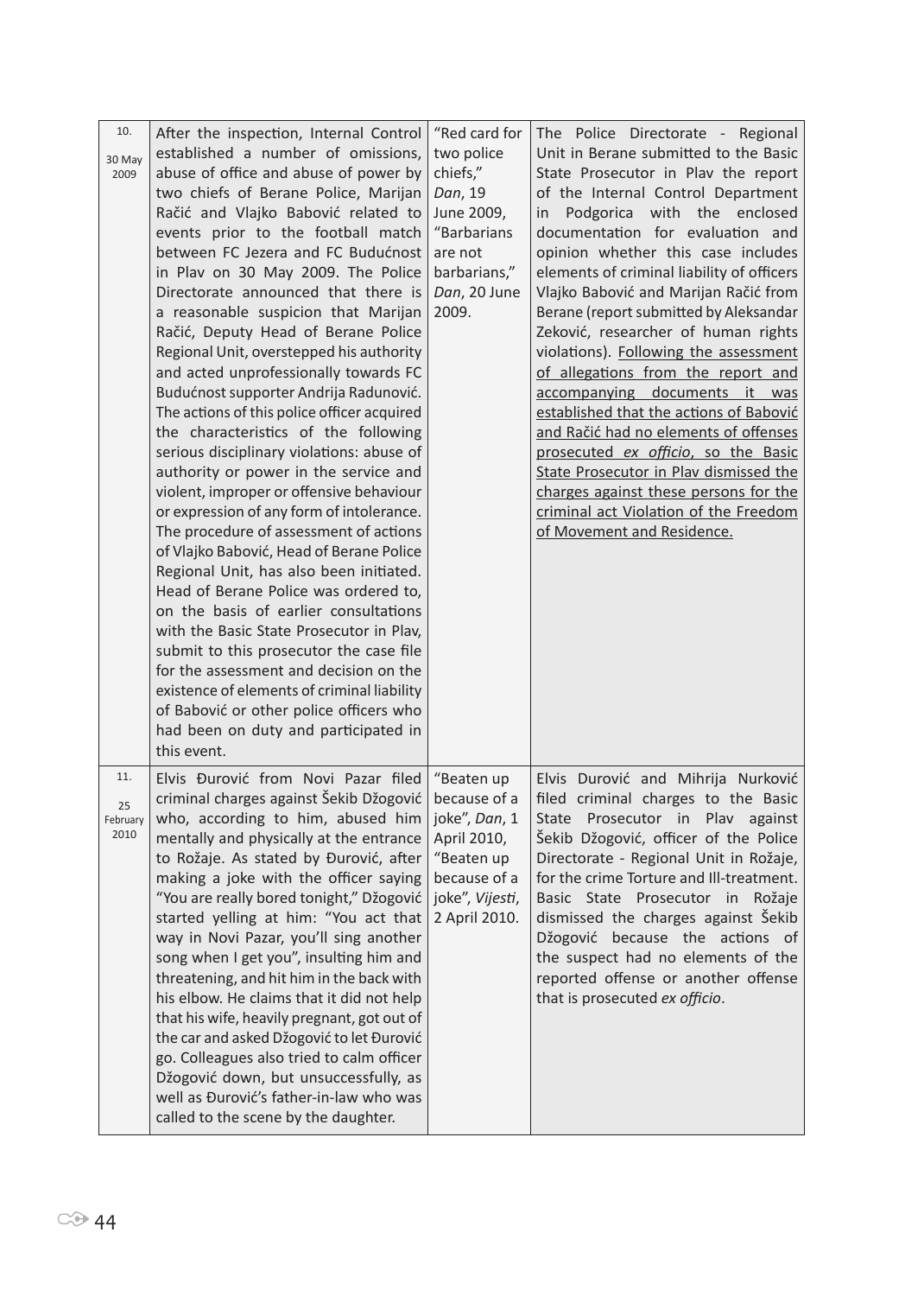| | | | |
|---|---|---|---|
| 10.<br>30 May 2009 | After the inspection, Internal Control established a number of omissions, abuse of office and abuse of power by two chiefs of Berane Police, Marijan Račić and Vlajko Babović related to events prior to the football match between FC Jezera and FC Budućnost in Plav on 30 May 2009. The Police Directorate announced that there is a reasonable suspicion that Marijan Račić, Deputy Head of Berane Police Regional Unit, overstepped his authority and acted unprofessionally towards FC Budućnost supporter Andrija Radunović. The actions of this police officer acquired the characteristics of the following serious disciplinary violations: abuse of authority or power in the service and violent, improper or offensive behaviour or expression of any form of intolerance. The procedure of assessment of actions of Vlajko Babović, Head of Berane Police Regional Unit, has also been initiated. Head of Berane Police was ordered to, on the basis of earlier consultations with the Basic State Prosecutor in Plav, submit to this prosecutor the case file for the assessment and decision on the existence of elements of criminal liability of Babović or other police officers who had been on duty and participated in this event. | "Red card for two police chiefs," *Dan*, 19 June 2009, "Barbarians are not barbarians," *Dan*, 20 June 2009. | The Police Directorate - Regional Unit in Berane submitted to the Basic State Prosecutor in Plav the report of the Internal Control Department in Podgorica with the enclosed documentation for evaluation and opinion whether this case includes elements of criminal liability of officers Vlajko Babović and Marijan Račić from Berane (report submitted by Aleksandar Zeković, researcher of human rights violations). <u>Following the assessment of allegations from the report and accompanying documents it was established that the actions of Babović and Račić had no elements of offenses prosecuted *ex officio*, so the Basic State Prosecutor in Plav dismissed the charges against these persons for the criminal act Violation of the Freedom of Movement and Residence.</u> |
| 11.<br>25 February 2010 | Elvis Đurović from Novi Pazar filed criminal charges against Šekib Džogović who, according to him, abused him mentally and physically at the entrance to Rožaje. As stated by Đurović, after making a joke with the officer saying "You are really bored tonight," Džogović started yelling at him: "You act that way in Novi Pazar, you'll sing another song when I get you", insulting him and threatening, and hit him in the back with his elbow. He claims that it did not help that his wife, heavily pregnant, got out of the car and asked Džogović to let Đurović go. Colleagues also tried to calm officer Džogović down, but unsuccessfully, as well as Đurović's father-in-law who was called to the scene by the daughter. | "Beaten up because of a joke", *Dan*, 1 April 2010, "Beaten up because of a joke", *Vijesti*, 2 April 2010. | Elvis Đurović and Mihrija Nurković filed criminal charges to the Basic State Prosecutor in Plav against Šekib Džogović, officer of the Police Directorate - Regional Unit in Rožaje, for the crime Torture and Ill-treatment. Basic State Prosecutor in Rožaje dismissed the charges against Šekib Džogović because the actions of the suspect had no elements of the reported offense or another offense that is prosecuted *ex officio*. |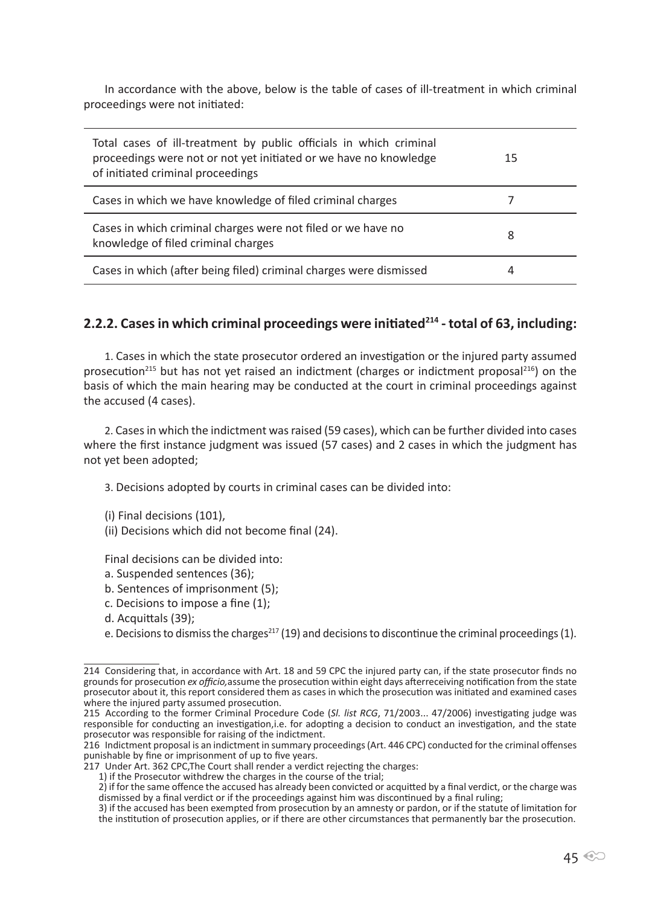In accordance with the above, below is the table of cases of ill-treatment in which criminal proceedings were not initiated:

| | |
|---|---|
| Total cases of ill-treatment by public officials in which criminal proceedings were not or not yet initiated or we have no knowledge of initiated criminal proceedings | 15 |
| Cases in which we have knowledge of filed criminal charges | 7 |
| Cases in which criminal charges were not filed or we have no knowledge of filed criminal charges | 8 |
| Cases in which (after being filed) criminal charges were dismissed | 4 |

### 2.2.2. Cases in which criminal proceedings were initiated[214] - total of 63, including:

1. Cases in which the state prosecutor ordered an investigation or the injured party assumed prosecution[215] but has not yet raised an indictment (charges or indictment proposal[216]) on the basis of which the main hearing may be conducted at the court in criminal proceedings against the accused (4 cases).

2. Cases in which the indictment was raised (59 cases), which can be further divided into cases where the first instance judgment was issued (57 cases) and 2 cases in which the judgment has not yet been adopted;

3. Decisions adopted by courts in criminal cases can be divided into:

(i) Final decisions (101),
(ii) Decisions which did not become final (24).

Final decisions can be divided into:
a. Suspended sentences (36);
b. Sentences of imprisonment (5);
c. Decisions to impose a fine (1);
d. Acquittals (39);
e. Decisions to dismiss the charges[217] (19) and decisions to discontinue the criminal proceedings (1).

---

214 Considering that, in accordance with Art. 18 and 59 CPC the injured party can, if the state prosecutor finds no grounds for prosecution *ex officio,* assume the prosecution within eight days afterreceiving notification from the state prosecutor about it, this report considered them as cases in which the prosecution was initiated and examined cases where the injured party assumed prosecution.

215 According to the former Criminal Procedure Code (*Sl. list RCG*, 71/2003... 47/2006) investigating judge was responsible for conducting an investigation,i.e. for adopting a decision to conduct an investigation, and the state prosecutor was responsible for raising of the indictment.

216 Indictment proposal is an indictment in summary proceedings (Art. 446 CPC) conducted for the criminal offenses punishable by fine or imprisonment of up to five years.

217 Under Art. 362 CPC,The Court shall render a verdict rejecting the charges:
1) if the Prosecutor withdrew the charges in the course of the trial;
2) if for the same offence the accused has already been convicted or acquitted by a final verdict, or the charge was dismissed by a final verdict or if the proceedings against him was discontinued by a final ruling;
3) if the accused has been exempted from prosecution by an amnesty or pardon, or if the statute of limitation for the institution of prosecution applies, or if there are other circumstances that permanently bar the prosecution.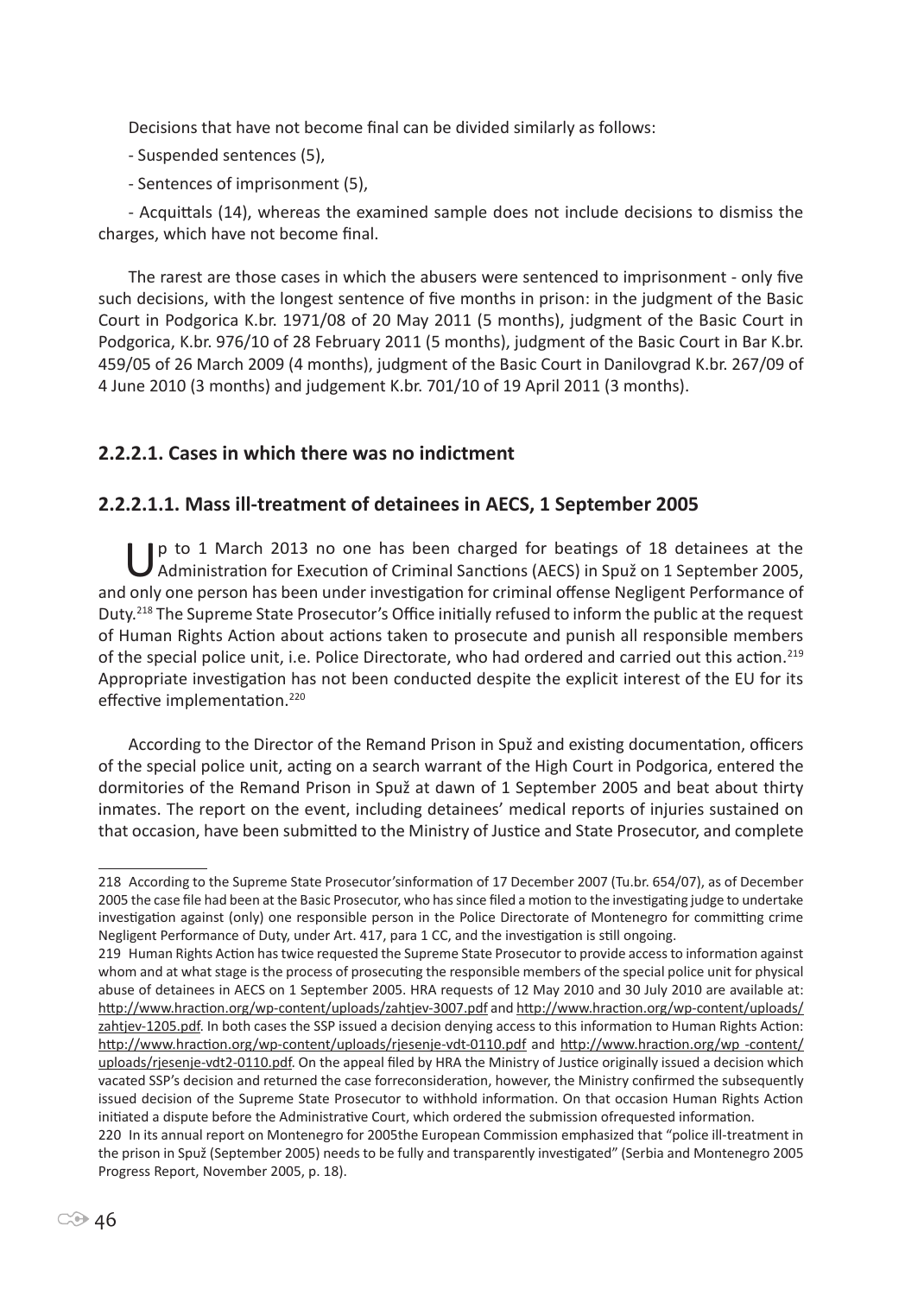Decisions that have not become final can be divided similarly as follows:

- Suspended sentences (5),

- Sentences of imprisonment (5),

- Acquittals (14), whereas the examined sample does not include decisions to dismiss the charges, which have not become final.

The rarest are those cases in which the abusers were sentenced to imprisonment - only five such decisions, with the longest sentence of five months in prison: in the judgment of the Basic Court in Podgorica K.br. 1971/08 of 20 May 2011 (5 months), judgment of the Basic Court in Podgorica, K.br. 976/10 of 28 February 2011 (5 months), judgment of the Basic Court in Bar K.br. 459/05 of 26 March 2009 (4 months), judgment of the Basic Court in Danilovgrad K.br. 267/09 of 4 June 2010 (3 months) and judgement K.br. 701/10 of 19 April 2011 (3 months).

### 2.2.2.1. Cases in which there was no indictment

#### 2.2.2.1.1. Mass ill-treatment of detainees in AECS, 1 September 2005

Up to 1 March 2013 no one has been charged for beatings of 18 detainees at the Administration for Execution of Criminal Sanctions (AECS) in Spuž on 1 September 2005, and only one person has been under investigation for criminal offense Negligent Performance of Duty.[218] The Supreme State Prosecutor's Office initially refused to inform the public at the request of Human Rights Action about actions taken to prosecute and punish all responsible members of the special police unit, i.e. Police Directorate, who had ordered and carried out this action.[219] Appropriate investigation has not been conducted despite the explicit interest of the EU for its effective implementation.[220]

According to the Director of the Remand Prison in Spuž and existing documentation, officers of the special police unit, acting on a search warrant of the High Court in Podgorica, entered the dormitories of the Remand Prison in Spuž at dawn of 1 September 2005 and beat about thirty inmates. The report on the event, including detainees' medical reports of injuries sustained on that occasion, have been submitted to the Ministry of Justice and State Prosecutor, and complete

---

218 According to the Supreme State Prosecutor'sinformation of 17 December 2007 (Tu.br. 654/07), as of December 2005 the case file had been at the Basic Prosecutor, who has since filed a motion to the investigating judge to undertake investigation against (only) one responsible person in the Police Directorate of Montenegro for committing crime Negligent Performance of Duty, under Art. 417, para 1 CC, and the investigation is still ongoing.

219 Human Rights Action has twice requested the Supreme State Prosecutor to provide access to information against whom and at what stage is the process of prosecuting the responsible members of the special police unit for physical abuse of detainees in AECS on 1 September 2005. HRA requests of 12 May 2010 and 30 July 2010 are available at: http://www.hraction.org/wp-content/uploads/zahtjev-3007.pdf and http://www.hraction.org/wp-content/uploads/zahtjev-1205.pdf. In both cases the SSP issued a decision denying access to this information to Human Rights Action: http://www.hraction.org/wp-content/uploads/rjesenje-vdt-0110.pdf and http://www.hraction.org/wp -content/uploads/rjesenje-vdt2-0110.pdf. On the appeal filed by HRA the Ministry of Justice originally issued a decision which vacated SSP's decision and returned the case forreconsideration, however, the Ministry confirmed the subsequently issued decision of the Supreme State Prosecutor to withhold information. On that occasion Human Rights Action initiated a dispute before the Administrative Court, which ordered the submission ofrequested information.

220 In its annual report on Montenegro for 2005the European Commission emphasized that "police ill-treatment in the prison in Spuž (September 2005) needs to be fully and transparently investigated" (Serbia and Montenegro 2005 Progress Report, November 2005, p. 18).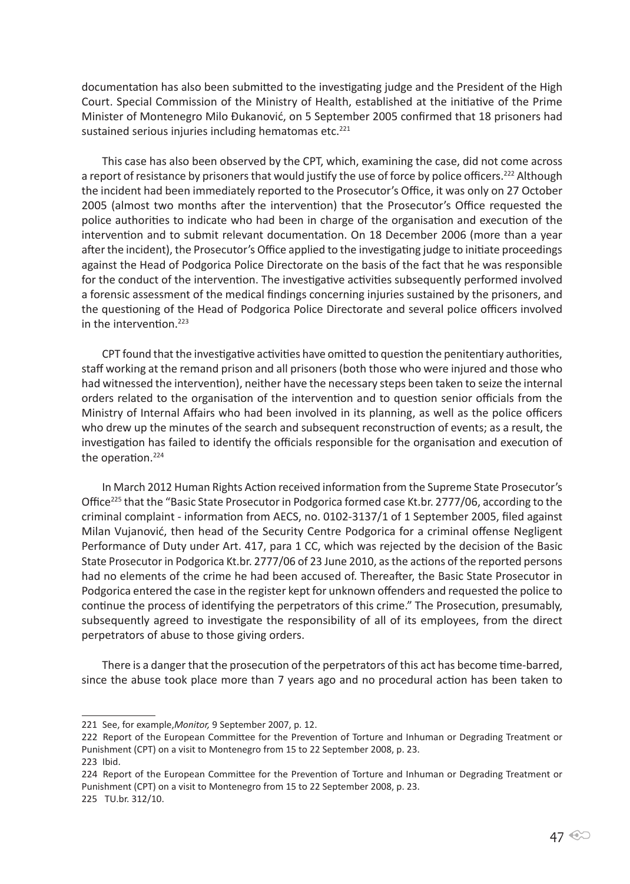documentation has also been submitted to the investigating judge and the President of the High Court. Special Commission of the Ministry of Health, established at the initiative of the Prime Minister of Montenegro Milo Đukanović, on 5 September 2005 confirmed that 18 prisoners had sustained serious injuries including hematomas etc.[221]

This case has also been observed by the CPT, which, examining the case, did not come across a report of resistance by prisoners that would justify the use of force by police officers.[222] Although the incident had been immediately reported to the Prosecutor's Office, it was only on 27 October 2005 (almost two months after the intervention) that the Prosecutor's Office requested the police authorities to indicate who had been in charge of the organisation and execution of the intervention and to submit relevant documentation. On 18 December 2006 (more than a year after the incident), the Prosecutor's Office applied to the investigating judge to initiate proceedings against the Head of Podgorica Police Directorate on the basis of the fact that he was responsible for the conduct of the intervention. The investigative activities subsequently performed involved a forensic assessment of the medical findings concerning injuries sustained by the prisoners, and the questioning of the Head of Podgorica Police Directorate and several police officers involved in the intervention.[223]

CPT found that the investigative activities have omitted to question the penitentiary authorities, staff working at the remand prison and all prisoners (both those who were injured and those who had witnessed the intervention), neither have the necessary steps been taken to seize the internal orders related to the organisation of the intervention and to question senior officials from the Ministry of Internal Affairs who had been involved in its planning, as well as the police officers who drew up the minutes of the search and subsequent reconstruction of events; as a result, the investigation has failed to identify the officials responsible for the organisation and execution of the operation.[224]

In March 2012 Human Rights Action received information from the Supreme State Prosecutor's Office[225] that the "Basic State Prosecutor in Podgorica formed case Kt.br. 2777/06, according to the criminal complaint - information from AECS, no. 0102-3137/1 of 1 September 2005, filed against Milan Vujanović, then head of the Security Centre Podgorica for a criminal offense Negligent Performance of Duty under Art. 417, para 1 CC, which was rejected by the decision of the Basic State Prosecutor in Podgorica Kt.br. 2777/06 of 23 June 2010, as the actions of the reported persons had no elements of the crime he had been accused of. Thereafter, the Basic State Prosecutor in Podgorica entered the case in the register kept for unknown offenders and requested the police to continue the process of identifying the perpetrators of this crime." The Prosecution, presumably, subsequently agreed to investigate the responsibility of all of its employees, from the direct perpetrators of abuse to those giving orders.

There is a danger that the prosecution of the perpetrators of this act has become time-barred, since the abuse took place more than 7 years ago and no procedural action has been taken to

221 See, for example, *Monitor,* 9 September 2007, p. 12.

222 Report of the European Committee for the Prevention of Torture and Inhuman or Degrading Treatment or Punishment (CPT) on a visit to Montenegro from 15 to 22 September 2008, p. 23.

223 Ibid.

224 Report of the European Committee for the Prevention of Torture and Inhuman or Degrading Treatment or Punishment (CPT) on a visit to Montenegro from 15 to 22 September 2008, p. 23.

225 TU.br. 312/10.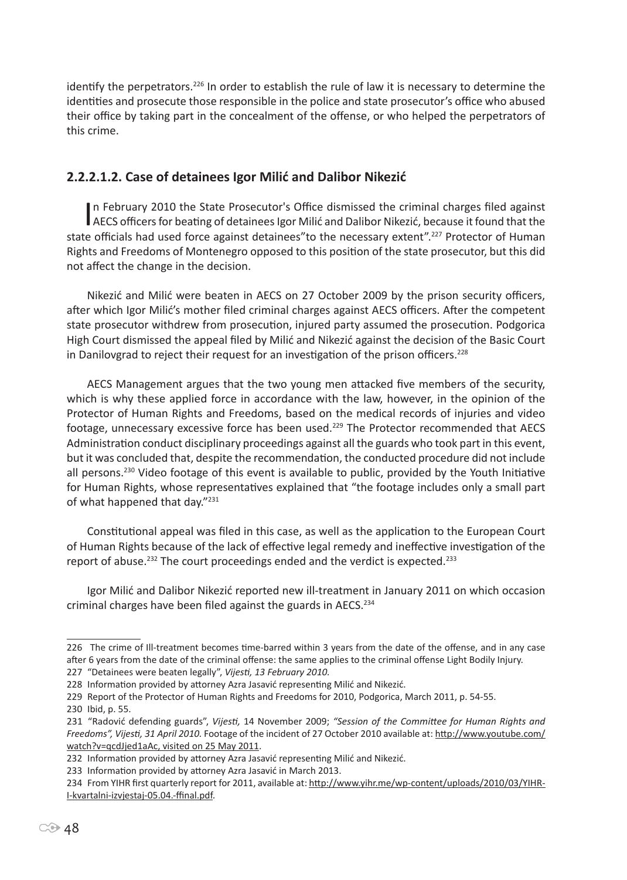identify the perpetrators.[226] In order to establish the rule of law it is necessary to determine the identities and prosecute those responsible in the police and state prosecutor's office who abused their office by taking part in the concealment of the offense, or who helped the perpetrators of this crime.

#### 2.2.2.1.2. Case of detainees Igor Milić and Dalibor Nikezić

In February 2010 the State Prosecutor's Office dismissed the criminal charges filed against AECS officers for beating of detainees Igor Milić and Dalibor Nikezić, because it found that the state officials had used force against detainees"to the necessary extent".[227] Protector of Human Rights and Freedoms of Montenegro opposed to this position of the state prosecutor, but this did not affect the change in the decision.

Nikezić and Milić were beaten in AECS on 27 October 2009 by the prison security officers, after which Igor Milić's mother filed criminal charges against AECS officers. After the competent state prosecutor withdrew from prosecution, injured party assumed the prosecution. Podgorica High Court dismissed the appeal filed by Milić and Nikezić against the decision of the Basic Court in Danilovgrad to reject their request for an investigation of the prison officers.[228]

AECS Management argues that the two young men attacked five members of the security, which is why these applied force in accordance with the law, however, in the opinion of the Protector of Human Rights and Freedoms, based on the medical records of injuries and video footage, unnecessary excessive force has been used.[229] The Protector recommended that AECS Administration conduct disciplinary proceedings against all the guards who took part in this event, but it was concluded that, despite the recommendation, the conducted procedure did not include all persons.[230] Video footage of this event is available to public, provided by the Youth Initiative for Human Rights, whose representatives explained that "the footage includes only a small part of what happened that day."[231]

Constitutional appeal was filed in this case, as well as the application to the European Court of Human Rights because of the lack of effective legal remedy and ineffective investigation of the report of abuse.[232] The court proceedings ended and the verdict is expected.[233]

Igor Milić and Dalibor Nikezić reported new ill-treatment in January 2011 on which occasion criminal charges have been filed against the guards in AECS.[234]

---

226 The crime of Ill-treatment becomes time-barred within 3 years from the date of the offense, and in any case after 6 years from the date of the criminal offense: the same applies to the criminal offense Light Bodily Injury.

227 "Detainees were beaten legally", *Vijesti, 13 February 2010.*

228 Information provided by attorney Azra Jasavić representing Milić and Nikezić.

229 Report of the Protector of Human Rights and Freedoms for 2010, Podgorica, March 2011, p. 54-55.

230 Ibid, p. 55.

231 "Radović defending guards", *Vijesti,* 14 November 2009; *"Session of the Committee for Human Rights and Freedoms", Vijesti, 31 April 2010.* Footage of the incident of 27 October 2010 available at: http://www.youtube.com/watch?v=qcdJjed1aAc, visited on 25 May 2011.

232 Information provided by attorney Azra Jasavić representing Milić and Nikezić.

233 Information provided by attorney Azra Jasavić in March 2013.

234 From YIHR first quarterly report for 2011, available at: http://www.yihr.me/wp-content/uploads/2010/03/YIHR-I-kvartalni-izvjestaj-05.04.-ffinal.pdf.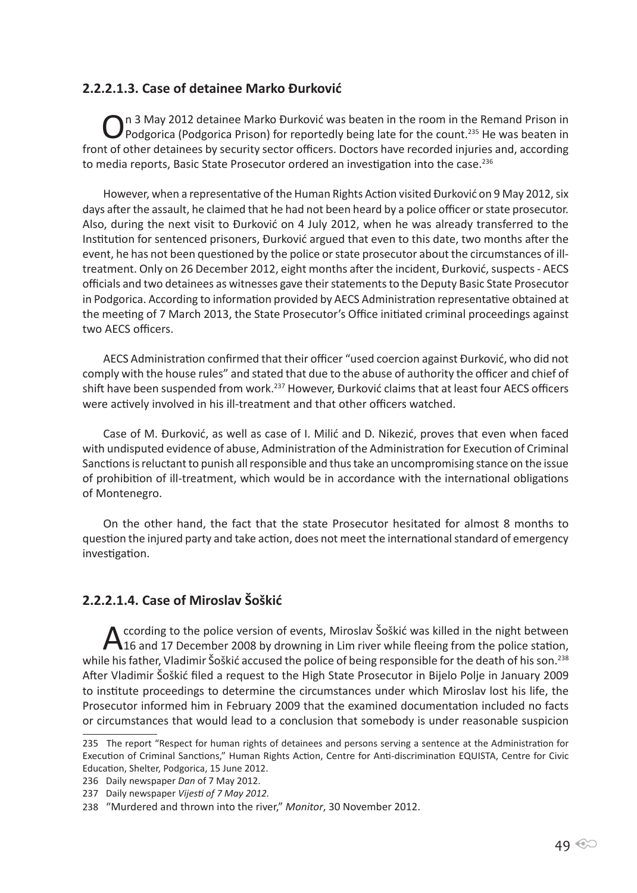### 2.2.2.1.3. Case of detainee Marko Đurković

On 3 May 2012 detainee Marko Đurković was beaten in the room in the Remand Prison in Podgorica (Podgorica Prison) for reportedly being late for the count.[235] He was beaten in front of other detainees by security sector officers. Doctors have recorded injuries and, according to media reports, Basic State Prosecutor ordered an investigation into the case.[236]

However, when a representative of the Human Rights Action visited Đurković on 9 May 2012, six days after the assault, he claimed that he had not been heard by a police officer or state prosecutor. Also, during the next visit to Đurković on 4 July 2012, when he was already transferred to the Institution for sentenced prisoners, Đurković argued that even to this date, two months after the event, he has not been questioned by the police or state prosecutor about the circumstances of ill-treatment. Only on 26 December 2012, eight months after the incident, Đurković, suspects - AECS officials and two detainees as witnesses gave their statements to the Deputy Basic State Prosecutor in Podgorica. According to information provided by AECS Administration representative obtained at the meeting of 7 March 2013, the State Prosecutor's Office initiated criminal proceedings against two AECS officers.

AECS Administration confirmed that their officer "used coercion against Đurković, who did not comply with the house rules" and stated that due to the abuse of authority the officer and chief of shift have been suspended from work.[237] However, Đurković claims that at least four AECS officers were actively involved in his ill-treatment and that other officers watched.

Case of M. Đurković, as well as case of I. Milić and D. Nikezić, proves that even when faced with undisputed evidence of abuse, Administration of the Administration for Execution of Criminal Sanctions is reluctant to punish all responsible and thus take an uncompromising stance on the issue of prohibition of ill-treatment, which would be in accordance with the international obligations of Montenegro.

On the other hand, the fact that the state Prosecutor hesitated for almost 8 months to question the injured party and take action, does not meet the international standard of emergency investigation.

### 2.2.2.1.4. Case of Miroslav Šoškić

According to the police version of events, Miroslav Šoškić was killed in the night between 16 and 17 December 2008 by drowning in Lim river while fleeing from the police station, while his father, Vladimir Šoškić accused the police of being responsible for the death of his son.[238] After Vladimir Šoškić filed a request to the High State Prosecutor in Bijelo Polje in January 2009 to institute proceedings to determine the circumstances under which Miroslav lost his life, the Prosecutor informed him in February 2009 that the examined documentation included no facts or circumstances that would lead to a conclusion that somebody is under reasonable suspicion

---

235 The report "Respect for human rights of detainees and persons serving a sentence at the Administration for Execution of Criminal Sanctions," Human Rights Action, Centre for Anti-discrimination EQUISTA, Centre for Civic Education, Shelter, Podgorica, 15 June 2012.

236 Daily newspaper *Dan* of 7 May 2012.

237 Daily newspaper *Vijesti of 7 May 2012.*

238 "Murdered and thrown into the river," *Monitor*, 30 November 2012.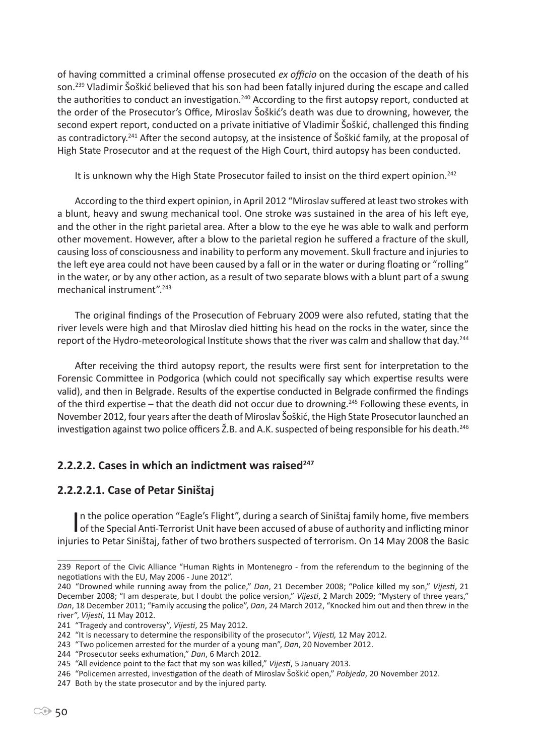of having committed a criminal offense prosecuted *ex officio* on the occasion of the death of his son.[239] Vladimir Šoškić believed that his son had been fatally injured during the escape and called the authorities to conduct an investigation.[240] According to the first autopsy report, conducted at the order of the Prosecutor's Office, Miroslav Šoškić's death was due to drowning, however, the second expert report, conducted on a private initiative of Vladimir Šoškić, challenged this finding as contradictory.[241] After the second autopsy, at the insistence of Šoškić family, at the proposal of High State Prosecutor and at the request of the High Court, third autopsy has been conducted.

It is unknown why the High State Prosecutor failed to insist on the third expert opinion.[242]

According to the third expert opinion, in April 2012 "Miroslav suffered at least two strokes with a blunt, heavy and swung mechanical tool. One stroke was sustained in the area of his left eye, and the other in the right parietal area. After a blow to the eye he was able to walk and perform other movement. However, after a blow to the parietal region he suffered a fracture of the skull, causing loss of consciousness and inability to perform any movement. Skull fracture and injuries to the left eye area could not have been caused by a fall or in the water or during floating or "rolling" in the water, or by any other action, as a result of two separate blows with a blunt part of a swung mechanical instrument".[243]

The original findings of the Prosecution of February 2009 were also refuted, stating that the river levels were high and that Miroslav died hitting his head on the rocks in the water, since the report of the Hydro-meteorological Institute shows that the river was calm and shallow that day.[244]

After receiving the third autopsy report, the results were first sent for interpretation to the Forensic Committee in Podgorica (which could not specifically say which expertise results were valid), and then in Belgrade. Results of the expertise conducted in Belgrade confirmed the findings of the third expertise – that the death did not occur due to drowning.[245] Following these events, in November 2012, four years after the death of Miroslav Šoškić, the High State Prosecutor launched an investigation against two police officers Ž.B. and A.K. suspected of being responsible for his death.[246]

### 2.2.2.2. Cases in which an indictment was raised[247]

### 2.2.2.2.1. Case of Petar Siništaj

In the police operation "Eagle's Flight", during a search of Siništaj family home, five members of the Special Anti-Terrorist Unit have been accused of abuse of authority and inflicting minor injuries to Petar Siništaj, father of two brothers suspected of terrorism. On 14 May 2008 the Basic

---

239 Report of the Civic Alliance "Human Rights in Montenegro - from the referendum to the beginning of the negotiations with the EU, May 2006 - June 2012".

240 "Drowned while running away from the police," *Dan*, 21 December 2008; "Police killed my son," *Vijesti*, 21 December 2008; "I am desperate, but I doubt the police version," *Vijesti*, 2 March 2009; "Mystery of three years," *Dan*, 18 December 2011; "Family accusing the police", *Dan*, 24 March 2012, "Knocked him out and then threw in the river", *Vijesti*, 11 May 2012.

241 "Tragedy and controversy", *Vijesti*, 25 May 2012.

242 "It is necessary to determine the responsibility of the prosecutor", *Vijesti,* 12 May 2012.

243 "Two policemen arrested for the murder of a young man", *Dan*, 20 November 2012.

244 "Prosecutor seeks exhumation," *Dan*, 6 March 2012.

245 "All evidence point to the fact that my son was killed," *Vijesti*, 5 January 2013.

246 "Policemen arrested, investigation of the death of Miroslav Šoškić open," *Pobjeda*, 20 November 2012.

247 Both by the state prosecutor and by the injured party.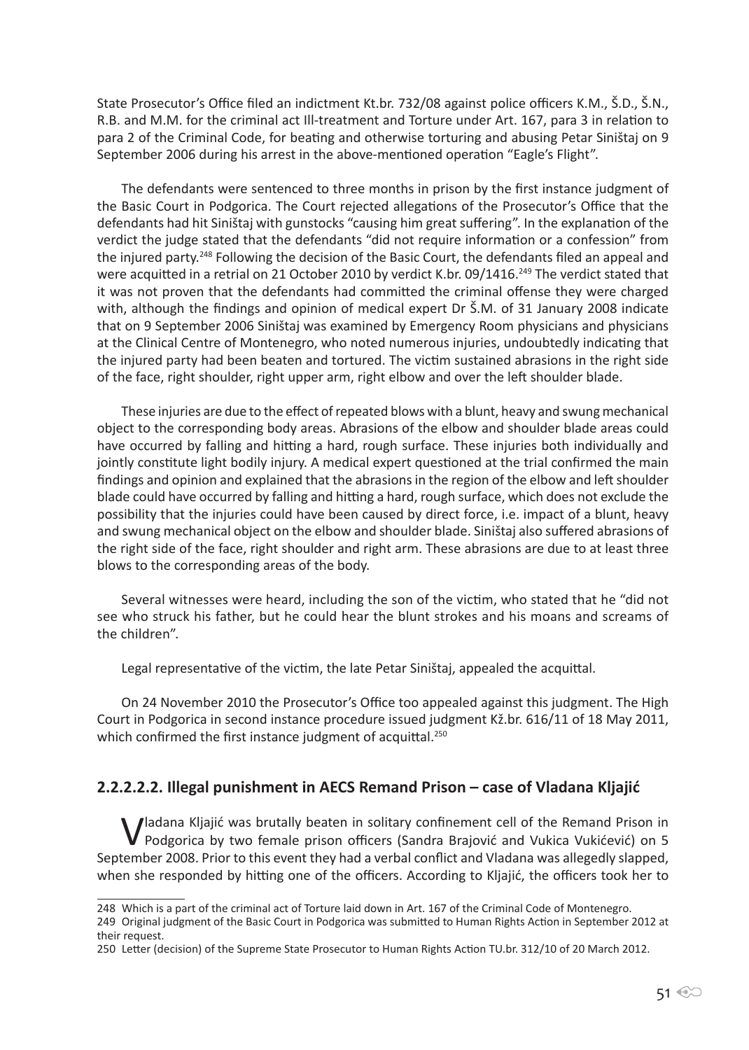State Prosecutor's Office filed an indictment Kt.br. 732/08 against police officers K.M., Š.D., Š.N., R.B. and M.M. for the criminal act Ill-treatment and Torture under Art. 167, para 3 in relation to para 2 of the Criminal Code, for beating and otherwise torturing and abusing Petar Siništaj on 9 September 2006 during his arrest in the above-mentioned operation "Eagle's Flight".

The defendants were sentenced to three months in prison by the first instance judgment of the Basic Court in Podgorica. The Court rejected allegations of the Prosecutor's Office that the defendants had hit Siništaj with gunstocks "causing him great suffering". In the explanation of the verdict the judge stated that the defendants "did not require information or a confession" from the injured party.[248] Following the decision of the Basic Court, the defendants filed an appeal and were acquitted in a retrial on 21 October 2010 by verdict K.br. 09/1416.[249] The verdict stated that it was not proven that the defendants had committed the criminal offense they were charged with, although the findings and opinion of medical expert Dr Š.M. of 31 January 2008 indicate that on 9 September 2006 Siništaj was examined by Emergency Room physicians and physicians at the Clinical Centre of Montenegro, who noted numerous injuries, undoubtedly indicating that the injured party had been beaten and tortured. The victim sustained abrasions in the right side of the face, right shoulder, right upper arm, right elbow and over the left shoulder blade.

These injuries are due to the effect of repeated blows with a blunt, heavy and swung mechanical object to the corresponding body areas. Abrasions of the elbow and shoulder blade areas could have occurred by falling and hitting a hard, rough surface. These injuries both individually and jointly constitute light bodily injury. A medical expert questioned at the trial confirmed the main findings and opinion and explained that the abrasions in the region of the elbow and left shoulder blade could have occurred by falling and hitting a hard, rough surface, which does not exclude the possibility that the injuries could have been caused by direct force, i.e. impact of a blunt, heavy and swung mechanical object on the elbow and shoulder blade. Siništaj also suffered abrasions of the right side of the face, right shoulder and right arm. These abrasions are due to at least three blows to the corresponding areas of the body.

Several witnesses were heard, including the son of the victim, who stated that he "did not see who struck his father, but he could hear the blunt strokes and his moans and screams of the children".

Legal representative of the victim, the late Petar Siništaj, appealed the acquittal.

On 24 November 2010 the Prosecutor's Office too appealed against this judgment. The High Court in Podgorica in second instance procedure issued judgment Kž.br. 616/11 of 18 May 2011, which confirmed the first instance judgment of acquittal.[250]

#### 2.2.2.2.2. Illegal punishment in AECS Remand Prison – case of Vladana Kljajić

Vladana Kljajić was brutally beaten in solitary confinement cell of the Remand Prison in Podgorica by two female prison officers (Sandra Brajović and Vukica Vukićević) on 5 September 2008. Prior to this event they had a verbal conflict and Vladana was allegedly slapped, when she responded by hitting one of the officers. According to Kljajić, the officers took her to

248 Which is a part of the criminal act of Torture laid down in Art. 167 of the Criminal Code of Montenegro.

249 Original judgment of the Basic Court in Podgorica was submitted to Human Rights Action in September 2012 at their request.

250 Letter (decision) of the Supreme State Prosecutor to Human Rights Action TU.br. 312/10 of 20 March 2012.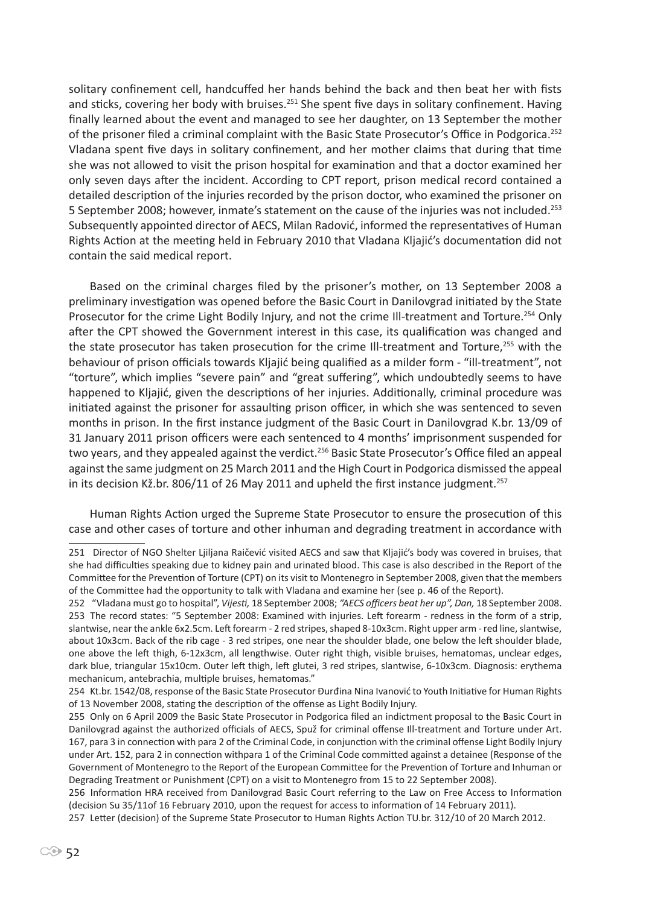solitary confinement cell, handcuffed her hands behind the back and then beat her with fists and sticks, covering her body with bruises.[251] She spent five days in solitary confinement. Having finally learned about the event and managed to see her daughter, on 13 September the mother of the prisoner filed a criminal complaint with the Basic State Prosecutor's Office in Podgorica.[252] Vladana spent five days in solitary confinement, and her mother claims that during that time she was not allowed to visit the prison hospital for examination and that a doctor examined her only seven days after the incident. According to CPT report, prison medical record contained a detailed description of the injuries recorded by the prison doctor, who examined the prisoner on 5 September 2008; however, inmate's statement on the cause of the injuries was not included.[253] Subsequently appointed director of AECS, Milan Radović, informed the representatives of Human Rights Action at the meeting held in February 2010 that Vladana Kljajić's documentation did not contain the said medical report.

Based on the criminal charges filed by the prisoner's mother, on 13 September 2008 a preliminary investigation was opened before the Basic Court in Danilovgrad initiated by the State Prosecutor for the crime Light Bodily Injury, and not the crime Ill-treatment and Torture.[254] Only after the CPT showed the Government interest in this case, its qualification was changed and the state prosecutor has taken prosecution for the crime Ill-treatment and Torture,[255] with the behaviour of prison officials towards Kljajić being qualified as a milder form - "ill-treatment", not "torture", which implies "severe pain" and "great suffering", which undoubtedly seems to have happened to Kljajić, given the descriptions of her injuries. Additionally, criminal procedure was initiated against the prisoner for assaulting prison officer, in which she was sentenced to seven months in prison. In the first instance judgment of the Basic Court in Danilovgrad K.br. 13/09 of 31 January 2011 prison officers were each sentenced to 4 months' imprisonment suspended for two years, and they appealed against the verdict.[256] Basic State Prosecutor's Office filed an appeal against the same judgment on 25 March 2011 and the High Court in Podgorica dismissed the appeal in its decision Kž.br. 806/11 of 26 May 2011 and upheld the first instance judgment.[257]

Human Rights Action urged the Supreme State Prosecutor to ensure the prosecution of this case and other cases of torture and other inhuman and degrading treatment in accordance with

---

251 Director of NGO Shelter Ljiljana Raičević visited AECS and saw that Kljajić's body was covered in bruises, that she had difficulties speaking due to kidney pain and urinated blood. This case is also described in the Report of the Committee for the Prevention of Torture (CPT) on its visit to Montenegro in September 2008, given that the members of the Committee had the opportunity to talk with Vladana and examine her (see p. 46 of the Report).

252 "Vladana must go to hospital", *Vijesti,* 18 September 2008; *"AECS officers beat her up", Dan,* 18 September 2008.

253 The record states: "5 September 2008: Examined with injuries. Left forearm - redness in the form of a strip, slantwise, near the ankle 6x2.5cm. Left forearm - 2 red stripes, shaped 8-10x3cm. Right upper arm - red line, slantwise, about 10x3cm. Back of the rib cage - 3 red stripes, one near the shoulder blade, one below the left shoulder blade, one above the left thigh, 6-12x3cm, all lengthwise. Outer right thigh, visible bruises, hematomas, unclear edges, dark blue, triangular 15x10cm. Outer left thigh, left glutei, 3 red stripes, slantwise, 6-10x3cm. Diagnosis: erythema mechanicum, antebrachia, multiple bruises, hematomas."

254 Kt.br. 1542/08, response of the Basic State Prosecutor Đurđina Nina Ivanović to Youth Initiative for Human Rights of 13 November 2008, stating the description of the offense as Light Bodily Injury.

255 Only on 6 April 2009 the Basic State Prosecutor in Podgorica filed an indictment proposal to the Basic Court in Danilovgrad against the authorized officials of AECS, Spuž for criminal offense Ill-treatment and Torture under Art. 167, para 3 in connection with para 2 of the Criminal Code, in conjunction with the criminal offense Light Bodily Injury under Art. 152, para 2 in connection withpara 1 of the Criminal Code committed against a detainee (Response of the Government of Montenegro to the Report of the European Committee for the Prevention of Torture and Inhuman or Degrading Treatment or Punishment (CPT) on a visit to Montenegro from 15 to 22 September 2008).

256 Information HRA received from Danilovgrad Basic Court referring to the Law on Free Access to Information (decision Su 35/11of 16 February 2010, upon the request for access to information of 14 February 2011).

257 Letter (decision) of the Supreme State Prosecutor to Human Rights Action TU.br. 312/10 of 20 March 2012.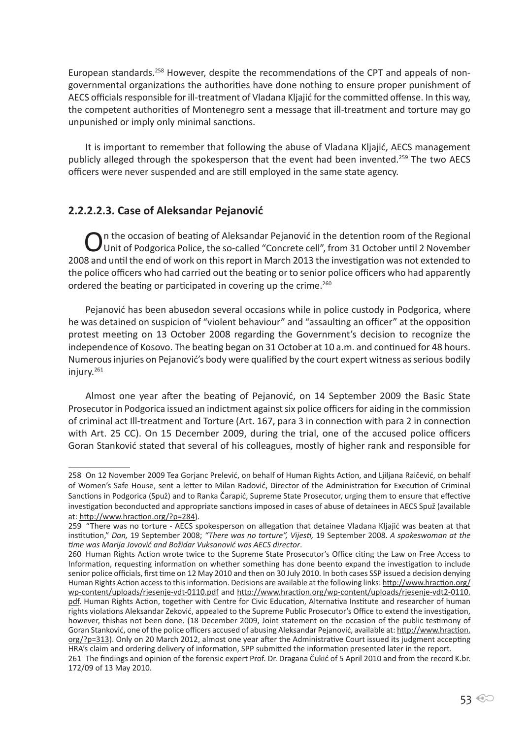European standards.[258] However, despite the recommendations of the CPT and appeals of non-governmental organizations the authorities have done nothing to ensure proper punishment of AECS officials responsible for ill-treatment of Vladana Kljajić for the committed offense. In this way, the competent authorities of Montenegro sent a message that ill-treatment and torture may go unpunished or imply only minimal sanctions.

It is important to remember that following the abuse of Vladana Kljajić, AECS management publicly alleged through the spokesperson that the event had been invented.[259] The two AECS officers were never suspended and are still employed in the same state agency.

### 2.2.2.2.3. Case of Aleksandar Pejanović

On the occasion of beating of Aleksandar Pejanović in the detention room of the Regional Unit of Podgorica Police, the so-called "Concrete cell", from 31 October until 2 November 2008 and until the end of work on this report in March 2013 the investigation was not extended to the police officers who had carried out the beating or to senior police officers who had apparently ordered the beating or participated in covering up the crime.[260]

Pejanović has been abusedon several occasions while in police custody in Podgorica, where he was detained on suspicion of "violent behaviour" and "assaulting an officer" at the opposition protest meeting on 13 October 2008 regarding the Government's decision to recognize the independence of Kosovo. The beating began on 31 October at 10 a.m. and continued for 48 hours. Numerous injuries on Pejanović's body were qualified by the court expert witness as serious bodily injury.[261]

Almost one year after the beating of Pejanović, on 14 September 2009 the Basic State Prosecutor in Podgorica issued an indictment against six police officers for aiding in the commission of criminal act Ill-treatment and Torture (Art. 167, para 3 in connection with para 2 in connection with Art. 25 CC). On 15 December 2009, during the trial, one of the accused police officers Goran Stanković stated that several of his colleagues, mostly of higher rank and responsible for

---

258 On 12 November 2009 Tea Gorjanc Prelević, on behalf of Human Rights Action, and Ljiljana Raičević, on behalf of Women's Safe House, sent a letter to Milan Radović, Director of the Administration for Execution of Criminal Sanctions in Podgorica (Spuž) and to Ranka Čarapić, Supreme State Prosecutor, urging them to ensure that effective investigation beconducted and appropriate sanctions imposed in cases of abuse of detainees in AECS Spuž (available at: http://www.hraction.org/?p=284).

259 "There was no torture - AECS spokesperson on allegation that detainee Vladana Kljajić was beaten at that institution," *Dan,* 19 September 2008; *"There was no torture", Vijesti,* 19 September 2008. *A spokeswoman at the time was Marija Jovović and Božidar Vuksanović was AECS director*.

260 Human Rights Action wrote twice to the Supreme State Prosecutor's Office citing the Law on Free Access to Information, requesting information on whether something has done beento expand the investigation to include senior police officials, first time on 12 May 2010 and then on 30 July 2010. In both cases SSP issued a decision denying Human Rights Action access to this information. Decisions are available at the following links: http://www.hraction.org/wp-content/uploads/rjesenje-vdt-0110.pdf and http://www.hraction.org/wp-content/uploads/rjesenje-vdt2-0110.pdf. Human Rights Action, together with Centre for Civic Education, Alternativa Institute and researcher of human rights violations Aleksandar Zeković, appealed to the Supreme Public Prosecutor's Office to extend the investigation, however, thishas not been done. (18 December 2009, Joint statement on the occasion of the public testimony of Goran Stanković, one of the police officers accused of abusing Aleksandar Pejanović, available at: http://www.hraction.org/?p=313). Only on 20 March 2012, almost one year after the Administrative Court issued its judgment accepting HRA's claim and ordering delivery of information, SPP submitted the information presented later in the report.

261 The findings and opinion of the forensic expert Prof. Dr. Dragana Čukić of 5 April 2010 and from the record K.br. 172/09 of 13 May 2010.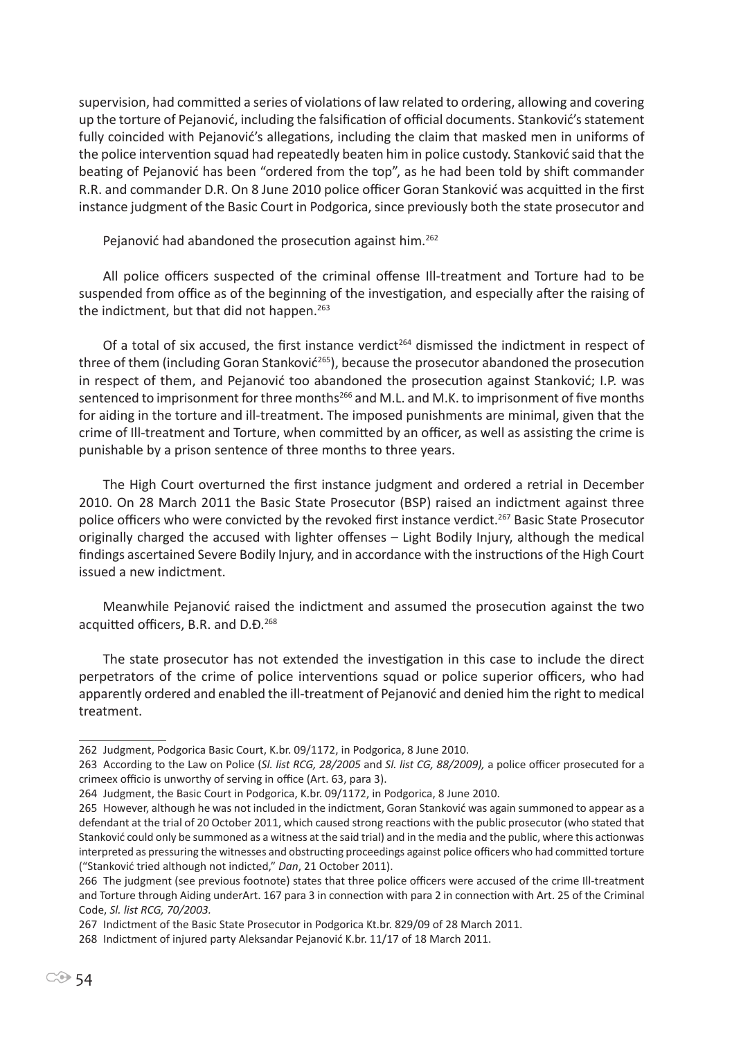supervision, had committed a series of violations of law related to ordering, allowing and covering up the torture of Pejanović, including the falsification of official documents. Stanković's statement fully coincided with Pejanović's allegations, including the claim that masked men in uniforms of the police intervention squad had repeatedly beaten him in police custody. Stanković said that the beating of Pejanović has been "ordered from the top", as he had been told by shift commander R.R. and commander D.R. On 8 June 2010 police officer Goran Stanković was acquitted in the first instance judgment of the Basic Court in Podgorica, since previously both the state prosecutor and Pejanović had abandoned the prosecution against him.[262]

All police officers suspected of the criminal offense Ill-treatment and Torture had to be suspended from office as of the beginning of the investigation, and especially after the raising of the indictment, but that did not happen.[263]

Of a total of six accused, the first instance verdict[264] dismissed the indictment in respect of three of them (including Goran Stanković[265]), because the prosecutor abandoned the prosecution in respect of them, and Pejanović too abandoned the prosecution against Stanković; I.P. was sentenced to imprisonment for three months[266] and M.L. and M.K. to imprisonment of five months for aiding in the torture and ill-treatment. The imposed punishments are minimal, given that the crime of Ill-treatment and Torture, when committed by an officer, as well as assisting the crime is punishable by a prison sentence of three months to three years.

The High Court overturned the first instance judgment and ordered a retrial in December 2010. On 28 March 2011 the Basic State Prosecutor (BSP) raised an indictment against three police officers who were convicted by the revoked first instance verdict.[267] Basic State Prosecutor originally charged the accused with lighter offenses – Light Bodily Injury, although the medical findings ascertained Severe Bodily Injury, and in accordance with the instructions of the High Court issued a new indictment.

Meanwhile Pejanović raised the indictment and assumed the prosecution against the two acquitted officers, B.R. and D.Đ.[268]

The state prosecutor has not extended the investigation in this case to include the direct perpetrators of the crime of police interventions squad or police superior officers, who had apparently ordered and enabled the ill-treatment of Pejanović and denied him the right to medical treatment.

---

262 Judgment, Podgorica Basic Court, K.br. 09/1172, in Podgorica, 8 June 2010.

263 According to the Law on Police (*Sl. list RCG, 28/2005* and *Sl. list CG, 88/2009),* a police officer prosecuted for a crimeex officio is unworthy of serving in office (Art. 63, para 3).

264 Judgment, the Basic Court in Podgorica, K.br. 09/1172, in Podgorica, 8 June 2010.

265 However, although he was not included in the indictment, Goran Stanković was again summoned to appear as a defendant at the trial of 20 October 2011, which caused strong reactions with the public prosecutor (who stated that Stanković could only be summoned as a witness at the said trial) and in the media and the public, where this actionwas interpreted as pressuring the witnesses and obstructing proceedings against police officers who had committed torture ("Stanković tried although not indicted," *Dan*, 21 October 2011).

266 The judgment (see previous footnote) states that three police officers were accused of the crime Ill-treatment and Torture through Aiding underArt. 167 para 3 in connection with para 2 in connection with Art. 25 of the Criminal Code, *Sl. list RCG, 70/2003.*

267 Indictment of the Basic State Prosecutor in Podgorica Kt.br. 829/09 of 28 March 2011.

268 Indictment of injured party Aleksandar Pejanović K.br. 11/17 of 18 March 2011.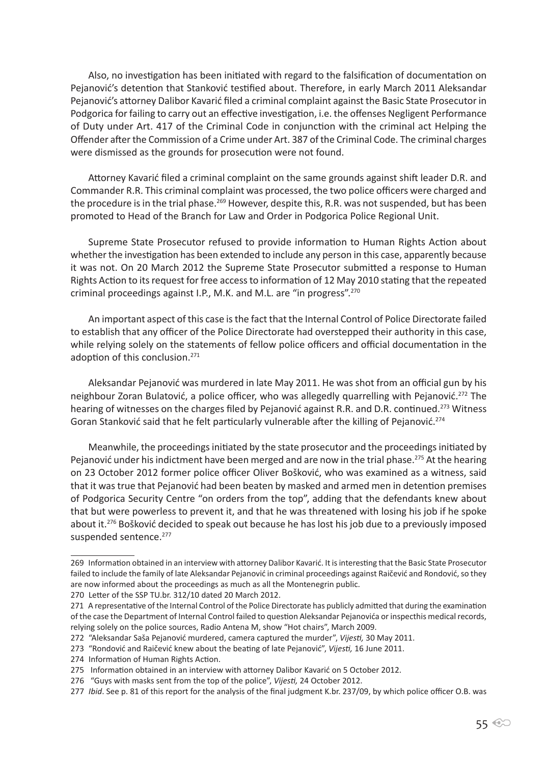Also, no investigation has been initiated with regard to the falsification of documentation on Pejanović's detention that Stanković testified about. Therefore, in early March 2011 Aleksandar Pejanović's attorney Dalibor Kavarić filed a criminal complaint against the Basic State Prosecutor in Podgorica for failing to carry out an effective investigation, i.e. the offenses Negligent Performance of Duty under Art. 417 of the Criminal Code in conjunction with the criminal act Helping the Offender after the Commission of a Crime under Art. 387 of the Criminal Code. The criminal charges were dismissed as the grounds for prosecution were not found.

Attorney Kavarić filed a criminal complaint on the same grounds against shift leader D.R. and Commander R.R. This criminal complaint was processed, the two police officers were charged and the procedure is in the trial phase.[269] However, despite this, R.R. was not suspended, but has been promoted to Head of the Branch for Law and Order in Podgorica Police Regional Unit.

Supreme State Prosecutor refused to provide information to Human Rights Action about whether the investigation has been extended to include any person in this case, apparently because it was not. On 20 March 2012 the Supreme State Prosecutor submitted a response to Human Rights Action to its request for free access to information of 12 May 2010 stating that the repeated criminal proceedings against I.P., M.K. and M.L. are "in progress".[270]

An important aspect of this case is the fact that the Internal Control of Police Directorate failed to establish that any officer of the Police Directorate had overstepped their authority in this case, while relying solely on the statements of fellow police officers and official documentation in the adoption of this conclusion.[271]

Aleksandar Pejanović was murdered in late May 2011. He was shot from an official gun by his neighbour Zoran Bulatović, a police officer, who was allegedly quarrelling with Pejanović.[272] The hearing of witnesses on the charges filed by Pejanović against R.R. and D.R. continued.[273] Witness Goran Stanković said that he felt particularly vulnerable after the killing of Pejanović.[274]

Meanwhile, the proceedings initiated by the state prosecutor and the proceedings initiated by Pejanović under his indictment have been merged and are now in the trial phase.[275] At the hearing on 23 October 2012 former police officer Oliver Bošković, who was examined as a witness, said that it was true that Pejanović had been beaten by masked and armed men in detention premises of Podgorica Security Centre "on orders from the top", adding that the defendants knew about that but were powerless to prevent it, and that he was threatened with losing his job if he spoke about it.[276] Bošković decided to speak out because he has lost his job due to a previously imposed suspended sentence.[277]

---

269 Information obtained in an interview with attorney Dalibor Kavarić. It is interesting that the Basic State Prosecutor failed to include the family of late Aleksandar Pejanović in criminal proceedings against Raičević and Rondović, so they are now informed about the proceedings as much as all the Montenegrin public.

270 Letter of the SSP TU.br. 312/10 dated 20 March 2012.

271 A representative of the Internal Control of the Police Directorate has publicly admitted that during the examination of the case the Department of Internal Control failed to question Aleksandar Pejanovića or inspecthis medical records, relying solely on the police sources, Radio Antena M, show "Hot chairs", March 2009.

272 "Aleksandar Saša Pejanović murdered, camera captured the murder", *Vijesti,* 30 May 2011.

273 "Rondović and Raičević knew about the beating of late Pejanović", *Vijesti,* 16 June 2011.

274 Information of Human Rights Action.

275 Information obtained in an interview with attorney Dalibor Kavarić on 5 October 2012.

276 "Guys with masks sent from the top of the police", *Vijesti,* 24 October 2012.

277 *Ibid*. See p. 81 of this report for the analysis of the final judgment K.br. 237/09, by which police officer O.B. was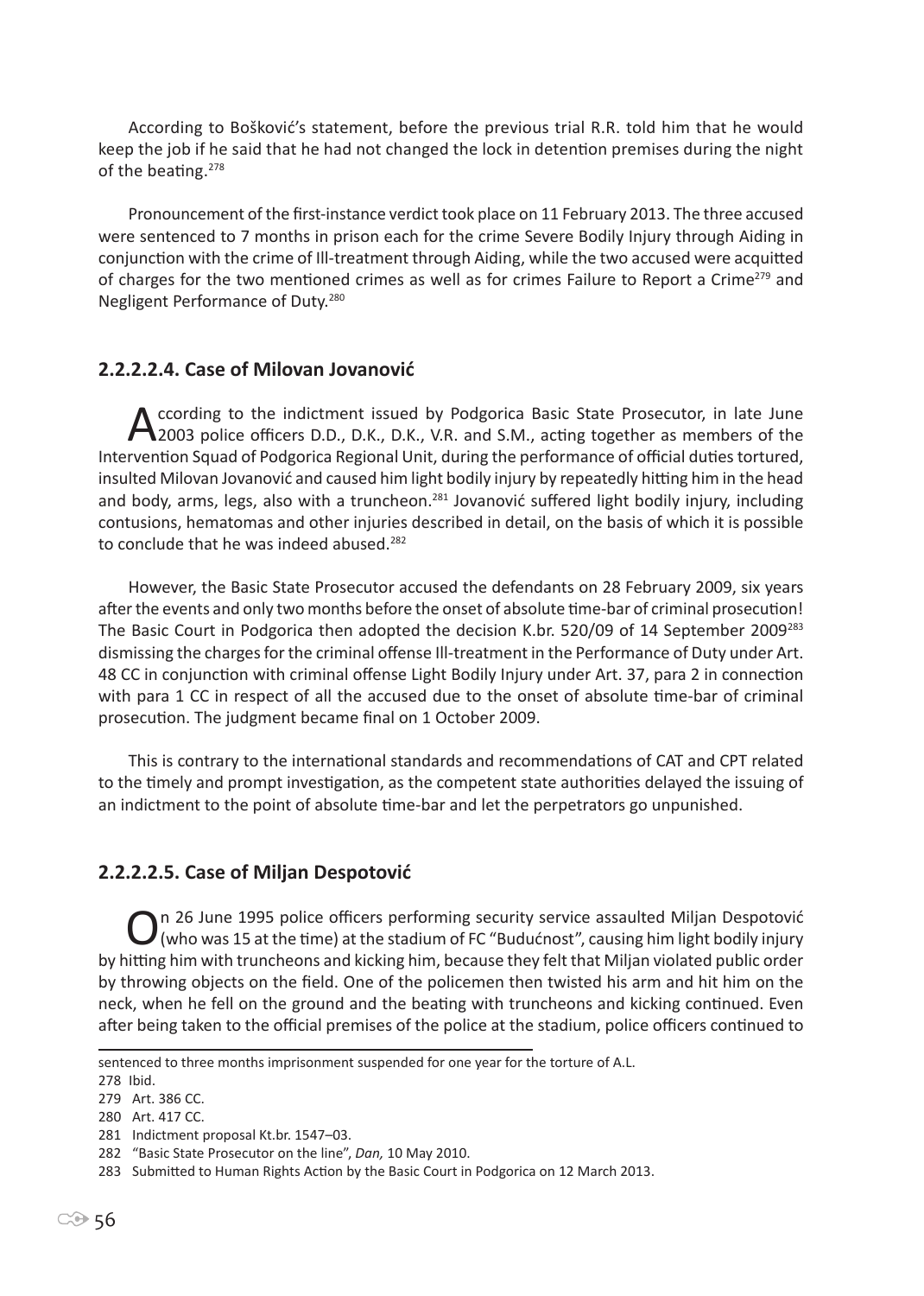According to Bošković's statement, before the previous trial R.R. told him that he would keep the job if he said that he had not changed the lock in detention premises during the night of the beating.[278]

Pronouncement of the first-instance verdict took place on 11 February 2013. The three accused were sentenced to 7 months in prison each for the crime Severe Bodily Injury through Aiding in conjunction with the crime of Ill-treatment through Aiding, while the two accused were acquitted of charges for the two mentioned crimes as well as for crimes Failure to Report a Crime[279] and Negligent Performance of Duty.[280]

### 2.2.2.2.4. Case of Milovan Jovanović

According to the indictment issued by Podgorica Basic State Prosecutor, in late June 2003 police officers D.D., D.K., D.K., V.R. and S.M., acting together as members of the Intervention Squad of Podgorica Regional Unit, during the performance of official duties tortured, insulted Milovan Jovanović and caused him light bodily injury by repeatedly hitting him in the head and body, arms, legs, also with a truncheon.[281] Jovanović suffered light bodily injury, including contusions, hematomas and other injuries described in detail, on the basis of which it is possible to conclude that he was indeed abused.[282]

However, the Basic State Prosecutor accused the defendants on 28 February 2009, six years after the events and only two months before the onset of absolute time-bar of criminal prosecution! The Basic Court in Podgorica then adopted the decision K.br. 520/09 of 14 September 2009[283] dismissing the charges for the criminal offense Ill-treatment in the Performance of Duty under Art. 48 CC in conjunction with criminal offense Light Bodily Injury under Art. 37, para 2 in connection with para 1 CC in respect of all the accused due to the onset of absolute time-bar of criminal prosecution. The judgment became final on 1 October 2009.

This is contrary to the international standards and recommendations of CAT and CPT related to the timely and prompt investigation, as the competent state authorities delayed the issuing of an indictment to the point of absolute time-bar and let the perpetrators go unpunished.

### 2.2.2.2.5. Case of Miljan Despotović

On 26 June 1995 police officers performing security service assaulted Miljan Despotović (who was 15 at the time) at the stadium of FC "Budućnost", causing him light bodily injury by hitting him with truncheons and kicking him, because they felt that Miljan violated public order by throwing objects on the field. One of the policemen then twisted his arm and hit him on the neck, when he fell on the ground and the beating with truncheons and kicking continued. Even after being taken to the official premises of the police at the stadium, police officers continued to

---

sentenced to three months imprisonment suspended for one year for the torture of A.L.

278 Ibid.

279 Art. 386 CC.

280 Art. 417 CC.

281 Indictment proposal Kt.br. 1547–03.

282 "Basic State Prosecutor on the line", *Dan,* 10 May 2010.

283 Submitted to Human Rights Action by the Basic Court in Podgorica on 12 March 2013.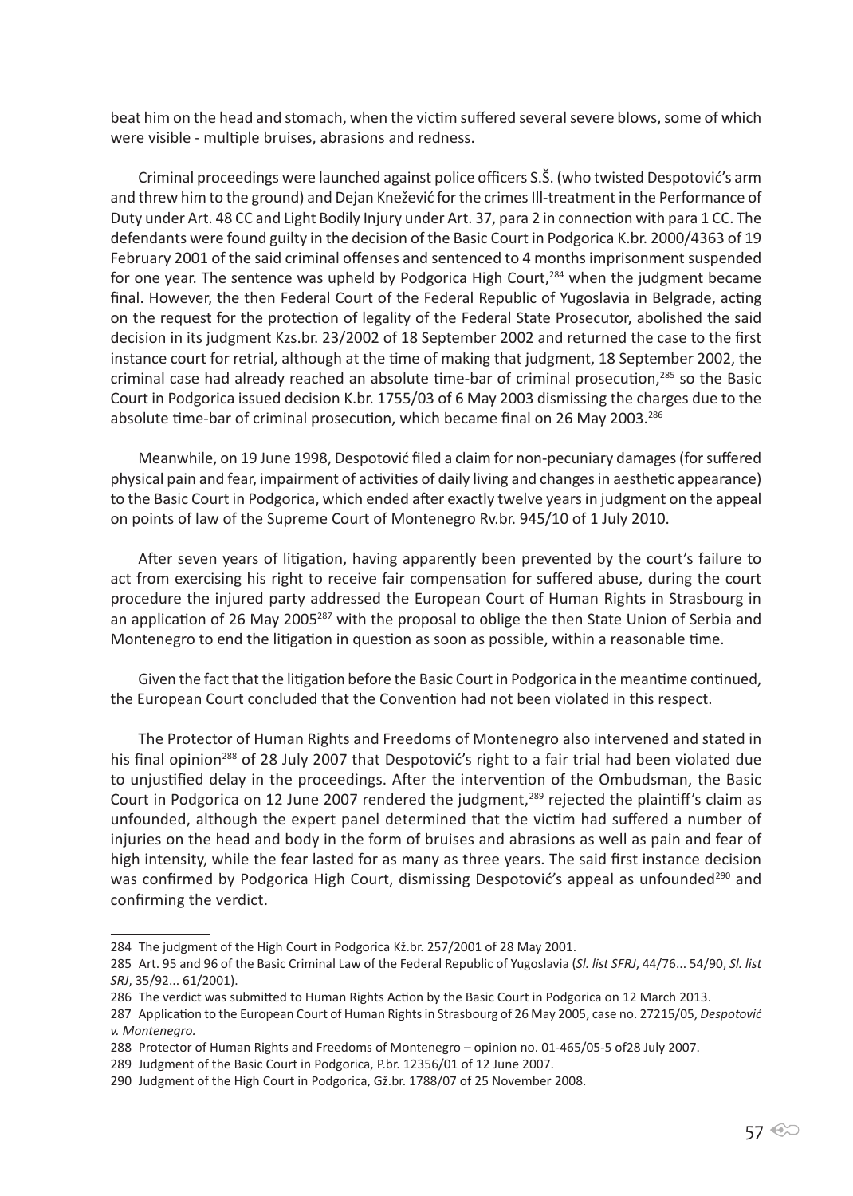beat him on the head and stomach, when the victim suffered several severe blows, some of which were visible - multiple bruises, abrasions and redness.

Criminal proceedings were launched against police officers S.Š. (who twisted Despotović's arm and threw him to the ground) and Dejan Knežević for the crimes Ill-treatment in the Performance of Duty under Art. 48 CC and Light Bodily Injury under Art. 37, para 2 in connection with para 1 CC. The defendants were found guilty in the decision of the Basic Court in Podgorica K.br. 2000/4363 of 19 February 2001 of the said criminal offenses and sentenced to 4 months imprisonment suspended for one year. The sentence was upheld by Podgorica High Court,[284] when the judgment became final. However, the then Federal Court of the Federal Republic of Yugoslavia in Belgrade, acting on the request for the protection of legality of the Federal State Prosecutor, abolished the said decision in its judgment Kzs.br. 23/2002 of 18 September 2002 and returned the case to the first instance court for retrial, although at the time of making that judgment, 18 September 2002, the criminal case had already reached an absolute time-bar of criminal prosecution,[285] so the Basic Court in Podgorica issued decision K.br. 1755/03 of 6 May 2003 dismissing the charges due to the absolute time-bar of criminal prosecution, which became final on 26 May 2003.[286]

Meanwhile, on 19 June 1998, Despotović filed a claim for non-pecuniary damages (for suffered physical pain and fear, impairment of activities of daily living and changes in aesthetic appearance) to the Basic Court in Podgorica, which ended after exactly twelve years in judgment on the appeal on points of law of the Supreme Court of Montenegro Rv.br. 945/10 of 1 July 2010.

After seven years of litigation, having apparently been prevented by the court's failure to act from exercising his right to receive fair compensation for suffered abuse, during the court procedure the injured party addressed the European Court of Human Rights in Strasbourg in an application of 26 May 2005[287] with the proposal to oblige the then State Union of Serbia and Montenegro to end the litigation in question as soon as possible, within a reasonable time.

Given the fact that the litigation before the Basic Court in Podgorica in the meantime continued, the European Court concluded that the Convention had not been violated in this respect.

The Protector of Human Rights and Freedoms of Montenegro also intervened and stated in his final opinion[288] of 28 July 2007 that Despotović's right to a fair trial had been violated due to unjustified delay in the proceedings. After the intervention of the Ombudsman, the Basic Court in Podgorica on 12 June 2007 rendered the judgment,[289] rejected the plaintiff's claim as unfounded, although the expert panel determined that the victim had suffered a number of injuries on the head and body in the form of bruises and abrasions as well as pain and fear of high intensity, while the fear lasted for as many as three years. The said first instance decision was confirmed by Podgorica High Court, dismissing Despotović's appeal as unfounded[290] and confirming the verdict.

---

284 The judgment of the High Court in Podgorica Kž.br. 257/2001 of 28 May 2001.

285 Art. 95 and 96 of the Basic Criminal Law of the Federal Republic of Yugoslavia (*Sl. list SFRJ*, 44/76... 54/90, *Sl. list SRJ*, 35/92... 61/2001).

286 The verdict was submitted to Human Rights Action by the Basic Court in Podgorica on 12 March 2013.

287 Application to the European Court of Human Rights in Strasbourg of 26 May 2005, case no. 27215/05, *Despotović v. Montenegro.*

288 Protector of Human Rights and Freedoms of Montenegro – opinion no. 01-465/05-5 of28 July 2007.

289 Judgment of the Basic Court in Podgorica, P.br. 12356/01 of 12 June 2007.

290 Judgment of the High Court in Podgorica, Gž.br. 1788/07 of 25 November 2008.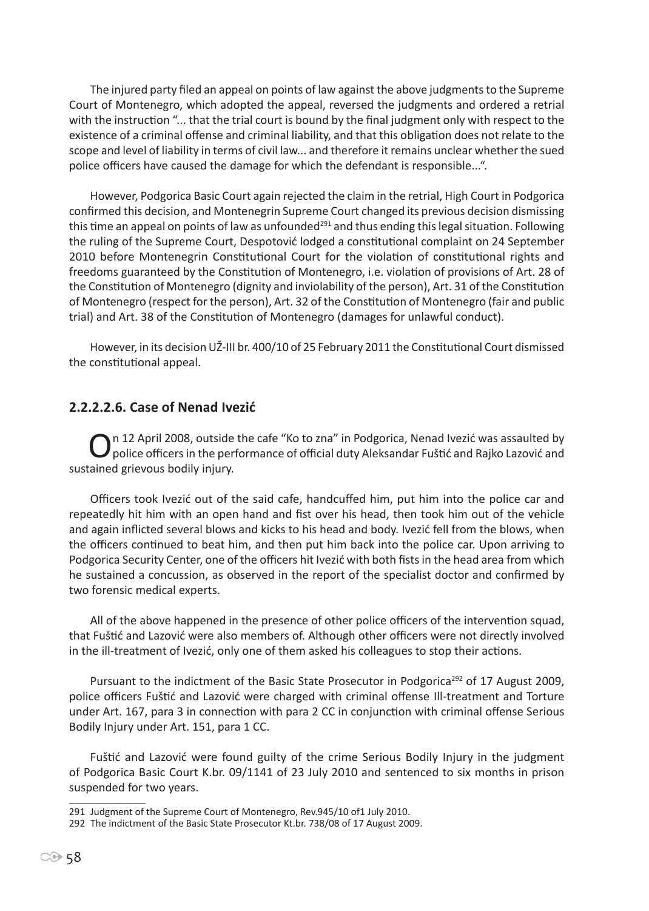The injured party filed an appeal on points of law against the above judgments to the Supreme Court of Montenegro, which adopted the appeal, reversed the judgments and ordered a retrial with the instruction "... that the trial court is bound by the final judgment only with respect to the existence of a criminal offense and criminal liability, and that this obligation does not relate to the scope and level of liability in terms of civil law... and therefore it remains unclear whether the sued police officers have caused the damage for which the defendant is responsible...".

However, Podgorica Basic Court again rejected the claim in the retrial, High Court in Podgorica confirmed this decision, and Montenegrin Supreme Court changed its previous decision dismissing this time an appeal on points of law as unfounded[291] and thus ending this legal situation. Following the ruling of the Supreme Court, Despotović lodged a constitutional complaint on 24 September 2010 before Montenegrin Constitutional Court for the violation of constitutional rights and freedoms guaranteed by the Constitution of Montenegro, i.e. violation of provisions of Art. 28 of the Constitution of Montenegro (dignity and inviolability of the person), Art. 31 of the Constitution of Montenegro (respect for the person), Art. 32 of the Constitution of Montenegro (fair and public trial) and Art. 38 of the Constitution of Montenegro (damages for unlawful conduct).

However, in its decision UŽ-III br. 400/10 of 25 February 2011 the Constitutional Court dismissed the constitutional appeal.

### 2.2.2.2.6. Case of Nenad Ivezić

On 12 April 2008, outside the cafe "Ko to zna" in Podgorica, Nenad Ivezić was assaulted by police officers in the performance of official duty Aleksandar Fuštić and Rajko Lazović and sustained grievous bodily injury.

Officers took Ivezić out of the said cafe, handcuffed him, put him into the police car and repeatedly hit him with an open hand and fist over his head, then took him out of the vehicle and again inflicted several blows and kicks to his head and body. Ivezić fell from the blows, when the officers continued to beat him, and then put him back into the police car. Upon arriving to Podgorica Security Center, one of the officers hit Ivezić with both fists in the head area from which he sustained a concussion, as observed in the report of the specialist doctor and confirmed by two forensic medical experts.

All of the above happened in the presence of other police officers of the intervention squad, that Fuštić and Lazović were also members of. Although other officers were not directly involved in the ill-treatment of Ivezić, only one of them asked his colleagues to stop their actions.

Pursuant to the indictment of the Basic State Prosecutor in Podgorica[292] of 17 August 2009, police officers Fuštić and Lazović were charged with criminal offense Ill-treatment and Torture under Art. 167, para 3 in connection with para 2 CC in conjunction with criminal offense Serious Bodily Injury under Art. 151, para 1 CC.

Fuštić and Lazović were found guilty of the crime Serious Bodily Injury in the judgment of Podgorica Basic Court K.br. 09/1141 of 23 July 2010 and sentenced to six months in prison suspended for two years.

---

291 Judgment of the Supreme Court of Montenegro, Rev.945/10 of1 July 2010.

292 The indictment of the Basic State Prosecutor Kt.br. 738/08 of 17 August 2009.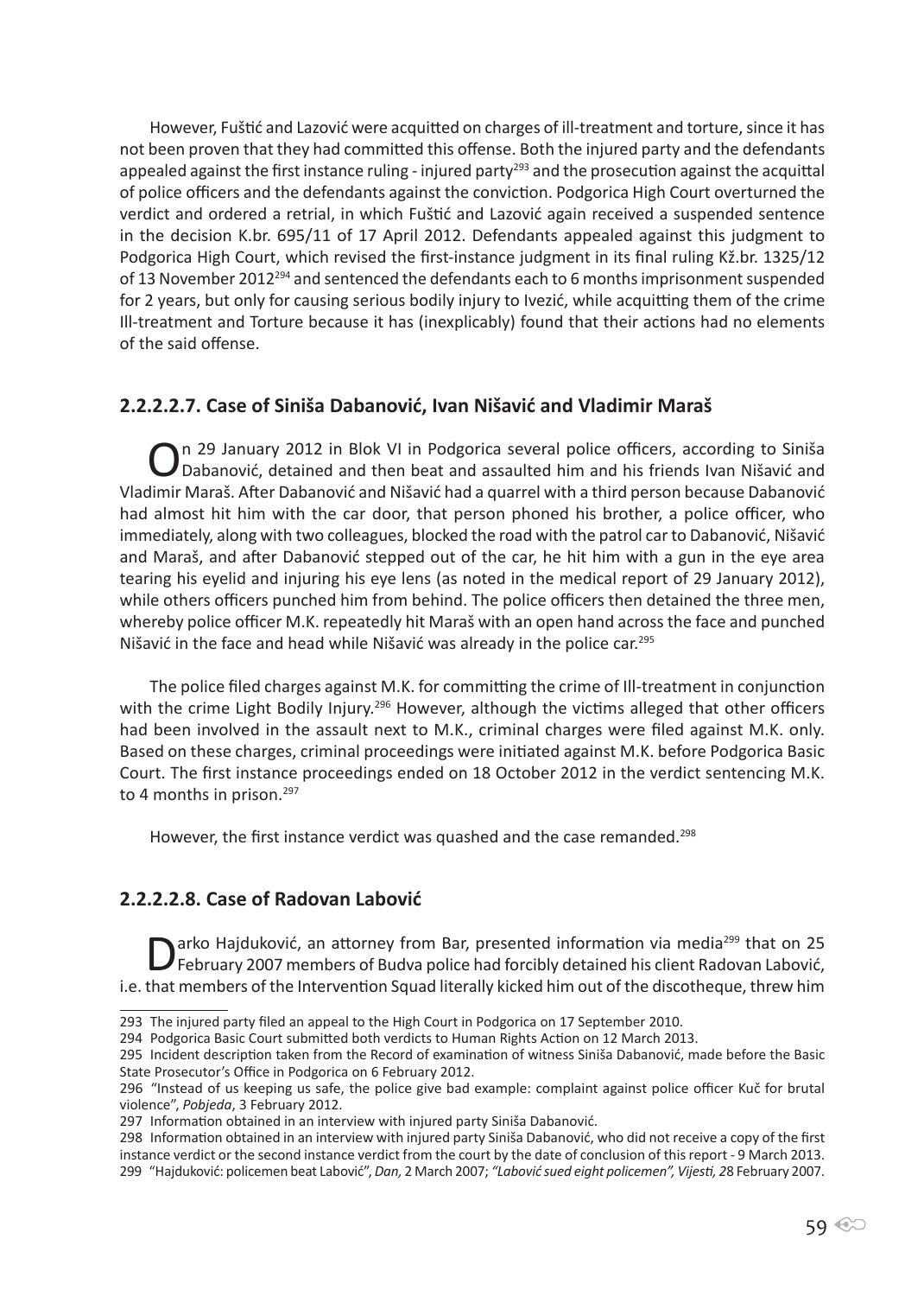However, Fuštić and Lazović were acquitted on charges of ill-treatment and torture, since it has not been proven that they had committed this offense. Both the injured party and the defendants appealed against the first instance ruling - injured party[293] and the prosecution against the acquittal of police officers and the defendants against the conviction. Podgorica High Court overturned the verdict and ordered a retrial, in which Fuštić and Lazović again received a suspended sentence in the decision K.br. 695/11 of 17 April 2012. Defendants appealed against this judgment to Podgorica High Court, which revised the first-instance judgment in its final ruling Kž.br. 1325/12 of 13 November 2012[294] and sentenced the defendants each to 6 months imprisonment suspended for 2 years, but only for causing serious bodily injury to Ivezić, while acquitting them of the crime Ill-treatment and Torture because it has (inexplicably) found that their actions had no elements of the said offense.

#### 2.2.2.2.7. Case of Siniša Dabanović, Ivan Nišavić and Vladimir Maraš

On 29 January 2012 in Blok VI in Podgorica several police officers, according to Siniša Dabanović, detained and then beat and assaulted him and his friends Ivan Nišavić and Vladimir Maraš. After Dabanović and Nišavić had a quarrel with a third person because Dabanović had almost hit him with the car door, that person phoned his brother, a police officer, who immediately, along with two colleagues, blocked the road with the patrol car to Dabanović, Nišavić and Maraš, and after Dabanović stepped out of the car, he hit him with a gun in the eye area tearing his eyelid and injuring his eye lens (as noted in the medical report of 29 January 2012), while others officers punched him from behind. The police officers then detained the three men, whereby police officer M.K. repeatedly hit Maraš with an open hand across the face and punched Nišavić in the face and head while Nišavić was already in the police car.[295]

The police filed charges against M.K. for committing the crime of Ill-treatment in conjunction with the crime Light Bodily Injury.[296] However, although the victims alleged that other officers had been involved in the assault next to M.K., criminal charges were filed against M.K. only. Based on these charges, criminal proceedings were initiated against M.K. before Podgorica Basic Court. The first instance proceedings ended on 18 October 2012 in the verdict sentencing M.K. to 4 months in prison.[297]

However, the first instance verdict was quashed and the case remanded.[298]

#### 2.2.2.2.8. Case of Radovan Labović

Darko Hajduković, an attorney from Bar, presented information via media[299] that on 25 February 2007 members of Budva police had forcibly detained his client Radovan Labović, i.e. that members of the Intervention Squad literally kicked him out of the discotheque, threw him

---

293 The injured party filed an appeal to the High Court in Podgorica on 17 September 2010.

294 Podgorica Basic Court submitted both verdicts to Human Rights Action on 12 March 2013.

295 Incident description taken from the Record of examination of witness Siniša Dabanović, made before the Basic State Prosecutor's Office in Podgorica on 6 February 2012.

296 "Instead of us keeping us safe, the police give bad example: complaint against police officer Kuč for brutal violence", *Pobjeda*, 3 February 2012.

297 Information obtained in an interview with injured party Siniša Dabanović.

298 Information obtained in an interview with injured party Siniša Dabanović, who did not receive a copy of the first instance verdict or the second instance verdict from the court by the date of conclusion of this report - 9 March 2013.

299 "Hajduković: policemen beat Labović", *Dan,* 2 March 2007; *"Labović sued eight policemen", Vijesti, 2*8 February 2007.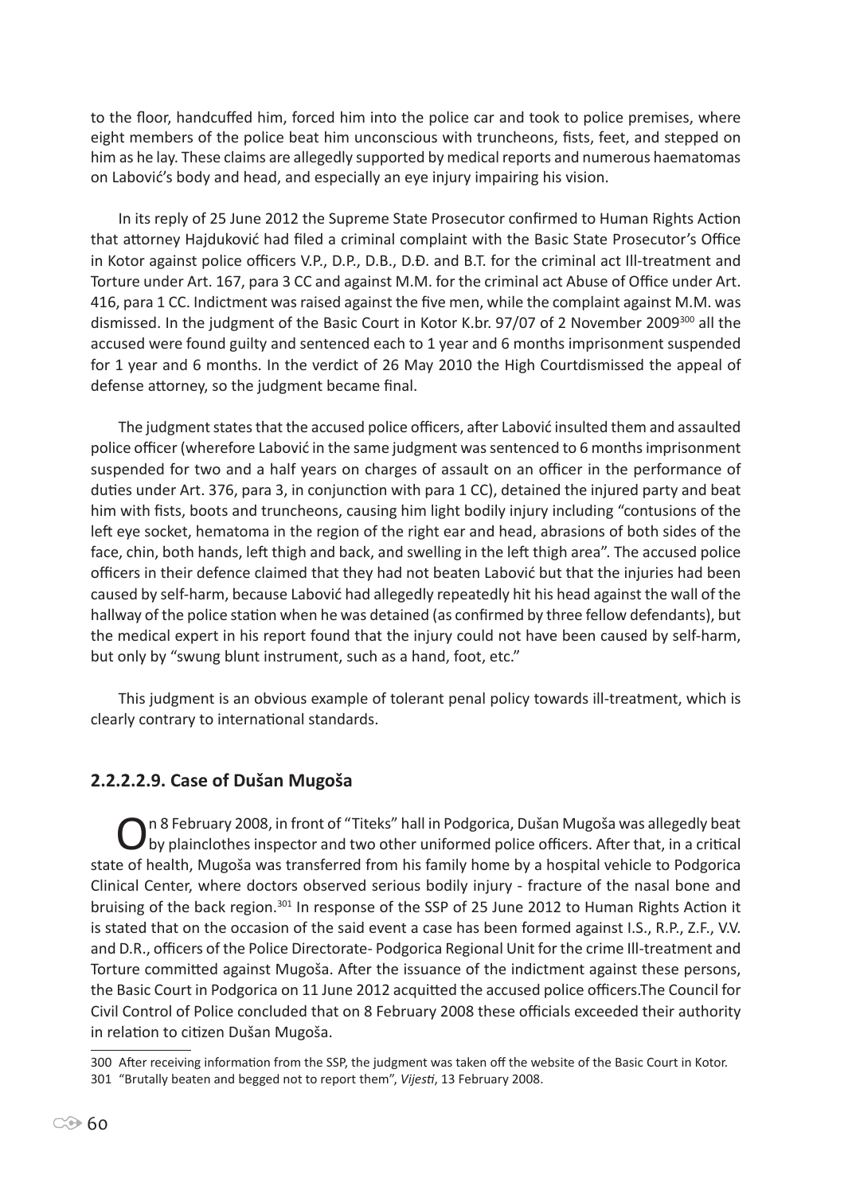to the floor, handcuffed him, forced him into the police car and took to police premises, where eight members of the police beat him unconscious with truncheons, fists, feet, and stepped on him as he lay. These claims are allegedly supported by medical reports and numerous haematomas on Labović's body and head, and especially an eye injury impairing his vision.

In its reply of 25 June 2012 the Supreme State Prosecutor confirmed to Human Rights Action that attorney Hajduković had filed a criminal complaint with the Basic State Prosecutor's Office in Kotor against police officers V.P., D.P., D.B., D.Đ. and B.T. for the criminal act Ill-treatment and Torture under Art. 167, para 3 CC and against M.M. for the criminal act Abuse of Office under Art. 416, para 1 CC. Indictment was raised against the five men, while the complaint against M.M. was dismissed. In the judgment of the Basic Court in Kotor K.br. 97/07 of 2 November 2009[300] all the accused were found guilty and sentenced each to 1 year and 6 months imprisonment suspended for 1 year and 6 months. In the verdict of 26 May 2010 the High Courtdismissed the appeal of defense attorney, so the judgment became final.

The judgment states that the accused police officers, after Labović insulted them and assaulted police officer (wherefore Labović in the same judgment was sentenced to 6 months imprisonment suspended for two and a half years on charges of assault on an officer in the performance of duties under Art. 376, para 3, in conjunction with para 1 CC), detained the injured party and beat him with fists, boots and truncheons, causing him light bodily injury including "contusions of the left eye socket, hematoma in the region of the right ear and head, abrasions of both sides of the face, chin, both hands, left thigh and back, and swelling in the left thigh area". The accused police officers in their defence claimed that they had not beaten Labović but that the injuries had been caused by self-harm, because Labović had allegedly repeatedly hit his head against the wall of the hallway of the police station when he was detained (as confirmed by three fellow defendants), but the medical expert in his report found that the injury could not have been caused by self-harm, but only by "swung blunt instrument, such as a hand, foot, etc."

This judgment is an obvious example of tolerant penal policy towards ill-treatment, which is clearly contrary to international standards.

### 2.2.2.2.9. Case of Dušan Mugoša

On 8 February 2008, in front of "Titeks" hall in Podgorica, Dušan Mugoša was allegedly beat by plainclothes inspector and two other uniformed police officers. After that, in a critical state of health, Mugoša was transferred from his family home by a hospital vehicle to Podgorica Clinical Center, where doctors observed serious bodily injury - fracture of the nasal bone and bruising of the back region.[301] In response of the SSP of 25 June 2012 to Human Rights Action it is stated that on the occasion of the said event a case has been formed against I.S., R.P., Z.F., V.V. and D.R., officers of the Police Directorate- Podgorica Regional Unit for the crime Ill-treatment and Torture committed against Mugoša. After the issuance of the indictment against these persons, the Basic Court in Podgorica on 11 June 2012 acquitted the accused police officers.The Council for Civil Control of Police concluded that on 8 February 2008 these officials exceeded their authority in relation to citizen Dušan Mugoša.

---

300 After receiving information from the SSP, the judgment was taken off the website of the Basic Court in Kotor.

301 "Brutally beaten and begged not to report them", *Vijesti*, 13 February 2008.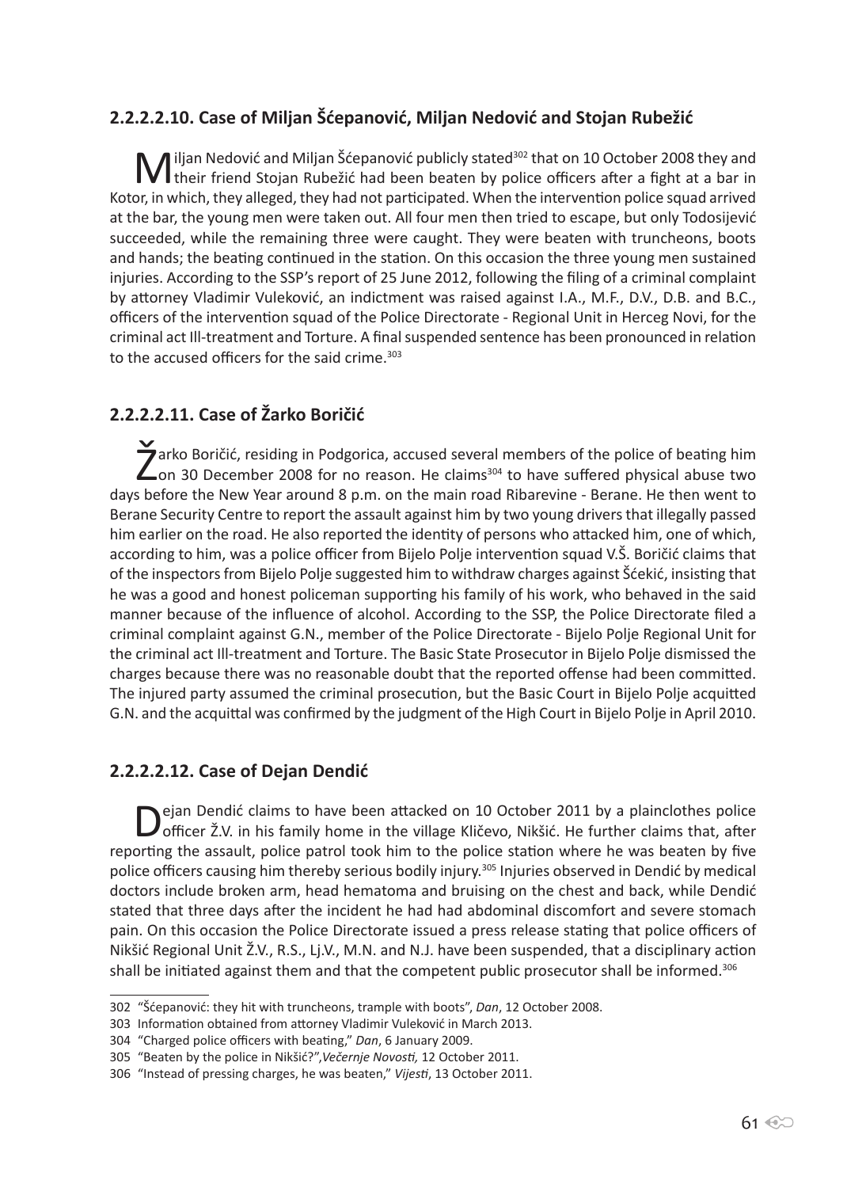### 2.2.2.2.10. Case of Miljan Šćepanović, Miljan Nedović and Stojan Rubežić

Miljan Nedović and Miljan Šćepanović publicly stated[302] that on 10 October 2008 they and their friend Stojan Rubežić had been beaten by police officers after a fight at a bar in Kotor, in which, they alleged, they had not participated. When the intervention police squad arrived at the bar, the young men were taken out. All four men then tried to escape, but only Todosijević succeeded, while the remaining three were caught. They were beaten with truncheons, boots and hands; the beating continued in the station. On this occasion the three young men sustained injuries. According to the SSP's report of 25 June 2012, following the filing of a criminal complaint by attorney Vladimir Vuleković, an indictment was raised against I.A., M.F., D.V., D.B. and B.C., officers of the intervention squad of the Police Directorate - Regional Unit in Herceg Novi, for the criminal act Ill-treatment and Torture. A final suspended sentence has been pronounced in relation to the accused officers for the said crime.[303]

### 2.2.2.2.11. Case of Žarko Boričić

Žarko Boričić, residing in Podgorica, accused several members of the police of beating him on 30 December 2008 for no reason. He claims[304] to have suffered physical abuse two days before the New Year around 8 p.m. on the main road Ribarevine - Berane. He then went to Berane Security Centre to report the assault against him by two young drivers that illegally passed him earlier on the road. He also reported the identity of persons who attacked him, one of which, according to him, was a police officer from Bijelo Polje intervention squad V.Š. Boričić claims that of the inspectors from Bijelo Polje suggested him to withdraw charges against Šćekić, insisting that he was a good and honest policeman supporting his family of his work, who behaved in the said manner because of the influence of alcohol. According to the SSP, the Police Directorate filed a criminal complaint against G.N., member of the Police Directorate - Bijelo Polje Regional Unit for the criminal act Ill-treatment and Torture. The Basic State Prosecutor in Bijelo Polje dismissed the charges because there was no reasonable doubt that the reported offense had been committed. The injured party assumed the criminal prosecution, but the Basic Court in Bijelo Polje acquitted G.N. and the acquittal was confirmed by the judgment of the High Court in Bijelo Polje in April 2010.

### 2.2.2.2.12. Case of Dejan Dendić

Dejan Dendić claims to have been attacked on 10 October 2011 by a plainclothes police officer Ž.V. in his family home in the village Kličevo, Nikšić. He further claims that, after reporting the assault, police patrol took him to the police station where he was beaten by five police officers causing him thereby serious bodily injury.[305] Injuries observed in Dendić by medical doctors include broken arm, head hematoma and bruising on the chest and back, while Dendić stated that three days after the incident he had had abdominal discomfort and severe stomach pain. On this occasion the Police Directorate issued a press release stating that police officers of Nikšić Regional Unit Ž.V., R.S., Lj.V., M.N. and N.J. have been suspended, that a disciplinary action shall be initiated against them and that the competent public prosecutor shall be informed.[306]

---

302 "Šćepanović: they hit with truncheons, trample with boots", *Dan*, 12 October 2008.

303 Information obtained from attorney Vladimir Vuleković in March 2013.

304 "Charged police officers with beating," *Dan*, 6 January 2009.

305 "Beaten by the police in Nikšić?",*Večernje Novosti,* 12 October 2011.

306 "Instead of pressing charges, he was beaten," *Vijesti*, 13 October 2011.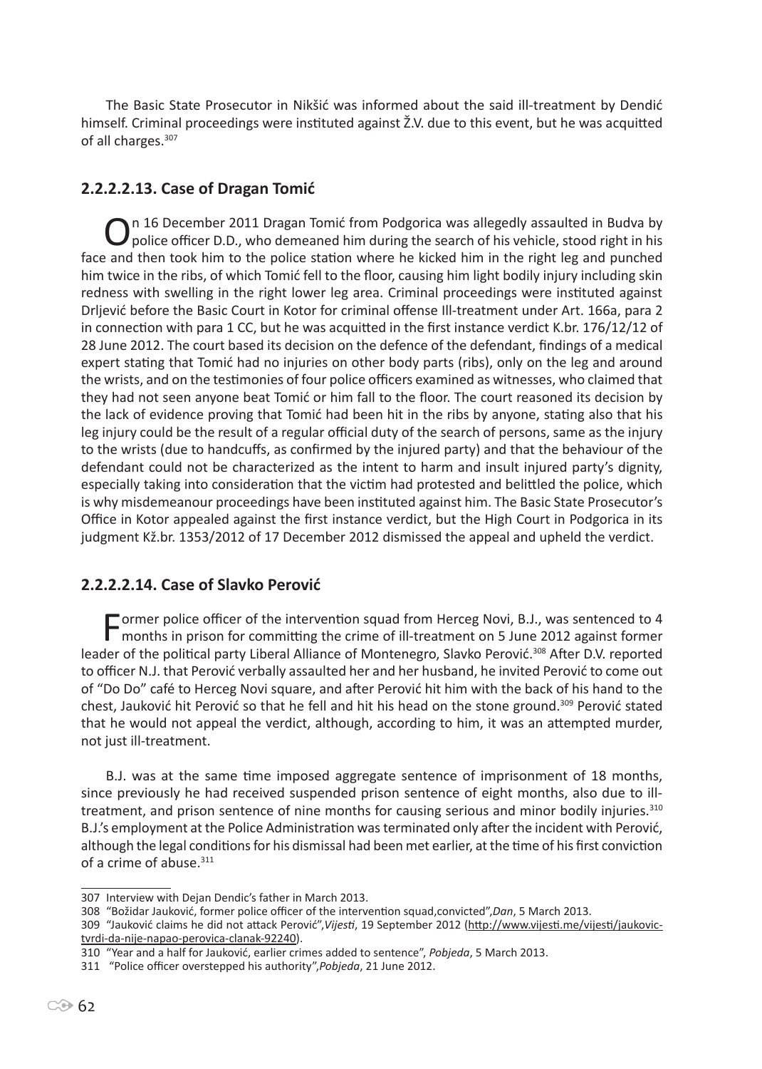The Basic State Prosecutor in Nikšić was informed about the said ill-treatment by Dendić himself. Criminal proceedings were instituted against Ž.V. due to this event, but he was acquitted of all charges.[307]

### 2.2.2.2.13. Case of Dragan Tomić

On 16 December 2011 Dragan Tomić from Podgorica was allegedly assaulted in Budva by police officer D.D., who demeaned him during the search of his vehicle, stood right in his face and then took him to the police station where he kicked him in the right leg and punched him twice in the ribs, of which Tomić fell to the floor, causing him light bodily injury including skin redness with swelling in the right lower leg area. Criminal proceedings were instituted against Drljević before the Basic Court in Kotor for criminal offense Ill-treatment under Art. 166a, para 2 in connection with para 1 CC, but he was acquitted in the first instance verdict K.br. 176/12/12 of 28 June 2012. The court based its decision on the defence of the defendant, findings of a medical expert stating that Tomić had no injuries on other body parts (ribs), only on the leg and around the wrists, and on the testimonies of four police officers examined as witnesses, who claimed that they had not seen anyone beat Tomić or him fall to the floor. The court reasoned its decision by the lack of evidence proving that Tomić had been hit in the ribs by anyone, stating also that his leg injury could be the result of a regular official duty of the search of persons, same as the injury to the wrists (due to handcuffs, as confirmed by the injured party) and that the behaviour of the defendant could not be characterized as the intent to harm and insult injured party's dignity, especially taking into consideration that the victim had protested and belittled the police, which is why misdemeanour proceedings have been instituted against him. The Basic State Prosecutor's Office in Kotor appealed against the first instance verdict, but the High Court in Podgorica in its judgment Kž.br. 1353/2012 of 17 December 2012 dismissed the appeal and upheld the verdict.

### 2.2.2.2.14. Case of Slavko Perović

Former police officer of the intervention squad from Herceg Novi, B.J., was sentenced to 4 months in prison for committing the crime of ill-treatment on 5 June 2012 against former leader of the political party Liberal Alliance of Montenegro, Slavko Perović.[308] After D.V. reported to officer N.J. that Perović verbally assaulted her and her husband, he invited Perović to come out of "Do Do" café to Herceg Novi square, and after Perović hit him with the back of his hand to the chest, Jauković hit Perović so that he fell and hit his head on the stone ground.[309] Perović stated that he would not appeal the verdict, although, according to him, it was an attempted murder, not just ill-treatment.

B.J. was at the same time imposed aggregate sentence of imprisonment of 18 months, since previously he had received suspended prison sentence of eight months, also due to ill-treatment, and prison sentence of nine months for causing serious and minor bodily injuries.[310] B.J.'s employment at the Police Administration was terminated only after the incident with Perović, although the legal conditions for his dismissal had been met earlier, at the time of his first conviction of a crime of abuse.[311]

---

307 Interview with Dejan Dendic's father in March 2013.

308 "Božidar Jauković, former police officer of the intervention squad,convicted",*Dan*, 5 March 2013.

309 "Jauković claims he did not attack Perović",*Vijesti*, 19 September 2012 (http://www.vijesti.me/vijesti/jaukovic-tvrdi-da-nije-napao-perovica-clanak-92240).

310 "Year and a half for Jauković, earlier crimes added to sentence", *Pobjeda*, 5 March 2013.

311 "Police officer overstepped his authority",*Pobjeda*, 21 June 2012.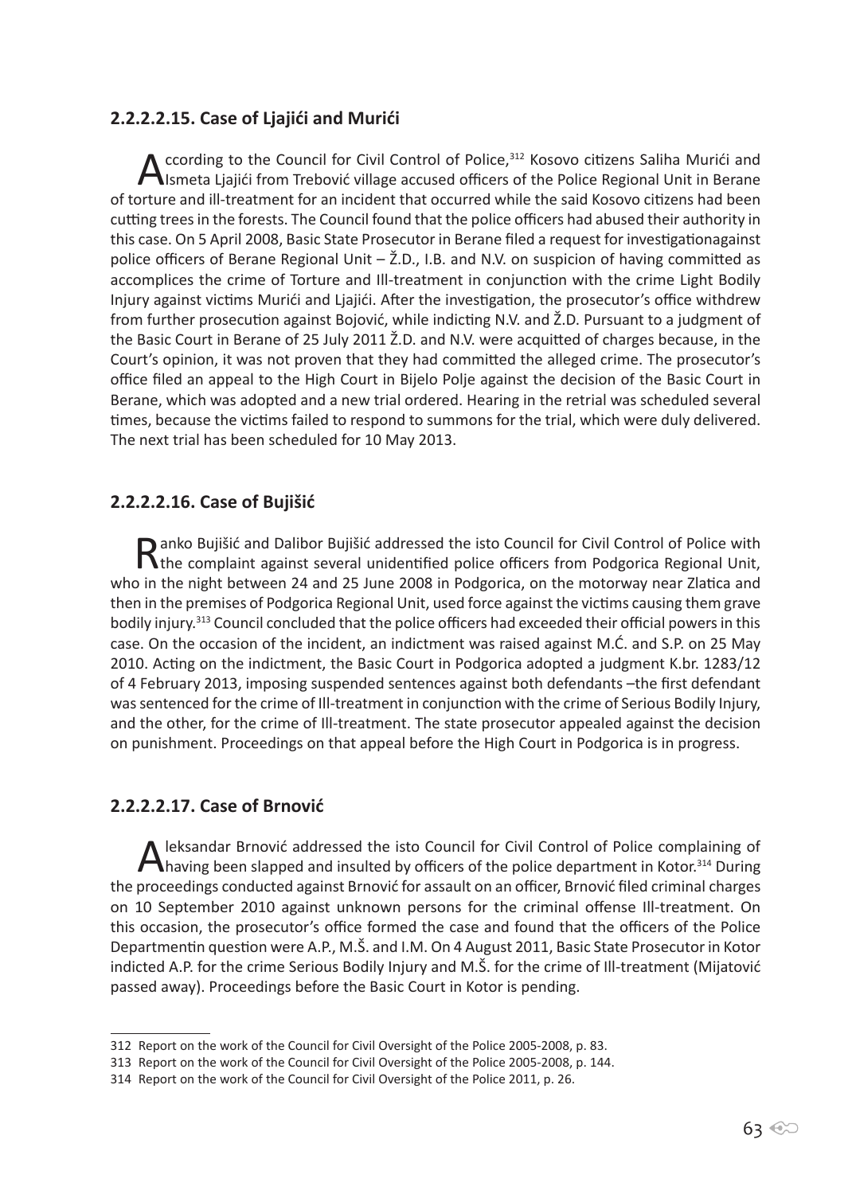### 2.2.2.2.15. Case of Ljajići and Murići

According to the Council for Civil Control of Police,[312] Kosovo citizens Saliha Murići and Ismeta Ljajići from Trebović village accused officers of the Police Regional Unit in Berane of torture and ill-treatment for an incident that occurred while the said Kosovo citizens had been cutting trees in the forests. The Council found that the police officers had abused their authority in this case. On 5 April 2008, Basic State Prosecutor in Berane filed a request for investigationagainst police officers of Berane Regional Unit – Ž.D., I.B. and N.V. on suspicion of having committed as accomplices the crime of Torture and Ill-treatment in conjunction with the crime Light Bodily Injury against victims Murići and Ljajići. After the investigation, the prosecutor's office withdrew from further prosecution against Bojović, while indicting N.V. and Ž.D. Pursuant to a judgment of the Basic Court in Berane of 25 July 2011 Ž.D. and N.V. were acquitted of charges because, in the Court's opinion, it was not proven that they had committed the alleged crime. The prosecutor's office filed an appeal to the High Court in Bijelo Polje against the decision of the Basic Court in Berane, which was adopted and a new trial ordered. Hearing in the retrial was scheduled several times, because the victims failed to respond to summons for the trial, which were duly delivered. The next trial has been scheduled for 10 May 2013.

### 2.2.2.2.16. Case of Bujišić

Ranko Bujišić and Dalibor Bujišić addressed the isto Council for Civil Control of Police with the complaint against several unidentified police officers from Podgorica Regional Unit, who in the night between 24 and 25 June 2008 in Podgorica, on the motorway near Zlatica and then in the premises of Podgorica Regional Unit, used force against the victims causing them grave bodily injury.[313] Council concluded that the police officers had exceeded their official powers in this case. On the occasion of the incident, an indictment was raised against M.Ć. and S.P. on 25 May 2010. Acting on the indictment, the Basic Court in Podgorica adopted a judgment K.br. 1283/12 of 4 February 2013, imposing suspended sentences against both defendants –the first defendant was sentenced for the crime of Ill-treatment in conjunction with the crime of Serious Bodily Injury, and the other, for the crime of Ill-treatment. The state prosecutor appealed against the decision on punishment. Proceedings on that appeal before the High Court in Podgorica is in progress.

### 2.2.2.2.17. Case of Brnović

Aleksandar Brnović addressed the isto Council for Civil Control of Police complaining of having been slapped and insulted by officers of the police department in Kotor.[314] During the proceedings conducted against Brnović for assault on an officer, Brnović filed criminal charges on 10 September 2010 against unknown persons for the criminal offense Ill-treatment. On this occasion, the prosecutor's office formed the case and found that the officers of the Police Departmentin question were A.P., M.Š. and I.M. On 4 August 2011, Basic State Prosecutor in Kotor indicted A.P. for the crime Serious Bodily Injury and M.Š. for the crime of Ill-treatment (Mijatović passed away). Proceedings before the Basic Court in Kotor is pending.

---

312 Report on the work of the Council for Civil Oversight of the Police 2005-2008, p. 83.

313 Report on the work of the Council for Civil Oversight of the Police 2005-2008, p. 144.

314 Report on the work of the Council for Civil Oversight of the Police 2011, p. 26.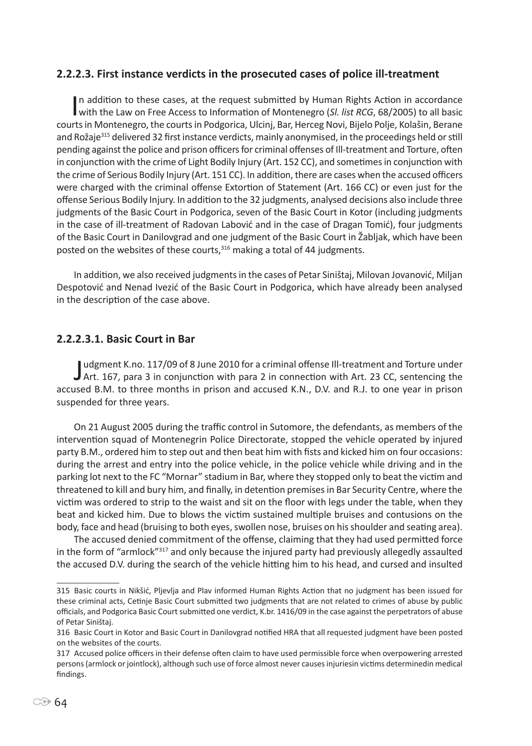### 2.2.2.3. First instance verdicts in the prosecuted cases of police ill-treatment

In addition to these cases, at the request submitted by Human Rights Action in accordance with the Law on Free Access to Information of Montenegro (*Sl. list RCG*, 68/2005) to all basic courts in Montenegro, the courts in Podgorica, Ulcinj, Bar, Herceg Novi, Bijelo Polje, Kolašin, Berane and Rožaje[315] delivered 32 first instance verdicts, mainly anonymised, in the proceedings held or still pending against the police and prison officers for criminal offenses of Ill-treatment and Torture, often in conjunction with the crime of Light Bodily Injury (Art. 152 CC), and sometimes in conjunction with the crime of Serious Bodily Injury (Art. 151 CC). In addition, there are cases when the accused officers were charged with the criminal offense Extortion of Statement (Art. 166 CC) or even just for the offense Serious Bodily Injury. In addition to the 32 judgments, analysed decisions also include three judgments of the Basic Court in Podgorica, seven of the Basic Court in Kotor (including judgments in the case of ill-treatment of Radovan Labović and in the case of Dragan Tomić), four judgments of the Basic Court in Danilovgrad and one judgment of the Basic Court in Žabljak, which have been posted on the websites of these courts,[316] making a total of 44 judgments.

In addition, we also received judgments in the cases of Petar Siništaj, Milovan Jovanović, Miljan Despotović and Nenad Ivezić of the Basic Court in Podgorica, which have already been analysed in the description of the case above.

#### 2.2.2.3.1. Basic Court in Bar

Judgment K.no. 117/09 of 8 June 2010 for a criminal offense Ill-treatment and Torture under Art. 167, para 3 in conjunction with para 2 in connection with Art. 23 CC, sentencing the accused B.M. to three months in prison and accused K.N., D.V. and R.J. to one year in prison suspended for three years.

On 21 August 2005 during the traffic control in Sutomore, the defendants, as members of the intervention squad of Montenegrin Police Directorate, stopped the vehicle operated by injured party B.M., ordered him to step out and then beat him with fists and kicked him on four occasions: during the arrest and entry into the police vehicle, in the police vehicle while driving and in the parking lot next to the FC "Mornar" stadium in Bar, where they stopped only to beat the victim and threatened to kill and bury him, and finally, in detention premises in Bar Security Centre, where the victim was ordered to strip to the waist and sit on the floor with legs under the table, when they beat and kicked him. Due to blows the victim sustained multiple bruises and contusions on the body, face and head (bruising to both eyes, swollen nose, bruises on his shoulder and seating area).

The accused denied commitment of the offense, claiming that they had used permitted force in the form of "armlock"[317] and only because the injured party had previously allegedly assaulted the accused D.V. during the search of the vehicle hitting him to his head, and cursed and insulted

---

315 Basic courts in Nikšić, Pljevlja and Plav informed Human Rights Action that no judgment has been issued for these criminal acts, Cetinje Basic Court submitted two judgments that are not related to crimes of abuse by public officials, and Podgorica Basic Court submitted one verdict, K.br. 1416/09 in the case against the perpetrators of abuse of Petar Siništaj.

316 Basic Court in Kotor and Basic Court in Danilovgrad notified HRA that all requested judgment have been posted on the websites of the courts.

317 Accused police officers in their defense often claim to have used permissible force when overpowering arrested persons (armlock or jointlock), although such use of force almost never causes injuriesin victims determinedin medical findings.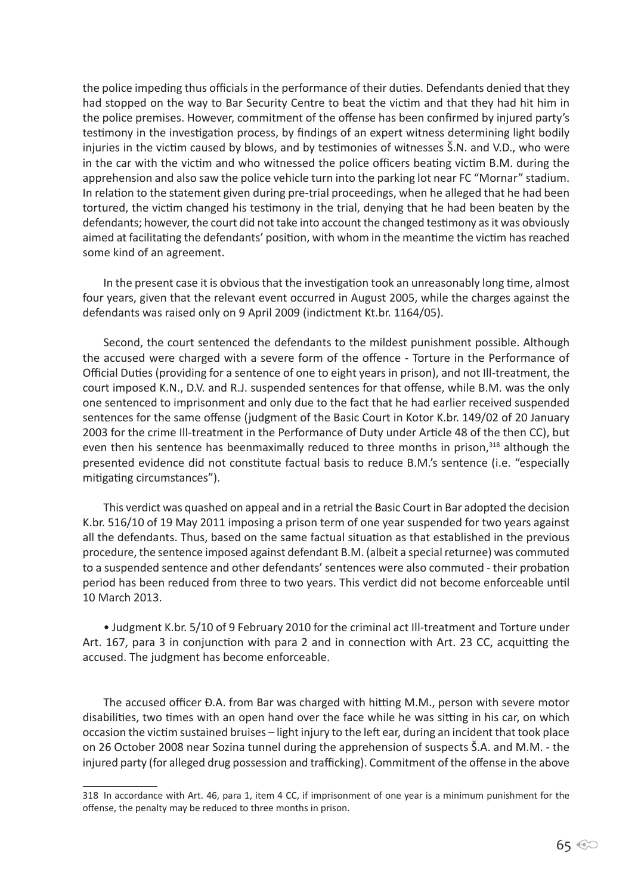the police impeding thus officials in the performance of their duties. Defendants denied that they had stopped on the way to Bar Security Centre to beat the victim and that they had hit him in the police premises. However, commitment of the offense has been confirmed by injured party's testimony in the investigation process, by findings of an expert witness determining light bodily injuries in the victim caused by blows, and by testimonies of witnesses Š.N. and V.D., who were in the car with the victim and who witnessed the police officers beating victim B.M. during the apprehension and also saw the police vehicle turn into the parking lot near FC "Mornar" stadium. In relation to the statement given during pre-trial proceedings, when he alleged that he had been tortured, the victim changed his testimony in the trial, denying that he had been beaten by the defendants; however, the court did not take into account the changed testimony as it was obviously aimed at facilitating the defendants' position, with whom in the meantime the victim has reached some kind of an agreement.

In the present case it is obvious that the investigation took an unreasonably long time, almost four years, given that the relevant event occurred in August 2005, while the charges against the defendants was raised only on 9 April 2009 (indictment Kt.br. 1164/05).

Second, the court sentenced the defendants to the mildest punishment possible. Although the accused were charged with a severe form of the offence - Torture in the Performance of Official Duties (providing for a sentence of one to eight years in prison), and not Ill-treatment, the court imposed K.N., D.V. and R.J. suspended sentences for that offense, while B.M. was the only one sentenced to imprisonment and only due to the fact that he had earlier received suspended sentences for the same offense (judgment of the Basic Court in Kotor K.br. 149/02 of 20 January 2003 for the crime Ill-treatment in the Performance of Duty under Article 48 of the then CC), but even then his sentence has beenmaximally reduced to three months in prison,[318] although the presented evidence did not constitute factual basis to reduce B.M.'s sentence (i.e. "especially mitigating circumstances").

This verdict was quashed on appeal and in a retrial the Basic Court in Bar adopted the decision K.br. 516/10 of 19 May 2011 imposing a prison term of one year suspended for two years against all the defendants. Thus, based on the same factual situation as that established in the previous procedure, the sentence imposed against defendant B.M. (albeit a special returnee) was commuted to a suspended sentence and other defendants' sentences were also commuted - their probation period has been reduced from three to two years. This verdict did not become enforceable until 10 March 2013.

- Judgment K.br. 5/10 of 9 February 2010 for the criminal act Ill-treatment and Torture under Art. 167, para 3 in conjunction with para 2 and in connection with Art. 23 CC, acquitting the accused. The judgment has become enforceable.

The accused officer Đ.A. from Bar was charged with hitting M.M., person with severe motor disabilities, two times with an open hand over the face while he was sitting in his car, on which occasion the victim sustained bruises – light injury to the left ear, during an incident that took place on 26 October 2008 near Sozina tunnel during the apprehension of suspects Š.A. and M.M. - the injured party (for alleged drug possession and trafficking). Commitment of the offense in the above

---

318 In accordance with Art. 46, para 1, item 4 CC, if imprisonment of one year is a minimum punishment for the offense, the penalty may be reduced to three months in prison.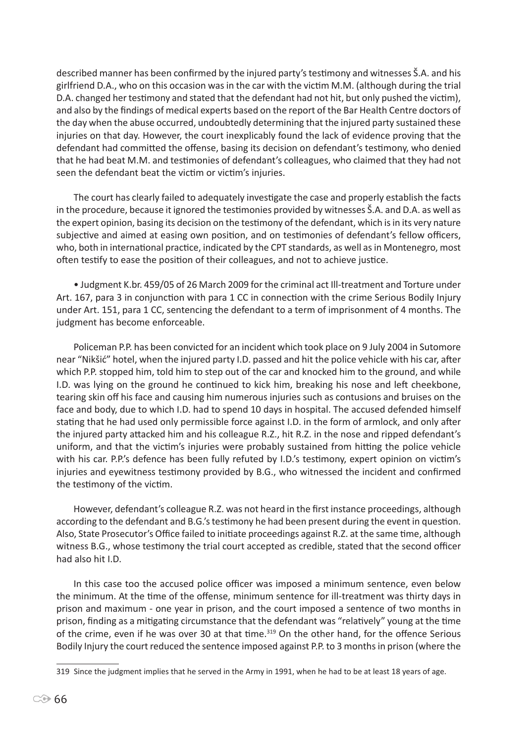described manner has been confirmed by the injured party's testimony and witnesses Š.A. and his girlfriend D.A., who on this occasion was in the car with the victim M.M. (although during the trial D.A. changed her testimony and stated that the defendant had not hit, but only pushed the victim), and also by the findings of medical experts based on the report of the Bar Health Centre doctors of the day when the abuse occurred, undoubtedly determining that the injured party sustained these injuries on that day. However, the court inexplicably found the lack of evidence proving that the defendant had committed the offense, basing its decision on defendant's testimony, who denied that he had beat M.M. and testimonies of defendant's colleagues, who claimed that they had not seen the defendant beat the victim or victim's injuries.

The court has clearly failed to adequately investigate the case and properly establish the facts in the procedure, because it ignored the testimonies provided by witnesses Š.A. and D.A. as well as the expert opinion, basing its decision on the testimony of the defendant, which is in its very nature subjective and aimed at easing own position, and on testimonies of defendant's fellow officers, who, both in international practice, indicated by the CPT standards, as well as in Montenegro, most often testify to ease the position of their colleagues, and not to achieve justice.

- Judgment K.br. 459/05 of 26 March 2009 for the criminal act Ill-treatment and Torture under Art. 167, para 3 in conjunction with para 1 CC in connection with the crime Serious Bodily Injury under Art. 151, para 1 CC, sentencing the defendant to a term of imprisonment of 4 months. The judgment has become enforceable.

Policeman P.P. has been convicted for an incident which took place on 9 July 2004 in Sutomore near "Nikšić" hotel, when the injured party I.D. passed and hit the police vehicle with his car, after which P.P. stopped him, told him to step out of the car and knocked him to the ground, and while I.D. was lying on the ground he continued to kick him, breaking his nose and left cheekbone, tearing skin off his face and causing him numerous injuries such as contusions and bruises on the face and body, due to which I.D. had to spend 10 days in hospital. The accused defended himself stating that he had used only permissible force against I.D. in the form of armlock, and only after the injured party attacked him and his colleague R.Z., hit R.Z. in the nose and ripped defendant's uniform, and that the victim's injuries were probably sustained from hitting the police vehicle with his car. P.P.'s defence has been fully refuted by I.D.'s testimony, expert opinion on victim's injuries and eyewitness testimony provided by B.G., who witnessed the incident and confirmed the testimony of the victim.

However, defendant's colleague R.Z. was not heard in the first instance proceedings, although according to the defendant and B.G.'s testimony he had been present during the event in question. Also, State Prosecutor's Office failed to initiate proceedings against R.Z. at the same time, although witness B.G., whose testimony the trial court accepted as credible, stated that the second officer had also hit I.D.

In this case too the accused police officer was imposed a minimum sentence, even below the minimum. At the time of the offense, minimum sentence for ill-treatment was thirty days in prison and maximum - one year in prison, and the court imposed a sentence of two months in prison, finding as a mitigating circumstance that the defendant was "relatively" young at the time of the crime, even if he was over 30 at that time.[319] On the other hand, for the offence Serious Bodily Injury the court reduced the sentence imposed against P.P. to 3 months in prison (where the

---

319 Since the judgment implies that he served in the Army in 1991, when he had to be at least 18 years of age.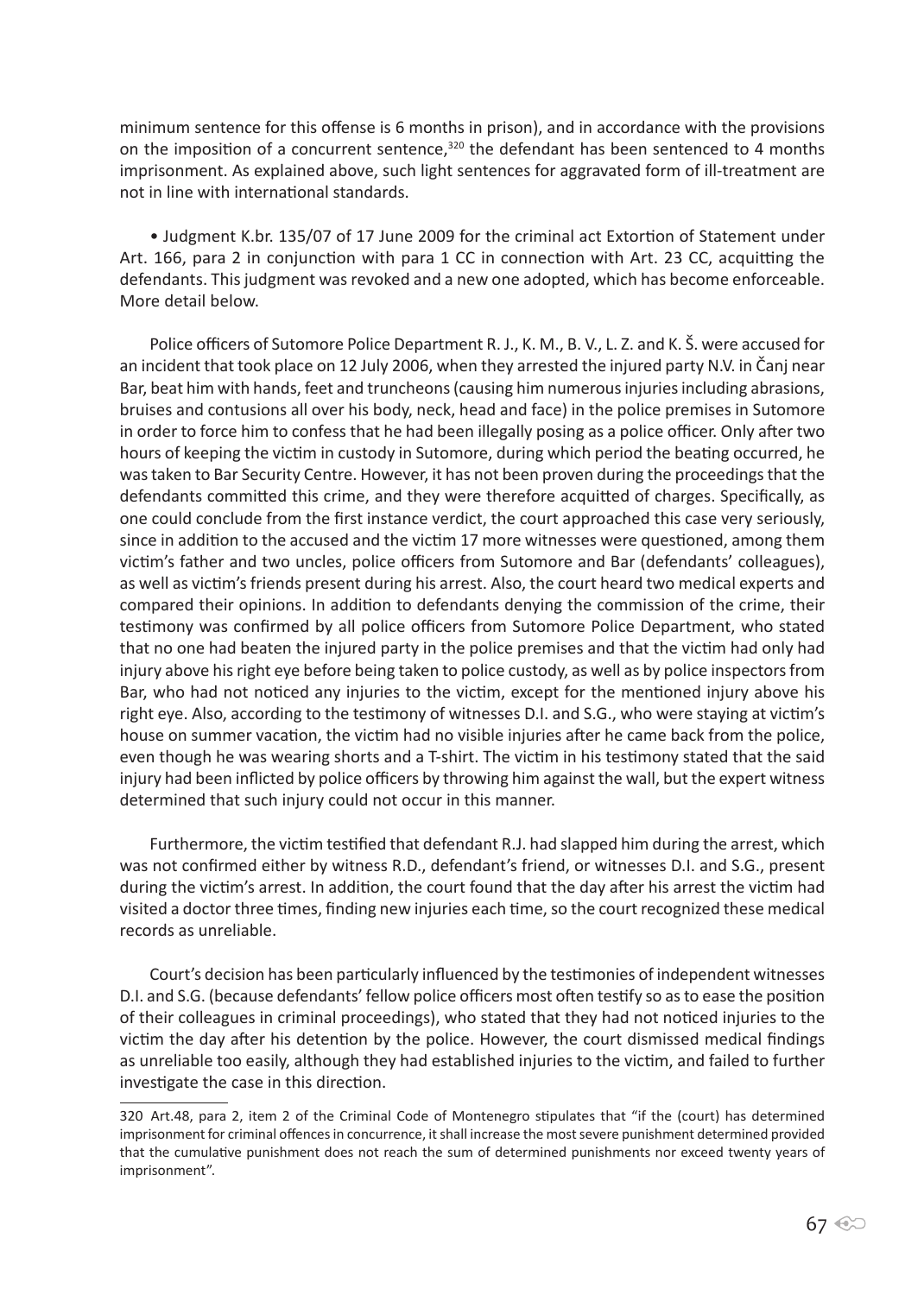minimum sentence for this offense is 6 months in prison), and in accordance with the provisions on the imposition of a concurrent sentence,[320] the defendant has been sentenced to 4 months imprisonment. As explained above, such light sentences for aggravated form of ill-treatment are not in line with international standards.

- Judgment K.br. 135/07 of 17 June 2009 for the criminal act Extortion of Statement under Art. 166, para 2 in conjunction with para 1 CC in connection with Art. 23 CC, acquitting the defendants. This judgment was revoked and a new one adopted, which has become enforceable. More detail below.

Police officers of Sutomore Police Department R. J., K. M., B. V., L. Z. and K. Š. were accused for an incident that took place on 12 July 2006, when they arrested the injured party N.V. in Čanj near Bar, beat him with hands, feet and truncheons (causing him numerous injuries including abrasions, bruises and contusions all over his body, neck, head and face) in the police premises in Sutomore in order to force him to confess that he had been illegally posing as a police officer. Only after two hours of keeping the victim in custody in Sutomore, during which period the beating occurred, he was taken to Bar Security Centre. However, it has not been proven during the proceedings that the defendants committed this crime, and they were therefore acquitted of charges. Specifically, as one could conclude from the first instance verdict, the court approached this case very seriously, since in addition to the accused and the victim 17 more witnesses were questioned, among them victim's father and two uncles, police officers from Sutomore and Bar (defendants' colleagues), as well as victim's friends present during his arrest. Also, the court heard two medical experts and compared their opinions. In addition to defendants denying the commission of the crime, their testimony was confirmed by all police officers from Sutomore Police Department, who stated that no one had beaten the injured party in the police premises and that the victim had only had injury above his right eye before being taken to police custody, as well as by police inspectors from Bar, who had not noticed any injuries to the victim, except for the mentioned injury above his right eye. Also, according to the testimony of witnesses D.I. and S.G., who were staying at victim's house on summer vacation, the victim had no visible injuries after he came back from the police, even though he was wearing shorts and a T-shirt. The victim in his testimony stated that the said injury had been inflicted by police officers by throwing him against the wall, but the expert witness determined that such injury could not occur in this manner.

Furthermore, the victim testified that defendant R.J. had slapped him during the arrest, which was not confirmed either by witness R.D., defendant's friend, or witnesses D.I. and S.G., present during the victim's arrest. In addition, the court found that the day after his arrest the victim had visited a doctor three times, finding new injuries each time, so the court recognized these medical records as unreliable.

Court's decision has been particularly influenced by the testimonies of independent witnesses D.I. and S.G. (because defendants' fellow police officers most often testify so as to ease the position of their colleagues in criminal proceedings), who stated that they had not noticed injuries to the victim the day after his detention by the police. However, the court dismissed medical findings as unreliable too easily, although they had established injuries to the victim, and failed to further investigate the case in this direction.

---

320 Art.48, para 2, item 2 of the Criminal Code of Montenegro stipulates that "if the (court) has determined imprisonment for criminal offences in concurrence, it shall increase the most severe punishment determined provided that the cumulative punishment does not reach the sum of determined punishments nor exceed twenty years of imprisonment".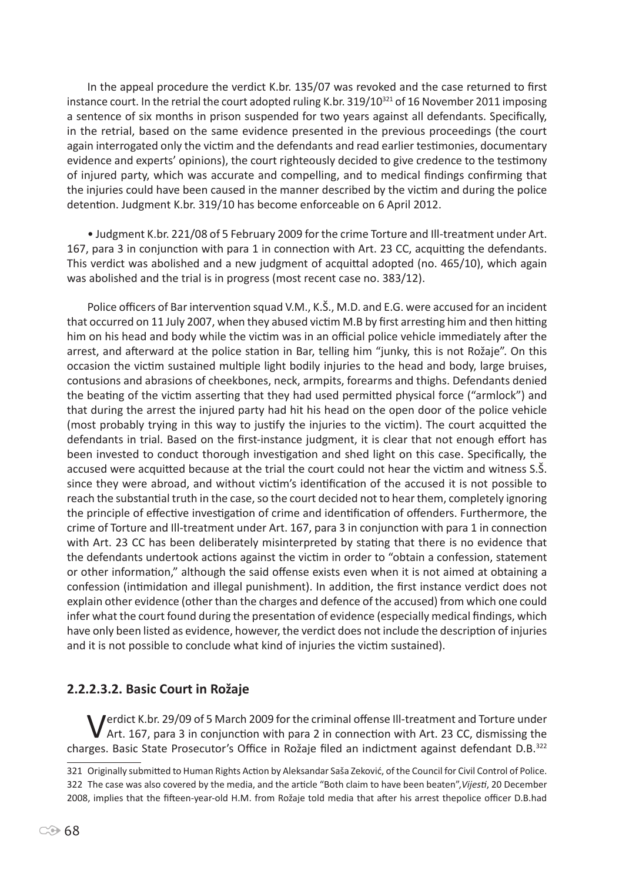In the appeal procedure the verdict K.br. 135/07 was revoked and the case returned to first instance court. In the retrial the court adopted ruling K.br. 319/10[321] of 16 November 2011 imposing a sentence of six months in prison suspended for two years against all defendants. Specifically, in the retrial, based on the same evidence presented in the previous proceedings (the court again interrogated only the victim and the defendants and read earlier testimonies, documentary evidence and experts' opinions), the court righteously decided to give credence to the testimony of injured party, which was accurate and compelling, and to medical findings confirming that the injuries could have been caused in the manner described by the victim and during the police detention. Judgment K.br. 319/10 has become enforceable on 6 April 2012.

- Judgment K.br. 221/08 of 5 February 2009 for the crime Torture and Ill-treatment under Art. 167, para 3 in conjunction with para 1 in connection with Art. 23 CC, acquitting the defendants. This verdict was abolished and a new judgment of acquittal adopted (no. 465/10), which again was abolished and the trial is in progress (most recent case no. 383/12).

Police officers of Bar intervention squad V.M., K.Š., M.D. and E.G. were accused for an incident that occurred on 11 July 2007, when they abused victim M.B by first arresting him and then hitting him on his head and body while the victim was in an official police vehicle immediately after the arrest, and afterward at the police station in Bar, telling him "junky, this is not Rožaje". On this occasion the victim sustained multiple light bodily injuries to the head and body, large bruises, contusions and abrasions of cheekbones, neck, armpits, forearms and thighs. Defendants denied the beating of the victim asserting that they had used permitted physical force ("armlock") and that during the arrest the injured party had hit his head on the open door of the police vehicle (most probably trying in this way to justify the injuries to the victim). The court acquitted the defendants in trial. Based on the first-instance judgment, it is clear that not enough effort has been invested to conduct thorough investigation and shed light on this case. Specifically, the accused were acquitted because at the trial the court could not hear the victim and witness S.Š. since they were abroad, and without victim's identification of the accused it is not possible to reach the substantial truth in the case, so the court decided not to hear them, completely ignoring the principle of effective investigation of crime and identification of offenders. Furthermore, the crime of Torture and Ill-treatment under Art. 167, para 3 in conjunction with para 1 in connection with Art. 23 CC has been deliberately misinterpreted by stating that there is no evidence that the defendants undertook actions against the victim in order to "obtain a confession, statement or other information," although the said offense exists even when it is not aimed at obtaining a confession (intimidation and illegal punishment). In addition, the first instance verdict does not explain other evidence (other than the charges and defence of the accused) from which one could infer what the court found during the presentation of evidence (especially medical findings, which have only been listed as evidence, however, the verdict does not include the description of injuries and it is not possible to conclude what kind of injuries the victim sustained).

### 2.2.2.3.2. Basic Court in Rožaje

Verdict K.br. 29/09 of 5 March 2009 for the criminal offense Ill-treatment and Torture under Art. 167, para 3 in conjunction with para 2 in connection with Art. 23 CC, dismissing the charges. Basic State Prosecutor's Office in Rožaje filed an indictment against defendant D.B.[322]

---

321 Originally submitted to Human Rights Action by Aleksandar Saša Zeković, of the Council for Civil Control of Police.

322 The case was also covered by the media, and the article "Both claim to have been beaten",*Vijesti*, 20 December 2008, implies that the fifteen-year-old H.M. from Rožaje told media that after his arrest thepolice officer D.B.had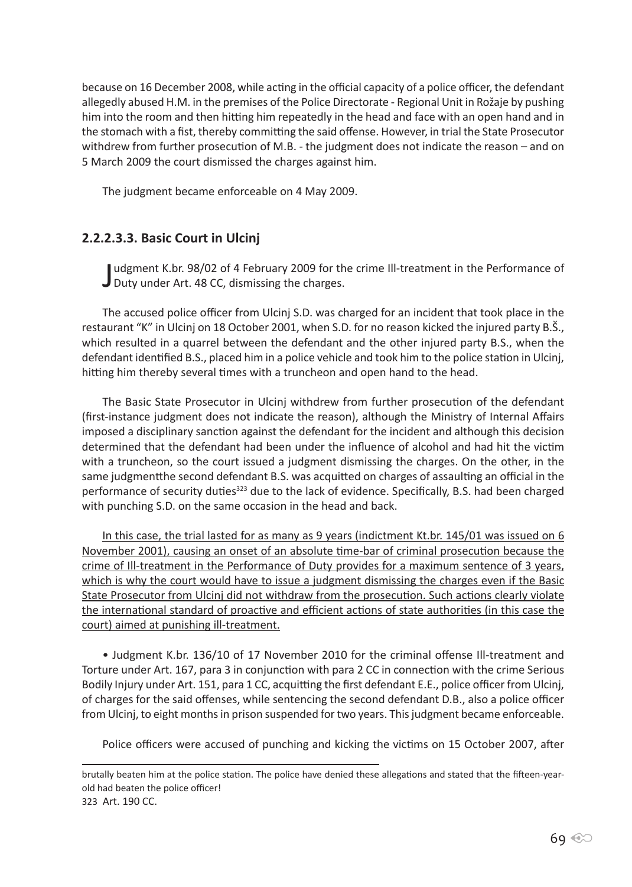because on 16 December 2008, while acting in the official capacity of a police officer, the defendant allegedly abused H.M. in the premises of the Police Directorate - Regional Unit in Rožaje by pushing him into the room and then hitting him repeatedly in the head and face with an open hand and in the stomach with a fist, thereby committing the said offense. However, in trial the State Prosecutor withdrew from further prosecution of M.B. - the judgment does not indicate the reason – and on 5 March 2009 the court dismissed the charges against him.

The judgment became enforceable on 4 May 2009.

### 2.2.2.3.3. Basic Court in Ulcinj

Judgment K.br. 98/02 of 4 February 2009 for the crime Ill-treatment in the Performance of Duty under Art. 48 CC, dismissing the charges.

The accused police officer from Ulcinj S.D. was charged for an incident that took place in the restaurant "K" in Ulcinj on 18 October 2001, when S.D. for no reason kicked the injured party B.Š., which resulted in a quarrel between the defendant and the other injured party B.S., when the defendant identified B.S., placed him in a police vehicle and took him to the police station in Ulcinj, hitting him thereby several times with a truncheon and open hand to the head.

The Basic State Prosecutor in Ulcinj withdrew from further prosecution of the defendant (first-instance judgment does not indicate the reason), although the Ministry of Internal Affairs imposed a disciplinary sanction against the defendant for the incident and although this decision determined that the defendant had been under the influence of alcohol and had hit the victim with a truncheon, so the court issued a judgment dismissing the charges. On the other, in the same judgmentthe second defendant B.S. was acquitted on charges of assaulting an official in the performance of security duties[323] due to the lack of evidence. Specifically, B.S. had been charged with punching S.D. on the same occasion in the head and back.

In this case, the trial lasted for as many as 9 years (indictment Kt.br. 145/01 was issued on 6 November 2001), causing an onset of an absolute time-bar of criminal prosecution because the crime of Ill-treatment in the Performance of Duty provides for a maximum sentence of 3 years, which is why the court would have to issue a judgment dismissing the charges even if the Basic State Prosecutor from Ulcinj did not withdraw from the prosecution. Such actions clearly violate the international standard of proactive and efficient actions of state authorities (in this case the court) aimed at punishing ill-treatment.

- Judgment K.br. 136/10 of 17 November 2010 for the criminal offense Ill-treatment and Torture under Art. 167, para 3 in conjunction with para 2 CC in connection with the crime Serious Bodily Injury under Art. 151, para 1 CC, acquitting the first defendant E.E., police officer from Ulcinj, of charges for the said offenses, while sentencing the second defendant D.B., also a police officer from Ulcinj, to eight months in prison suspended for two years. This judgment became enforceable.

Police officers were accused of punching and kicking the victims on 15 October 2007, after

---

brutally beaten him at the police station. The police have denied these allegations and stated that the fifteen-year-old had beaten the police officer!

323 Art. 190 CC.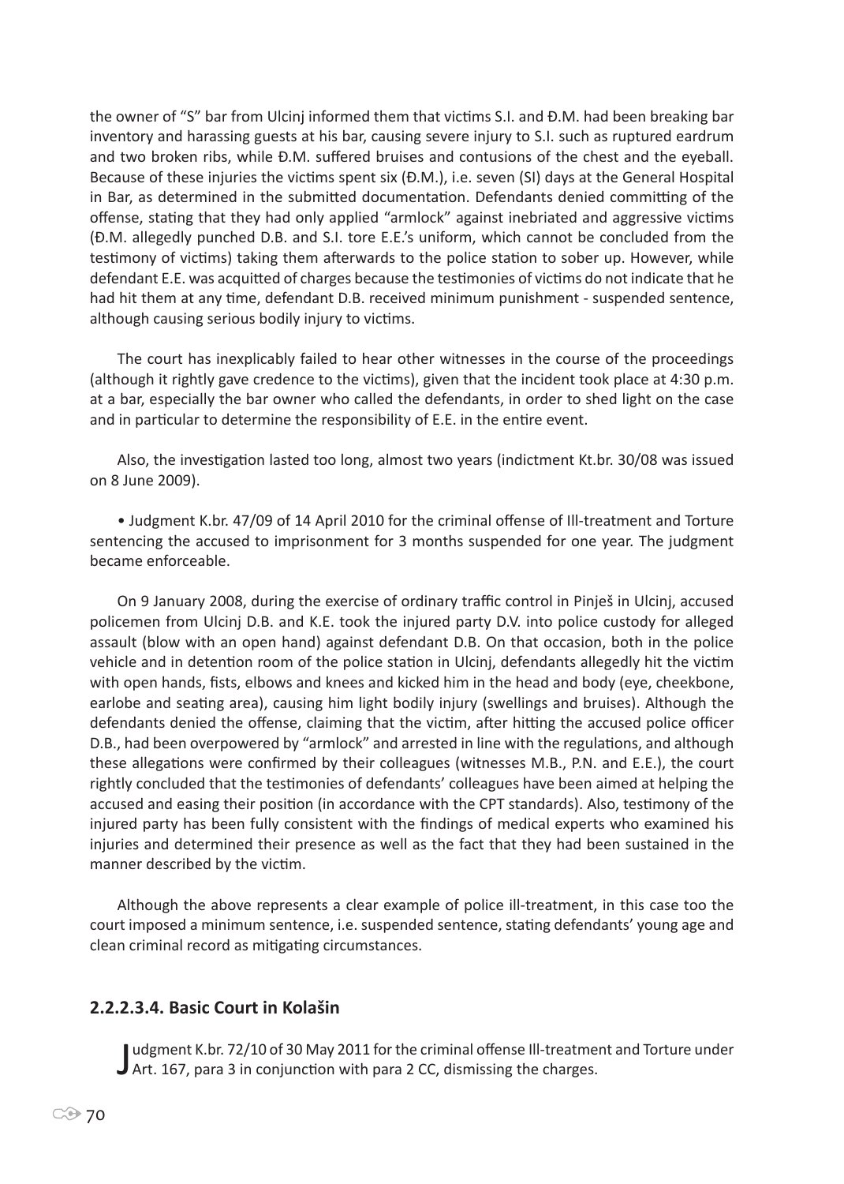the owner of "S" bar from Ulcinj informed them that victims S.I. and Đ.M. had been breaking bar inventory and harassing guests at his bar, causing severe injury to S.I. such as ruptured eardrum and two broken ribs, while Đ.M. suffered bruises and contusions of the chest and the eyeball. Because of these injuries the victims spent six (Đ.M.), i.e. seven (SI) days at the General Hospital in Bar, as determined in the submitted documentation. Defendants denied committing of the offense, stating that they had only applied "armlock" against inebriated and aggressive victims (Đ.M. allegedly punched D.B. and S.I. tore E.E.'s uniform, which cannot be concluded from the testimony of victims) taking them afterwards to the police station to sober up. However, while defendant E.E. was acquitted of charges because the testimonies of victims do not indicate that he had hit them at any time, defendant D.B. received minimum punishment - suspended sentence, although causing serious bodily injury to victims.

The court has inexplicably failed to hear other witnesses in the course of the proceedings (although it rightly gave credence to the victims), given that the incident took place at 4:30 p.m. at a bar, especially the bar owner who called the defendants, in order to shed light on the case and in particular to determine the responsibility of E.E. in the entire event.

Also, the investigation lasted too long, almost two years (indictment Kt.br. 30/08 was issued on 8 June 2009).

- Judgment K.br. 47/09 of 14 April 2010 for the criminal offense of Ill-treatment and Torture sentencing the accused to imprisonment for 3 months suspended for one year. The judgment became enforceable.

On 9 January 2008, during the exercise of ordinary traffic control in Pinješ in Ulcinj, accused policemen from Ulcinj D.B. and K.E. took the injured party D.V. into police custody for alleged assault (blow with an open hand) against defendant D.B. On that occasion, both in the police vehicle and in detention room of the police station in Ulcinj, defendants allegedly hit the victim with open hands, fists, elbows and knees and kicked him in the head and body (eye, cheekbone, earlobe and seating area), causing him light bodily injury (swellings and bruises). Although the defendants denied the offense, claiming that the victim, after hitting the accused police officer D.B., had been overpowered by "armlock" and arrested in line with the regulations, and although these allegations were confirmed by their colleagues (witnesses M.B., P.N. and E.E.), the court rightly concluded that the testimonies of defendants' colleagues have been aimed at helping the accused and easing their position (in accordance with the CPT standards). Also, testimony of the injured party has been fully consistent with the findings of medical experts who examined his injuries and determined their presence as well as the fact that they had been sustained in the manner described by the victim.

Although the above represents a clear example of police ill-treatment, in this case too the court imposed a minimum sentence, i.e. suspended sentence, stating defendants' young age and clean criminal record as mitigating circumstances.

### 2.2.2.3.4. Basic Court in Kolašin

Judgment K.br. 72/10 of 30 May 2011 for the criminal offense Ill-treatment and Torture under Art. 167, para 3 in conjunction with para 2 CC, dismissing the charges.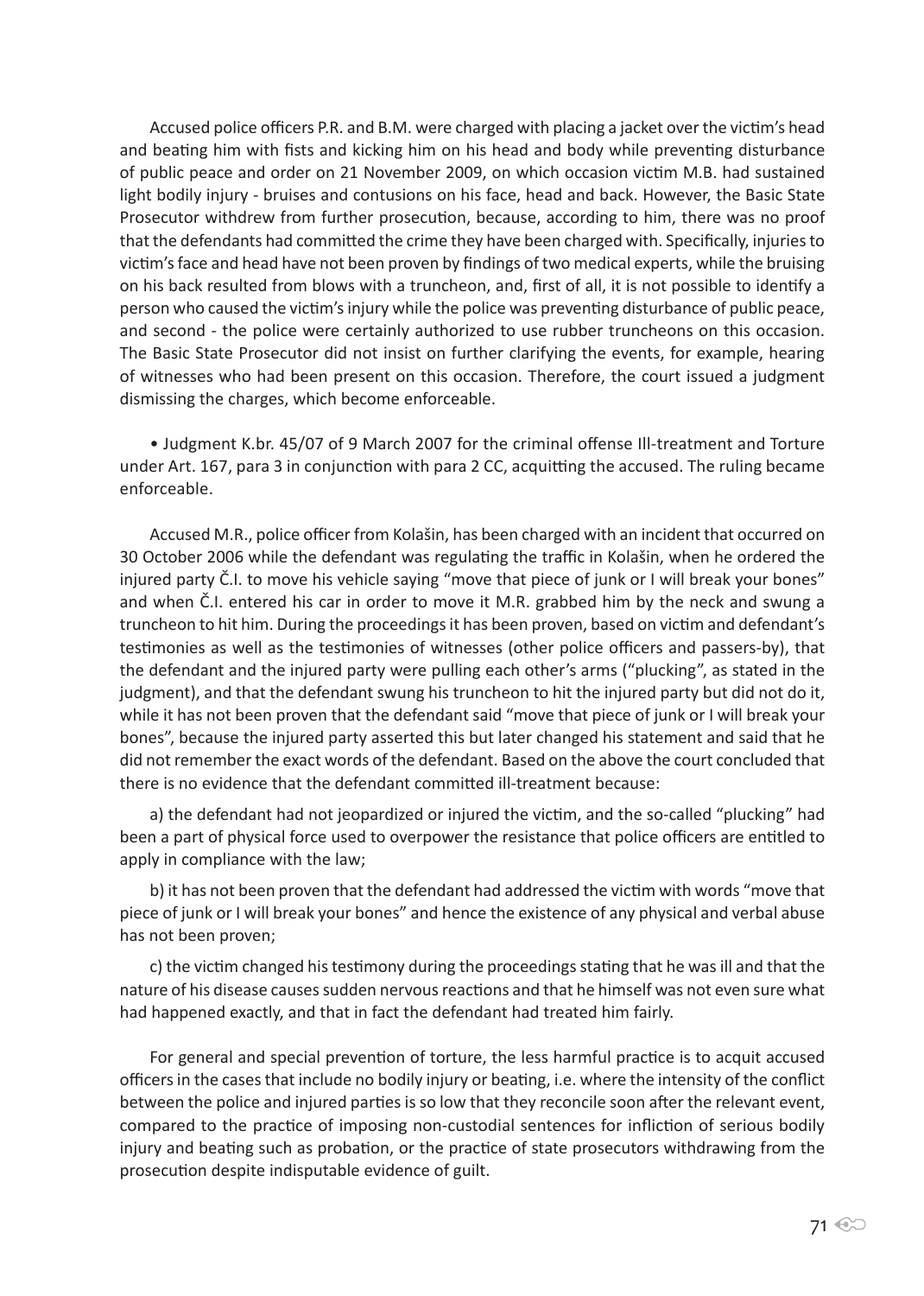Accused police officers P.R. and B.M. were charged with placing a jacket over the victim's head and beating him with fists and kicking him on his head and body while preventing disturbance of public peace and order on 21 November 2009, on which occasion victim M.B. had sustained light bodily injury - bruises and contusions on his face, head and back. However, the Basic State Prosecutor withdrew from further prosecution, because, according to him, there was no proof that the defendants had committed the crime they have been charged with. Specifically, injuries to victim's face and head have not been proven by findings of two medical experts, while the bruising on his back resulted from blows with a truncheon, and, first of all, it is not possible to identify a person who caused the victim's injury while the police was preventing disturbance of public peace, and second - the police were certainly authorized to use rubber truncheons on this occasion. The Basic State Prosecutor did not insist on further clarifying the events, for example, hearing of witnesses who had been present on this occasion. Therefore, the court issued a judgment dismissing the charges, which become enforceable.

- Judgment K.br. 45/07 of 9 March 2007 for the criminal offense Ill-treatment and Torture under Art. 167, para 3 in conjunction with para 2 CC, acquitting the accused. The ruling became enforceable.

Accused M.R., police officer from Kolašin, has been charged with an incident that occurred on 30 October 2006 while the defendant was regulating the traffic in Kolašin, when he ordered the injured party Č.I. to move his vehicle saying "move that piece of junk or I will break your bones" and when Č.I. entered his car in order to move it M.R. grabbed him by the neck and swung a truncheon to hit him. During the proceedings it has been proven, based on victim and defendant's testimonies as well as the testimonies of witnesses (other police officers and passers-by), that the defendant and the injured party were pulling each other's arms ("plucking", as stated in the judgment), and that the defendant swung his truncheon to hit the injured party but did not do it, while it has not been proven that the defendant said "move that piece of junk or I will break your bones", because the injured party asserted this but later changed his statement and said that he did not remember the exact words of the defendant. Based on the above the court concluded that there is no evidence that the defendant committed ill-treatment because:

a) the defendant had not jeopardized or injured the victim, and the so-called "plucking" had been a part of physical force used to overpower the resistance that police officers are entitled to apply in compliance with the law;

b) it has not been proven that the defendant had addressed the victim with words "move that piece of junk or I will break your bones" and hence the existence of any physical and verbal abuse has not been proven;

c) the victim changed his testimony during the proceedings stating that he was ill and that the nature of his disease causes sudden nervous reactions and that he himself was not even sure what had happened exactly, and that in fact the defendant had treated him fairly.

For general and special prevention of torture, the less harmful practice is to acquit accused officers in the cases that include no bodily injury or beating, i.e. where the intensity of the conflict between the police and injured parties is so low that they reconcile soon after the relevant event, compared to the practice of imposing non-custodial sentences for infliction of serious bodily injury and beating such as probation, or the practice of state prosecutors withdrawing from the prosecution despite indisputable evidence of guilt.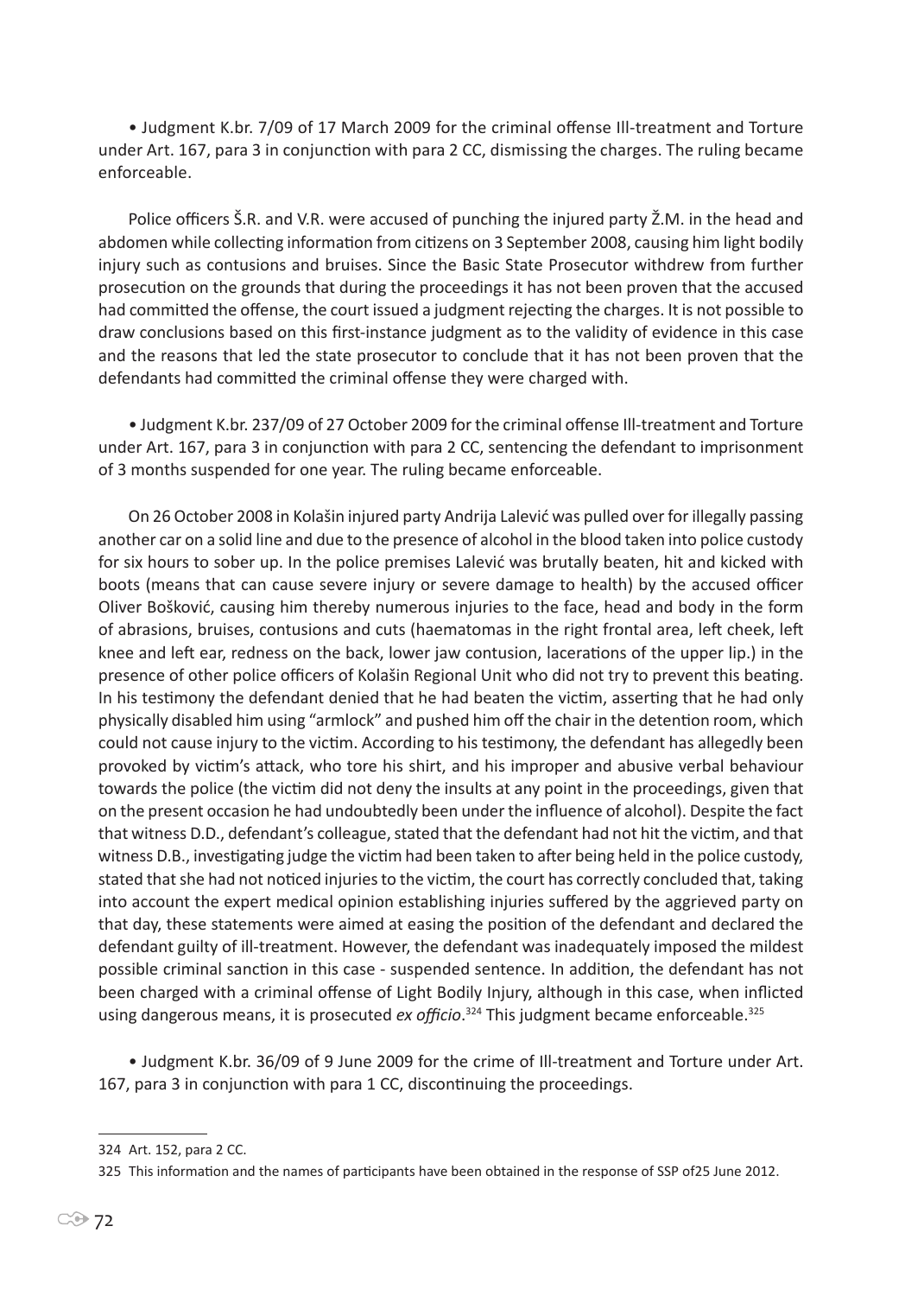- Judgment K.br. 7/09 of 17 March 2009 for the criminal offense Ill-treatment and Torture under Art. 167, para 3 in conjunction with para 2 CC, dismissing the charges. The ruling became enforceable.

Police officers Š.R. and V.R. were accused of punching the injured party Ž.M. in the head and abdomen while collecting information from citizens on 3 September 2008, causing him light bodily injury such as contusions and bruises. Since the Basic State Prosecutor withdrew from further prosecution on the grounds that during the proceedings it has not been proven that the accused had committed the offense, the court issued a judgment rejecting the charges. It is not possible to draw conclusions based on this first-instance judgment as to the validity of evidence in this case and the reasons that led the state prosecutor to conclude that it has not been proven that the defendants had committed the criminal offense they were charged with.

- Judgment K.br. 237/09 of 27 October 2009 for the criminal offense Ill-treatment and Torture under Art. 167, para 3 in conjunction with para 2 CC, sentencing the defendant to imprisonment of 3 months suspended for one year. The ruling became enforceable.

On 26 October 2008 in Kolašin injured party Andrija Lalević was pulled over for illegally passing another car on a solid line and due to the presence of alcohol in the blood taken into police custody for six hours to sober up. In the police premises Lalević was brutally beaten, hit and kicked with boots (means that can cause severe injury or severe damage to health) by the accused officer Oliver Bošković, causing him thereby numerous injuries to the face, head and body in the form of abrasions, bruises, contusions and cuts (haematomas in the right frontal area, left cheek, left knee and left ear, redness on the back, lower jaw contusion, lacerations of the upper lip.) in the presence of other police officers of Kolašin Regional Unit who did not try to prevent this beating. In his testimony the defendant denied that he had beaten the victim, asserting that he had only physically disabled him using "armlock" and pushed him off the chair in the detention room, which could not cause injury to the victim. According to his testimony, the defendant has allegedly been provoked by victim's attack, who tore his shirt, and his improper and abusive verbal behaviour towards the police (the victim did not deny the insults at any point in the proceedings, given that on the present occasion he had undoubtedly been under the influence of alcohol). Despite the fact that witness D.D., defendant's colleague, stated that the defendant had not hit the victim, and that witness D.B., investigating judge the victim had been taken to after being held in the police custody, stated that she had not noticed injuries to the victim, the court has correctly concluded that, taking into account the expert medical opinion establishing injuries suffered by the aggrieved party on that day, these statements were aimed at easing the position of the defendant and declared the defendant guilty of ill-treatment. However, the defendant was inadequately imposed the mildest possible criminal sanction in this case - suspended sentence. In addition, the defendant has not been charged with a criminal offense of Light Bodily Injury, although in this case, when inflicted using dangerous means, it is prosecuted *ex officio*.[324] This judgment became enforceable.[325]

- Judgment K.br. 36/09 of 9 June 2009 for the crime of Ill-treatment and Torture under Art. 167, para 3 in conjunction with para 1 CC, discontinuing the proceedings.

---

324 Art. 152, para 2 CC.

325 This information and the names of participants have been obtained in the response of SSP of25 June 2012.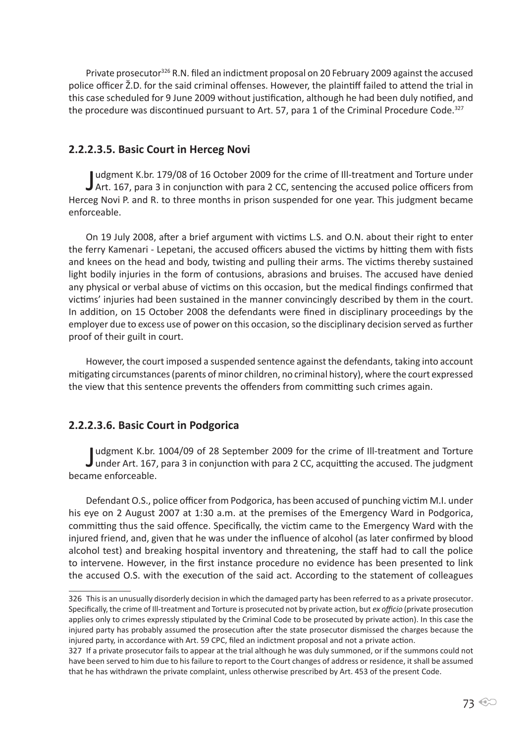Private prosecutor[326] R.N. filed an indictment proposal on 20 February 2009 against the accused police officer Ž.D. for the said criminal offenses. However, the plaintiff failed to attend the trial in this case scheduled for 9 June 2009 without justification, although he had been duly notified, and the procedure was discontinued pursuant to Art. 57, para 1 of the Criminal Procedure Code.[327]

### 2.2.2.3.5. Basic Court in Herceg Novi

Judgment K.br. 179/08 of 16 October 2009 for the crime of Ill-treatment and Torture under Art. 167, para 3 in conjunction with para 2 CC, sentencing the accused police officers from Herceg Novi P. and R. to three months in prison suspended for one year. This judgment became enforceable.

On 19 July 2008, after a brief argument with victims L.S. and O.N. about their right to enter the ferry Kamenari - Lepetani, the accused officers abused the victims by hitting them with fists and knees on the head and body, twisting and pulling their arms. The victims thereby sustained light bodily injuries in the form of contusions, abrasions and bruises. The accused have denied any physical or verbal abuse of victims on this occasion, but the medical findings confirmed that victims' injuries had been sustained in the manner convincingly described by them in the court. In addition, on 15 October 2008 the defendants were fined in disciplinary proceedings by the employer due to excess use of power on this occasion, so the disciplinary decision served as further proof of their guilt in court.

However, the court imposed a suspended sentence against the defendants, taking into account mitigating circumstances (parents of minor children, no criminal history), where the court expressed the view that this sentence prevents the offenders from committing such crimes again.

### 2.2.2.3.6. Basic Court in Podgorica

Judgment K.br. 1004/09 of 28 September 2009 for the crime of Ill-treatment and Torture under Art. 167, para 3 in conjunction with para 2 CC, acquitting the accused. The judgment became enforceable.

Defendant O.S., police officer from Podgorica, has been accused of punching victim M.I. under his eye on 2 August 2007 at 1:30 a.m. at the premises of the Emergency Ward in Podgorica, committing thus the said offence. Specifically, the victim came to the Emergency Ward with the injured friend, and, given that he was under the influence of alcohol (as later confirmed by blood alcohol test) and breaking hospital inventory and threatening, the staff had to call the police to intervene. However, in the first instance procedure no evidence has been presented to link the accused O.S. with the execution of the said act. According to the statement of colleagues

---

326 This is an unusually disorderly decision in which the damaged party has been referred to as a private prosecutor. Specifically, the crime of Ill-treatment and Torture is prosecuted not by private action, but *ex officio* (private prosecution applies only to crimes expressly stipulated by the Criminal Code to be prosecuted by private action). In this case the injured party has probably assumed the prosecution after the state prosecutor dismissed the charges because the injured party, in accordance with Art. 59 CPC, filed an indictment proposal and not a private action.

327 If a private prosecutor fails to appear at the trial although he was duly summoned, or if the summons could not have been served to him due to his failure to report to the Court changes of address or residence, it shall be assumed that he has withdrawn the private complaint, unless otherwise prescribed by Art. 453 of the present Code.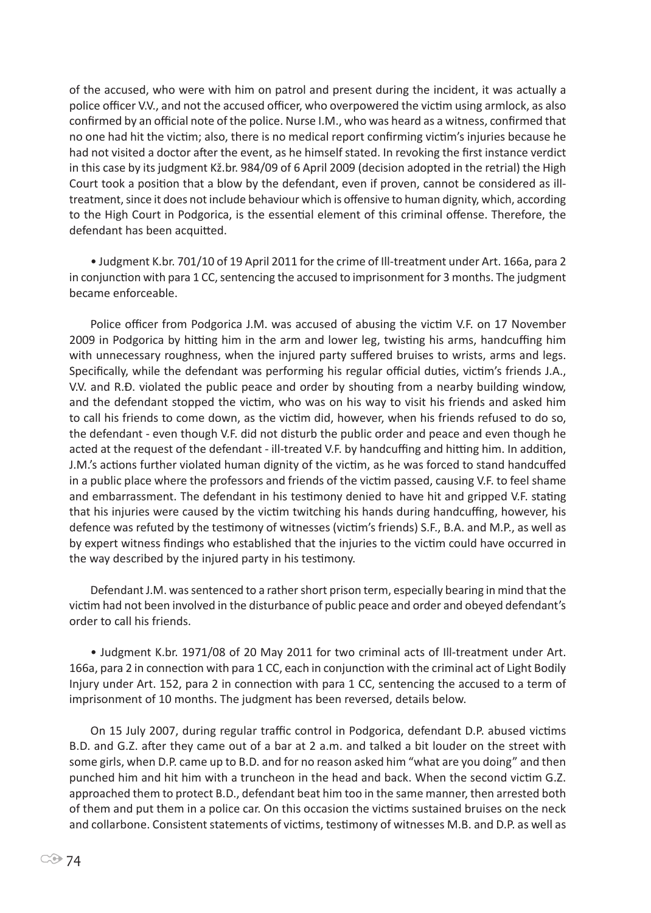of the accused, who were with him on patrol and present during the incident, it was actually a police officer V.V., and not the accused officer, who overpowered the victim using armlock, as also confirmed by an official note of the police. Nurse I.M., who was heard as a witness, confirmed that no one had hit the victim; also, there is no medical report confirming victim's injuries because he had not visited a doctor after the event, as he himself stated. In revoking the first instance verdict in this case by its judgment Kž.br. 984/09 of 6 April 2009 (decision adopted in the retrial) the High Court took a position that a blow by the defendant, even if proven, cannot be considered as ill-treatment, since it does not include behaviour which is offensive to human dignity, which, according to the High Court in Podgorica, is the essential element of this criminal offense. Therefore, the defendant has been acquitted.

- Judgment K.br. 701/10 of 19 April 2011 for the crime of Ill-treatment under Art. 166a, para 2 in conjunction with para 1 CC, sentencing the accused to imprisonment for 3 months. The judgment became enforceable.

Police officer from Podgorica J.M. was accused of abusing the victim V.F. on 17 November 2009 in Podgorica by hitting him in the arm and lower leg, twisting his arms, handcuffing him with unnecessary roughness, when the injured party suffered bruises to wrists, arms and legs. Specifically, while the defendant was performing his regular official duties, victim's friends J.A., V.V. and R.Đ. violated the public peace and order by shouting from a nearby building window, and the defendant stopped the victim, who was on his way to visit his friends and asked him to call his friends to come down, as the victim did, however, when his friends refused to do so, the defendant - even though V.F. did not disturb the public order and peace and even though he acted at the request of the defendant - ill-treated V.F. by handcuffing and hitting him. In addition, J.M.'s actions further violated human dignity of the victim, as he was forced to stand handcuffed in a public place where the professors and friends of the victim passed, causing V.F. to feel shame and embarrassment. The defendant in his testimony denied to have hit and gripped V.F. stating that his injuries were caused by the victim twitching his hands during handcuffing, however, his defence was refuted by the testimony of witnesses (victim's friends) S.F., B.A. and M.P., as well as by expert witness findings who established that the injuries to the victim could have occurred in the way described by the injured party in his testimony.

Defendant J.M. was sentenced to a rather short prison term, especially bearing in mind that the victim had not been involved in the disturbance of public peace and order and obeyed defendant's order to call his friends.

- Judgment K.br. 1971/08 of 20 May 2011 for two criminal acts of Ill-treatment under Art. 166a, para 2 in connection with para 1 CC, each in conjunction with the criminal act of Light Bodily Injury under Art. 152, para 2 in connection with para 1 CC, sentencing the accused to a term of imprisonment of 10 months. The judgment has been reversed, details below.

On 15 July 2007, during regular traffic control in Podgorica, defendant D.P. abused victims B.D. and G.Z. after they came out of a bar at 2 a.m. and talked a bit louder on the street with some girls, when D.P. came up to B.D. and for no reason asked him "what are you doing" and then punched him and hit him with a truncheon in the head and back. When the second victim G.Z. approached them to protect B.D., defendant beat him too in the same manner, then arrested both of them and put them in a police car. On this occasion the victims sustained bruises on the neck and collarbone. Consistent statements of victims, testimony of witnesses M.B. and D.P. as well as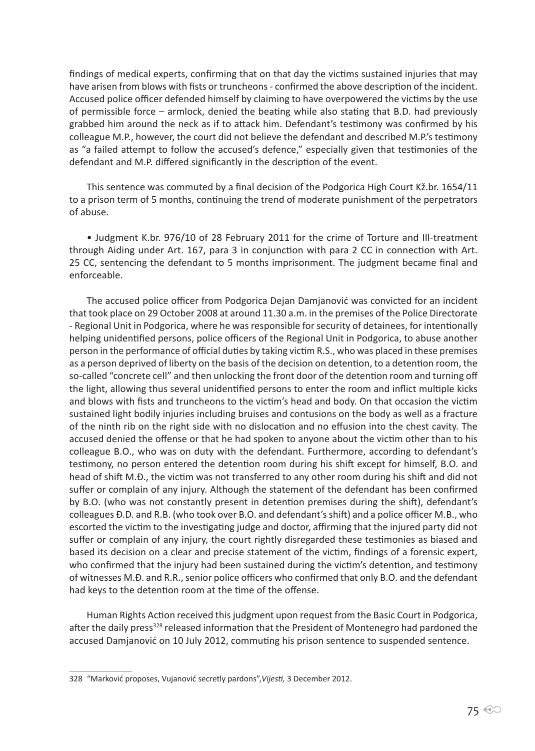findings of medical experts, confirming that on that day the victims sustained injuries that may have arisen from blows with fists or truncheons - confirmed the above description of the incident. Accused police officer defended himself by claiming to have overpowered the victims by the use of permissible force – armlock, denied the beating while also stating that B.D. had previously grabbed him around the neck as if to attack him. Defendant's testimony was confirmed by his colleague M.P., however, the court did not believe the defendant and described M.P.'s testimony as "a failed attempt to follow the accused's defence," especially given that testimonies of the defendant and M.P. differed significantly in the description of the event.

This sentence was commuted by a final decision of the Podgorica High Court Kž.br. 1654/11 to a prison term of 5 months, continuing the trend of moderate punishment of the perpetrators of abuse.

- Judgment K.br. 976/10 of 28 February 2011 for the crime of Torture and Ill-treatment through Aiding under Art. 167, para 3 in conjunction with para 2 CC in connection with Art. 25 CC, sentencing the defendant to 5 months imprisonment. The judgment became final and enforceable.

The accused police officer from Podgorica Dejan Damjanović was convicted for an incident that took place on 29 October 2008 at around 11.30 a.m. in the premises of the Police Directorate - Regional Unit in Podgorica, where he was responsible for security of detainees, for intentionally helping unidentified persons, police officers of the Regional Unit in Podgorica, to abuse another person in the performance of official duties by taking victim R.S., who was placed in these premises as a person deprived of liberty on the basis of the decision on detention, to a detention room, the so-called "concrete cell" and then unlocking the front door of the detention room and turning off the light, allowing thus several unidentified persons to enter the room and inflict multiple kicks and blows with fists and truncheons to the victim's head and body. On that occasion the victim sustained light bodily injuries including bruises and contusions on the body as well as a fracture of the ninth rib on the right side with no dislocation and no effusion into the chest cavity. The accused denied the offense or that he had spoken to anyone about the victim other than to his colleague B.O., who was on duty with the defendant. Furthermore, according to defendant's testimony, no person entered the detention room during his shift except for himself, B.O. and head of shift M.Đ., the victim was not transferred to any other room during his shift and did not suffer or complain of any injury. Although the statement of the defendant has been confirmed by B.O. (who was not constantly present in detention premises during the shift), defendant's colleagues Đ.D. and R.B. (who took over B.O. and defendant's shift) and a police officer M.B., who escorted the victim to the investigating judge and doctor, affirming that the injured party did not suffer or complain of any injury, the court rightly disregarded these testimonies as biased and based its decision on a clear and precise statement of the victim, findings of a forensic expert, who confirmed that the injury had been sustained during the victim's detention, and testimony of witnesses M.Đ. and R.R., senior police officers who confirmed that only B.O. and the defendant had keys to the detention room at the time of the offense.

Human Rights Action received this judgment upon request from the Basic Court in Podgorica, after the daily press[328] released information that the President of Montenegro had pardoned the accused Damjanović on 10 July 2012, commuting his prison sentence to suspended sentence.

---

328 "Marković proposes, Vujanović secretly pardons", *Vijesti,* 3 December 2012.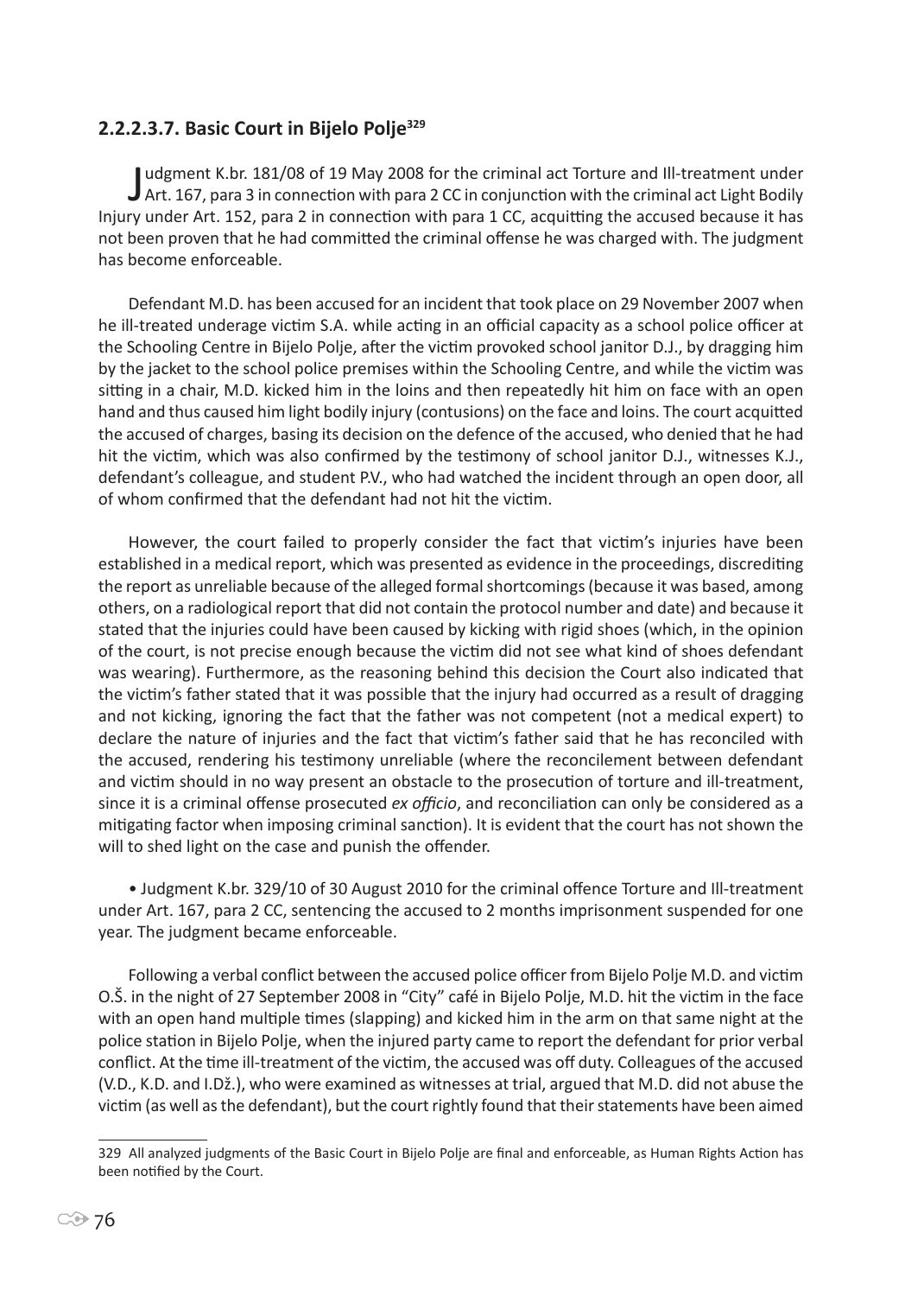### 2.2.2.3.7. Basic Court in Bijelo Polje[329]

Judgment K.br. 181/08 of 19 May 2008 for the criminal act Torture and Ill-treatment under Art. 167, para 3 in connection with para 2 CC in conjunction with the criminal act Light Bodily Injury under Art. 152, para 2 in connection with para 1 CC, acquitting the accused because it has not been proven that he had committed the criminal offense he was charged with. The judgment has become enforceable.

Defendant M.D. has been accused for an incident that took place on 29 November 2007 when he ill-treated underage victim S.A. while acting in an official capacity as a school police officer at the Schooling Centre in Bijelo Polje, after the victim provoked school janitor D.J., by dragging him by the jacket to the school police premises within the Schooling Centre, and while the victim was sitting in a chair, M.D. kicked him in the loins and then repeatedly hit him on face with an open hand and thus caused him light bodily injury (contusions) on the face and loins. The court acquitted the accused of charges, basing its decision on the defence of the accused, who denied that he had hit the victim, which was also confirmed by the testimony of school janitor D.J., witnesses K.J., defendant's colleague, and student P.V., who had watched the incident through an open door, all of whom confirmed that the defendant had not hit the victim.

However, the court failed to properly consider the fact that victim's injuries have been established in a medical report, which was presented as evidence in the proceedings, discrediting the report as unreliable because of the alleged formal shortcomings (because it was based, among others, on a radiological report that did not contain the protocol number and date) and because it stated that the injuries could have been caused by kicking with rigid shoes (which, in the opinion of the court, is not precise enough because the victim did not see what kind of shoes defendant was wearing). Furthermore, as the reasoning behind this decision the Court also indicated that the victim's father stated that it was possible that the injury had occurred as a result of dragging and not kicking, ignoring the fact that the father was not competent (not a medical expert) to declare the nature of injuries and the fact that victim's father said that he has reconciled with the accused, rendering his testimony unreliable (where the reconcilement between defendant and victim should in no way present an obstacle to the prosecution of torture and ill-treatment, since it is a criminal offense prosecuted *ex officio*, and reconciliation can only be considered as a mitigating factor when imposing criminal sanction). It is evident that the court has not shown the will to shed light on the case and punish the offender.

- Judgment K.br. 329/10 of 30 August 2010 for the criminal offence Torture and Ill-treatment under Art. 167, para 2 CC, sentencing the accused to 2 months imprisonment suspended for one year. The judgment became enforceable.

Following a verbal conflict between the accused police officer from Bijelo Polje M.D. and victim O.Š. in the night of 27 September 2008 in "City" café in Bijelo Polje, M.D. hit the victim in the face with an open hand multiple times (slapping) and kicked him in the arm on that same night at the police station in Bijelo Polje, when the injured party came to report the defendant for prior verbal conflict. At the time ill-treatment of the victim, the accused was off duty. Colleagues of the accused (V.D., K.D. and I.Dž.), who were examined as witnesses at trial, argued that M.D. did not abuse the victim (as well as the defendant), but the court rightly found that their statements have been aimed

---

329 All analyzed judgments of the Basic Court in Bijelo Polje are final and enforceable, as Human Rights Action has been notified by the Court.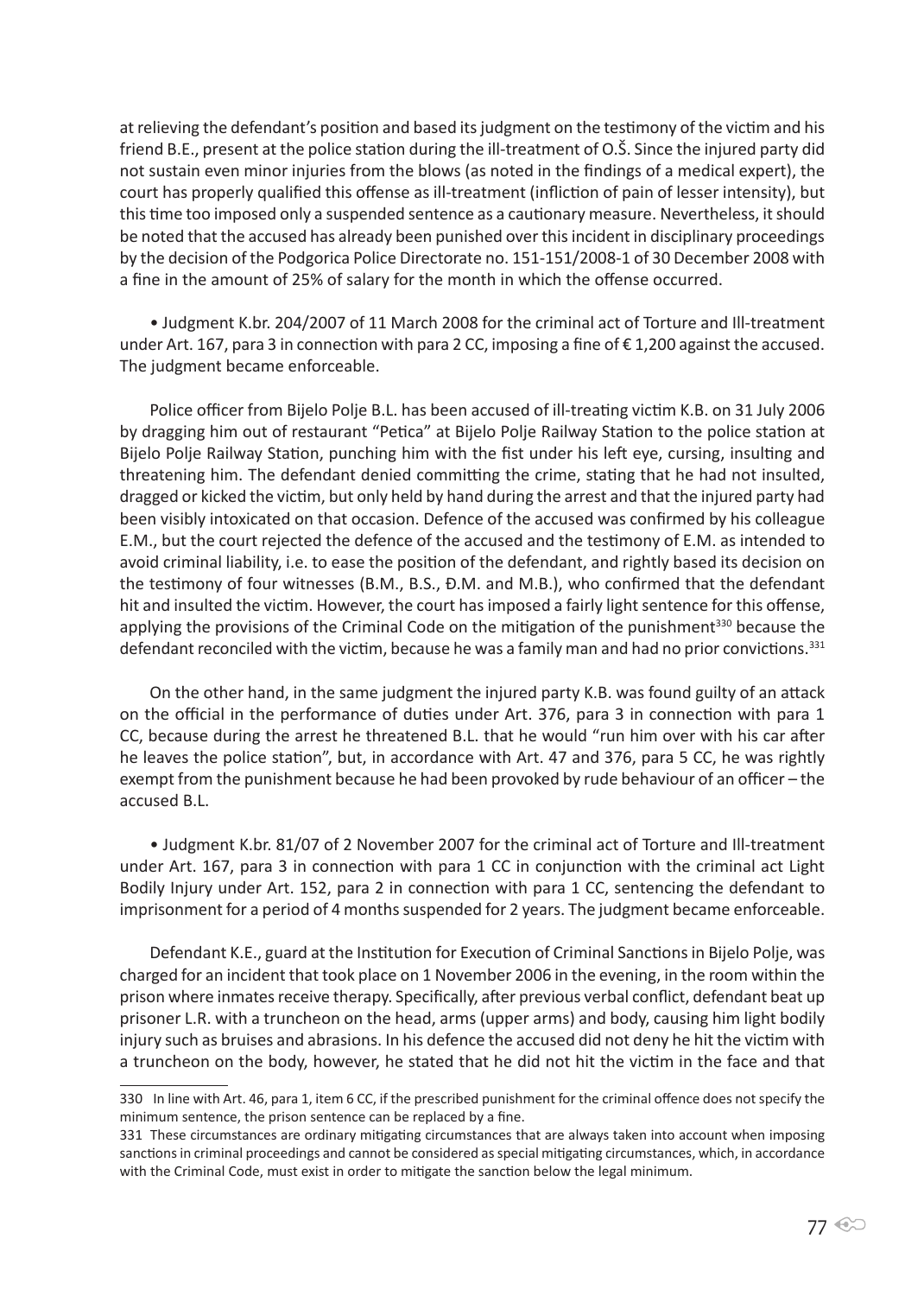at relieving the defendant's position and based its judgment on the testimony of the victim and his friend B.E., present at the police station during the ill-treatment of O.Š. Since the injured party did not sustain even minor injuries from the blows (as noted in the findings of a medical expert), the court has properly qualified this offense as ill-treatment (infliction of pain of lesser intensity), but this time too imposed only a suspended sentence as a cautionary measure. Nevertheless, it should be noted that the accused has already been punished over this incident in disciplinary proceedings by the decision of the Podgorica Police Directorate no. 151-151/2008-1 of 30 December 2008 with a fine in the amount of 25% of salary for the month in which the offense occurred.

• Judgment K.br. 204/2007 of 11 March 2008 for the criminal act of Torture and Ill-treatment under Art. 167, para 3 in connection with para 2 CC, imposing a fine of € 1,200 against the accused. The judgment became enforceable.

Police officer from Bijelo Polje B.L. has been accused of ill-treating victim K.B. on 31 July 2006 by dragging him out of restaurant "Petica" at Bijelo Polje Railway Station to the police station at Bijelo Polje Railway Station, punching him with the fist under his left eye, cursing, insulting and threatening him. The defendant denied committing the crime, stating that he had not insulted, dragged or kicked the victim, but only held by hand during the arrest and that the injured party had been visibly intoxicated on that occasion. Defence of the accused was confirmed by his colleague E.M., but the court rejected the defence of the accused and the testimony of E.M. as intended to avoid criminal liability, i.e. to ease the position of the defendant, and rightly based its decision on the testimony of four witnesses (B.M., B.S., Đ.M. and M.B.), who confirmed that the defendant hit and insulted the victim. However, the court has imposed a fairly light sentence for this offense, applying the provisions of the Criminal Code on the mitigation of the punishment[330] because the defendant reconciled with the victim, because he was a family man and had no prior convictions.[331]

On the other hand, in the same judgment the injured party K.B. was found guilty of an attack on the official in the performance of duties under Art. 376, para 3 in connection with para 1 CC, because during the arrest he threatened B.L. that he would "run him over with his car after he leaves the police station", but, in accordance with Art. 47 and 376, para 5 CC, he was rightly exempt from the punishment because he had been provoked by rude behaviour of an officer – the accused B.L.

• Judgment K.br. 81/07 of 2 November 2007 for the criminal act of Torture and Ill-treatment under Art. 167, para 3 in connection with para 1 CC in conjunction with the criminal act Light Bodily Injury under Art. 152, para 2 in connection with para 1 CC, sentencing the defendant to imprisonment for a period of 4 months suspended for 2 years. The judgment became enforceable.

Defendant K.E., guard at the Institution for Execution of Criminal Sanctions in Bijelo Polje, was charged for an incident that took place on 1 November 2006 in the evening, in the room within the prison where inmates receive therapy. Specifically, after previous verbal conflict, defendant beat up prisoner L.R. with a truncheon on the head, arms (upper arms) and body, causing him light bodily injury such as bruises and abrasions. In his defence the accused did not deny he hit the victim with a truncheon on the body, however, he stated that he did not hit the victim in the face and that

---

330 In line with Art. 46, para 1, item 6 CC, if the prescribed punishment for the criminal offence does not specify the minimum sentence, the prison sentence can be replaced by a fine.

331 These circumstances are ordinary mitigating circumstances that are always taken into account when imposing sanctions in criminal proceedings and cannot be considered as special mitigating circumstances, which, in accordance with the Criminal Code, must exist in order to mitigate the sanction below the legal minimum.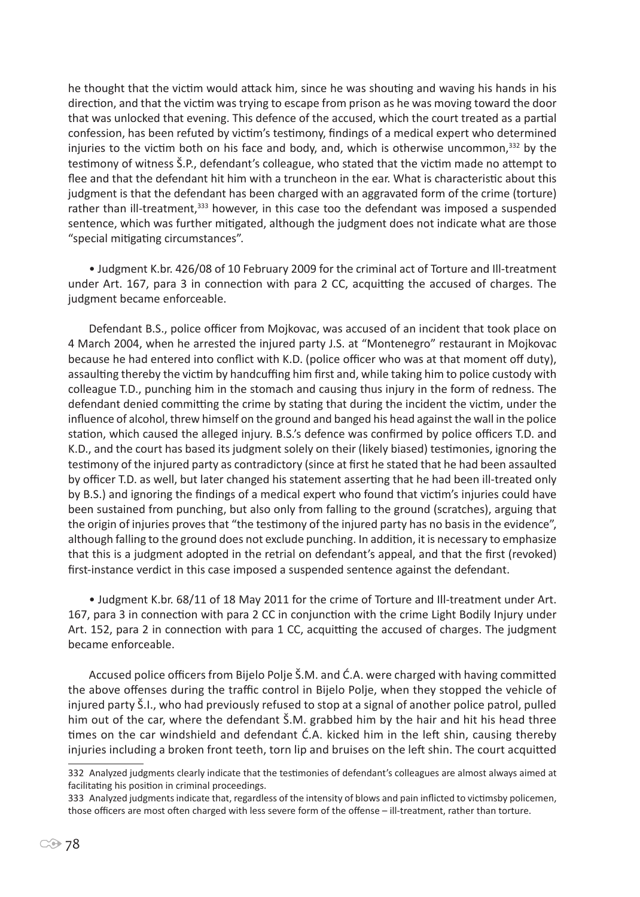he thought that the victim would attack him, since he was shouting and waving his hands in his direction, and that the victim was trying to escape from prison as he was moving toward the door that was unlocked that evening. This defence of the accused, which the court treated as a partial confession, has been refuted by victim's testimony, findings of a medical expert who determined injuries to the victim both on his face and body, and, which is otherwise uncommon,[332] by the testimony of witness Š.P., defendant's colleague, who stated that the victim made no attempt to flee and that the defendant hit him with a truncheon in the ear. What is characteristic about this judgment is that the defendant has been charged with an aggravated form of the crime (torture) rather than ill-treatment,[333] however, in this case too the defendant was imposed a suspended sentence, which was further mitigated, although the judgment does not indicate what are those "special mitigating circumstances".

- Judgment K.br. 426/08 of 10 February 2009 for the criminal act of Torture and Ill-treatment under Art. 167, para 3 in connection with para 2 CC, acquitting the accused of charges. The judgment became enforceable.

Defendant B.S., police officer from Mojkovac, was accused of an incident that took place on 4 March 2004, when he arrested the injured party J.S. at "Montenegro" restaurant in Mojkovac because he had entered into conflict with K.D. (police officer who was at that moment off duty), assaulting thereby the victim by handcuffing him first and, while taking him to police custody with colleague T.D., punching him in the stomach and causing thus injury in the form of redness. The defendant denied committing the crime by stating that during the incident the victim, under the influence of alcohol, threw himself on the ground and banged his head against the wall in the police station, which caused the alleged injury. B.S.'s defence was confirmed by police officers T.D. and K.D., and the court has based its judgment solely on their (likely biased) testimonies, ignoring the testimony of the injured party as contradictory (since at first he stated that he had been assaulted by officer T.D. as well, but later changed his statement asserting that he had been ill-treated only by B.S.) and ignoring the findings of a medical expert who found that victim's injuries could have been sustained from punching, but also only from falling to the ground (scratches), arguing that the origin of injuries proves that "the testimony of the injured party has no basis in the evidence", although falling to the ground does not exclude punching. In addition, it is necessary to emphasize that this is a judgment adopted in the retrial on defendant's appeal, and that the first (revoked) first-instance verdict in this case imposed a suspended sentence against the defendant.

- Judgment K.br. 68/11 of 18 May 2011 for the crime of Torture and Ill-treatment under Art. 167, para 3 in connection with para 2 CC in conjunction with the crime Light Bodily Injury under Art. 152, para 2 in connection with para 1 CC, acquitting the accused of charges. The judgment became enforceable.

Accused police officers from Bijelo Polje Š.M. and Ć.A. were charged with having committed the above offenses during the traffic control in Bijelo Polje, when they stopped the vehicle of injured party Š.I., who had previously refused to stop at a signal of another police patrol, pulled him out of the car, where the defendant Š.M. grabbed him by the hair and hit his head three times on the car windshield and defendant Ć.A. kicked him in the left shin, causing thereby injuries including a broken front teeth, torn lip and bruises on the left shin. The court acquitted

---

332 Analyzed judgments clearly indicate that the testimonies of defendant's colleagues are almost always aimed at facilitating his position in criminal proceedings.

333 Analyzed judgments indicate that, regardless of the intensity of blows and pain inflicted to victimsby policemen, those officers are most often charged with less severe form of the offense – ill-treatment, rather than torture.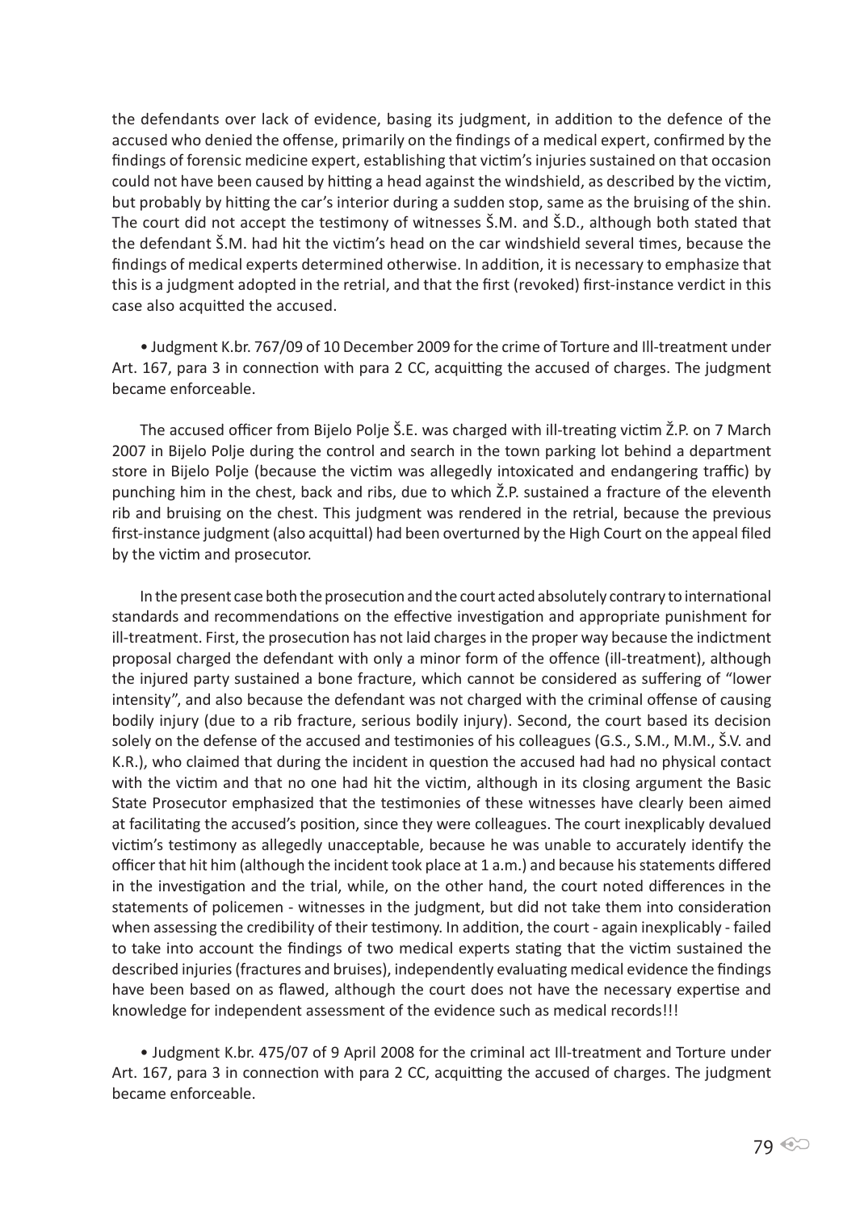the defendants over lack of evidence, basing its judgment, in addition to the defence of the accused who denied the offense, primarily on the findings of a medical expert, confirmed by the findings of forensic medicine expert, establishing that victim's injuries sustained on that occasion could not have been caused by hitting a head against the windshield, as described by the victim, but probably by hitting the car's interior during a sudden stop, same as the bruising of the shin. The court did not accept the testimony of witnesses Š.M. and Š.D., although both stated that the defendant Š.M. had hit the victim's head on the car windshield several times, because the findings of medical experts determined otherwise. In addition, it is necessary to emphasize that this is a judgment adopted in the retrial, and that the first (revoked) first-instance verdict in this case also acquitted the accused.

- Judgment K.br. 767/09 of 10 December 2009 for the crime of Torture and Ill-treatment under Art. 167, para 3 in connection with para 2 CC, acquitting the accused of charges. The judgment became enforceable.

The accused officer from Bijelo Polje Š.E. was charged with ill-treating victim Ž.P. on 7 March 2007 in Bijelo Polje during the control and search in the town parking lot behind a department store in Bijelo Polje (because the victim was allegedly intoxicated and endangering traffic) by punching him in the chest, back and ribs, due to which Ž.P. sustained a fracture of the eleventh rib and bruising on the chest. This judgment was rendered in the retrial, because the previous first-instance judgment (also acquittal) had been overturned by the High Court on the appeal filed by the victim and prosecutor.

In the present case both the prosecution and the court acted absolutely contrary to international standards and recommendations on the effective investigation and appropriate punishment for ill-treatment. First, the prosecution has not laid charges in the proper way because the indictment proposal charged the defendant with only a minor form of the offence (ill-treatment), although the injured party sustained a bone fracture, which cannot be considered as suffering of "lower intensity", and also because the defendant was not charged with the criminal offense of causing bodily injury (due to a rib fracture, serious bodily injury). Second, the court based its decision solely on the defense of the accused and testimonies of his colleagues (G.S., S.M., M.M., Š.V. and K.R.), who claimed that during the incident in question the accused had had no physical contact with the victim and that no one had hit the victim, although in its closing argument the Basic State Prosecutor emphasized that the testimonies of these witnesses have clearly been aimed at facilitating the accused's position, since they were colleagues. The court inexplicably devalued victim's testimony as allegedly unacceptable, because he was unable to accurately identify the officer that hit him (although the incident took place at 1 a.m.) and because his statements differed in the investigation and the trial, while, on the other hand, the court noted differences in the statements of policemen - witnesses in the judgment, but did not take them into consideration when assessing the credibility of their testimony. In addition, the court - again inexplicably - failed to take into account the findings of two medical experts stating that the victim sustained the described injuries (fractures and bruises), independently evaluating medical evidence the findings have been based on as flawed, although the court does not have the necessary expertise and knowledge for independent assessment of the evidence such as medical records!!!

- Judgment K.br. 475/07 of 9 April 2008 for the criminal act Ill-treatment and Torture under Art. 167, para 3 in connection with para 2 CC, acquitting the accused of charges. The judgment became enforceable.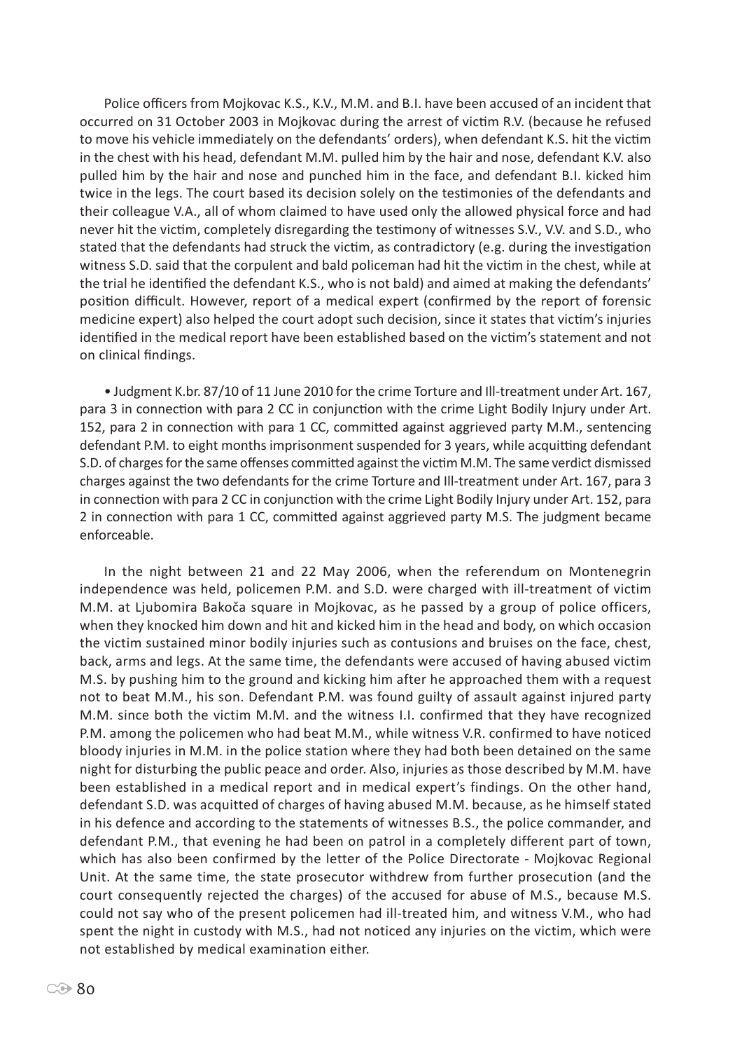Police officers from Mojkovac K.S., K.V., M.M. and B.I. have been accused of an incident that occurred on 31 October 2003 in Mojkovac during the arrest of victim R.V. (because he refused to move his vehicle immediately on the defendants' orders), when defendant K.S. hit the victim in the chest with his head, defendant M.M. pulled him by the hair and nose, defendant K.V. also pulled him by the hair and nose and punched him in the face, and defendant B.I. kicked him twice in the legs. The court based its decision solely on the testimonies of the defendants and their colleague V.A., all of whom claimed to have used only the allowed physical force and had never hit the victim, completely disregarding the testimony of witnesses S.V., V.V. and S.D., who stated that the defendants had struck the victim, as contradictory (e.g. during the investigation witness S.D. said that the corpulent and bald policeman had hit the victim in the chest, while at the trial he identified the defendant K.S., who is not bald) and aimed at making the defendants' position difficult. However, report of a medical expert (confirmed by the report of forensic medicine expert) also helped the court adopt such decision, since it states that victim's injuries identified in the medical report have been established based on the victim's statement and not on clinical findings.

- Judgment K.br. 87/10 of 11 June 2010 for the crime Torture and Ill-treatment under Art. 167, para 3 in connection with para 2 CC in conjunction with the crime Light Bodily Injury under Art. 152, para 2 in connection with para 1 CC, committed against aggrieved party M.M., sentencing defendant P.M. to eight months imprisonment suspended for 3 years, while acquitting defendant S.D. of charges for the same offenses committed against the victim M.M. The same verdict dismissed charges against the two defendants for the crime Torture and Ill-treatment under Art. 167, para 3 in connection with para 2 CC in conjunction with the crime Light Bodily Injury under Art. 152, para 2 in connection with para 1 CC, committed against aggrieved party M.S. The judgment became enforceable.

In the night between 21 and 22 May 2006, when the referendum on Montenegrin independence was held, policemen P.M. and S.D. were charged with ill-treatment of victim M.M. at Ljubomira Bakoča square in Mojkovac, as he passed by a group of police officers, when they knocked him down and hit and kicked him in the head and body, on which occasion the victim sustained minor bodily injuries such as contusions and bruises on the face, chest, back, arms and legs. At the same time, the defendants were accused of having abused victim M.S. by pushing him to the ground and kicking him after he approached them with a request not to beat M.M., his son. Defendant P.M. was found guilty of assault against injured party M.M. since both the victim M.M. and the witness I.I. confirmed that they have recognized P.M. among the policemen who had beat M.M., while witness V.R. confirmed to have noticed bloody injuries in M.M. in the police station where they had both been detained on the same night for disturbing the public peace and order. Also, injuries as those described by M.M. have been established in a medical report and in medical expert's findings. On the other hand, defendant S.D. was acquitted of charges of having abused M.M. because, as he himself stated in his defence and according to the statements of witnesses B.S., the police commander, and defendant P.M., that evening he had been on patrol in a completely different part of town, which has also been confirmed by the letter of the Police Directorate - Mojkovac Regional Unit. At the same time, the state prosecutor withdrew from further prosecution (and the court consequently rejected the charges) of the accused for abuse of M.S., because M.S. could not say who of the present policemen had ill-treated him, and witness V.M., who had spent the night in custody with M.S., had not noticed any injuries on the victim, which were not established by medical examination either.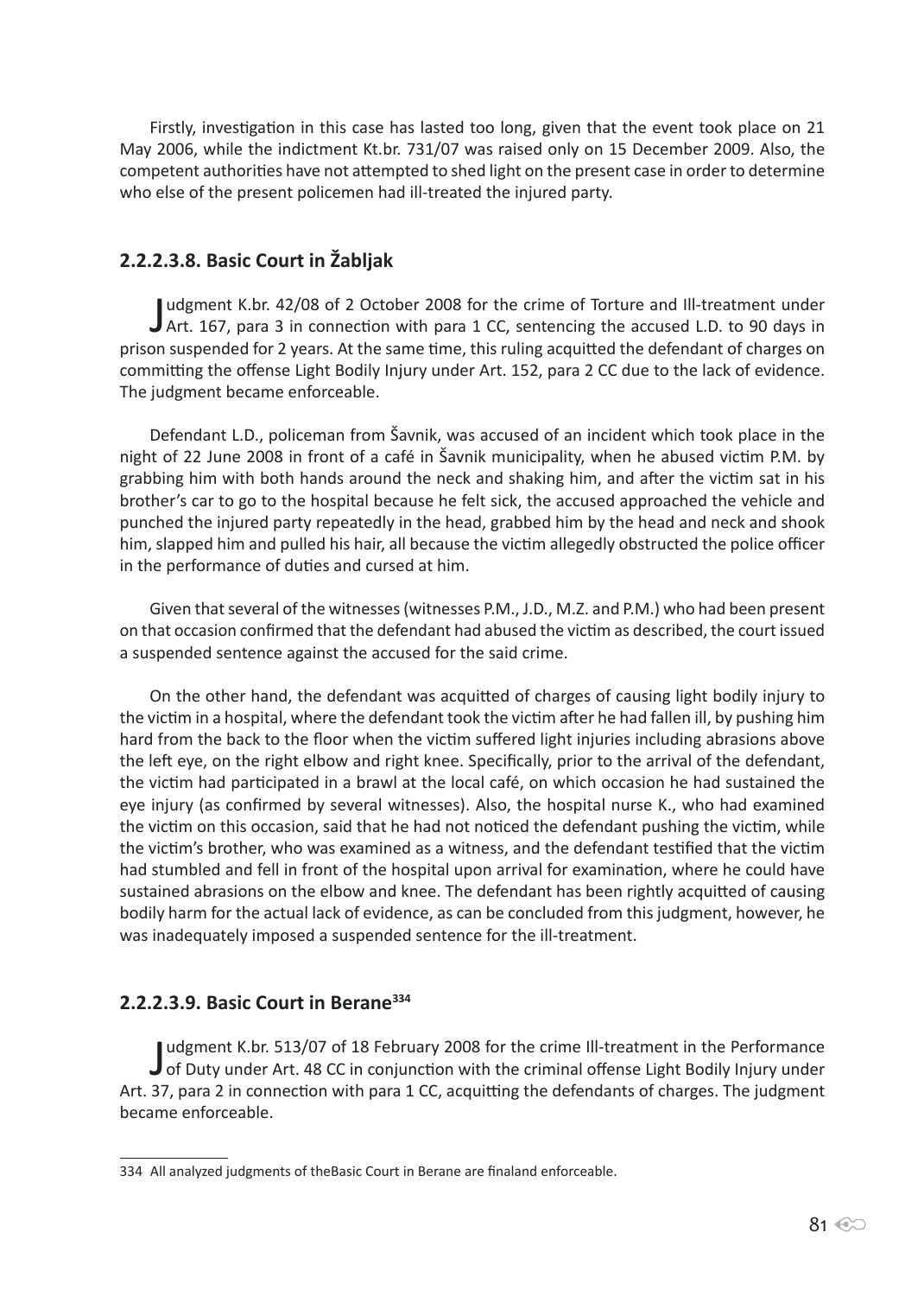Firstly, investigation in this case has lasted too long, given that the event took place on 21 May 2006, while the indictment Kt.br. 731/07 was raised only on 15 December 2009. Also, the competent authorities have not attempted to shed light on the present case in order to determine who else of the present policemen had ill-treated the injured party.

### 2.2.2.3.8. Basic Court in Žabljak

Judgment K.br. 42/08 of 2 October 2008 for the crime of Torture and Ill-treatment under Art. 167, para 3 in connection with para 1 CC, sentencing the accused L.D. to 90 days in prison suspended for 2 years. At the same time, this ruling acquitted the defendant of charges on committing the offense Light Bodily Injury under Art. 152, para 2 CC due to the lack of evidence. The judgment became enforceable.

Defendant L.D., policeman from Šavnik, was accused of an incident which took place in the night of 22 June 2008 in front of a café in Šavnik municipality, when he abused victim P.M. by grabbing him with both hands around the neck and shaking him, and after the victim sat in his brother's car to go to the hospital because he felt sick, the accused approached the vehicle and punched the injured party repeatedly in the head, grabbed him by the head and neck and shook him, slapped him and pulled his hair, all because the victim allegedly obstructed the police officer in the performance of duties and cursed at him.

Given that several of the witnesses (witnesses P.M., J.D., M.Z. and P.M.) who had been present on that occasion confirmed that the defendant had abused the victim as described, the court issued a suspended sentence against the accused for the said crime.

On the other hand, the defendant was acquitted of charges of causing light bodily injury to the victim in a hospital, where the defendant took the victim after he had fallen ill, by pushing him hard from the back to the floor when the victim suffered light injuries including abrasions above the left eye, on the right elbow and right knee. Specifically, prior to the arrival of the defendant, the victim had participated in a brawl at the local café, on which occasion he had sustained the eye injury (as confirmed by several witnesses). Also, the hospital nurse K., who had examined the victim on this occasion, said that he had not noticed the defendant pushing the victim, while the victim's brother, who was examined as a witness, and the defendant testified that the victim had stumbled and fell in front of the hospital upon arrival for examination, where he could have sustained abrasions on the elbow and knee. The defendant has been rightly acquitted of causing bodily harm for the actual lack of evidence, as can be concluded from this judgment, however, he was inadequately imposed a suspended sentence for the ill-treatment.

### 2.2.2.3.9. Basic Court in Berane[334]

Judgment K.br. 513/07 of 18 February 2008 for the crime Ill-treatment in the Performance of Duty under Art. 48 CC in conjunction with the criminal offense Light Bodily Injury under Art. 37, para 2 in connection with para 1 CC, acquitting the defendants of charges. The judgment became enforceable.

334 All analyzed judgments of theBasic Court in Berane are finaland enforceable.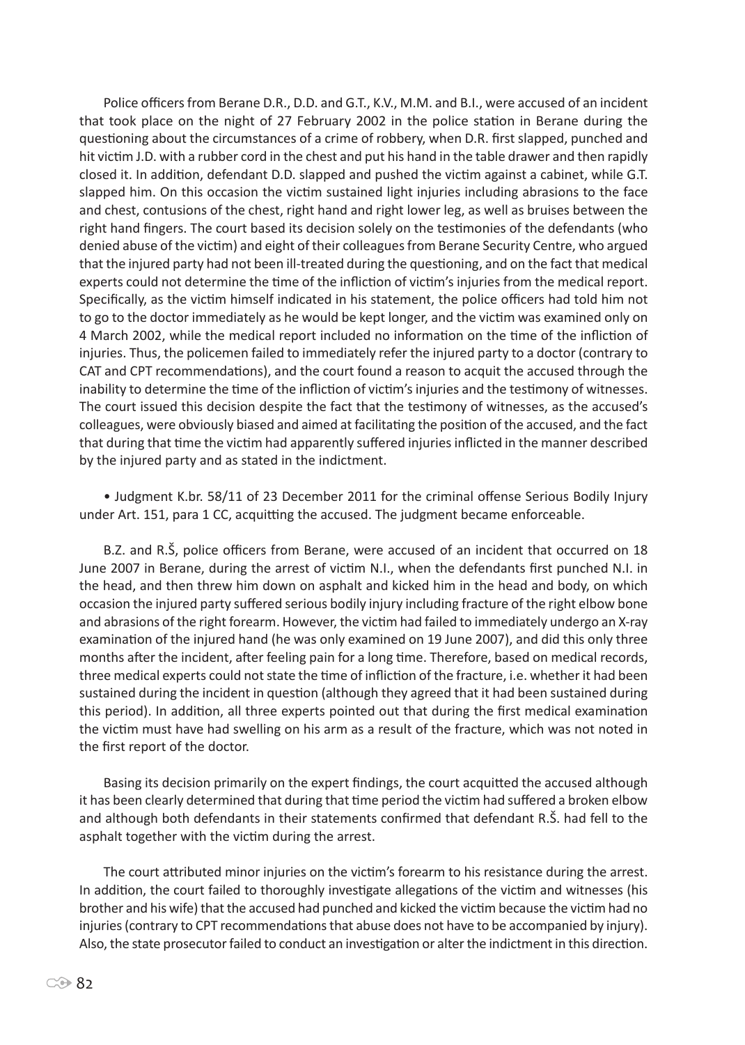Police officers from Berane D.R., D.D. and G.T., K.V., M.M. and B.I., were accused of an incident that took place on the night of 27 February 2002 in the police station in Berane during the questioning about the circumstances of a crime of robbery, when D.R. first slapped, punched and hit victim J.D. with a rubber cord in the chest and put his hand in the table drawer and then rapidly closed it. In addition, defendant D.D. slapped and pushed the victim against a cabinet, while G.T. slapped him. On this occasion the victim sustained light injuries including abrasions to the face and chest, contusions of the chest, right hand and right lower leg, as well as bruises between the right hand fingers. The court based its decision solely on the testimonies of the defendants (who denied abuse of the victim) and eight of their colleagues from Berane Security Centre, who argued that the injured party had not been ill-treated during the questioning, and on the fact that medical experts could not determine the time of the infliction of victim's injuries from the medical report. Specifically, as the victim himself indicated in his statement, the police officers had told him not to go to the doctor immediately as he would be kept longer, and the victim was examined only on 4 March 2002, while the medical report included no information on the time of the infliction of injuries. Thus, the policemen failed to immediately refer the injured party to a doctor (contrary to CAT and CPT recommendations), and the court found a reason to acquit the accused through the inability to determine the time of the infliction of victim's injuries and the testimony of witnesses. The court issued this decision despite the fact that the testimony of witnesses, as the accused's colleagues, were obviously biased and aimed at facilitating the position of the accused, and the fact that during that time the victim had apparently suffered injuries inflicted in the manner described by the injured party and as stated in the indictment.

- Judgment K.br. 58/11 of 23 December 2011 for the criminal offense Serious Bodily Injury under Art. 151, para 1 CC, acquitting the accused. The judgment became enforceable.

B.Z. and R.Š, police officers from Berane, were accused of an incident that occurred on 18 June 2007 in Berane, during the arrest of victim N.I., when the defendants first punched N.I. in the head, and then threw him down on asphalt and kicked him in the head and body, on which occasion the injured party suffered serious bodily injury including fracture of the right elbow bone and abrasions of the right forearm. However, the victim had failed to immediately undergo an X-ray examination of the injured hand (he was only examined on 19 June 2007), and did this only three months after the incident, after feeling pain for a long time. Therefore, based on medical records, three medical experts could not state the time of infliction of the fracture, i.e. whether it had been sustained during the incident in question (although they agreed that it had been sustained during this period). In addition, all three experts pointed out that during the first medical examination the victim must have had swelling on his arm as a result of the fracture, which was not noted in the first report of the doctor.

Basing its decision primarily on the expert findings, the court acquitted the accused although it has been clearly determined that during that time period the victim had suffered a broken elbow and although both defendants in their statements confirmed that defendant R.Š. had fell to the asphalt together with the victim during the arrest.

The court attributed minor injuries on the victim's forearm to his resistance during the arrest. In addition, the court failed to thoroughly investigate allegations of the victim and witnesses (his brother and his wife) that the accused had punched and kicked the victim because the victim had no injuries (contrary to CPT recommendations that abuse does not have to be accompanied by injury). Also, the state prosecutor failed to conduct an investigation or alter the indictment in this direction.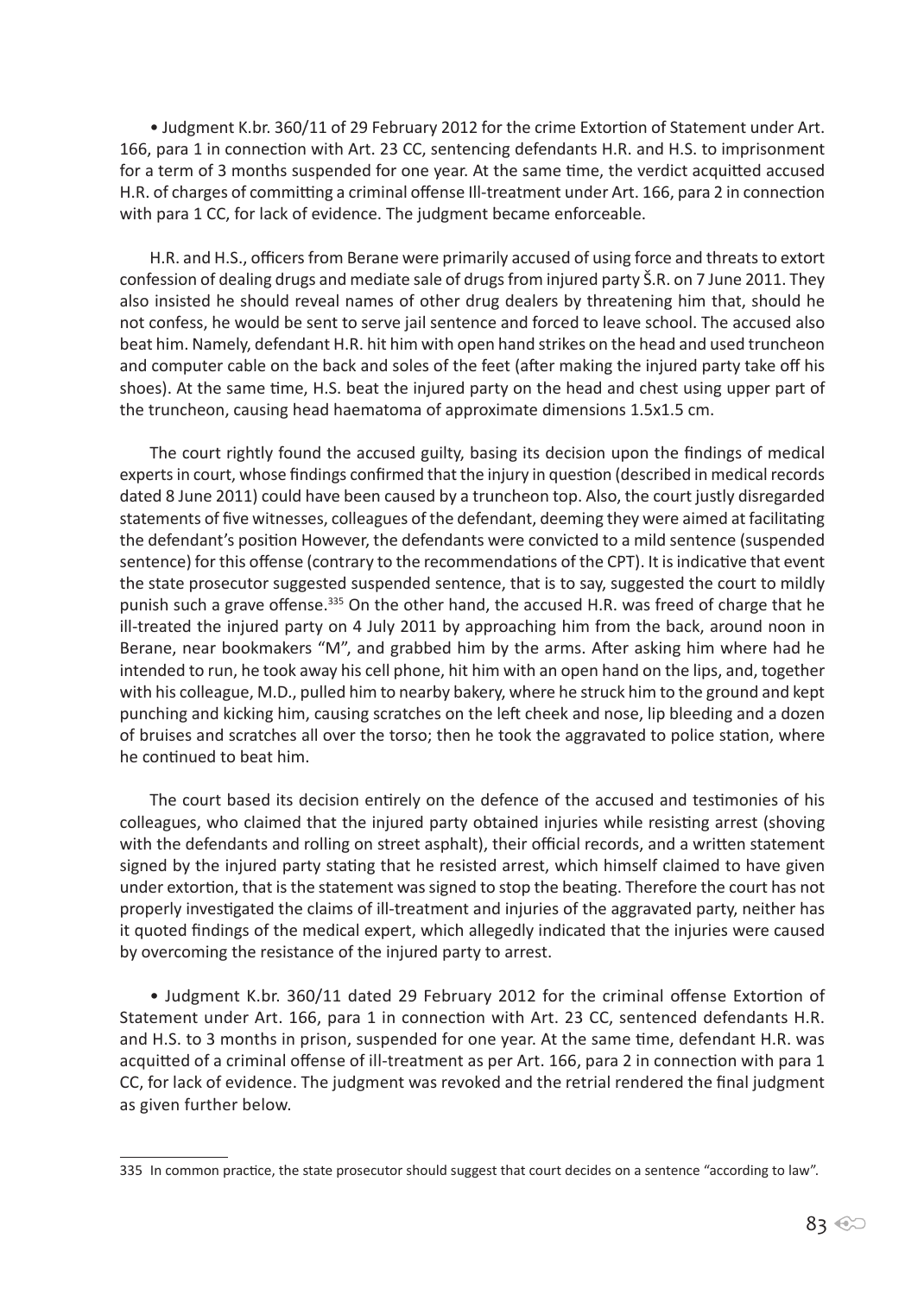• Judgment K.br. 360/11 of 29 February 2012 for the crime Extortion of Statement under Art. 166, para 1 in connection with Art. 23 CC, sentencing defendants H.R. and H.S. to imprisonment for a term of 3 months suspended for one year. At the same time, the verdict acquitted accused H.R. of charges of committing a criminal offense Ill-treatment under Art. 166, para 2 in connection with para 1 CC, for lack of evidence. The judgment became enforceable.

H.R. and H.S., officers from Berane were primarily accused of using force and threats to extort confession of dealing drugs and mediate sale of drugs from injured party Š.R. on 7 June 2011. They also insisted he should reveal names of other drug dealers by threatening him that, should he not confess, he would be sent to serve jail sentence and forced to leave school. The accused also beat him. Namely, defendant H.R. hit him with open hand strikes on the head and used truncheon and computer cable on the back and soles of the feet (after making the injured party take off his shoes). At the same time, H.S. beat the injured party on the head and chest using upper part of the truncheon, causing head haematoma of approximate dimensions 1.5x1.5 cm.

The court rightly found the accused guilty, basing its decision upon the findings of medical experts in court, whose findings confirmed that the injury in question (described in medical records dated 8 June 2011) could have been caused by a truncheon top. Also, the court justly disregarded statements of five witnesses, colleagues of the defendant, deeming they were aimed at facilitating the defendant's position However, the defendants were convicted to a mild sentence (suspended sentence) for this offense (contrary to the recommendations of the CPT). It is indicative that event the state prosecutor suggested suspended sentence, that is to say, suggested the court to mildly punish such a grave offense.[335] On the other hand, the accused H.R. was freed of charge that he ill-treated the injured party on 4 July 2011 by approaching him from the back, around noon in Berane, near bookmakers "M", and grabbed him by the arms. After asking him where had he intended to run, he took away his cell phone, hit him with an open hand on the lips, and, together with his colleague, M.D., pulled him to nearby bakery, where he struck him to the ground and kept punching and kicking him, causing scratches on the left cheek and nose, lip bleeding and a dozen of bruises and scratches all over the torso; then he took the aggravated to police station, where he continued to beat him.

The court based its decision entirely on the defence of the accused and testimonies of his colleagues, who claimed that the injured party obtained injuries while resisting arrest (shoving with the defendants and rolling on street asphalt), their official records, and a written statement signed by the injured party stating that he resisted arrest, which himself claimed to have given under extortion, that is the statement was signed to stop the beating. Therefore the court has not properly investigated the claims of ill-treatment and injuries of the aggravated party, neither has it quoted findings of the medical expert, which allegedly indicated that the injuries were caused by overcoming the resistance of the injured party to arrest.

• Judgment K.br. 360/11 dated 29 February 2012 for the criminal offense Extortion of Statement under Art. 166, para 1 in connection with Art. 23 CC, sentenced defendants H.R. and H.S. to 3 months in prison, suspended for one year. At the same time, defendant H.R. was acquitted of a criminal offense of ill-treatment as per Art. 166, para 2 in connection with para 1 CC, for lack of evidence. The judgment was revoked and the retrial rendered the final judgment as given further below.

---

335 In common practice, the state prosecutor should suggest that court decides on a sentence "according to law".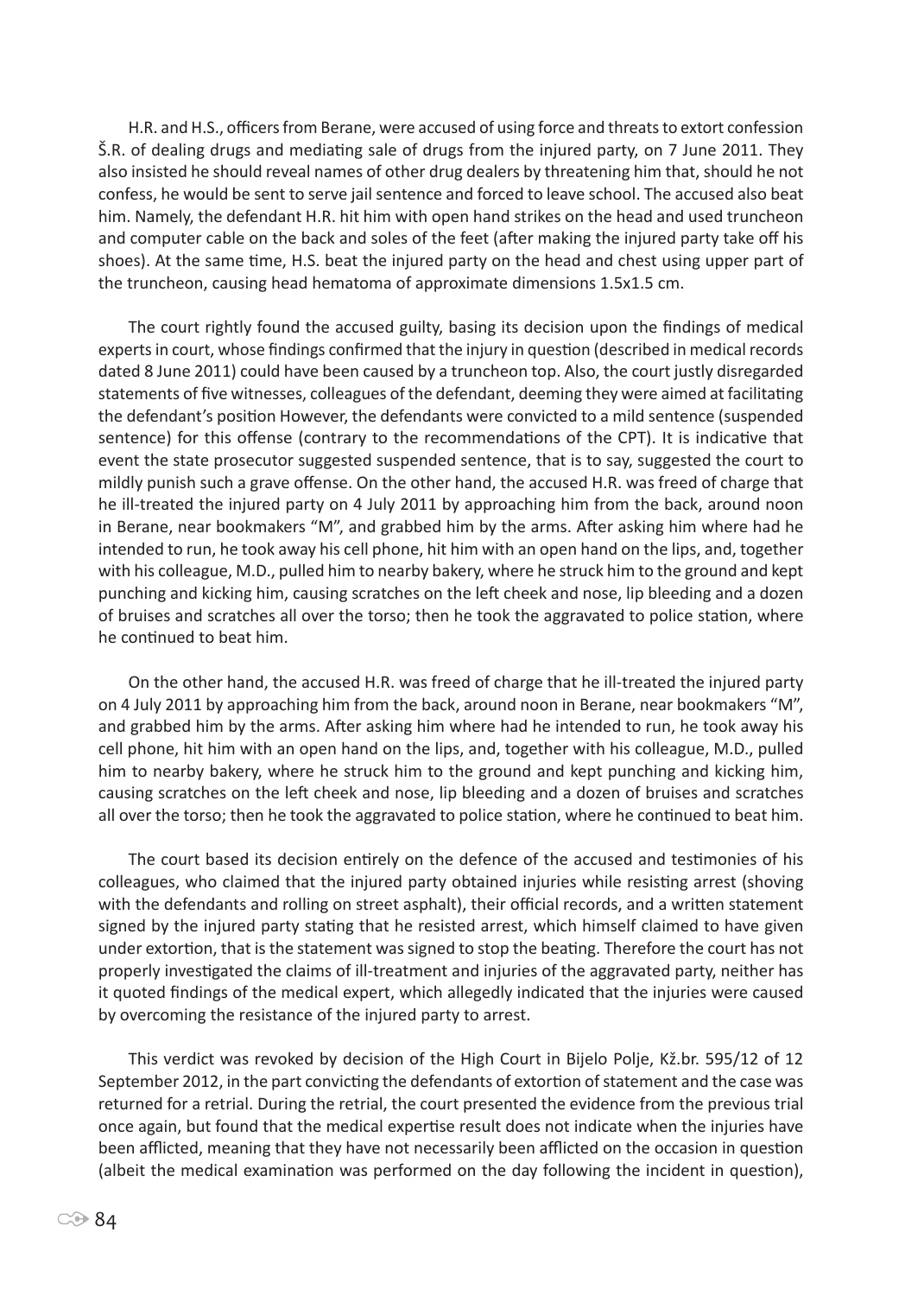H.R. and H.S., officers from Berane, were accused of using force and threats to extort confession Š.R. of dealing drugs and mediating sale of drugs from the injured party, on 7 June 2011. They also insisted he should reveal names of other drug dealers by threatening him that, should he not confess, he would be sent to serve jail sentence and forced to leave school. The accused also beat him. Namely, the defendant H.R. hit him with open hand strikes on the head and used truncheon and computer cable on the back and soles of the feet (after making the injured party take off his shoes). At the same time, H.S. beat the injured party on the head and chest using upper part of the truncheon, causing head hematoma of approximate dimensions 1.5x1.5 cm.

The court rightly found the accused guilty, basing its decision upon the findings of medical experts in court, whose findings confirmed that the injury in question (described in medical records dated 8 June 2011) could have been caused by a truncheon top. Also, the court justly disregarded statements of five witnesses, colleagues of the defendant, deeming they were aimed at facilitating the defendant's position However, the defendants were convicted to a mild sentence (suspended sentence) for this offense (contrary to the recommendations of the CPT). It is indicative that event the state prosecutor suggested suspended sentence, that is to say, suggested the court to mildly punish such a grave offense. On the other hand, the accused H.R. was freed of charge that he ill-treated the injured party on 4 July 2011 by approaching him from the back, around noon in Berane, near bookmakers "M", and grabbed him by the arms. After asking him where had he intended to run, he took away his cell phone, hit him with an open hand on the lips, and, together with his colleague, M.D., pulled him to nearby bakery, where he struck him to the ground and kept punching and kicking him, causing scratches on the left cheek and nose, lip bleeding and a dozen of bruises and scratches all over the torso; then he took the aggravated to police station, where he continued to beat him.

On the other hand, the accused H.R. was freed of charge that he ill-treated the injured party on 4 July 2011 by approaching him from the back, around noon in Berane, near bookmakers "M", and grabbed him by the arms. After asking him where had he intended to run, he took away his cell phone, hit him with an open hand on the lips, and, together with his colleague, M.D., pulled him to nearby bakery, where he struck him to the ground and kept punching and kicking him, causing scratches on the left cheek and nose, lip bleeding and a dozen of bruises and scratches all over the torso; then he took the aggravated to police station, where he continued to beat him.

The court based its decision entirely on the defence of the accused and testimonies of his colleagues, who claimed that the injured party obtained injuries while resisting arrest (shoving with the defendants and rolling on street asphalt), their official records, and a written statement signed by the injured party stating that he resisted arrest, which himself claimed to have given under extortion, that is the statement was signed to stop the beating. Therefore the court has not properly investigated the claims of ill-treatment and injuries of the aggravated party, neither has it quoted findings of the medical expert, which allegedly indicated that the injuries were caused by overcoming the resistance of the injured party to arrest.

This verdict was revoked by decision of the High Court in Bijelo Polje, Kž.br. 595/12 of 12 September 2012, in the part convicting the defendants of extortion of statement and the case was returned for a retrial. During the retrial, the court presented the evidence from the previous trial once again, but found that the medical expertise result does not indicate when the injuries have been afflicted, meaning that they have not necessarily been afflicted on the occasion in question (albeit the medical examination was performed on the day following the incident in question),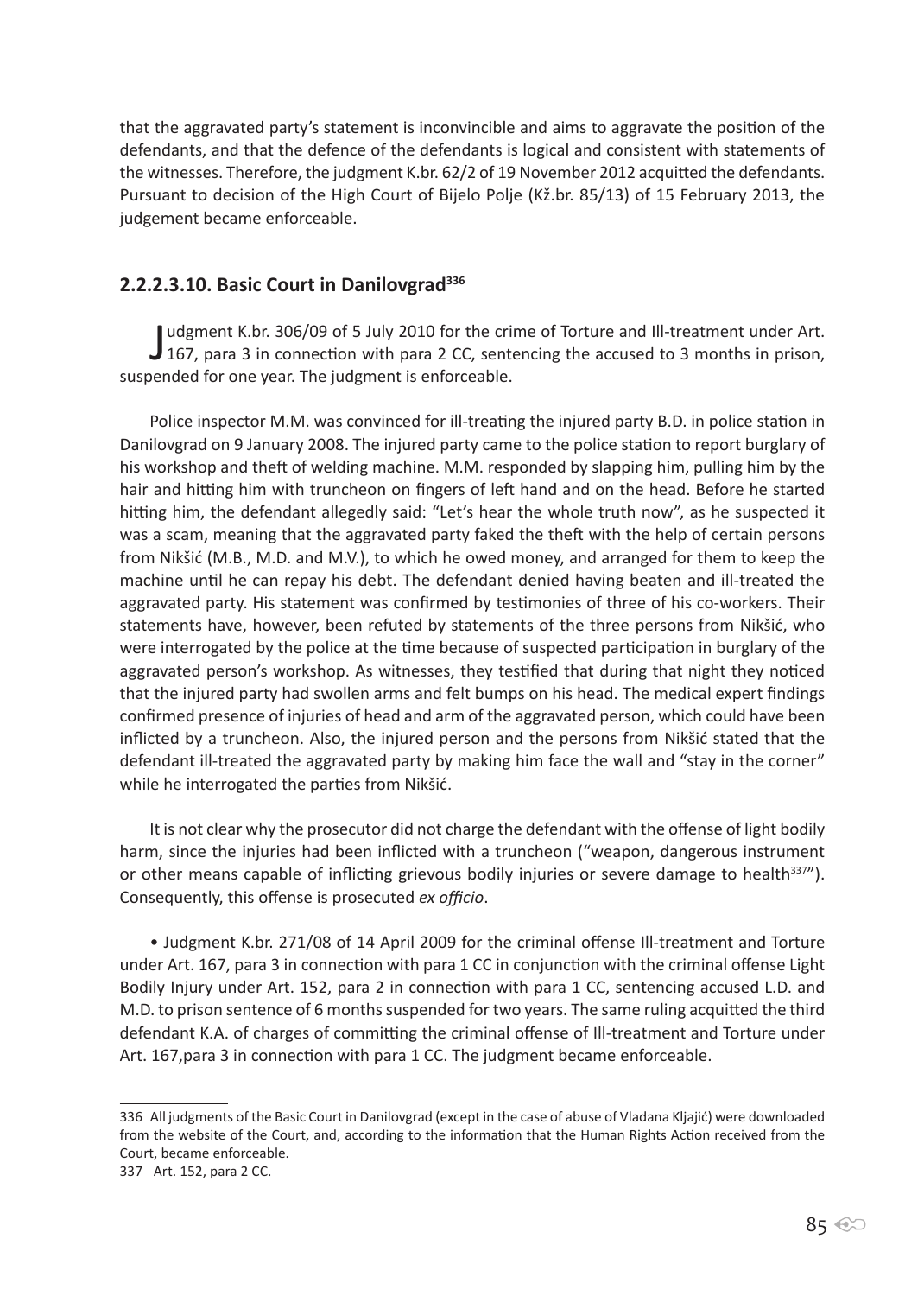that the aggravated party's statement is inconvincible and aims to aggravate the position of the defendants, and that the defence of the defendants is logical and consistent with statements of the witnesses. Therefore, the judgment K.br. 62/2 of 19 November 2012 acquitted the defendants. Pursuant to decision of the High Court of Bijelo Polje (Kž.br. 85/13) of 15 February 2013, the judgement became enforceable.

### 2.2.2.3.10. Basic Court in Danilovgrad[336]

Judgment K.br. 306/09 of 5 July 2010 for the crime of Torture and Ill-treatment under Art. 167, para 3 in connection with para 2 CC, sentencing the accused to 3 months in prison, suspended for one year. The judgment is enforceable.

Police inspector M.M. was convinced for ill-treating the injured party B.D. in police station in Danilovgrad on 9 January 2008. The injured party came to the police station to report burglary of his workshop and theft of welding machine. M.M. responded by slapping him, pulling him by the hair and hitting him with truncheon on fingers of left hand and on the head. Before he started hitting him, the defendant allegedly said: "Let's hear the whole truth now", as he suspected it was a scam, meaning that the aggravated party faked the theft with the help of certain persons from Nikšić (M.B., M.D. and M.V.), to which he owed money, and arranged for them to keep the machine until he can repay his debt. The defendant denied having beaten and ill-treated the aggravated party. His statement was confirmed by testimonies of three of his co-workers. Their statements have, however, been refuted by statements of the three persons from Nikšić, who were interrogated by the police at the time because of suspected participation in burglary of the aggravated person's workshop. As witnesses, they testified that during that night they noticed that the injured party had swollen arms and felt bumps on his head. The medical expert findings confirmed presence of injuries of head and arm of the aggravated person, which could have been inflicted by a truncheon. Also, the injured person and the persons from Nikšić stated that the defendant ill-treated the aggravated party by making him face the wall and "stay in the corner" while he interrogated the parties from Nikšić.

It is not clear why the prosecutor did not charge the defendant with the offense of light bodily harm, since the injuries had been inflicted with a truncheon ("weapon, dangerous instrument or other means capable of inflicting grievous bodily injuries or severe damage to health[337]"). Consequently, this offense is prosecuted *ex officio*.

- Judgment K.br. 271/08 of 14 April 2009 for the criminal offense Ill-treatment and Torture under Art. 167, para 3 in connection with para 1 CC in conjunction with the criminal offense Light Bodily Injury under Art. 152, para 2 in connection with para 1 CC, sentencing accused L.D. and M.D. to prison sentence of 6 months suspended for two years. The same ruling acquitted the third defendant K.A. of charges of committing the criminal offense of Ill-treatment and Torture under Art. 167,para 3 in connection with para 1 CC. The judgment became enforceable.

---

336 All judgments of the Basic Court in Danilovgrad (except in the case of abuse of Vladana Kljajić) were downloaded from the website of the Court, and, according to the information that the Human Rights Action received from the Court, became enforceable.

337 Art. 152, para 2 CC.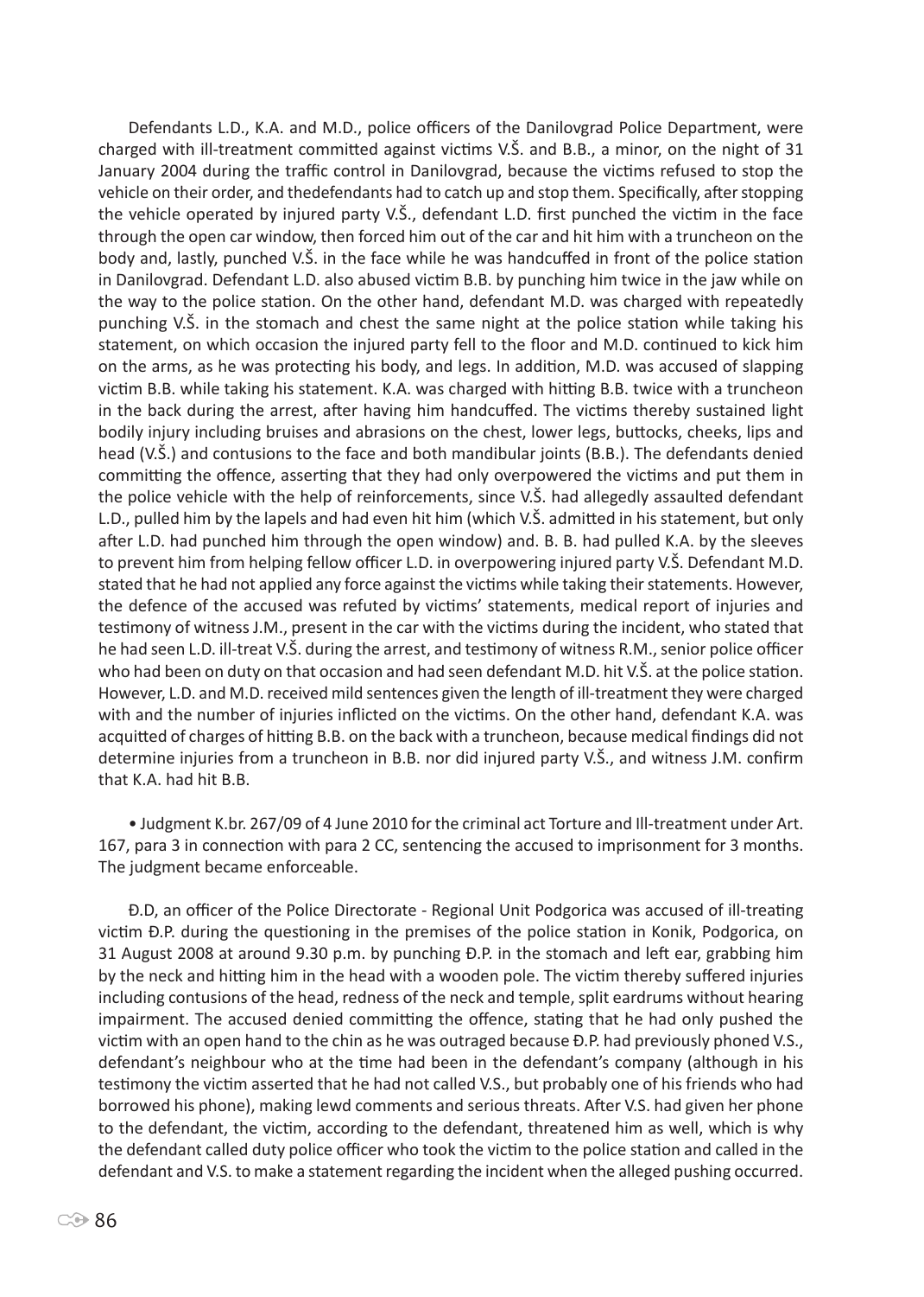Defendants L.D., K.A. and M.D., police officers of the Danilovgrad Police Department, were charged with ill-treatment committed against victims V.Š. and B.B., a minor, on the night of 31 January 2004 during the traffic control in Danilovgrad, because the victims refused to stop the vehicle on their order, and thedefendants had to catch up and stop them. Specifically, after stopping the vehicle operated by injured party V.Š., defendant L.D. first punched the victim in the face through the open car window, then forced him out of the car and hit him with a truncheon on the body and, lastly, punched V.Š. in the face while he was handcuffed in front of the police station in Danilovgrad. Defendant L.D. also abused victim B.B. by punching him twice in the jaw while on the way to the police station. On the other hand, defendant M.D. was charged with repeatedly punching V.Š. in the stomach and chest the same night at the police station while taking his statement, on which occasion the injured party fell to the floor and M.D. continued to kick him on the arms, as he was protecting his body, and legs. In addition, M.D. was accused of slapping victim B.B. while taking his statement. K.A. was charged with hitting B.B. twice with a truncheon in the back during the arrest, after having him handcuffed. The victims thereby sustained light bodily injury including bruises and abrasions on the chest, lower legs, buttocks, cheeks, lips and head (V.Š.) and contusions to the face and both mandibular joints (B.B.). The defendants denied committing the offence, asserting that they had only overpowered the victims and put them in the police vehicle with the help of reinforcements, since V.Š. had allegedly assaulted defendant L.D., pulled him by the lapels and had even hit him (which V.Š. admitted in his statement, but only after L.D. had punched him through the open window) and. B. B. had pulled K.A. by the sleeves to prevent him from helping fellow officer L.D. in overpowering injured party V.Š. Defendant M.D. stated that he had not applied any force against the victims while taking their statements. However, the defence of the accused was refuted by victims' statements, medical report of injuries and testimony of witness J.M., present in the car with the victims during the incident, who stated that he had seen L.D. ill-treat V.Š. during the arrest, and testimony of witness R.M., senior police officer who had been on duty on that occasion and had seen defendant M.D. hit V.Š. at the police station. However, L.D. and M.D. received mild sentences given the length of ill-treatment they were charged with and the number of injuries inflicted on the victims. On the other hand, defendant K.A. was acquitted of charges of hitting B.B. on the back with a truncheon, because medical findings did not determine injuries from a truncheon in B.B. nor did injured party V.Š., and witness J.M. confirm that K.A. had hit B.B.

- Judgment K.br. 267/09 of 4 June 2010 for the criminal act Torture and Ill-treatment under Art. 167, para 3 in connection with para 2 CC, sentencing the accused to imprisonment for 3 months. The judgment became enforceable.

Đ.D, an officer of the Police Directorate - Regional Unit Podgorica was accused of ill-treating victim Đ.P. during the questioning in the premises of the police station in Konik, Podgorica, on 31 August 2008 at around 9.30 p.m. by punching Đ.P. in the stomach and left ear, grabbing him by the neck and hitting him in the head with a wooden pole. The victim thereby suffered injuries including contusions of the head, redness of the neck and temple, split eardrums without hearing impairment. The accused denied committing the offence, stating that he had only pushed the victim with an open hand to the chin as he was outraged because Đ.P. had previously phoned V.S., defendant's neighbour who at the time had been in the defendant's company (although in his testimony the victim asserted that he had not called V.S., but probably one of his friends who had borrowed his phone), making lewd comments and serious threats. After V.S. had given her phone to the defendant, the victim, according to the defendant, threatened him as well, which is why the defendant called duty police officer who took the victim to the police station and called in the defendant and V.S. to make a statement regarding the incident when the alleged pushing occurred.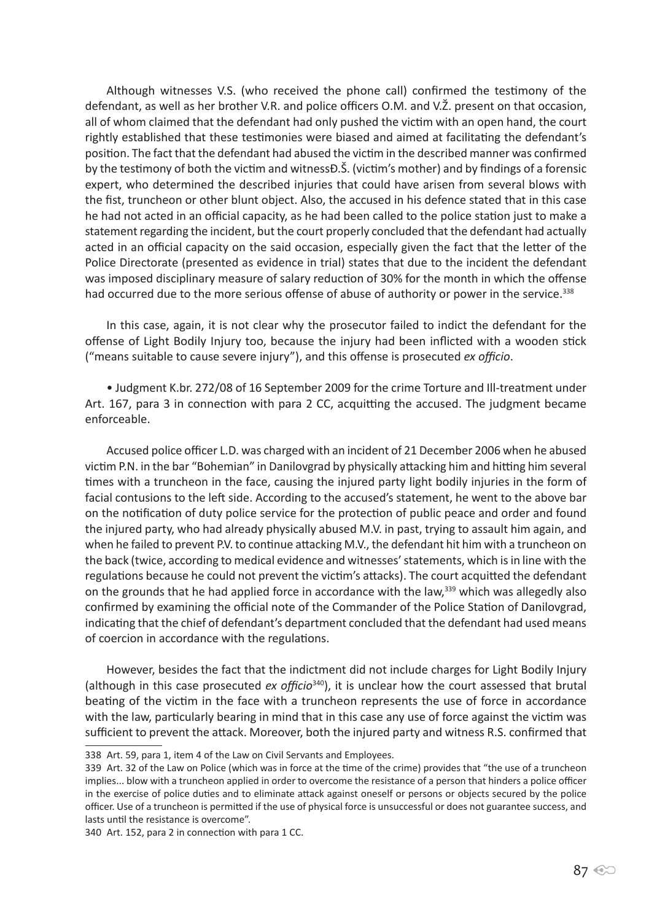Although witnesses V.S. (who received the phone call) confirmed the testimony of the defendant, as well as her brother V.R. and police officers O.M. and V.Ž. present on that occasion, all of whom claimed that the defendant had only pushed the victim with an open hand, the court rightly established that these testimonies were biased and aimed at facilitating the defendant's position. The fact that the defendant had abused the victim in the described manner was confirmed by the testimony of both the victim and witnessĐ.Š. (victim's mother) and by findings of a forensic expert, who determined the described injuries that could have arisen from several blows with the fist, truncheon or other blunt object. Also, the accused in his defence stated that in this case he had not acted in an official capacity, as he had been called to the police station just to make a statement regarding the incident, but the court properly concluded that the defendant had actually acted in an official capacity on the said occasion, especially given the fact that the letter of the Police Directorate (presented as evidence in trial) states that due to the incident the defendant was imposed disciplinary measure of salary reduction of 30% for the month in which the offense had occurred due to the more serious offense of abuse of authority or power in the service.[338]

In this case, again, it is not clear why the prosecutor failed to indict the defendant for the offense of Light Bodily Injury too, because the injury had been inflicted with a wooden stick ("means suitable to cause severe injury"), and this offense is prosecuted *ex officio*.

- Judgment K.br. 272/08 of 16 September 2009 for the crime Torture and Ill-treatment under Art. 167, para 3 in connection with para 2 CC, acquitting the accused. The judgment became enforceable.

Accused police officer L.D. was charged with an incident of 21 December 2006 when he abused victim P.N. in the bar "Bohemian" in Danilovgrad by physically attacking him and hitting him several times with a truncheon in the face, causing the injured party light bodily injuries in the form of facial contusions to the left side. According to the accused's statement, he went to the above bar on the notification of duty police service for the protection of public peace and order and found the injured party, who had already physically abused M.V. in past, trying to assault him again, and when he failed to prevent P.V. to continue attacking M.V., the defendant hit him with a truncheon on the back (twice, according to medical evidence and witnesses' statements, which is in line with the regulations because he could not prevent the victim's attacks). The court acquitted the defendant on the grounds that he had applied force in accordance with the law,[339] which was allegedly also confirmed by examining the official note of the Commander of the Police Station of Danilovgrad, indicating that the chief of defendant's department concluded that the defendant had used means of coercion in accordance with the regulations.

However, besides the fact that the indictment did not include charges for Light Bodily Injury (although in this case prosecuted *ex officio*[340]), it is unclear how the court assessed that brutal beating of the victim in the face with a truncheon represents the use of force in accordance with the law, particularly bearing in mind that in this case any use of force against the victim was sufficient to prevent the attack. Moreover, both the injured party and witness R.S. confirmed that

---

338 Art. 59, para 1, item 4 of the Law on Civil Servants and Employees.

339 Art. 32 of the Law on Police (which was in force at the time of the crime) provides that "the use of a truncheon implies... blow with a truncheon applied in order to overcome the resistance of a person that hinders a police officer in the exercise of police duties and to eliminate attack against oneself or persons or objects secured by the police officer. Use of a truncheon is permitted if the use of physical force is unsuccessful or does not guarantee success, and lasts until the resistance is overcome".

340 Art. 152, para 2 in connection with para 1 CC.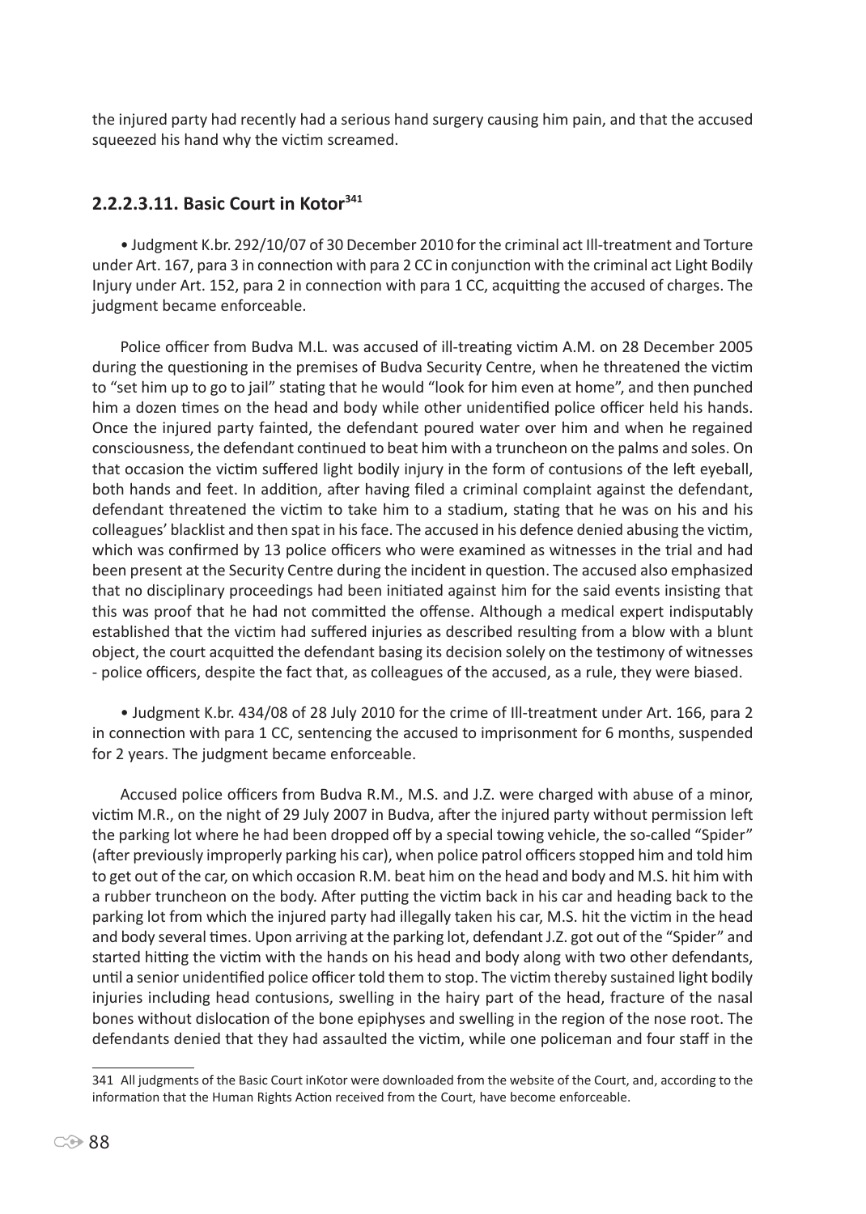the injured party had recently had a serious hand surgery causing him pain, and that the accused squeezed his hand why the victim screamed.

### 2.2.2.3.11. Basic Court in Kotor[341]

• Judgment K.br. 292/10/07 of 30 December 2010 for the criminal act Ill-treatment and Torture under Art. 167, para 3 in connection with para 2 CC in conjunction with the criminal act Light Bodily Injury under Art. 152, para 2 in connection with para 1 CC, acquitting the accused of charges. The judgment became enforceable.

Police officer from Budva M.L. was accused of ill-treating victim A.M. on 28 December 2005 during the questioning in the premises of Budva Security Centre, when he threatened the victim to "set him up to go to jail" stating that he would "look for him even at home", and then punched him a dozen times on the head and body while other unidentified police officer held his hands. Once the injured party fainted, the defendant poured water over him and when he regained consciousness, the defendant continued to beat him with a truncheon on the palms and soles. On that occasion the victim suffered light bodily injury in the form of contusions of the left eyeball, both hands and feet. In addition, after having filed a criminal complaint against the defendant, defendant threatened the victim to take him to a stadium, stating that he was on his and his colleagues' blacklist and then spat in his face. The accused in his defence denied abusing the victim, which was confirmed by 13 police officers who were examined as witnesses in the trial and had been present at the Security Centre during the incident in question. The accused also emphasized that no disciplinary proceedings had been initiated against him for the said events insisting that this was proof that he had not committed the offense. Although a medical expert indisputably established that the victim had suffered injuries as described resulting from a blow with a blunt object, the court acquitted the defendant basing its decision solely on the testimony of witnesses - police officers, despite the fact that, as colleagues of the accused, as a rule, they were biased.

• Judgment K.br. 434/08 of 28 July 2010 for the crime of Ill-treatment under Art. 166, para 2 in connection with para 1 CC, sentencing the accused to imprisonment for 6 months, suspended for 2 years. The judgment became enforceable.

Accused police officers from Budva R.M., M.S. and J.Z. were charged with abuse of a minor, victim M.R., on the night of 29 July 2007 in Budva, after the injured party without permission left the parking lot where he had been dropped off by a special towing vehicle, the so-called "Spider" (after previously improperly parking his car), when police patrol officers stopped him and told him to get out of the car, on which occasion R.M. beat him on the head and body and M.S. hit him with a rubber truncheon on the body. After putting the victim back in his car and heading back to the parking lot from which the injured party had illegally taken his car, M.S. hit the victim in the head and body several times. Upon arriving at the parking lot, defendant J.Z. got out of the "Spider" and started hitting the victim with the hands on his head and body along with two other defendants, until a senior unidentified police officer told them to stop. The victim thereby sustained light bodily injuries including head contusions, swelling in the hairy part of the head, fracture of the nasal bones without dislocation of the bone epiphyses and swelling in the region of the nose root. The defendants denied that they had assaulted the victim, while one policeman and four staff in the

---

341 All judgments of the Basic Court inKotor were downloaded from the website of the Court, and, according to the information that the Human Rights Action received from the Court, have become enforceable.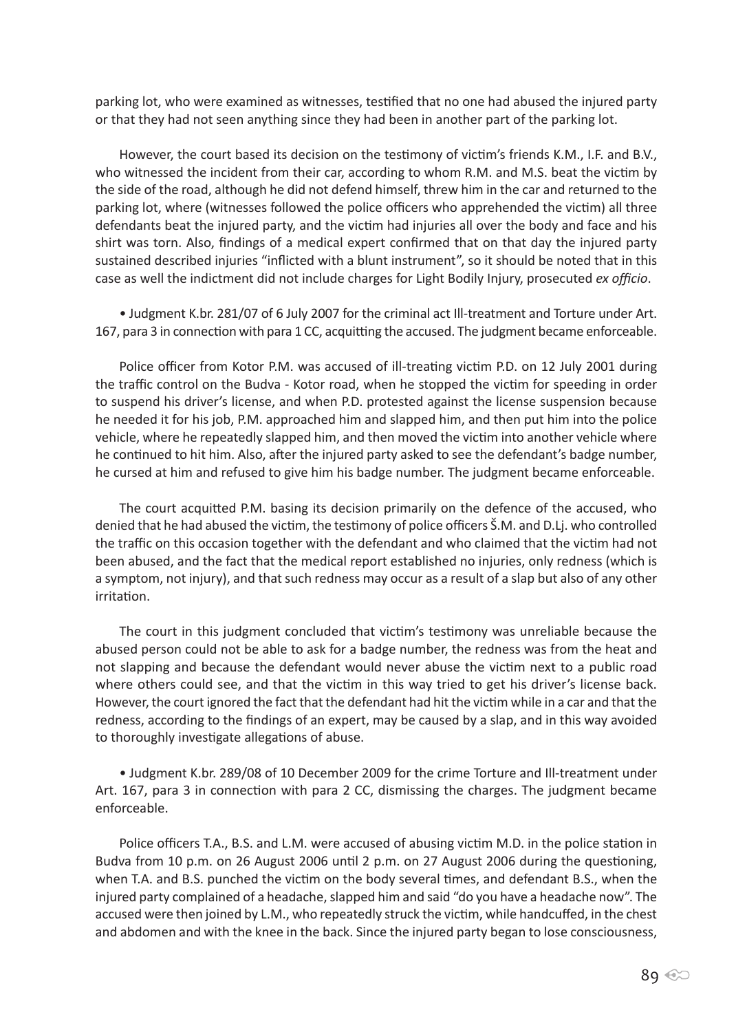parking lot, who were examined as witnesses, testified that no one had abused the injured party or that they had not seen anything since they had been in another part of the parking lot.

However, the court based its decision on the testimony of victim's friends K.M., I.F. and B.V., who witnessed the incident from their car, according to whom R.M. and M.S. beat the victim by the side of the road, although he did not defend himself, threw him in the car and returned to the parking lot, where (witnesses followed the police officers who apprehended the victim) all three defendants beat the injured party, and the victim had injuries all over the body and face and his shirt was torn. Also, findings of a medical expert confirmed that on that day the injured party sustained described injuries "inflicted with a blunt instrument", so it should be noted that in this case as well the indictment did not include charges for Light Bodily Injury, prosecuted *ex officio*.

- Judgment K.br. 281/07 of 6 July 2007 for the criminal act Ill-treatment and Torture under Art. 167, para 3 in connection with para 1 CC, acquitting the accused. The judgment became enforceable.

Police officer from Kotor P.M. was accused of ill-treating victim P.D. on 12 July 2001 during the traffic control on the Budva - Kotor road, when he stopped the victim for speeding in order to suspend his driver's license, and when P.D. protested against the license suspension because he needed it for his job, P.M. approached him and slapped him, and then put him into the police vehicle, where he repeatedly slapped him, and then moved the victim into another vehicle where he continued to hit him. Also, after the injured party asked to see the defendant's badge number, he cursed at him and refused to give him his badge number. The judgment became enforceable.

The court acquitted P.M. basing its decision primarily on the defence of the accused, who denied that he had abused the victim, the testimony of police officers Š.M. and D.Lj. who controlled the traffic on this occasion together with the defendant and who claimed that the victim had not been abused, and the fact that the medical report established no injuries, only redness (which is a symptom, not injury), and that such redness may occur as a result of a slap but also of any other irritation.

The court in this judgment concluded that victim's testimony was unreliable because the abused person could not be able to ask for a badge number, the redness was from the heat and not slapping and because the defendant would never abuse the victim next to a public road where others could see, and that the victim in this way tried to get his driver's license back. However, the court ignored the fact that the defendant had hit the victim while in a car and that the redness, according to the findings of an expert, may be caused by a slap, and in this way avoided to thoroughly investigate allegations of abuse.

- Judgment K.br. 289/08 of 10 December 2009 for the crime Torture and Ill-treatment under Art. 167, para 3 in connection with para 2 CC, dismissing the charges. The judgment became enforceable.

Police officers T.A., B.S. and L.M. were accused of abusing victim M.D. in the police station in Budva from 10 p.m. on 26 August 2006 until 2 p.m. on 27 August 2006 during the questioning, when T.A. and B.S. punched the victim on the body several times, and defendant B.S., when the injured party complained of a headache, slapped him and said "do you have a headache now". The accused were then joined by L.M., who repeatedly struck the victim, while handcuffed, in the chest and abdomen and with the knee in the back. Since the injured party began to lose consciousness,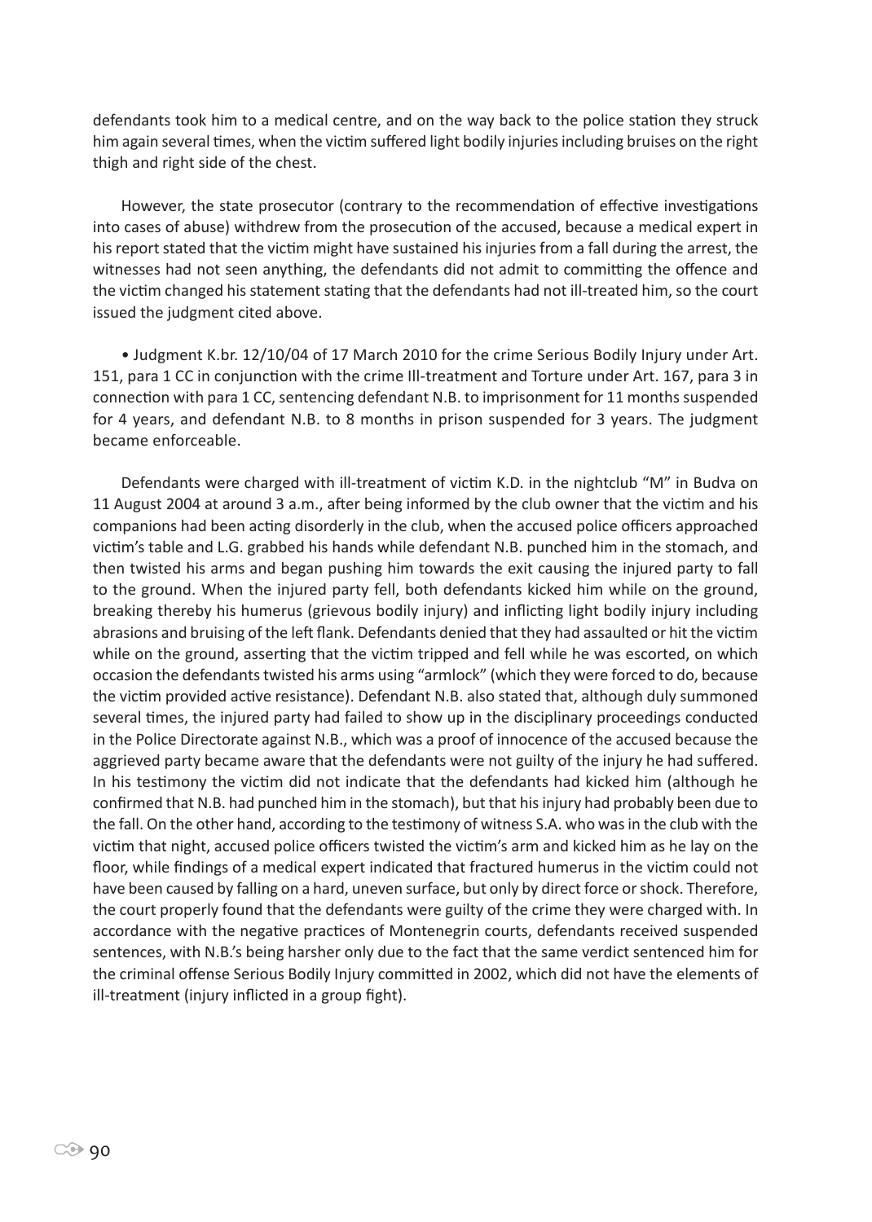defendants took him to a medical centre, and on the way back to the police station they struck him again several times, when the victim suffered light bodily injuries including bruises on the right thigh and right side of the chest.

However, the state prosecutor (contrary to the recommendation of effective investigations into cases of abuse) withdrew from the prosecution of the accused, because a medical expert in his report stated that the victim might have sustained his injuries from a fall during the arrest, the witnesses had not seen anything, the defendants did not admit to committing the offence and the victim changed his statement stating that the defendants had not ill-treated him, so the court issued the judgment cited above.

- Judgment K.br. 12/10/04 of 17 March 2010 for the crime Serious Bodily Injury under Art. 151, para 1 CC in conjunction with the crime Ill-treatment and Torture under Art. 167, para 3 in connection with para 1 CC, sentencing defendant N.B. to imprisonment for 11 months suspended for 4 years, and defendant N.B. to 8 months in prison suspended for 3 years. The judgment became enforceable.

Defendants were charged with ill-treatment of victim K.D. in the nightclub "M" in Budva on 11 August 2004 at around 3 a.m., after being informed by the club owner that the victim and his companions had been acting disorderly in the club, when the accused police officers approached victim's table and L.G. grabbed his hands while defendant N.B. punched him in the stomach, and then twisted his arms and began pushing him towards the exit causing the injured party to fall to the ground. When the injured party fell, both defendants kicked him while on the ground, breaking thereby his humerus (grievous bodily injury) and inflicting light bodily injury including abrasions and bruising of the left flank. Defendants denied that they had assaulted or hit the victim while on the ground, asserting that the victim tripped and fell while he was escorted, on which occasion the defendants twisted his arms using "armlock" (which they were forced to do, because the victim provided active resistance). Defendant N.B. also stated that, although duly summoned several times, the injured party had failed to show up in the disciplinary proceedings conducted in the Police Directorate against N.B., which was a proof of innocence of the accused because the aggrieved party became aware that the defendants were not guilty of the injury he had suffered. In his testimony the victim did not indicate that the defendants had kicked him (although he confirmed that N.B. had punched him in the stomach), but that his injury had probably been due to the fall. On the other hand, according to the testimony of witness S.A. who was in the club with the victim that night, accused police officers twisted the victim's arm and kicked him as he lay on the floor, while findings of a medical expert indicated that fractured humerus in the victim could not have been caused by falling on a hard, uneven surface, but only by direct force or shock. Therefore, the court properly found that the defendants were guilty of the crime they were charged with. In accordance with the negative practices of Montenegrin courts, defendants received suspended sentences, with N.B.'s being harsher only due to the fact that the same verdict sentenced him for the criminal offense Serious Bodily Injury committed in 2002, which did not have the elements of ill-treatment (injury inflicted in a group fight).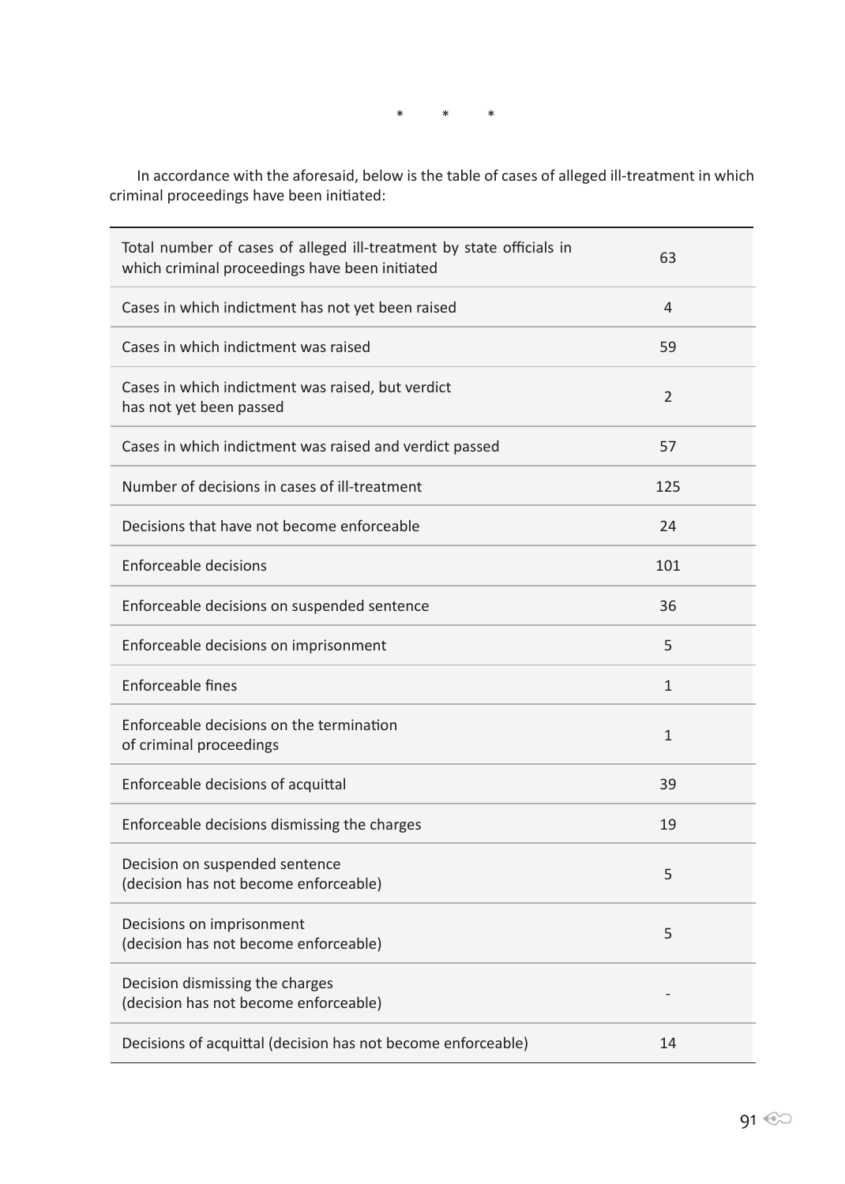\*     \*     \*

In accordance with the aforesaid, below is the table of cases of alleged ill-treatment in which criminal proceedings have been initiated:

| | |
|---|---|
| Total number of cases of alleged ill-treatment by state officials in which criminal proceedings have been initiated | 63 |
| Cases in which indictment has not yet been raised | 4 |
| Cases in which indictment was raised | 59 |
| Cases in which indictment was raised, but verdict has not yet been passed | 2 |
| Cases in which indictment was raised and verdict passed | 57 |
| Number of decisions in cases of ill-treatment | 125 |
| Decisions that have not become enforceable | 24 |
| Enforceable decisions | 101 |
| Enforceable decisions on suspended sentence | 36 |
| Enforceable decisions on imprisonment | 5 |
| Enforceable fines | 1 |
| Enforceable decisions on the termination of criminal proceedings | 1 |
| Enforceable decisions of acquittal | 39 |
| Enforceable decisions dismissing the charges | 19 |
| Decision on suspended sentence (decision has not become enforceable) | 5 |
| Decisions on imprisonment (decision has not become enforceable) | 5 |
| Decision dismissing the charges (decision has not become enforceable) | - |
| Decisions of acquittal (decision has not become enforceable) | 14 |